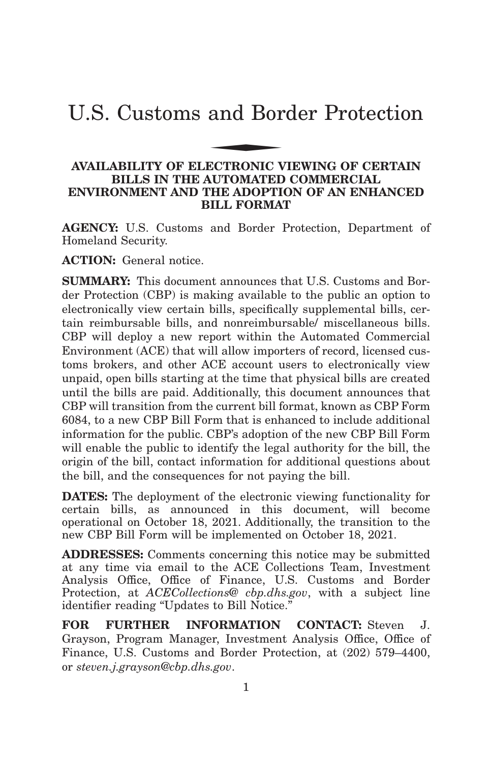# U.S. Customs and Border Protection

## AVAILABILITY OF ELECTRONIC VIEWING OF CERTAIN BILLS IN THE AUTOMATED COMMERCIAL ENVIRONMENT AND THE ADOPTION OF AN ENHANCED BILL FORMAT

**AGENCY:** U.S. Customs and Border Protection, Department of Homeland Security.

**ACTION:** General notice.

**SUMMARY:** This document announces that U.S. Customs and Border Protection (CBP) is making available to the public an option to electronically view certain bills, specifically supplemental bills, certain reimbursable bills, and nonreimbursable/ miscellaneous bills. CBP will deploy a new report within the Automated Commercial Environment (ACE) that will allow importers of record, licensed customs brokers, and other ACE account users to electronically view unpaid, open bills starting at the time that physical bills are created until the bills are paid. Additionally, this document announces that CBP will transition from the current bill format, known as CBP Form 6084, to a new CBP Bill Form that is enhanced to include additional information for the public. CBP's adoption of the new CBP Bill Form will enable the public to identify the legal authority for the bill, the origin of the bill, contact information for additional questions about the bill, and the consequences for not paying the bill.

**DATES:** The deployment of the electronic viewing functionality for certain bills, as announced in this document, will become operational on October 18, 2021. Additionally, the transition to the new CBP Bill Form will be implemented on October 18, 2021.

**ADDRESSES:** Comments concerning this notice may be submitted at any time via email to the ACE Collections Team, Investment Analysis Office, Office of Finance, U.S. Customs and Border Protection, at *ACECollections@ cbp.dhs.gov*, with a subject line identifier reading "Updates to Bill Notice."

**FOR FURTHER INFORMATION CONTACT:** Steven J. Grayson, Program Manager, Investment Analysis Office, Office of Finance, U.S. Customs and Border Protection, at (202) 579–4400, or *steven.j.grayson@cbp.dhs.gov*.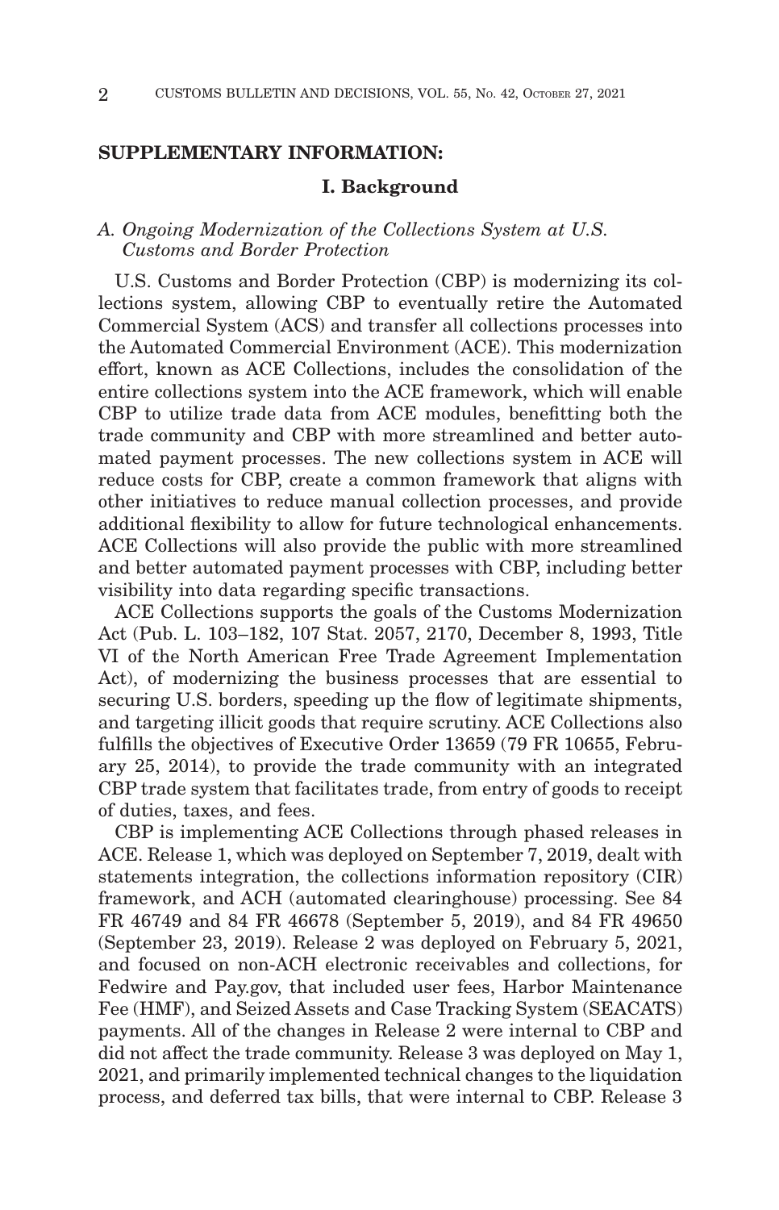## SUPPLEMENTARY INFORMATION:

### I. Background

#### *A. Ongoing Modernization of the Collections System at U.S. Customs and Border Protection*

U.S. Customs and Border Protection (CBP) is modernizing its collections system, allowing CBP to eventually retire the Automated Commercial System (ACS) and transfer all collections processes into the Automated Commercial Environment (ACE). This modernization effort, known as ACE Collections, includes the consolidation of the entire collections system into the ACE framework, which will enable CBP to utilize trade data from ACE modules, benefitting both the trade community and CBP with more streamlined and better automated payment processes. The new collections system in ACE will reduce costs for CBP, create a common framework that aligns with other initiatives to reduce manual collection processes, and provide additional flexibility to allow for future technological enhancements. ACE Collections will also provide the public with more streamlined and better automated payment processes with CBP, including better visibility into data regarding specific transactions.

ACE Collections supports the goals of the Customs Modernization Act (Pub. L. 103–182, 107 Stat. 2057, 2170, December 8, 1993, Title VI of the North American Free Trade Agreement Implementation Act), of modernizing the business processes that are essential to securing U.S. borders, speeding up the flow of legitimate shipments, and targeting illicit goods that require scrutiny. ACE Collections also fulfills the objectives of Executive Order 13659 (79 FR 10655, February 25, 2014), to provide the trade community with an integrated CBP trade system that facilitates trade, from entry of goods to receipt of duties, taxes, and fees.

CBP is implementing ACE Collections through phased releases in ACE. Release 1, which was deployed on September 7, 2019, dealt with statements integration, the collections information repository (CIR) framework, and ACH (automated clearinghouse) processing. See 84 FR 46749 and 84 FR 46678 (September 5, 2019), and 84 FR 49650 (September 23, 2019). Release 2 was deployed on February 5, 2021, and focused on non-ACH electronic receivables and collections, for Fedwire and Pay.gov, that included user fees, Harbor Maintenance Fee (HMF), and Seized Assets and Case Tracking System (SEACATS) payments. All of the changes in Release 2 were internal to CBP and did not affect the trade community. Release 3 was deployed on May 1, 2021, and primarily implemented technical changes to the liquidation process, and deferred tax bills, that were internal to CBP. Release 3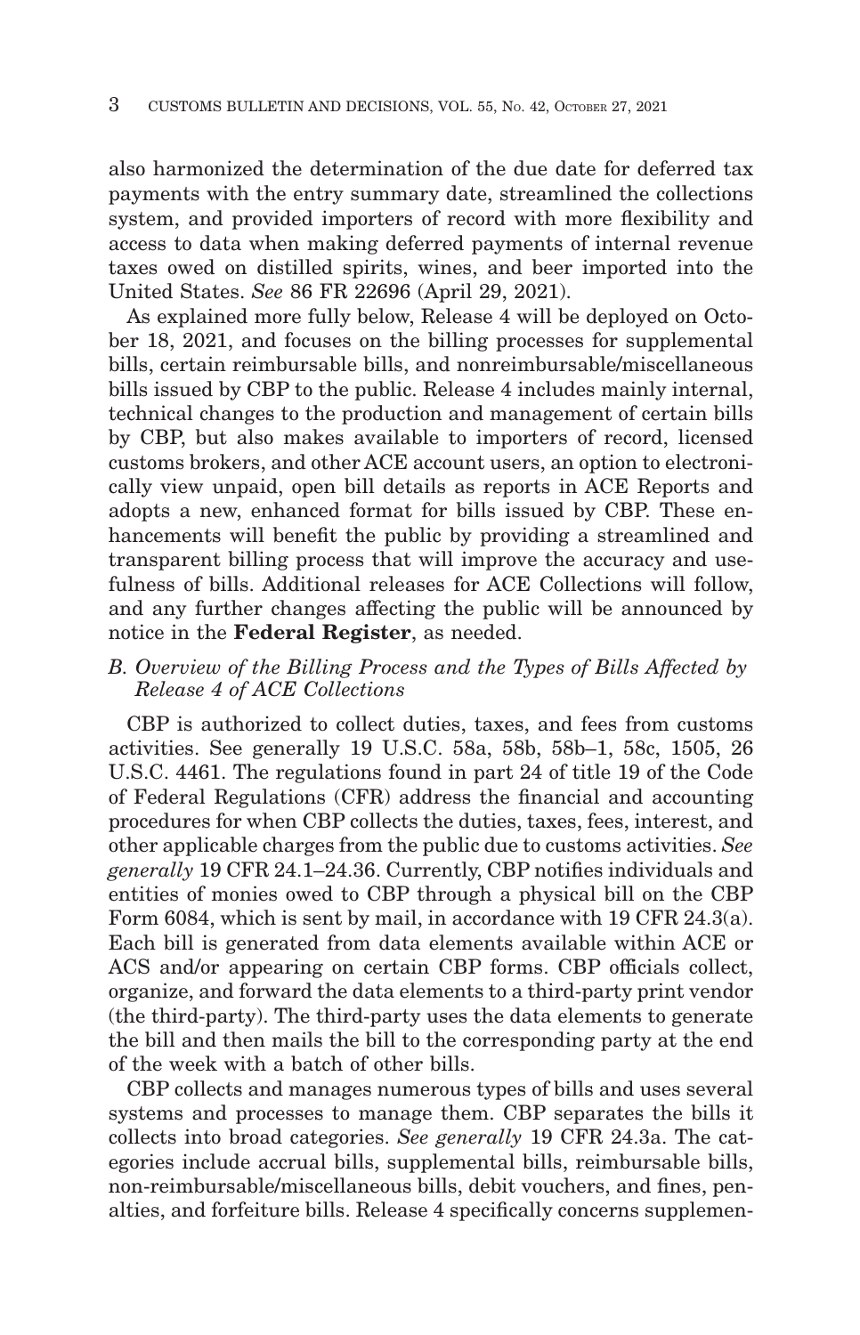also harmonized the determination of the due date for deferred tax payments with the entry summary date, streamlined the collections system, and provided importers of record with more flexibility and access to data when making deferred payments of internal revenue taxes owed on distilled spirits, wines, and beer imported into the United States. *See* 86 FR 22696 (April 29, 2021).

As explained more fully below, Release 4 will be deployed on October 18, 2021, and focuses on the billing processes for supplemental bills, certain reimbursable bills, and nonreimbursable/miscellaneous bills issued by CBP to the public. Release 4 includes mainly internal, technical changes to the production and management of certain bills by CBP, but also makes available to importers of record, licensed customs brokers, and other ACE account users, an option to electronically view unpaid, open bill details as reports in ACE Reports and adopts a new, enhanced format for bills issued by CBP. These enhancements will benefit the public by providing a streamlined and transparent billing process that will improve the accuracy and usefulness of bills. Additional releases for ACE Collections will follow, and any further changes affecting the public will be announced by notice in the **Federal Register**, as needed.

### *B. Overview of the Billing Process and the Types of Bills Affected by Release 4 of ACE Collections*

CBP is authorized to collect duties, taxes, and fees from customs activities. See generally 19 U.S.C. 58a, 58b, 58b–1, 58c, 1505, 26 U.S.C. 4461. The regulations found in part 24 of title 19 of the Code of Federal Regulations (CFR) address the financial and accounting procedures for when CBP collects the duties, taxes, fees, interest, and other applicable charges from the public due to customs activities. *See generally* 19 CFR 24.1–24.36. Currently, CBP notifies individuals and entities of monies owed to CBP through a physical bill on the CBP Form 6084, which is sent by mail, in accordance with 19 CFR 24.3(a). Each bill is generated from data elements available within ACE or ACS and/or appearing on certain CBP forms. CBP officials collect, organize, and forward the data elements to a third-party print vendor (the third-party). The third-party uses the data elements to generate the bill and then mails the bill to the corresponding party at the end of the week with a batch of other bills.

CBP collects and manages numerous types of bills and uses several systems and processes to manage them. CBP separates the bills it collects into broad categories. *See generally* 19 CFR 24.3a. The categories include accrual bills, supplemental bills, reimbursable bills, non-reimbursable/miscellaneous bills, debit vouchers, and fines, penalties, and forfeiture bills. Release 4 specifically concerns supplemen-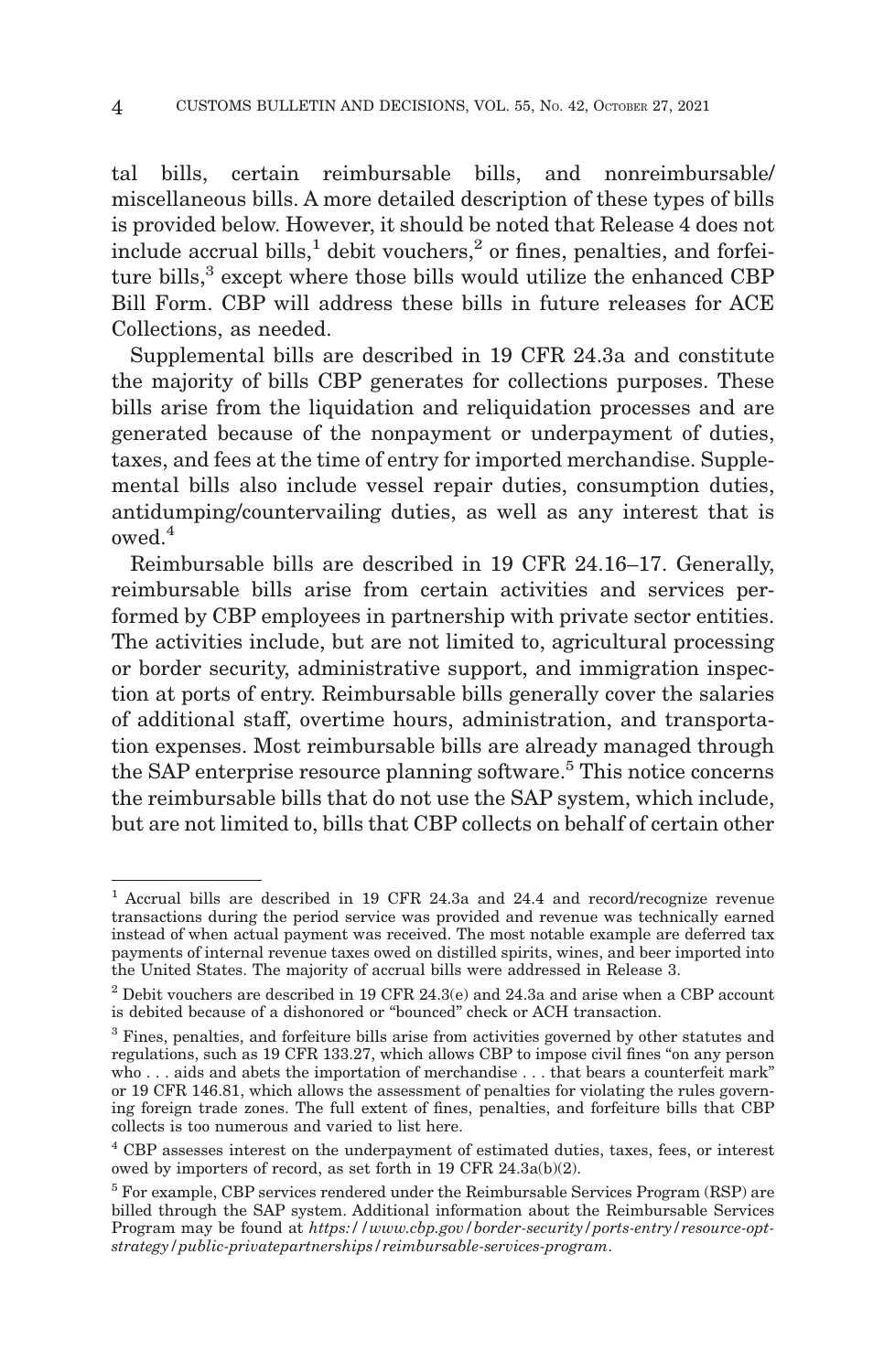tal bills, certain reimbursable bills, and nonreimbursable/miscellaneous bills. A more detailed description of these types of bills is provided below. However, it should be noted that Release 4 does not include accrual bills,[1] debit vouchers,[2] or fines, penalties, and forfeiture bills,[3] except where those bills would utilize the enhanced CBP Bill Form. CBP will address these bills in future releases for ACE Collections, as needed.

Supplemental bills are described in 19 CFR 24.3a and constitute the majority of bills CBP generates for collections purposes. These bills arise from the liquidation and reliquidation processes and are generated because of the nonpayment or underpayment of duties, taxes, and fees at the time of entry for imported merchandise. Supplemental bills also include vessel repair duties, consumption duties, antidumping/countervailing duties, as well as any interest that is owed.[4]

Reimbursable bills are described in 19 CFR 24.16–17. Generally, reimbursable bills arise from certain activities and services performed by CBP employees in partnership with private sector entities. The activities include, but are not limited to, agricultural processing or border security, administrative support, and immigration inspection at ports of entry. Reimbursable bills generally cover the salaries of additional staff, overtime hours, administration, and transportation expenses. Most reimbursable bills are already managed through the SAP enterprise resource planning software.[5] This notice concerns the reimbursable bills that do not use the SAP system, which include, but are not limited to, bills that CBP collects on behalf of certain other

---

[1] Accrual bills are described in 19 CFR 24.3a and 24.4 and record/recognize revenue transactions during the period service was provided and revenue was technically earned instead of when actual payment was received. The most notable example are deferred tax payments of internal revenue taxes owed on distilled spirits, wines, and beer imported into the United States. The majority of accrual bills were addressed in Release 3.

[2] Debit vouchers are described in 19 CFR 24.3(e) and 24.3a and arise when a CBP account is debited because of a dishonored or "bounced" check or ACH transaction.

[3] Fines, penalties, and forfeiture bills arise from activities governed by other statutes and regulations, such as 19 CFR 133.27, which allows CBP to impose civil fines "on any person who . . . aids and abets the importation of merchandise . . . that bears a counterfeit mark" or 19 CFR 146.81, which allows the assessment of penalties for violating the rules governing foreign trade zones. The full extent of fines, penalties, and forfeiture bills that CBP collects is too numerous and varied to list here.

[4] CBP assesses interest on the underpayment of estimated duties, taxes, fees, or interest owed by importers of record, as set forth in 19 CFR 24.3a(b)(2).

[5] For example, CBP services rendered under the Reimbursable Services Program (RSP) are billed through the SAP system. Additional information about the Reimbursable Services Program may be found at *https://www.cbp.gov/border-security/ports-entry/resource-opt-strategy/public-privatepartnerships/reimbursable-services-program*.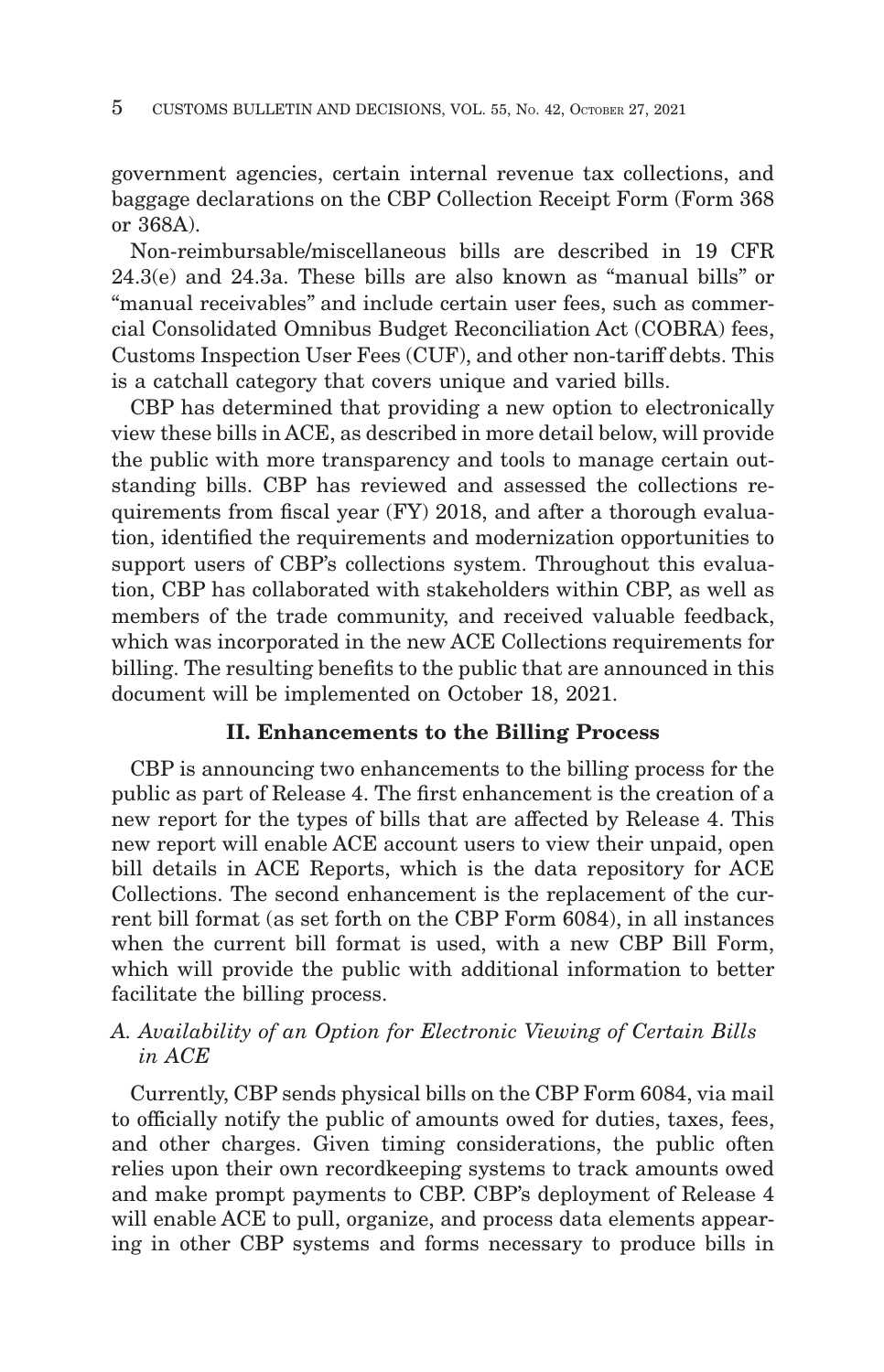government agencies, certain internal revenue tax collections, and baggage declarations on the CBP Collection Receipt Form (Form 368 or 368A).

Non-reimbursable/miscellaneous bills are described in 19 CFR 24.3(e) and 24.3a. These bills are also known as "manual bills" or "manual receivables" and include certain user fees, such as commercial Consolidated Omnibus Budget Reconciliation Act (COBRA) fees, Customs Inspection User Fees (CUF), and other non-tariff debts. This is a catchall category that covers unique and varied bills.

CBP has determined that providing a new option to electronically view these bills in ACE, as described in more detail below, will provide the public with more transparency and tools to manage certain outstanding bills. CBP has reviewed and assessed the collections requirements from fiscal year (FY) 2018, and after a thorough evaluation, identified the requirements and modernization opportunities to support users of CBP's collections system. Throughout this evaluation, CBP has collaborated with stakeholders within CBP, as well as members of the trade community, and received valuable feedback, which was incorporated in the new ACE Collections requirements for billing. The resulting benefits to the public that are announced in this document will be implemented on October 18, 2021.

## II. Enhancements to the Billing Process

CBP is announcing two enhancements to the billing process for the public as part of Release 4. The first enhancement is the creation of a new report for the types of bills that are affected by Release 4. This new report will enable ACE account users to view their unpaid, open bill details in ACE Reports, which is the data repository for ACE Collections. The second enhancement is the replacement of the current bill format (as set forth on the CBP Form 6084), in all instances when the current bill format is used, with a new CBP Bill Form, which will provide the public with additional information to better facilitate the billing process.

### *A. Availability of an Option for Electronic Viewing of Certain Bills in ACE*

Currently, CBP sends physical bills on the CBP Form 6084, via mail to officially notify the public of amounts owed for duties, taxes, fees, and other charges. Given timing considerations, the public often relies upon their own recordkeeping systems to track amounts owed and make prompt payments to CBP. CBP's deployment of Release 4 will enable ACE to pull, organize, and process data elements appearing in other CBP systems and forms necessary to produce bills in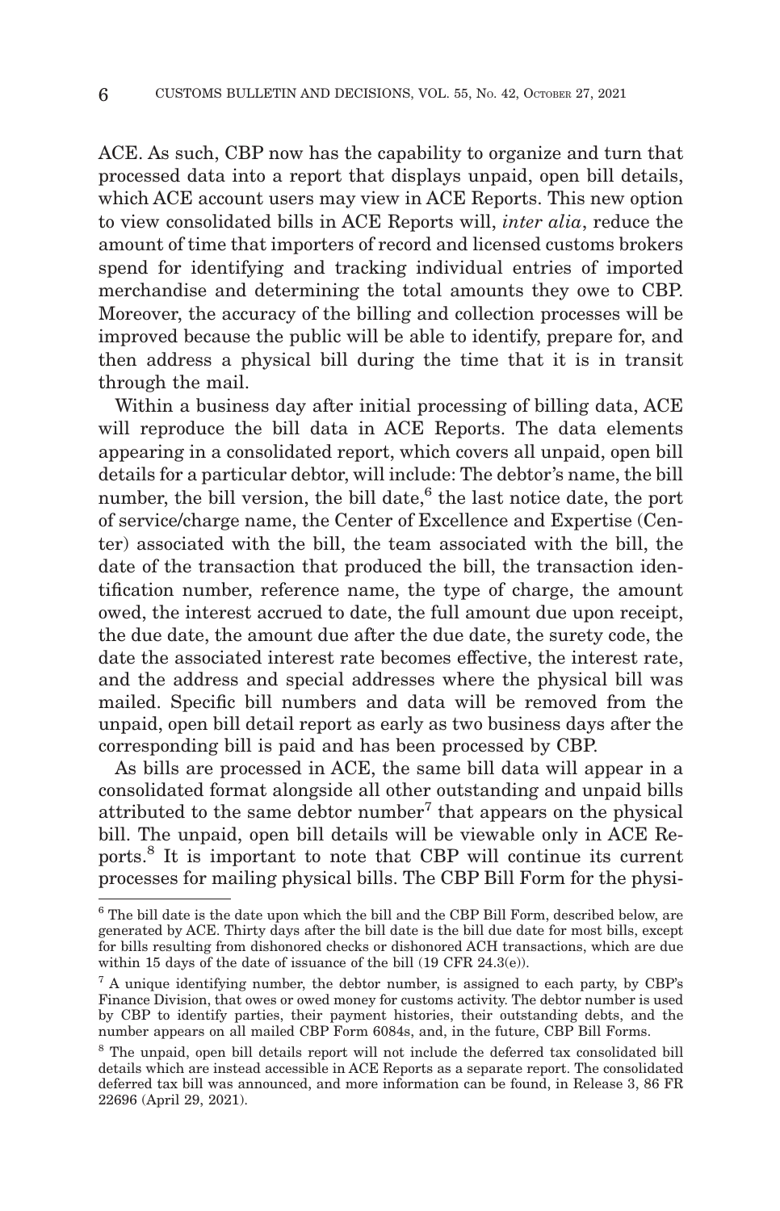ACE. As such, CBP now has the capability to organize and turn that processed data into a report that displays unpaid, open bill details, which ACE account users may view in ACE Reports. This new option to view consolidated bills in ACE Reports will, *inter alia*, reduce the amount of time that importers of record and licensed customs brokers spend for identifying and tracking individual entries of imported merchandise and determining the total amounts they owe to CBP. Moreover, the accuracy of the billing and collection processes will be improved because the public will be able to identify, prepare for, and then address a physical bill during the time that it is in transit through the mail.

Within a business day after initial processing of billing data, ACE will reproduce the bill data in ACE Reports. The data elements appearing in a consolidated report, which covers all unpaid, open bill details for a particular debtor, will include: The debtor's name, the bill number, the bill version, the bill date,[6] the last notice date, the port of service/charge name, the Center of Excellence and Expertise (Center) associated with the bill, the team associated with the bill, the date of the transaction that produced the bill, the transaction identification number, reference name, the type of charge, the amount owed, the interest accrued to date, the full amount due upon receipt, the due date, the amount due after the due date, the surety code, the date the associated interest rate becomes effective, the interest rate, and the address and special addresses where the physical bill was mailed. Specific bill numbers and data will be removed from the unpaid, open bill detail report as early as two business days after the corresponding bill is paid and has been processed by CBP.

As bills are processed in ACE, the same bill data will appear in a consolidated format alongside all other outstanding and unpaid bills attributed to the same debtor number[7] that appears on the physical bill. The unpaid, open bill details will be viewable only in ACE Reports.[8] It is important to note that CBP will continue its current processes for mailing physical bills. The CBP Bill Form for the physi-

---

[6] The bill date is the date upon which the bill and the CBP Bill Form, described below, are generated by ACE. Thirty days after the bill date is the bill due date for most bills, except for bills resulting from dishonored checks or dishonored ACH transactions, which are due within 15 days of the date of issuance of the bill (19 CFR 24.3(e)).

[7] A unique identifying number, the debtor number, is assigned to each party, by CBP's Finance Division, that owes or owed money for customs activity. The debtor number is used by CBP to identify parties, their payment histories, their outstanding debts, and the number appears on all mailed CBP Form 6084s, and, in the future, CBP Bill Forms.

[8] The unpaid, open bill details report will not include the deferred tax consolidated bill details which are instead accessible in ACE Reports as a separate report. The consolidated deferred tax bill was announced, and more information can be found, in Release 3, 86 FR 22696 (April 29, 2021).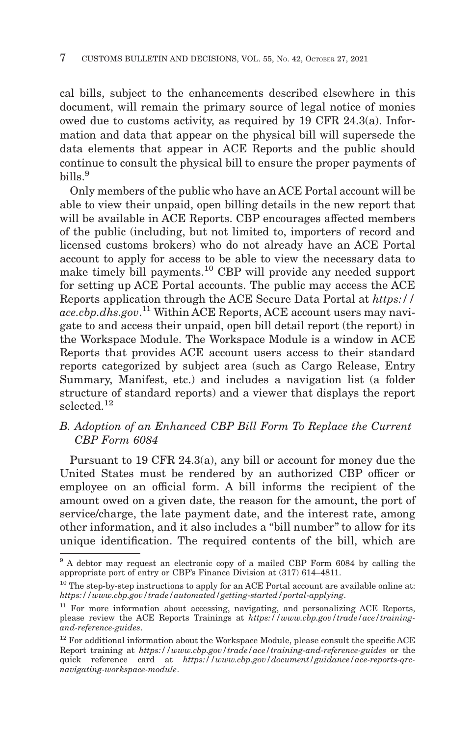cal bills, subject to the enhancements described elsewhere in this document, will remain the primary source of legal notice of monies owed due to customs activity, as required by 19 CFR 24.3(a). Information and data that appear on the physical bill will supersede the data elements that appear in ACE Reports and the public should continue to consult the physical bill to ensure the proper payments of bills.[9]

Only members of the public who have an ACE Portal account will be able to view their unpaid, open billing details in the new report that will be available in ACE Reports. CBP encourages affected members of the public (including, but not limited to, importers of record and licensed customs brokers) who do not already have an ACE Portal account to apply for access to be able to view the necessary data to make timely bill payments.[10] CBP will provide any needed support for setting up ACE Portal accounts. The public may access the ACE Reports application through the ACE Secure Data Portal at *https://ace.cbp.dhs.gov*.[11] Within ACE Reports, ACE account users may navigate to and access their unpaid, open bill detail report (the report) in the Workspace Module. The Workspace Module is a window in ACE Reports that provides ACE account users access to their standard reports categorized by subject area (such as Cargo Release, Entry Summary, Manifest, etc.) and includes a navigation list (a folder structure of standard reports) and a viewer that displays the report selected.[12]

### *B. Adoption of an Enhanced CBP Bill Form To Replace the Current CBP Form 6084*

Pursuant to 19 CFR 24.3(a), any bill or account for money due the United States must be rendered by an authorized CBP officer or employee on an official form. A bill informs the recipient of the amount owed on a given date, the reason for the amount, the port of service/charge, the late payment date, and the interest rate, among other information, and it also includes a "bill number" to allow for its unique identification. The required contents of the bill, which are

---

[9] A debtor may request an electronic copy of a mailed CBP Form 6084 by calling the appropriate port of entry or CBP's Finance Division at (317) 614–4811.

[10] The step-by-step instructions to apply for an ACE Portal account are available online at: *https://www.cbp.gov/trade/automated/getting-started/portal-applying*.

[11] For more information about accessing, navigating, and personalizing ACE Reports, please review the ACE Reports Trainings at *https://www.cbp.gov/trade/ace/training-and-reference-guides*.

[12] For additional information about the Workspace Module, please consult the specific ACE Report training at *https://www.cbp.gov/trade/ace/training-and-reference-guides* or the quick reference card at *https://www.cbp.gov/document/guidance/ace-reports-qrc-navigating-workspace-module*.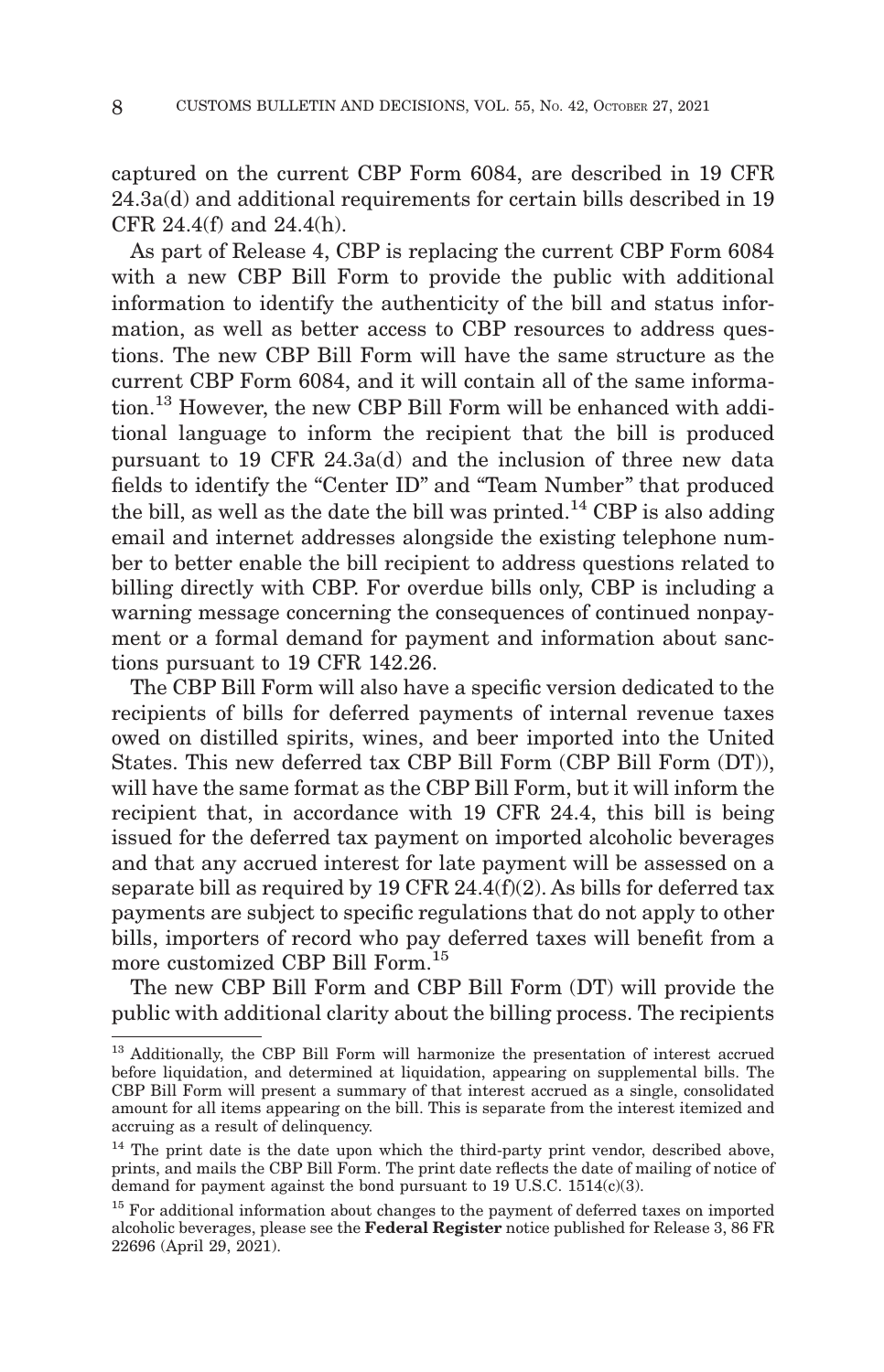captured on the current CBP Form 6084, are described in 19 CFR 24.3a(d) and additional requirements for certain bills described in 19 CFR 24.4(f) and 24.4(h).

As part of Release 4, CBP is replacing the current CBP Form 6084 with a new CBP Bill Form to provide the public with additional information to identify the authenticity of the bill and status information, as well as better access to CBP resources to address questions. The new CBP Bill Form will have the same structure as the current CBP Form 6084, and it will contain all of the same information.[13] However, the new CBP Bill Form will be enhanced with additional language to inform the recipient that the bill is produced pursuant to 19 CFR 24.3a(d) and the inclusion of three new data fields to identify the "Center ID" and "Team Number" that produced the bill, as well as the date the bill was printed.[14] CBP is also adding email and internet addresses alongside the existing telephone number to better enable the bill recipient to address questions related to billing directly with CBP. For overdue bills only, CBP is including a warning message concerning the consequences of continued nonpayment or a formal demand for payment and information about sanctions pursuant to 19 CFR 142.26.

The CBP Bill Form will also have a specific version dedicated to the recipients of bills for deferred payments of internal revenue taxes owed on distilled spirits, wines, and beer imported into the United States. This new deferred tax CBP Bill Form (CBP Bill Form (DT)), will have the same format as the CBP Bill Form, but it will inform the recipient that, in accordance with 19 CFR 24.4, this bill is being issued for the deferred tax payment on imported alcoholic beverages and that any accrued interest for late payment will be assessed on a separate bill as required by 19 CFR 24.4(f)(2). As bills for deferred tax payments are subject to specific regulations that do not apply to other bills, importers of record who pay deferred taxes will benefit from a more customized CBP Bill Form.[15]

The new CBP Bill Form and CBP Bill Form (DT) will provide the public with additional clarity about the billing process. The recipients

---

[13] Additionally, the CBP Bill Form will harmonize the presentation of interest accrued before liquidation, and determined at liquidation, appearing on supplemental bills. The CBP Bill Form will present a summary of that interest accrued as a single, consolidated amount for all items appearing on the bill. This is separate from the interest itemized and accruing as a result of delinquency.

[14] The print date is the date upon which the third-party print vendor, described above, prints, and mails the CBP Bill Form. The print date reflects the date of mailing of notice of demand for payment against the bond pursuant to 19 U.S.C. 1514(c)(3).

[15] For additional information about changes to the payment of deferred taxes on imported alcoholic beverages, please see the **Federal Register** notice published for Release 3, 86 FR 22696 (April 29, 2021).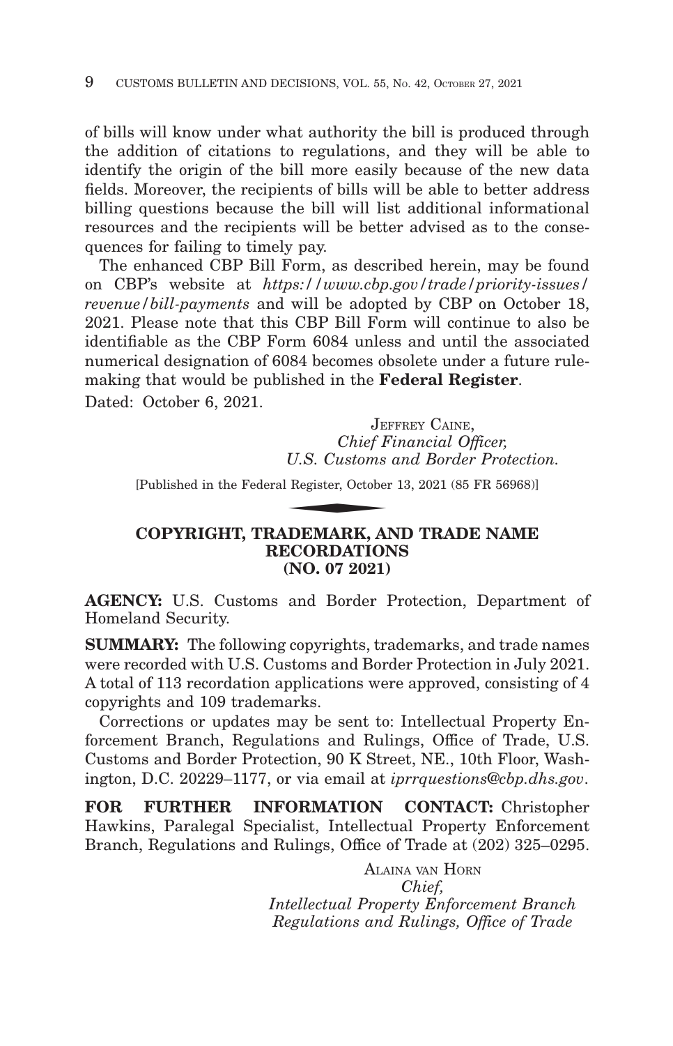of bills will know under what authority the bill is produced through the addition of citations to regulations, and they will be able to identify the origin of the bill more easily because of the new data fields. Moreover, the recipients of bills will be able to better address billing questions because the bill will list additional informational resources and the recipients will be better advised as to the consequences for failing to timely pay.

The enhanced CBP Bill Form, as described herein, may be found on CBP's website at *https://www.cbp.gov/trade/priority-issues/revenue/bill-payments* and will be adopted by CBP on October 18, 2021. Please note that this CBP Bill Form will continue to also be identifiable as the CBP Form 6084 unless and until the associated numerical designation of 6084 becomes obsolete under a future rulemaking that would be published in the **Federal Register**.

Dated: October 6, 2021.

JEFFREY CAINE,
*Chief Financial Officer,*
*U.S. Customs and Border Protection.*

[Published in the Federal Register, October 13, 2021 (85 FR 56968)]

## COPYRIGHT, TRADEMARK, AND TRADE NAME RECORDATIONS (NO. 07 2021)

**AGENCY:** U.S. Customs and Border Protection, Department of Homeland Security.

**SUMMARY:** The following copyrights, trademarks, and trade names were recorded with U.S. Customs and Border Protection in July 2021. A total of 113 recordation applications were approved, consisting of 4 copyrights and 109 trademarks.

Corrections or updates may be sent to: Intellectual Property Enforcement Branch, Regulations and Rulings, Office of Trade, U.S. Customs and Border Protection, 90 K Street, NE., 10th Floor, Washington, D.C. 20229–1177, or via email at *iprrquestions@cbp.dhs.gov*.

**FOR FURTHER INFORMATION CONTACT:** Christopher Hawkins, Paralegal Specialist, Intellectual Property Enforcement Branch, Regulations and Rulings, Office of Trade at (202) 325–0295.

ALAINA VAN HORN
*Chief,*
*Intellectual Property Enforcement Branch*
*Regulations and Rulings, Office of Trade*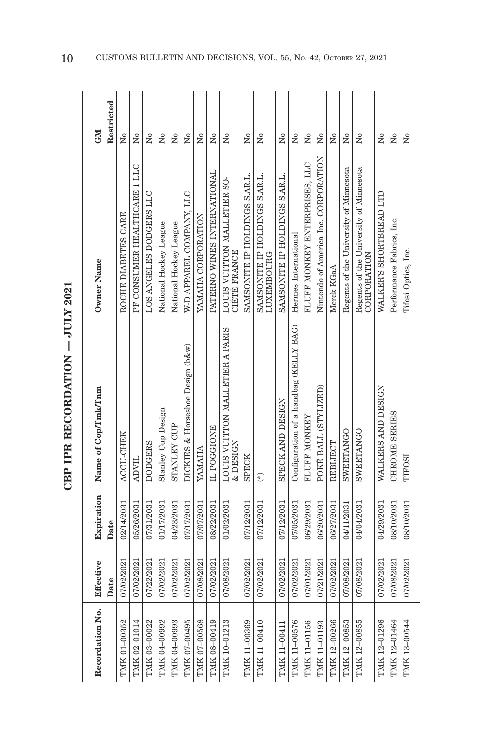# CBP IPR RECORDATION — JULY 2021

| Recordation No. | Effective Date | Expiration Date | Name of Cop/Tmk/Tnm | Owner Name | GM Restricted |
|---|---|---|---|---|---|
| TMK 01-00352 | 07/02/2021 | 02/14/2031 | ACCU-CHEK | ROCHE DIABETES CARE | No |
| TMK 02-01014 | 07/02/2021 | 05/26/2031 | ADVIL | PF CONSUMER HEALTHCARE 1 LLC | No |
| TMK 03-00022 | 07/22/2021 | 07/31/2031 | DODGERS | LOS ANGELES DODGERS LLC | No |
| TMK 04-00992 | 07/02/2021 | 01/17/2031 | Stanley Cup Design | National Hockey League | No |
| TMK 04-00993 | 07/02/2021 | 04/23/2031 | STANLEY CUP | National Hockey League | No |
| TMK 07-00495 | 07/02/2021 | 07/17/2031 | DICKIES & Horseshoe Design (b&w) | W-D APPAREL COMPANY, LLC | No |
| TMK 07-00568 | 07/08/2021 | 07/07/2031 | YAMAHA | YAMAHA CORPORATION | No |
| TMK 08-00419 | 07/02/2021 | 08/22/2031 | IL POGGIONE | PATERNO WINES INTERNATIONAL | No |
| TMK 10-01213 | 07/08/2021 | 01/02/2031 | LOUIS VUITTON MALLETIER A PARIS & DESIGN | LOUIS VUITTON MALLETIER SOCIÉTÉ FRANCE | No |
| TMK 11-00369 | 07/02/2021 | 07/12/2031 | SPECK | SAMSONITE IP HOLDINGS S.AR.L. | No |
| TMK 11-00410 | 07/02/2021 | 07/12/2031 | (*) | SAMSONITE IP HOLDINGS S.AR.L. LUXEMBOURG | No |
| TMK 11-00411 | 07/02/2021 | 07/12/2031 | SPECK AND DESIGN | SAMSONITE IP HOLDINGS S.AR.L. | No |
| TMK 11-00576 | 07/02/2021 | 07/05/2031 | Configuration of a handbag (KELLY BAG) | Hermes International | No |
| TMK 11-01156 | 07/01/2021 | 06/29/2031 | FLUFF MONKEY | FLUFF MONKEY ENTERPRISES, LLC | No |
| TMK 11-01193 | 07/21/2021 | 06/20/2031 | POKÉ BALL (STYLIZED) | Nintendo of America Inc. CORPORATION | No |
| TMK 12-00266 | 07/02/2021 | 06/27/2031 | REBIJECT | Merck KGaA | No |
| TMK 12-00853 | 07/08/2021 | 04/11/2031 | SWEETANGO | Regents of the University of Minnesota | No |
| TMK 12-00855 | 07/08/2021 | 04/04/2031 | SWEETANGO | Regents of the University of Minnesota CORPORATION | No |
| TMK 12-01296 | 07/02/2021 | 04/29/2031 | WALKERS AND DESIGN | WALKER'S SHORTBREAD LTD | No |
| TMK 12-01464 | 07/08/2021 | 08/10/2031 | CHROME SERIES | Performance Fabrics, Inc. | No |
| TMK 13-00544 | 07/02/2021 | 08/10/2031 | TIFOSI | Tifosi Optics, Inc. | No |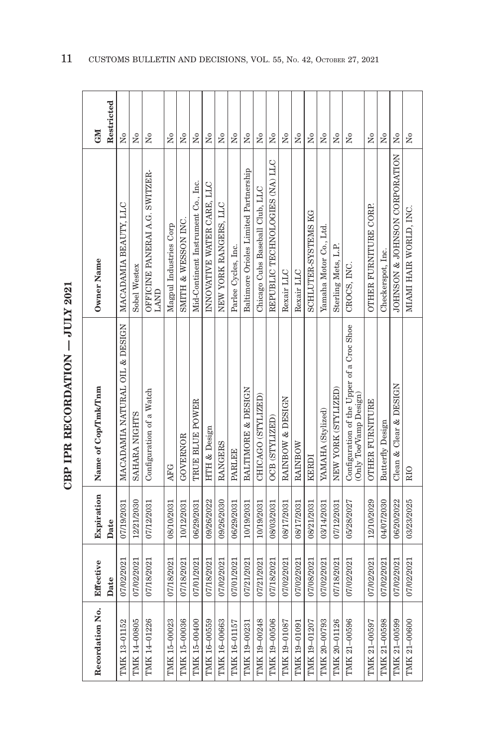# CBP IPR RECORDATION — JULY 2021

| Recordation No. | Effective Date | Expiration Date | Name of Cop/Tmk/Tnm | Owner Name | GM Restricted |
|---|---|---|---|---|---|
| TMK 13-01152 | 07/02/2021 | 07/19/2031 | MACADAMIA NATURAL OIL & DESIGN | MACADAMIA BEAUTY, LLC | No |
| TMK 14-00805 | 07/02/2021 | 12/21/2030 | SAHARA NIGHTS | Sobel Westex | No |
| TMK 14-01226 | 07/18/2021 | 07/12/2031 | Configuration of a Watch | OFFICINE PANERAI A.G. SWITZERLAND | No |
| TMK 15-00023 | 07/18/2021 | 08/10/2031 | AFG | Magpul Industries Corp | No |
| TMK 15-00036 | 07/18/2021 | 10/12/2031 | GOVERNOR | SMITH & WESSON INC. | No |
| TMK 15-00400 | 07/01/2021 | 06/29/2031 | TRUE BLUE POWER | Mid-Continent Instrument Co., Inc. | No |
| TMK 16-00559 | 07/18/2021 | 09/26/2022 | HTH & Design | INNOVATIVE WATER CARE, LLC | No |
| TMK 16-00663 | 07/02/2021 | 09/26/2030 | RANGERS | NEW YORK RANGERS, LLC | No |
| TMK 16-01157 | 07/01/2021 | 06/29/2031 | PARLEE | Parlee Cycles, Inc. | No |
| TMK 19-00231 | 07/21/2021 | 10/19/2031 | BALTIMORE & DESIGN | Baltimore Orioles Limited Partnership | No |
| TMK 19-00248 | 07/21/2021 | 10/19/2031 | CHICAGO (STYLIZED) | Chicago Cubs Baseball Club, LLC | No |
| TMK 19-00506 | 07/18/2021 | 08/03/2031 | OCB (STYLIZED) | REPUBLIC TECHNOLOGIES (NA) LLC | No |
| TMK 19-01087 | 07/02/2021 | 08/17/2031 | RAINBOW & DESIGN | Rexair LLC | No |
| TMK 19-01091 | 07/02/2021 | 08/17/2031 | RAINBOW | Rexair LLC | No |
| TMK 19-01207 | 07/08/2021 | 08/21/2031 | KERDI | SCHLUTER-SYSTEMS KG | No |
| TMK 20-00793 | 07/02/2021 | 03/14/2031 | YAMAHA (Stylized) | Yamaha Motor Co., Ltd. | No |
| TMK 20-01126 | 07/18/2021 | 07/12/2031 | NEW YORK (STYLIZED) | Sterling Mets, L.P. | No |
| TMK 21-00596 | 07/02/2021 | 05/28/2027 | Configuration of the Upper of a Croc Shoe (Only Toe/Vamp Design) | CROCS, INC. | No |
| TMK 21-00597 | 07/02/2021 | 12/10/2029 | OTHER FURNITURE | OTHER FURNITURE CORP. | No |
| TMK 21-00598 | 07/02/2021 | 04/07/2030 | Butterfly Design | Checkerspot, Inc. | No |
| TMK 21-00599 | 07/02/2021 | 06/20/2022 | Clean & Clear & DESIGN | JOHNSON & JOHNSON CORPORATION | No |
| TMK 21-00600 | 07/02/2021 | 03/23/2025 | RIO | MIAMI HAIR WORLD, INC. | No |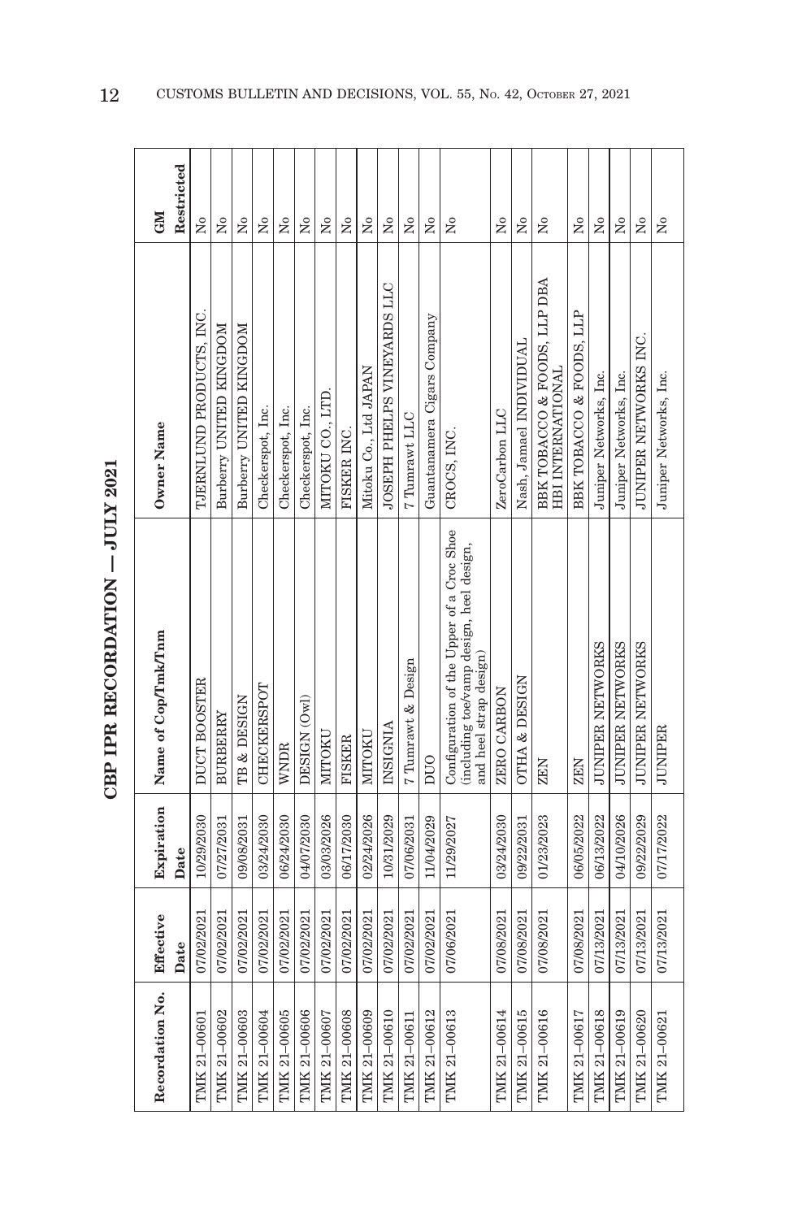# CBP IPR RECORDATION — JULY 2021

| Recordation No. | Effective Date | Expiration Date | Name of Cop/Tmk/Tnm | Owner Name | GM Restricted |
|---|---|---|---|---|---|
| TMK 21-00601 | 07/02/2021 | 10/29/2030 | DUCT BOOSTER | TJERNLUND PRODUCTS, INC. | No |
| TMK 21-00602 | 07/02/2021 | 07/27/2031 | BURBERRY | Burberry UNITED KINGDOM | No |
| TMK 21-00603 | 07/02/2021 | 09/08/2031 | TB & DESIGN | Burberry UNITED KINGDOM | No |
| TMK 21-00604 | 07/02/2021 | 03/24/2030 | CHECKERSPOT | Checkerspot, Inc. | No |
| TMK 21-00605 | 07/02/2021 | 06/24/2030 | WNDR | Checkerspot, Inc. | No |
| TMK 21-00606 | 07/02/2021 | 04/07/2030 | DESIGN (Owl) | Checkerspot, Inc. | No |
| TMK 21-00607 | 07/02/2021 | 03/03/2026 | MITOKU | MITOKU CO., LTD. | No |
| TMK 21-00608 | 07/02/2021 | 06/17/2030 | FISKER | FISKER INC. | No |
| TMK 21-00609 | 07/02/2021 | 02/24/2026 | MITOKU | Mitoku Co., Ltd JAPAN | No |
| TMK 21-00610 | 07/02/2021 | 10/31/2029 | INSIGNIA | JOSEPH PHELPS VINEYARDS LLC | No |
| TMK 21-00611 | 07/02/2021 | 07/06/2031 | 7 Tumrawt & Design | 7 Tumrawt LLC | No |
| TMK 21-00612 | 07/02/2021 | 11/04/2029 | DUO | Guantanamera Cigars Company | No |
| TMK 21-00613 | 07/06/2021 | 11/29/2027 | Configuration of the Upper of a Croc Shoe (including toe/vamp design, heel design, and heel strap design) | CROCS, INC. | No |
| TMK 21-00614 | 07/08/2021 | 03/24/2030 | ZERO CARBON | ZeroCarbon LLC | No |
| TMK 21-00615 | 07/08/2021 | 09/22/2031 | OTHA & DESIGN | Nash, Jamael INDIVIDUAL | No |
| TMK 21-00616 | 07/08/2021 | 01/23/2023 | ZEN | BBK TOBACCO & FOODS, LLP DBA HBI INTERNATIONAL | No |
| TMK 21-00617 | 07/08/2021 | 06/05/2022 | ZEN | BBK TOBACCO & FOODS, LLP | No |
| TMK 21-00618 | 07/13/2021 | 06/13/2022 | JUNIPER NETWORKS | Juniper Networks, Inc. | No |
| TMK 21-00619 | 07/13/2021 | 04/10/2026 | JUNIPER NETWORKS | Juniper Networks, Inc. | No |
| TMK 21-00620 | 07/13/2021 | 09/22/2029 | JUNIPER NETWORKS | JUNIPER NETWORKS INC. | No |
| TMK 21-00621 | 07/13/2021 | 07/17/2022 | JUNIPER | Juniper Networks, Inc. | No |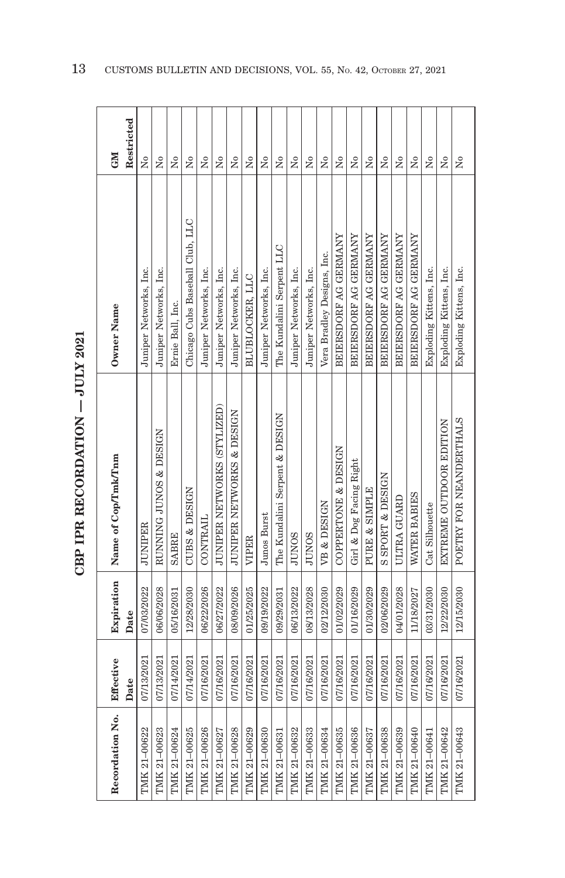# CBP IPR RECORDATION — JULY 2021

| Recordation No. | Effective Date | Expiration Date | Name of Cop/Tmk/Tnm | Owner Name | GM Restricted |
|---|---|---|---|---|---|
| TMK 21-00622 | 07/13/2021 | 07/03/2022 | JUNIPER | Juniper Networks, Inc. | No |
| TMK 21-00623 | 07/13/2021 | 06/06/2028 | RUNNING JUNOS & DESIGN | Juniper Networks, Inc. | No |
| TMK 21-00624 | 07/14/2021 | 05/16/2031 | SABRE | Ernie Ball, Inc. | No |
| TMK 21-00625 | 07/14/2021 | 12/28/2030 | CUBS & DESIGN | Chicago Cubs Baseball Club, LLC | No |
| TMK 21-00626 | 07/16/2021 | 06/22/2026 | CONTRAIL | Juniper Networks, Inc. | No |
| TMK 21-00627 | 07/16/2021 | 06/27/2022 | JUNIPER NETWORKS (STYLIZED) | Juniper Networks, Inc. | No |
| TMK 21-00628 | 07/16/2021 | 08/09/2026 | JUNIPER NETWORKS & DESIGN | Juniper Networks, Inc. | No |
| TMK 21-00629 | 07/16/2021 | 01/25/2025 | VIPER | BLUBLOCKER, LLC | No |
| TMK 21-00630 | 07/16/2021 | 09/19/2022 | Junos Burst | Juniper Networks, Inc. | No |
| TMK 21-00631 | 07/16/2021 | 09/29/2031 | The Kundalini Serpent & DESIGN | The Kundalini Serpent LLC | No |
| TMK 21-00632 | 07/16/2021 | 06/13/2022 | JUNOS | Juniper Networks, Inc. | No |
| TMK 21-00633 | 07/16/2021 | 08/13/2028 | JUNOS | Juniper Networks, Inc. | No |
| TMK 21-00634 | 07/16/2021 | 02/12/2030 | VB & DESIGN | Vera Bradley Designs, Inc. | No |
| TMK 21-00635 | 07/16/2021 | 01/02/2029 | COPPERTONE & DESIGN | BEIERSDORF AG GERMANY | No |
| TMK 21-00636 | 07/16/2021 | 01/16/2029 | Girl & Dog Facing Right | BEIERSDORF AG GERMANY | No |
| TMK 21-00637 | 07/16/2021 | 01/30/2029 | PURE & SIMPLE | BEIERSDORF AG GERMANY | No |
| TMK 21-00638 | 07/16/2021 | 02/06/2029 | S SPORT & DESIGN | BEIERSDORF AG GERMANY | No |
| TMK 21-00639 | 07/16/2021 | 04/01/2028 | ULTRA GUARD | BEIERSDORF AG GERMANY | No |
| TMK 21-00640 | 07/16/2021 | 11/18/2027 | WATER BABIES | BEIERSDORF AG GERMANY | No |
| TMK 21-00641 | 07/16/2021 | 03/31/2030 | Cat Silhouette | Exploding Kittens, Inc. | No |
| TMK 21-00642 | 07/16/2021 | 12/22/2030 | EXTREME OUTDOOR EDITION | Exploding Kittens, Inc. | No |
| TMK 21-00643 | 07/16/2021 | 12/15/2030 | POETRY FOR NEANDERTHALS | Exploding Kittens, Inc. | No |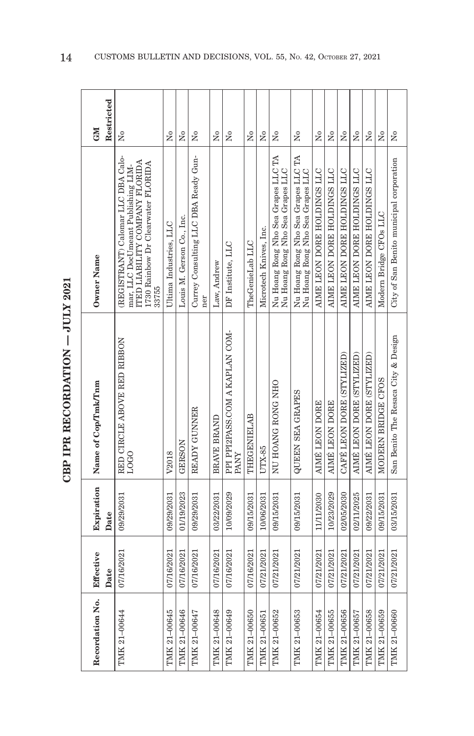## CBP IPR RECORDATION — JULY 2021

| Recordation No. | Effective Date | Expiration Date | Name of Cop/Tmk/Tnm | Owner Name | GM Restricted |
|---|---|---|---|---|---|
| TMK 21–00644 | 07/16/2021 | 09/29/2031 | RED CIRCLE ABOVE RED RIBBON LOGO | (REGISTRANT) Calomar LLC DBA Calomar, LLC DocUmeant Publishing LIMITED LIABILITY COMPANY FLORIDA 1730 Rainbow Dr Clearwater FLORIDA 33755 | No |
| TMK 21–00645 | 07/16/2021 | 09/29/2031 | V2018 | Ultima Industries, LLC | No |
| TMK 21–00646 | 07/16/2021 | 01/19/2023 | GERSON | Louis M. Gerson Co., Inc. | No |
| TMK 21–00647 | 07/16/2021 | 09/29/2031 | READY GUNNER | Currey Consulting LLC DBA Ready Gunner | No |
| TMK 21–00648 | 07/16/2021 | 03/22/2031 | BRAVE BRAND | Law, Andrew | No |
| TMK 21–00649 | 07/16/2021 | 10/09/2029 | PPI PPI2PASS.COM A KAPLAN COMPANY | DF Institute, LLC | No |
| TMK 21–00650 | 07/16/2021 | 09/15/2031 | THEGENIELAB | TheGenieLab LLC | No |
| TMK 21–00651 | 07/21/2021 | 10/06/2031 | UTX-85 | Microtech Knives, Inc. | No |
| TMK 21–00652 | 07/21/2021 | 09/15/2031 | NU HOANG RONG NHO | Nu Hoang Rong Nho Sea Grapes LLC TA Nu Hoang Rong Nho Sea Grapes LLC | No |
| TMK 21–00653 | 07/21/2021 | 09/15/2031 | QUEEN SEA GRAPES | Nu Hoang Rong Nho Sea Grapes LLC TA Nu Hoang Rong Nho Sea Grapes LLC | No |
| TMK 21–00654 | 07/21/2021 | 11/11/2030 | AIMÉ LEON DORE | AIME LEON DORE HOLDINGS LLC | No |
| TMK 21–00655 | 07/21/2021 | 10/23/2029 | AIMÉ LEON DORE | AIME LEON DORE HOLDINGS LLC | No |
| TMK 21–00656 | 07/21/2021 | 02/05/2030 | CAFÉ LEON DORE (STYLIZED) | AIME LEON DORE HOLDINGS LLC | No |
| TMK 21–00657 | 07/21/2021 | 02/11/2025 | AIMÉ LEON DORE (STYLIZED) | AIME LEON DORE HOLDINGS LLC | No |
| TMK 21–00658 | 07/21/2021 | 09/22/2031 | AIMÉ LEON DORE (STYLIZED) | AIME LEON DORE HOLDINGS LLC | No |
| TMK 21–00659 | 07/21/2021 | 09/15/2031 | MODERN BRIDGE CFOS | Modern Bridge CFOs LLC | No |
| TMK 21–00660 | 07/21/2021 | 03/15/2031 | San Benito The Resaca City & Design | City of San Benito municipal corporation | No |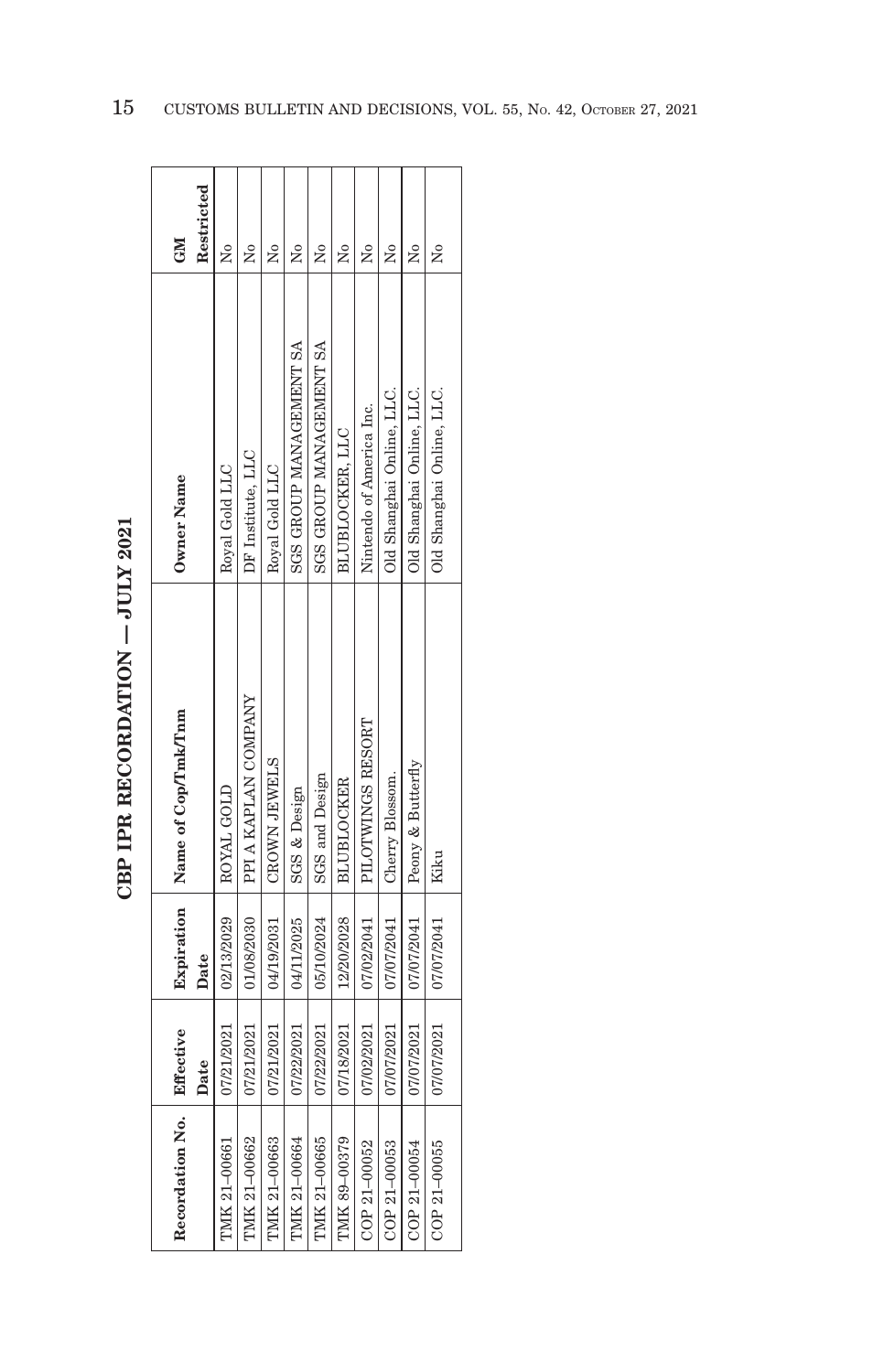# CBP IPR RECORDATION — JULY 2021

| Recordation No. | Effective Date | Expiration Date | Name of Cop/Tmk/Tnm | Owner Name | GM Restricted |
|---|---|---|---|---|---|
| TMK 21-00661 | 07/21/2021 | 02/13/2029 | ROYAL GOLD | Royal Gold LLC | No |
| TMK 21-00662 | 07/21/2021 | 01/08/2030 | PPI A KAPLAN COMPANY | DF Institute, LLC | No |
| TMK 21-00663 | 07/21/2021 | 04/19/2031 | CROWN JEWELS | Royal Gold LLC | No |
| TMK 21-00664 | 07/22/2021 | 04/11/2025 | SGS & Design | SGS GROUP MANAGEMENT SA | No |
| TMK 21-00665 | 07/22/2021 | 05/10/2024 | SGS and Design | SGS GROUP MANAGEMENT SA | No |
| TMK 89-00379 | 07/18/2021 | 12/20/2028 | BLUBLOCKER | BLUBLOCKER, LLC | No |
| COP 21-00052 | 07/02/2021 | 07/02/2041 | PILOTWINGS RESORT | Nintendo of America Inc. | No |
| COP 21-00053 | 07/07/2021 | 07/07/2041 | Cherry Blossom. | Old Shanghai Online, LLC. | No |
| COP 21-00054 | 07/07/2021 | 07/07/2041 | Peony & Butterfly | Old Shanghai Online, LLC. | No |
| COP 21-00055 | 07/07/2021 | 07/07/2041 | Kiku | Old Shanghai Online, LLC. | No |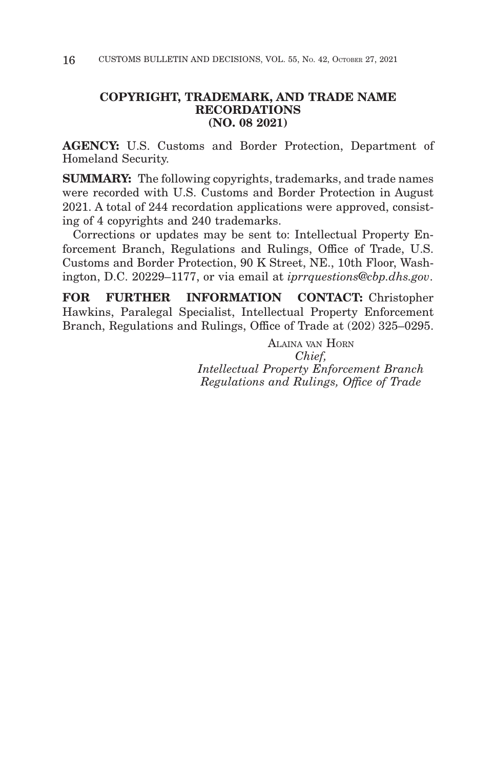## COPYRIGHT, TRADEMARK, AND TRADE NAME RECORDATIONS (NO. 08 2021)

**AGENCY:** U.S. Customs and Border Protection, Department of Homeland Security.

**SUMMARY:** The following copyrights, trademarks, and trade names were recorded with U.S. Customs and Border Protection in August 2021. A total of 244 recordation applications were approved, consisting of 4 copyrights and 240 trademarks.

Corrections or updates may be sent to: Intellectual Property Enforcement Branch, Regulations and Rulings, Office of Trade, U.S. Customs and Border Protection, 90 K Street, NE., 10th Floor, Washington, D.C. 20229–1177, or via email at *iprrquestions@cbp.dhs.gov*.

**FOR FURTHER INFORMATION CONTACT:** Christopher Hawkins, Paralegal Specialist, Intellectual Property Enforcement Branch, Regulations and Rulings, Office of Trade at (202) 325–0295.

ALAINA VAN HORN
*Chief,*
*Intellectual Property Enforcement Branch*
*Regulations and Rulings, Office of Trade*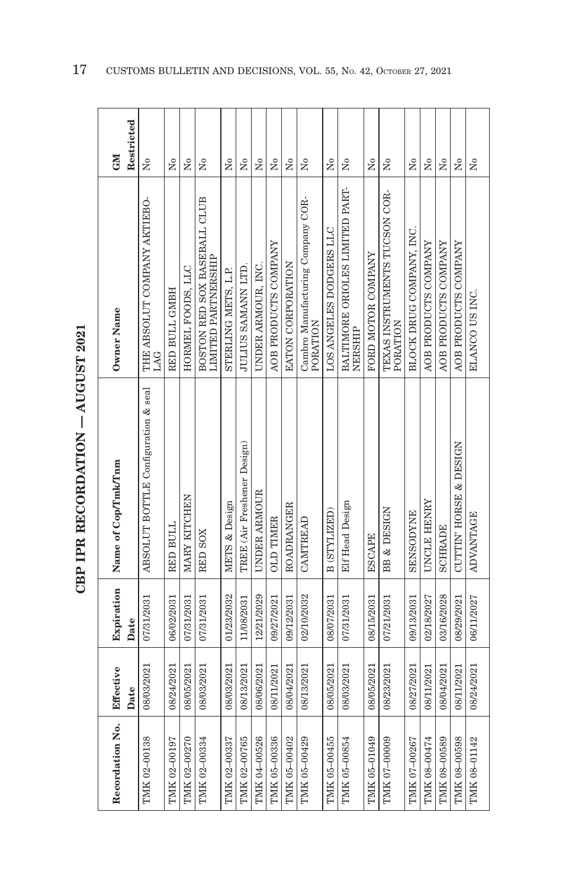## CBP IPR RECORDATION — AUGUST 2021

| Recordation No. | Effective Date | Expiration Date | Name of Cop/Tmk/Tnm | Owner Name | GM Restricted |
|---|---|---|---|---|---|
| TMK 02-00138 | 08/03/2021 | 07/31/2031 | ABSOLUT BOTTLE Configuration & seal | THE ABSOLUT COMPANY AKTIEBOLAG | No |
| TMK 02-00197 | 08/24/2021 | 06/02/2031 | RED BULL | RED BULL GMBH | No |
| TMK 02-00270 | 08/05/2021 | 07/31/2031 | MARY KITCHEN | HORMEL FOODS, LLC | No |
| TMK 02-00334 | 08/03/2021 | 07/31/2031 | RED SOX | BOSTON RED SOX BASEBALL CLUB LIMITED PARTNERSHIP | No |
| TMK 02-00337 | 08/03/2021 | 01/23/2032 | METS & Design | STERLING METS, L.P. | No |
| TMK 02-00765 | 08/13/2021 | 11/08/2031 | TREE (Air Freshener Design) | JULIUS SAMANN LTD. | No |
| TMK 04-00526 | 08/06/2021 | 12/21/2029 | UNDER ARMOUR | UNDER ARMOUR, INC. | No |
| TMK 05-00336 | 08/11/2021 | 09/27/2021 | OLD TIMER | AOB PRODUCTS COMPANY | No |
| TMK 05-00402 | 08/04/2021 | 09/12/2031 | ROADRANGER | EATON CORPORATION | No |
| TMK 05-00429 | 08/13/2021 | 02/10/2032 | CAMTREAD | Cambro Manufacturing Company CORPORATION | No |
| TMK 05-00455 | 08/05/2021 | 08/07/2031 | B (STYLIZED) | LOS ANGELES DODGERS LLC | No |
| TMK 05-00854 | 08/03/2021 | 07/31/2031 | Elf Head Design | BALTIMORE ORIOLES LIMITED PARTNERSHIP | No |
| TMK 05-01049 | 08/05/2021 | 08/15/2031 | ESCAPE | FORD MOTOR COMPANY | No |
| TMK 07-00009 | 08/23/2021 | 07/21/2031 | BB & DESIGN | TEXAS INSTRUMENTS TUCSON CORPORATION | No |
| TMK 07-00267 | 08/27/2021 | 09/13/2031 | SENSODYNE | BLOCK DRUG COMPANY, INC. | No |
| TMK 08-00474 | 08/11/2021 | 02/18/2027 | UNCLE HENRY | AOB PRODUCTS COMPANY | No |
| TMK 08-00589 | 08/04/2021 | 03/16/2028 | SCHRADE | AOB PRODUCTS COMPANY | No |
| TMK 08-00598 | 08/11/2021 | 08/29/2021 | CUTTIN' HORSE & DESIGN | AOB PRODUCTS COMPANY | No |
| TMK 08-01142 | 08/24/2021 | 06/11/2027 | ADVANTAGE | ELANCO US INC. | No |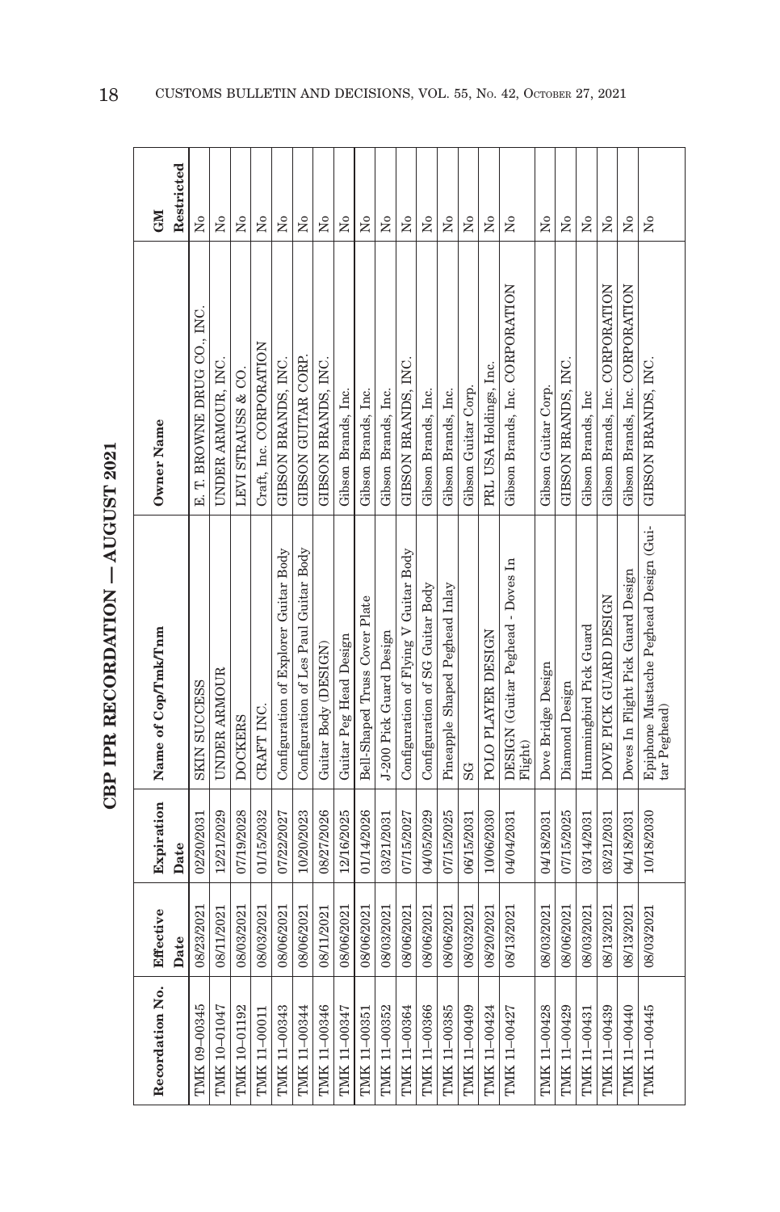# CBP IPR RECORDATION — AUGUST 2021

| Recordation No. | Effective Date | Expiration Date | Name of Cop/Tmk/Tnm | Owner Name | GM Restricted |
|---|---|---|---|---|---|
| TMK 09–00345 | 08/23/2021 | 02/20/2031 | SKIN SUCCESS | E. T. BROWNE DRUG CO., INC. | No |
| TMK 10–01047 | 08/11/2021 | 12/21/2029 | UNDER ARMOUR | UNDER ARMOUR, INC. | No |
| TMK 10–01192 | 08/03/2021 | 07/19/2028 | DOCKERS | LEVI STRAUSS & CO. | No |
| TMK 11–00011 | 08/03/2021 | 01/15/2032 | CRAFT INC. | Craft, Inc. CORPORATION | No |
| TMK 11–00343 | 08/06/2021 | 07/22/2027 | Configuration of Explorer Guitar Body | GIBSON BRANDS, INC. | No |
| TMK 11–00344 | 08/06/2021 | 10/20/2023 | Configuration of Les Paul Guitar Body | GIBSON GUITAR CORP. | No |
| TMK 11–00346 | 08/11/2021 | 08/27/2026 | Guitar Body (DESIGN) | GIBSON BRANDS, INC. | No |
| TMK 11–00347 | 08/06/2021 | 12/16/2025 | Guitar Peg Head Design | Gibson Brands, Inc. | No |
| TMK 11–00351 | 08/06/2021 | 01/14/2026 | Bell-Shaped Truss Cover Plate | Gibson Brands, Inc. | No |
| TMK 11–00352 | 08/03/2021 | 03/21/2031 | J-200 Pick Guard Design | Gibson Brands, Inc. | No |
| TMK 11–00364 | 08/06/2021 | 07/15/2027 | Configuration of Flying V Guitar Body | GIBSON BRANDS, INC. | No |
| TMK 11–00366 | 08/06/2021 | 04/05/2029 | Configuration of SG Guitar Body | Gibson Brands, Inc. | No |
| TMK 11–00385 | 08/06/2021 | 07/15/2025 | Pineapple Shaped Peghead Inlay | Gibson Brands, Inc. | No |
| TMK 11–00409 | 08/03/2021 | 06/15/2031 | SG | Gibson Guitar Corp. | No |
| TMK 11–00424 | 08/20/2021 | 10/06/2030 | POLO PLAYER DESIGN | PRL USA Holdings, Inc. | No |
| TMK 11–00427 | 08/13/2021 | 04/04/2031 | DESIGN (Guitar Peghead - Doves In Flight) | Gibson Brands, Inc. CORPORATION | No |
| TMK 11–00428 | 08/03/2021 | 04/18/2031 | Dove Bridge Design | Gibson Guitar Corp. | No |
| TMK 11–00429 | 08/06/2021 | 07/15/2025 | Diamond Design | GIBSON BRANDS, INC. | No |
| TMK 11–00431 | 08/03/2021 | 03/14/2031 | Hummingbird Pick Guard | Gibson Brands, Inc | No |
| TMK 11–00439 | 08/13/2021 | 03/21/2031 | DOVE PICK GUARD DESIGN | Gibson Brands, Inc. CORPORATION | No |
| TMK 11–00440 | 08/13/2021 | 04/18/2031 | Doves In Flight Pick Guard Design | Gibson Brands, Inc. CORPORATION | No |
| TMK 11–00445 | 08/03/2021 | 10/18/2030 | Epiphone Mustache Peghead Design (Guitar Peghead) | GIBSON BRANDS, INC. | No |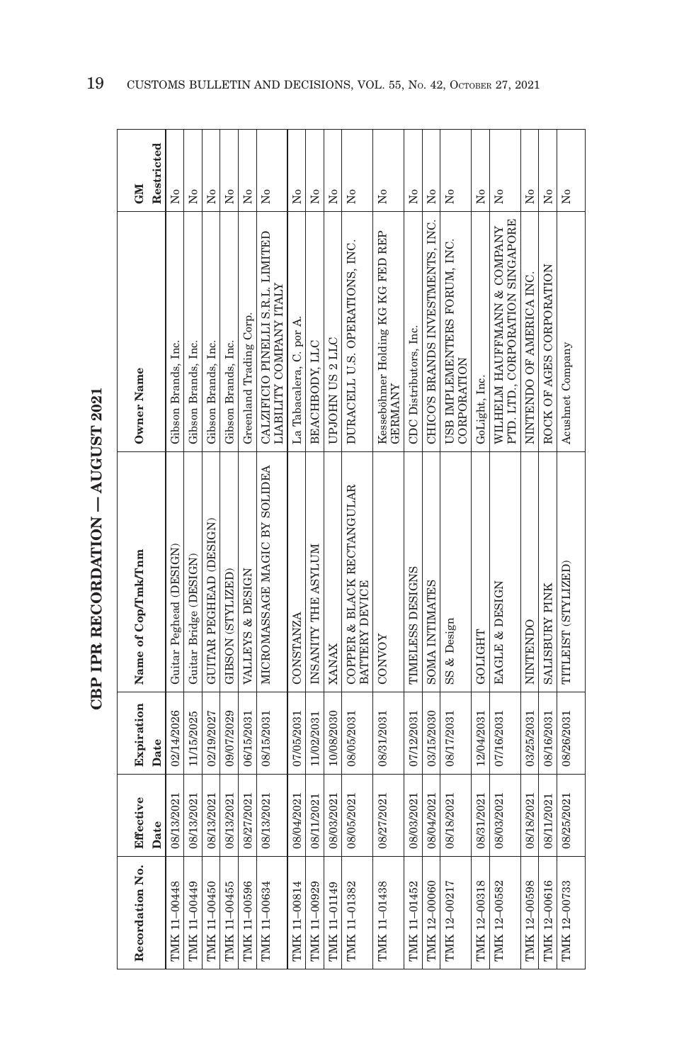# CBP IPR RECORDATION — AUGUST 2021

| Recordation No. | Effective Date | Expiration Date | Name of Cop/Tmk/Tnm | Owner Name | GM Restricted |
|---|---|---|---|---|---|
| TMK 11–00448 | 08/13/2021 | 02/14/2026 | Guitar Peghead (DESIGN) | Gibson Brands, Inc. | No |
| TMK 11–00449 | 08/13/2021 | 11/15/2025 | Guitar Bridge (DESIGN) | Gibson Brands, Inc. | No |
| TMK 11–00450 | 08/13/2021 | 02/19/2027 | GUITAR PEGHEAD (DESIGN) | Gibson Brands, Inc. | No |
| TMK 11–00455 | 08/13/2021 | 09/07/2029 | GIBSON (STYLIZED) | Gibson Brands, Inc. | No |
| TMK 11–00596 | 08/27/2021 | 06/15/2031 | VALLEYS & DESIGN | Greenland Trading Corp. | No |
| TMK 11–00634 | 08/13/2021 | 08/15/2031 | MICROMASSAGE MAGIC BY SOLIDEA | CALZIFICIO PINELLI S.R.L. LIMITED LIABILITY COMPANY ITALY | No |
| TMK 11–00814 | 08/04/2021 | 07/05/2031 | CONSTANZA | La Tabacalera, C. por A. | No |
| TMK 11–00929 | 08/11/2021 | 11/02/2031 | INSANITY THE ASYLUM | BEACHBODY, LLC | No |
| TMK 11–01149 | 08/03/2021 | 10/08/2030 | XANAX | UPJOHN US 2 LLC | No |
| TMK 11–01382 | 08/05/2021 | 08/05/2031 | COPPER & BLACK RECTANGULAR BATTERY DEVICE | DURACELL U.S. OPERATIONS, INC. | No |
| TMK 11–01438 | 08/27/2021 | 08/31/2031 | CONVOY | Kessebömer Holding KG KG FED REP GERMANY | No |
| TMK 11–01452 | 08/03/2021 | 07/12/2031 | TIMELESS DESIGNS | CDC Distributors, Inc. | No |
| TMK 12–00060 | 08/04/2021 | 03/15/2030 | SOMA INTIMATES | CHICO'S BRANDS INVESTMENTS, INC. | No |
| TMK 12–00217 | 08/18/2021 | 08/17/2031 | SS & Design | USB IMPLEMENTERS FORUM, INC. CORPORATION | No |
| TMK 12–00318 | 08/31/2021 | 12/04/2031 | GOLIGHT | GoLight, Inc. | No |
| TMK 12–00582 | 08/03/2021 | 07/16/2031 | EAGLE & DESIGN | WILHELM HAUFFMANN & COMPANY PTD. LTD., CORPORATION SINGAPORE | No |
| TMK 12–00598 | 08/18/2021 | 03/25/2031 | NINTENDO | NINTENDO OF AMERICA INC. | No |
| TMK 12–00616 | 08/11/2021 | 08/16/2031 | SALISBURY PINK | ROCK OF AGES CORPORATION | No |
| TMK 12–00733 | 08/25/2021 | 08/26/2031 | TITLEIST (STYLIZED) | Acushnet Company | No |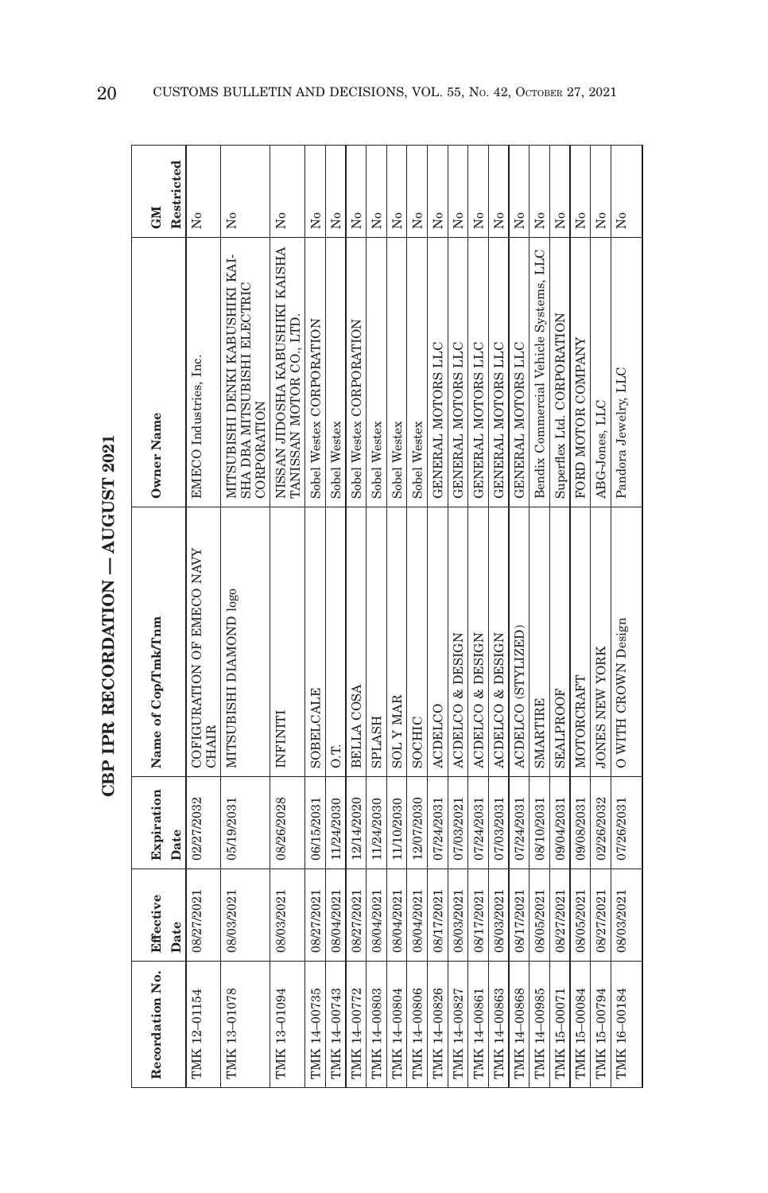# CBP IPR RECORDATION — AUGUST 2021

| Recordation No. | Effective Date | Expiration Date | Name of Cop/Tmk/Tnm | Owner Name | GM Restricted |
|---|---|---|---|---|---|
| TMK 12-01154 | 08/27/2021 | 02/27/2032 | COFIGURATION OF EMECO NAVY CHAIR | EMECO Industries, Inc. | No |
| TMK 13-01078 | 08/03/2021 | 05/19/2031 | MITSUBISHI DIAMOND logo | MITSUBISHI DENKI KABUSHIKI KAISHA DBA MITSUBISHI ELECTRIC CORPORATION | No |
| TMK 13-01094 | 08/03/2021 | 08/26/2028 | INFINITI | NISSAN JIDOSHA KABUSHIKI KAISHA TANISSAN MOTOR CO., LTD. | No |
| TMK 14-00735 | 08/27/2021 | 06/15/2031 | SOBELCALE | Sobel Westex CORPORATION | No |
| TMK 14-00743 | 08/04/2021 | 11/24/2030 | O.T. | Sobel Westex | No |
| TMK 14-00772 | 08/27/2021 | 12/14/2020 | BELLA COSA | Sobel Westex CORPORATION | No |
| TMK 14-00803 | 08/04/2021 | 11/24/2030 | SPLASH | Sobel Westex | No |
| TMK 14-00804 | 08/04/2021 | 11/10/2030 | SOL Y MAR | Sobel Westex | No |
| TMK 14-00806 | 08/04/2021 | 12/07/2030 | SOCHIC | Sobel Westex | No |
| TMK 14-00826 | 08/17/2021 | 07/24/2031 | ACDELCO | GENERAL MOTORS LLC | No |
| TMK 14-00827 | 08/03/2021 | 07/03/2021 | ACDELCO & DESIGN | GENERAL MOTORS LLC | No |
| TMK 14-00861 | 08/17/2021 | 07/24/2031 | ACDELCO & DESIGN | GENERAL MOTORS LLC | No |
| TMK 14-00863 | 08/03/2021 | 07/03/2031 | ACDELCO & DESIGN | GENERAL MOTORS LLC | No |
| TMK 14-00868 | 08/17/2021 | 07/24/2031 | ACDELCO (STYLIZED) | GENERAL MOTORS LLC | No |
| TMK 14-00985 | 08/05/2021 | 08/10/2031 | SMARTIRE | Bendix Commercial Vehicle Systems, LLC | No |
| TMK 15-00071 | 08/27/2021 | 09/04/2031 | SEALPROOF | Superflex Ltd. CORPORATION | No |
| TMK 15-00084 | 08/05/2021 | 09/08/2031 | MOTORCRAFT | FORD MOTOR COMPANY | No |
| TMK 15-00794 | 08/27/2021 | 02/26/2032 | JONES NEW YORK | ABG-Jones, LLC | No |
| TMK 16-00184 | 08/03/2021 | 07/26/2031 | O WITH CROWN Design | Pandora Jewelry, LLC | No |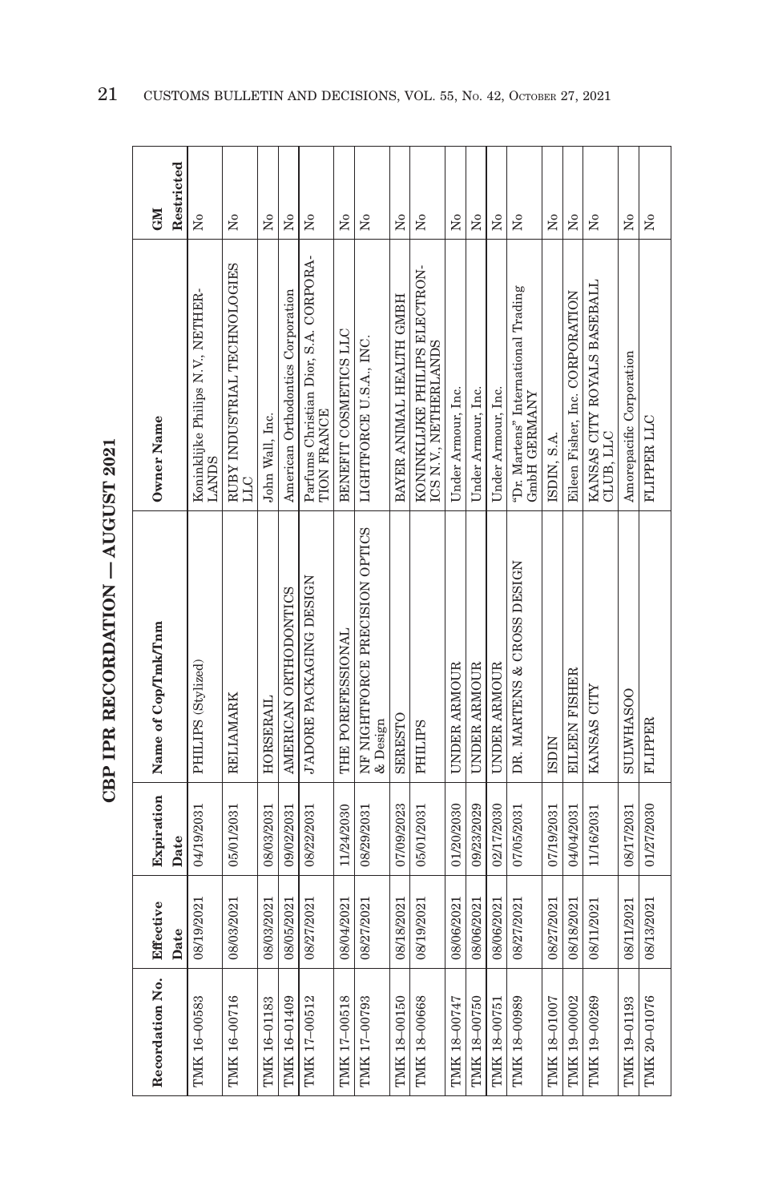# CBP IPR RECORDATION — AUGUST 2021

| Recordation No. | Effective Date | Expiration Date | Name of Cop/Tmk/Tnm | Owner Name | GM Restricted |
|---|---|---|---|---|---|
| TMK 16-00583 | 08/19/2021 | 04/19/2031 | PHILIPS (Stylized) | Koninklijke Philips N.V., NETHERLANDS | No |
| TMK 16-00716 | 08/03/2021 | 05/01/2031 | RELIAMARK | RUBY INDUSTRIAL TECHNOLOGIES LLC | No |
| TMK 16-01183 | 08/03/2021 | 08/03/2031 | HORSERAIL | John Wall, Inc. | No |
| TMK 16-01409 | 08/05/2021 | 09/02/2031 | AMERICAN ORTHODONTICS | American Orthodontics Corporation | No |
| TMK 17-00512 | 08/27/2021 | 08/22/2031 | J'ADORE PACKAGING DESIGN | Parfums Christian Dior, S.A. CORPORATION FRANCE | No |
| TMK 17-00518 | 08/04/2021 | 11/24/2030 | THE POREFESSIONAL | BENEFIT COSMETICS LLC | No |
| TMK 17-00793 | 08/27/2021 | 08/29/2031 | NF NIGHTFORCE PRECISION OPTICS & Design | LIGHTFORCE U.S.A., INC. | No |
| TMK 18-00150 | 08/18/2021 | 07/09/2023 | SERESTO | BAYER ANIMAL HEALTH GMBH | No |
| TMK 18-00668 | 08/19/2021 | 05/01/2031 | PHILIPS | KONINKLIJKE PHILIPS ELECTRONICS N.V., NETHERLANDS | No |
| TMK 18-00747 | 08/06/2021 | 01/20/2030 | UNDER ARMOUR | Under Armour, Inc. | No |
| TMK 18-00750 | 08/06/2021 | 09/23/2029 | UNDER ARMOUR | Under Armour, Inc. | No |
| TMK 18-00751 | 08/06/2021 | 02/17/2030 | UNDER ARMOUR | Under Armour, Inc. | No |
| TMK 18-00989 | 08/27/2021 | 07/05/2031 | DR. MARTENS & CROSS DESIGN | "Dr. Martens" International Trading GmbH GERMANY | No |
| TMK 18-01007 | 08/27/2021 | 07/19/2031 | ISDIN | ISDIN, S.A. | No |
| TMK 19-00002 | 08/18/2021 | 04/04/2031 | EILEEN FISHER | Eileen Fisher, Inc. CORPORATION | No |
| TMK 19-00269 | 08/11/2021 | 11/16/2031 | KANSAS CITY | KANSAS CITY ROYALS BASEBALL CLUB, LLC | No |
| TMK 19-01193 | 08/11/2021 | 08/17/2031 | SULWHASOO | Amorepacific Corporation | No |
| TMK 20-01076 | 08/13/2021 | 01/27/2030 | FLIPPER | FLIPPER LLC | No |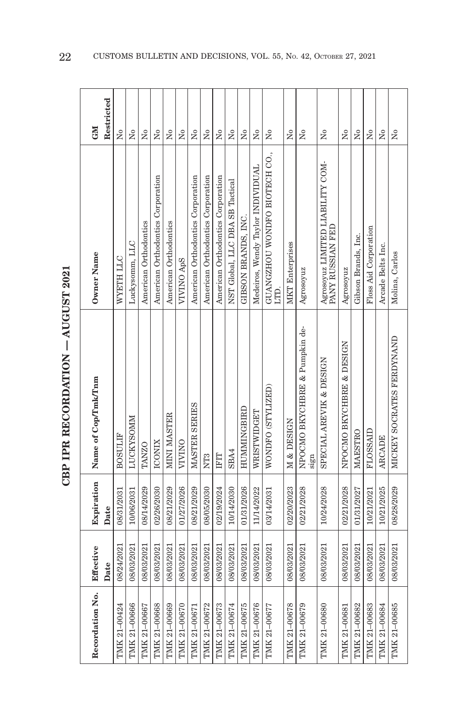# CBP IPR RECORDATION — AUGUST 2021

| Recordation No. | Effective Date | Expiration Date | Name of Cop/Tmk/Tnm | Owner Name | GM Restricted |
|---|---|---|---|---|---|
| TMK 21-00424 | 08/24/2021 | 08/31/2031 | BOSULIF | WYETH LLC | No |
| TMK 21-00666 | 08/03/2021 | 10/06/2031 | LUCKYSOMM | Luckysomm, LLC | No |
| TMK 21-00667 | 08/03/2021 | 08/14/2029 | TANZO | American Orthodontics | No |
| TMK 21-00668 | 08/03/2021 | 02/26/2030 | ICONIX | American Orthodontics Corporation | No |
| TMK 21-00669 | 08/03/2021 | 08/21/2029 | MINI MASTER | American Orthodontics | No |
| TMK 21-00670 | 08/03/2021 | 01/27/2026 | VIVINO | VIVINO ApS | No |
| TMK 21-00671 | 08/03/2021 | 08/21/2029 | MASTER SERIES | American Orthodontics Corporation | No |
| TMK 21-00672 | 08/03/2021 | 08/05/2030 | NT3 | American Orthodontics Corporation | No |
| TMK 21-00673 | 08/03/2021 | 02/19/2024 | IFIT | American Orthodontics Corporation | No |
| TMK 21-00674 | 08/03/2021 | 10/14/2030 | SBA4 | NST Global, LLC DBA SB Tactical | No |
| TMK 21-00675 | 08/03/2021 | 01/31/2026 | HUMMINGBIRD | GIBSON BRANDS, INC. | No |
| TMK 21-00676 | 08/03/2021 | 11/14/2022 | WRISTWIDGET | Medeiros, Wendy Taylor INDIVIDUAL | No |
| TMK 21-00677 | 08/03/2021 | 03/14/2031 | WONDFO (STYLIZED) | GUANGZHOU WONDFO BIOTECH CO., LTD. | No |
| TMK 21-00678 | 08/03/2021 | 02/20/2023 | M & DESIGN | MKT Enterprises | No |
| TMK 21-00679 | 08/03/2021 | 02/21/2028 | NPOCMO BKYCHBRE & Pumpkin design | Agrosoyuz | No |
| TMK 21-00680 | 08/03/2021 | 10/24/2028 | SPECIAL AREVIK & DESIGN | Agrosoyuz LIMITED LIABILITY COMPANY RUSSIAN FED | No |
| TMK 21-00681 | 08/03/2021 | 02/21/2028 | NPOCMO BKYCHBRE & DESIGN | Agrosoyuz | No |
| TMK 21-00682 | 08/03/2021 | 01/31/2027 | MAESTRO | Gibson Brands, Inc. | No |
| TMK 21-00683 | 08/03/2021 | 10/21/2021 | FLOSSAID | Floss Aid Corporation | No |
| TMK 21-00684 | 08/03/2021 | 10/21/2025 | ARCADE | Arcade Belts Inc. | No |
| TMK 21-00685 | 08/03/2021 | 08/28/2029 | MICKEY SOCRATES FERDYNAND | Molina, Carlos | No |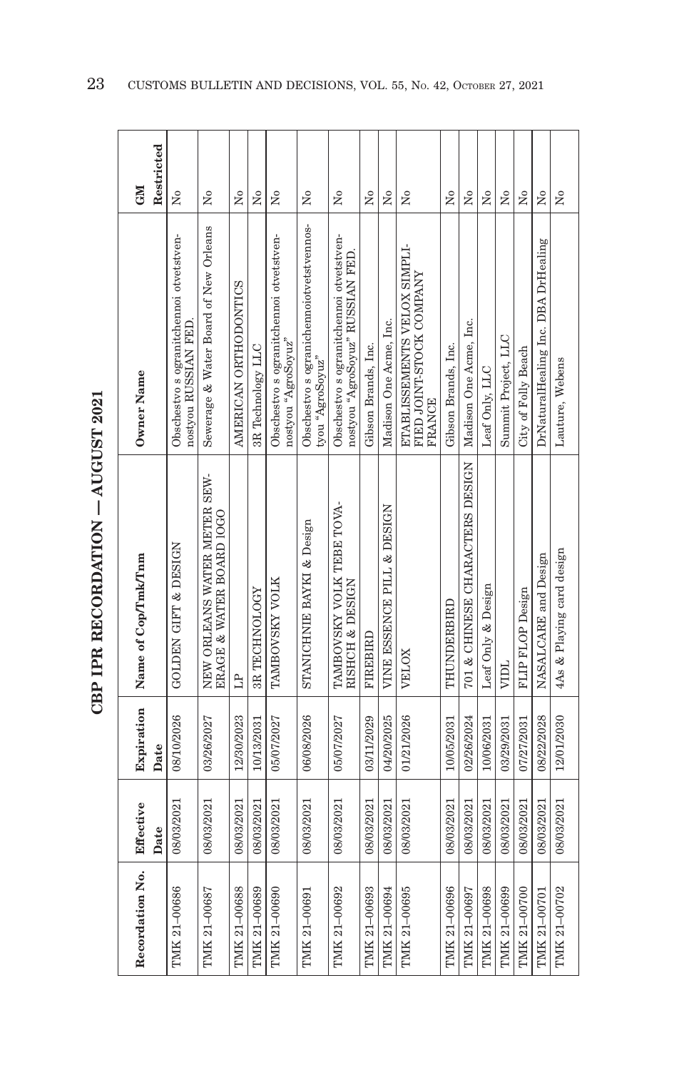# CBP IPR RECORDATION — AUGUST 2021

| Recordation No. | Effective Date | Expiration Date | Name of Cop/Tmk/Tnm | Owner Name | GM Restricted |
|---|---|---|---|---|---|
| TMK 21–00686 | 08/03/2021 | 08/10/2026 | GOLDEN GIFT & DESIGN | Obschestvo s ogranitchennoi otvetstvennostyou RUSSIAN FED. | No |
| TMK 21–00687 | 08/03/2021 | 03/26/2027 | NEW ORLEANS WATER METER SEWERAGE & WATER BOARD lOGO | Sewerage & Water Board of New Orleans | No |
| TMK 21–00688 | 08/03/2021 | 12/30/2023 | LP | AMERICAN ORTHODONTICS | No |
| TMK 21–00689 | 08/03/2021 | 10/13/2031 | 3R TECHNOLOGY | 3R Technology LLC | No |
| TMK 21–00690 | 08/03/2021 | 05/07/2027 | TAMBOVSKY VOLK | Obschestvo s ogranitchennoi otvetstvennostyou "AgroSoyuz" | No |
| TMK 21–00691 | 08/03/2021 | 06/08/2026 | STANICHNIE BAYKI & Design | Obschestvo s ogranichennoiotvetstvennostyou "AgroSoyuz" | No |
| TMK 21–00692 | 08/03/2021 | 05/07/2027 | TAMBOVSKY VOLK TEBE TOVARISHCH & DESIGN | Obschestvo s ogranitchennoi otvetstvennostyou "AgroSoyuz" RUSSIAN FED. | No |
| TMK 21–00693 | 08/03/2021 | 03/11/2029 | FIREBIRD | Gibson Brands, Inc. | No |
| TMK 21–00694 | 08/03/2021 | 04/20/2025 | VINE ESSENCE PILL & DESIGN | Madison One Acme, Inc. | No |
| TMK 21–00695 | 08/03/2021 | 01/21/2026 | VELOX | ETABLISSEMENTS VELOX SIMPLIFIED JOINT-STOCK COMPANY FRANCE | No |
| TMK 21–00696 | 08/03/2021 | 10/05/2031 | THUNDERBIRD | Gibson Brands, Inc. | No |
| TMK 21–00697 | 08/03/2021 | 02/26/2024 | 701 & CHINESE CHARACTERS DESIGN | Madison One Acme, Inc. | No |
| TMK 21–00698 | 08/03/2021 | 10/06/2031 | Leaf Only & Design | Leaf Only, LLC | No |
| TMK 21–00699 | 08/03/2021 | 03/29/2031 | VIDL | Summit Project, LLC | No |
| TMK 21–00700 | 08/03/2021 | 07/27/2031 | FLIP FLOP Design | City of Folly Beach | No |
| TMK 21–00701 | 08/03/2021 | 08/22/2028 | NASALCARE and Design | DrNaturalHealing Inc. DBA DrHealing | No |
| TMK 21–00702 | 08/03/2021 | 12/01/2030 | 4As & Playing card design | Lauture, Webens | No |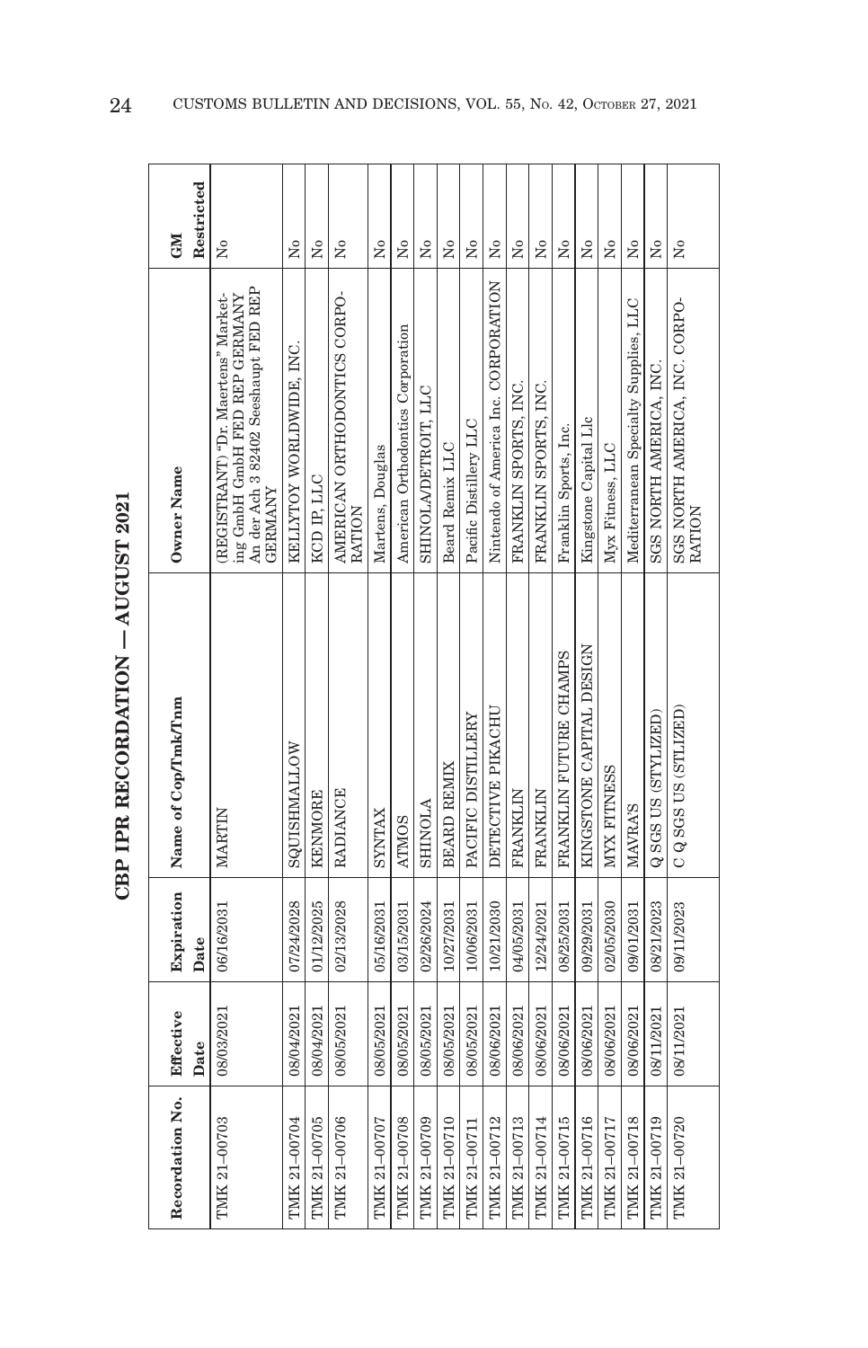# CBP IPR RECORDATION — AUGUST 2021

| Recordation No. | Effective Date | Expiration Date | Name of Cop/Tmk/Tnm | Owner Name | GM Restricted |
|---|---|---|---|---|---|
| TMK 21-00703 | 08/03/2021 | 06/16/2031 | MARTIN | (REGISTRANT) "Dr. Maertens" Marketing GmbH GmbH FED REP GERMANY An der Ach 3 82402 Seeshaupt FED REP GERMANY | No |
| TMK 21-00704 | 08/04/2021 | 07/24/2028 | SQUISHMALLOW | KELLYTOY WORLDWIDE, INC. | No |
| TMK 21-00705 | 08/04/2021 | 01/12/2025 | KENMORE | KCD IP, LLC | No |
| TMK 21-00706 | 08/05/2021 | 02/13/2028 | RADIANCE | AMERICAN ORTHODONTICS CORPORATION | No |
| TMK 21-00707 | 08/05/2021 | 05/16/2031 | SYNTAX | Martens, Douglas | No |
| TMK 21-00708 | 08/05/2021 | 03/15/2031 | ATMOS | American Orthodontics Corporation | No |
| TMK 21-00709 | 08/05/2021 | 02/26/2024 | SHINOLA | SHINOLA/DETROIT, LLC | No |
| TMK 21-00710 | 08/05/2021 | 10/27/2031 | BEARD REMIX | Beard Remix LLC | No |
| TMK 21-00711 | 08/05/2021 | 10/06/2031 | PACIFIC DISTILLERY | Pacific Distillery LLC | No |
| TMK 21-00712 | 08/06/2021 | 10/21/2030 | DETECTIVE PIKACHU | Nintendo of America Inc. CORPORATION | No |
| TMK 21-00713 | 08/06/2021 | 04/05/2031 | FRANKLIN | FRANKLIN SPORTS, INC. | No |
| TMK 21-00714 | 08/06/2021 | 12/24/2021 | FRANKLIN | FRANKLIN SPORTS, INC. | No |
| TMK 21-00715 | 08/06/2021 | 08/25/2031 | FRANKLIN FUTURE CHAMPS | Franklin Sports, Inc. | No |
| TMK 21-00716 | 08/06/2021 | 09/29/2031 | KINGSTONE CAPITAL DESIGN | Kingstone Capital Llc | No |
| TMK 21-00717 | 08/06/2021 | 02/05/2030 | MYX FITNESS | Myx Fitness, LLC | No |
| TMK 21-00718 | 08/06/2021 | 09/01/2031 | MAVRAYS | Mediterranean Specialty Supplies, LLC | No |
| TMK 21-00719 | 08/11/2021 | 08/21/2023 | Q SGS US (STYLIZED) | SGS NORTH AMERICA, INC. | No |
| TMK 21-00720 | 08/11/2021 | 09/11/2023 | C Q SGS US (STLIZED) | SGS NORTH AMERICA, INC. CORPORATION | No |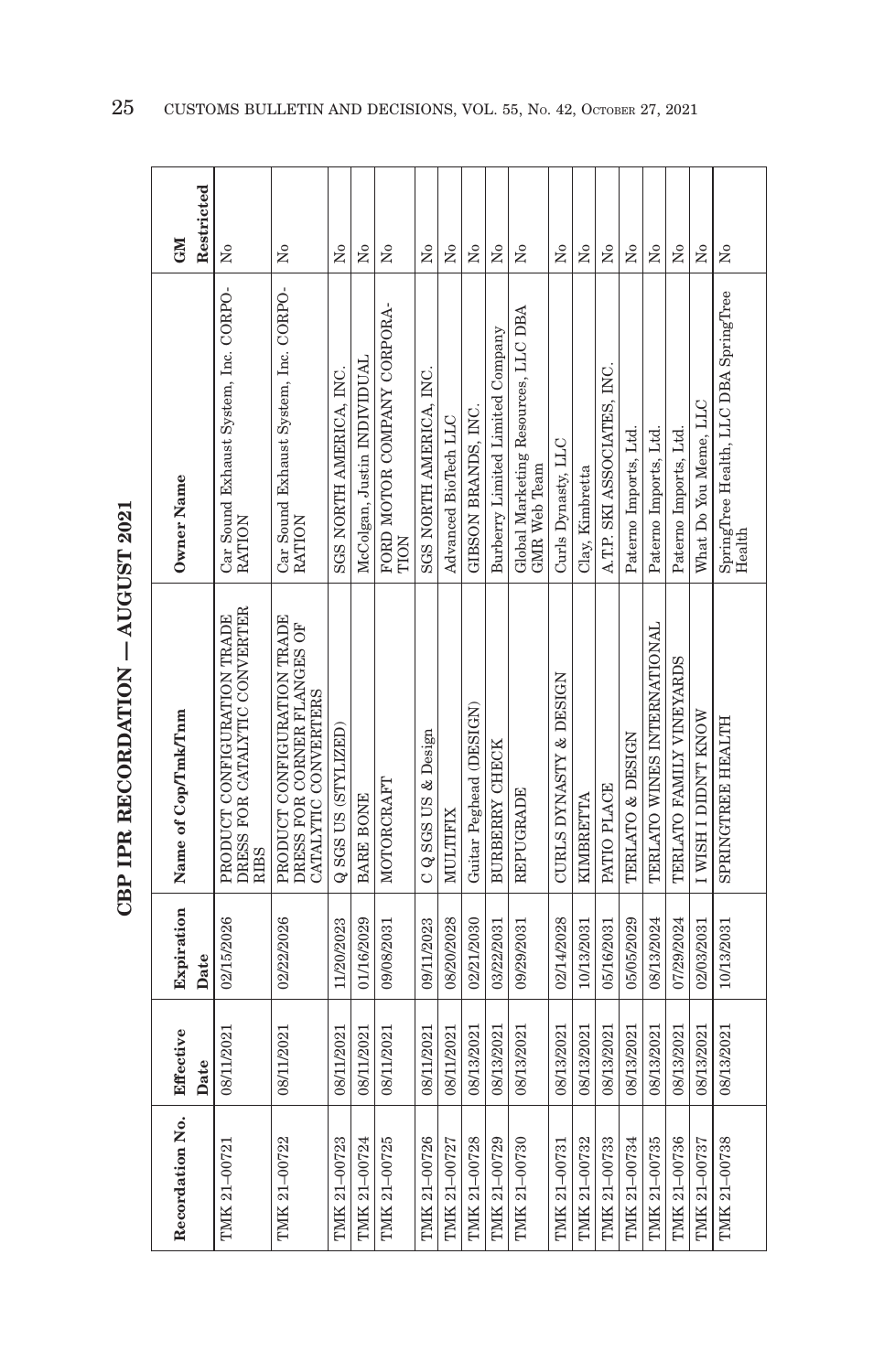# CBP IPR RECORDATION — AUGUST 2021

| Recordation No. | Effective Date | Expiration Date | Name of Cop/Tmk/Tnm | Owner Name | GM Restricted |
|---|---|---|---|---|---|
| TMK 21-00721 | 08/11/2021 | 02/15/2026 | PRODUCT CONFIGURATION TRADE DRESS FOR CATALYTIC CONVERTER RIBS | Car Sound Exhaust System, Inc. CORPORATION | No |
| TMK 21-00722 | 08/11/2021 | 02/22/2026 | PRODUCT CONFIGURATION TRADE DRESS FOR CORNER FLANGES OF CATALYTIC CONVERTERS | Car Sound Exhaust System, Inc. CORPORATION | No |
| TMK 21-00723 | 08/11/2021 | 11/20/2023 | Q SGS US (STYLIZED) | SGS NORTH AMERICA, INC. | No |
| TMK 21-00724 | 08/11/2021 | 01/16/2029 | BARE BONE | McColgan, Justin INDIVIDUAL | No |
| TMK 21-00725 | 08/11/2021 | 09/08/2031 | MOTORCRAFT | FORD MOTOR COMPANY CORPORATION | No |
| TMK 21-00726 | 08/11/2021 | 09/11/2023 | C Q SGS US & Design | SGS NORTH AMERICA, INC. | No |
| TMK 21-00727 | 08/11/2021 | 08/20/2028 | MULTIFIX | Advanced BioTech LLC | No |
| TMK 21-00728 | 08/13/2021 | 02/21/2030 | Guitar Peghead (DESIGN) | GIBSON BRANDS, INC. | No |
| TMK 21-00729 | 08/13/2021 | 03/22/2031 | BURBERRY CHECK | Burberry Limited Limited Company | No |
| TMK 21-00730 | 08/13/2021 | 09/29/2031 | REPUGRADE | Global Marketing Resources, LLC DBA GMR Web Team | No |
| TMK 21-00731 | 08/13/2021 | 02/14/2028 | CURLS DYNASTY & DESIGN | Curls Dynasty, LLC | No |
| TMK 21-00732 | 08/13/2021 | 10/13/2031 | KIMBRETTA | Clay, Kimbretta | No |
| TMK 21-00733 | 08/13/2021 | 05/16/2031 | PATIO PLACE | A.T.P. SKI ASSOCIATES, INC. | No |
| TMK 21-00734 | 08/13/2021 | 05/05/2029 | TERLATO & DESIGN | Paterno Imports, Ltd. | No |
| TMK 21-00735 | 08/13/2021 | 08/13/2024 | TERLATO WINES INTERNATIONAL | Paterno Imports, Ltd. | No |
| TMK 21-00736 | 08/13/2021 | 07/29/2024 | TERLATO FAMILY VINEYARDS | Paterno Imports, Ltd. | No |
| TMK 21-00737 | 08/13/2021 | 02/03/2031 | I WISH I DIDN'T KNOW | What Do You Meme, LLC | No |
| TMK 21-00738 | 08/13/2021 | 10/13/2031 | SPRINGTREE HEALTH | SpringTree Health, LLC DBA SpringTree Health | No |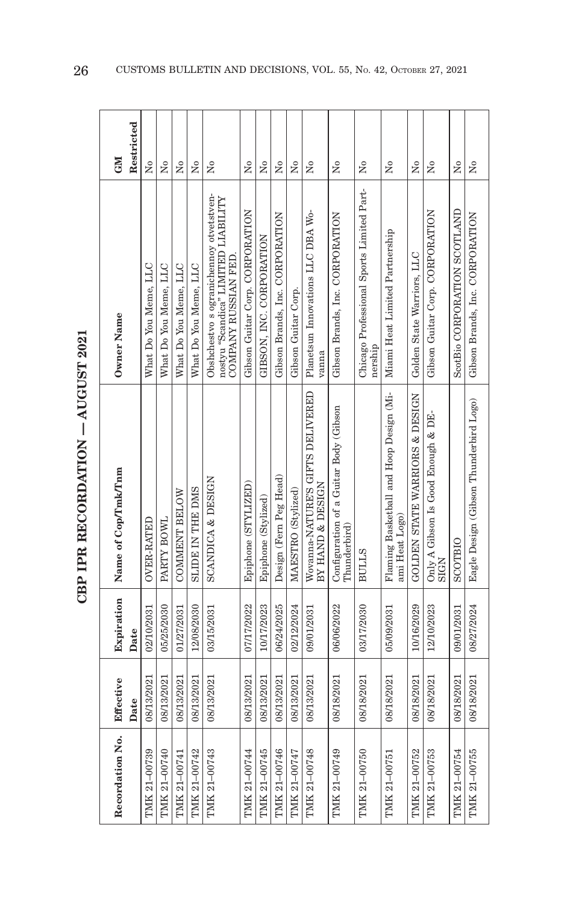# CBP IPR RECORDATION — AUGUST 2021

| Recordation No. | Effective Date | Expiration Date | Name of Cop/Tmk/Tnm | Owner Name | GM Restricted |
|---|---|---|---|---|---|
| TMK 21–00739 | 08/13/2021 | 02/10/2031 | OVER-RATED | What Do You Meme, LLC | No |
| TMK 21–00740 | 08/13/2021 | 05/25/2030 | PARTY BOWL | What Do You Meme, LLC | No |
| TMK 21–00741 | 08/13/2021 | 01/27/2031 | COMMENT BELOW | What Do You Meme, LLC | No |
| TMK 21–00742 | 08/13/2021 | 12/08/2030 | SLIDE IN THE DMS | What Do You Meme, LLC | No |
| TMK 21–00743 | 08/13/2021 | 03/15/2031 | SCANDICA & DESIGN | Obshchestvo s ogranichennoy otvetstvennostyu "Scandica" LIMITED LIABILITY COMPANY RUSSIAN FED. | No |
| TMK 21–00744 | 08/13/2021 | 07/17/2022 | Epiphone (STYLIZED) | Gibson Guitar Corp. CORPORATION | No |
| TMK 21–00745 | 08/13/2021 | 10/17/2023 | Epiphone (Stylized) | GIBSON, INC. CORPORATION | No |
| TMK 21–00746 | 08/13/2021 | 06/24/2025 | Design (Fern Peg Head) | Gibson Brands, Inc. CORPORATION | No |
| TMK 21–00747 | 08/13/2021 | 02/12/2024 | MAESTRO (Stylized) | Gibson Guitar Corp. | No |
| TMK 21–00748 | 08/13/2021 | 09/01/2031 | Wovanna-NATURE'S GIFTS DELIVERED BY HAND & DESIGN | Planetsun Innovations LLC DBA Wovanna | No |
| TMK 21–00749 | 08/18/2021 | 06/06/2022 | Configuration of a Guitar Body (Gibson Thunderbird) | Gibson Brands, Inc. CORPORATION | No |
| TMK 21–00750 | 08/18/2021 | 03/17/2030 | BULLS | Chicago Professional Sports Limited Partnership | No |
| TMK 21–00751 | 08/18/2021 | 05/09/2031 | Flaming Basketball and Hoop Design (Miami Heat Logo) | Miami Heat Limited Partnership | No |
| TMK 21–00752 | 08/18/2021 | 10/16/2029 | GOLDEN STATE WARRIORS & DESIGN | Golden State Warriors, LLC | No |
| TMK 21–00753 | 08/18/2021 | 12/10/2023 | Only A Gibson Is Good Enough & DESIGN | Gibson Guitar Corp. CORPORATION | No |
| TMK 21–00754 | 08/18/2021 | 09/01/2031 | SCOTBIO | ScotBio CORPORATION SCOTLAND | No |
| TMK 21–00755 | 08/18/2021 | 08/27/2024 | Eagle Design (Gibson Thunderbird Logo) | Gibson Brands, Inc. CORPORATION | No |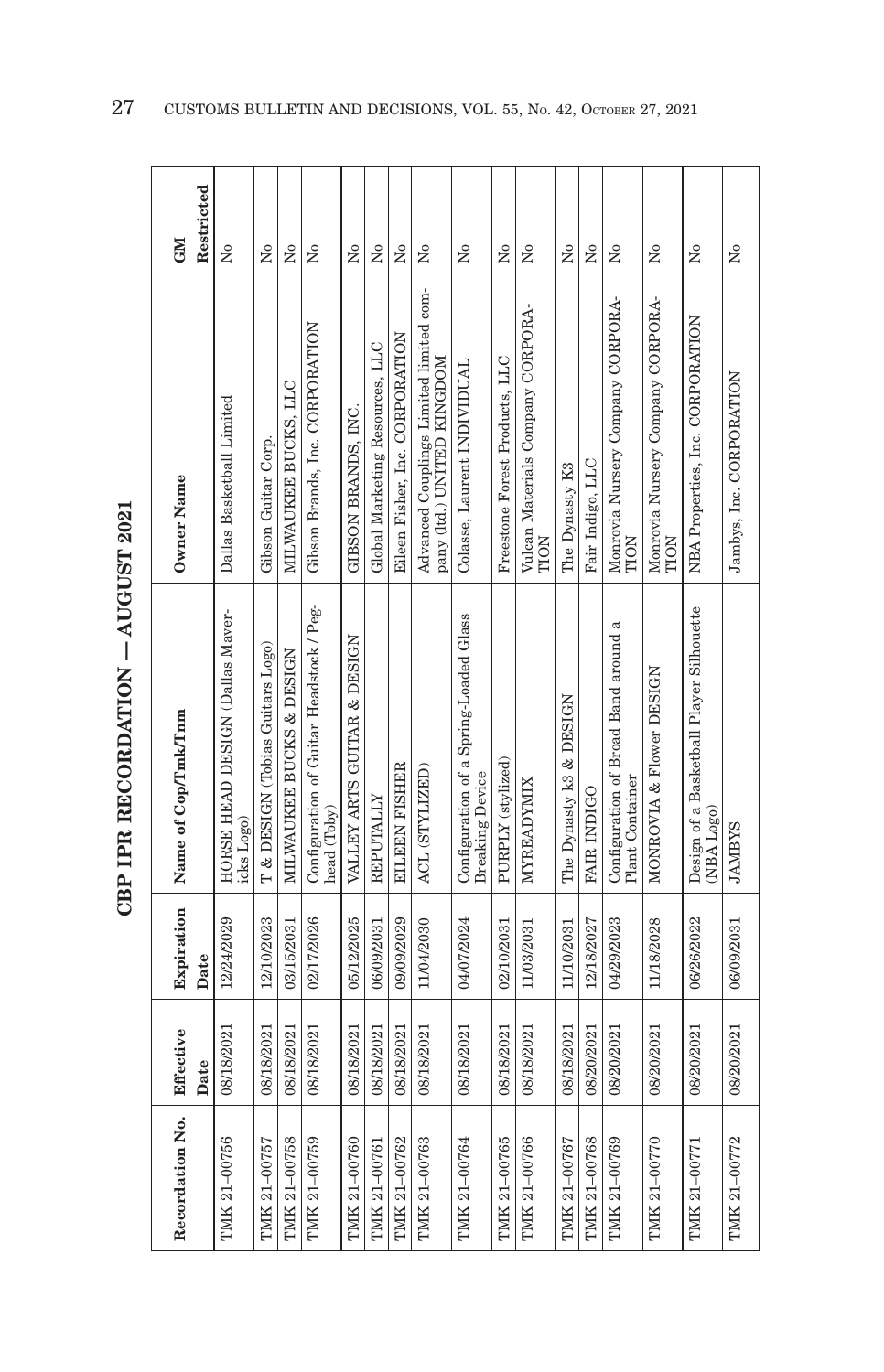## CBP IPR RECORDATION — AUGUST 2021

| Recordation No. | Effective Date | Expiration Date | Name of Cop/Tmk/Tnm | Owner Name | GM Restricted |
|---|---|---|---|---|---|
| TMK 21-00756 | 08/18/2021 | 12/24/2029 | HORSE HEAD DESIGN (Dallas Mavericks Logo) | Dallas Basketball Limited | No |
| TMK 21-00757 | 08/18/2021 | 12/10/2023 | T & DESIGN (Tobias Guitars Logo) | Gibson Guitar Corp. | No |
| TMK 21-00758 | 08/18/2021 | 03/15/2031 | MILWAUKEE BUCKS & DESIGN | MILWAUKEE BUCKS, LLC | No |
| TMK 21-00759 | 08/18/2021 | 02/17/2026 | Configuration of Guitar Headstock / Peghead (Toby) | Gibson Brands, Inc. CORPORATION | No |
| TMK 21-00760 | 08/18/2021 | 05/12/2025 | VALLEY ARTS GUITAR & DESIGN | GIBSON BRANDS, INC. | No |
| TMK 21-00761 | 08/18/2021 | 06/09/2031 | REPUTALLY | Global Marketing Resources, LLC | No |
| TMK 21-00762 | 08/18/2021 | 09/09/2029 | EILEEN FISHER | Eileen Fisher, Inc. CORPORATION | No |
| TMK 21-00763 | 08/18/2021 | 11/04/2030 | ACL (STYLIZED) | Advanced Couplings Limited limited company (ltd.) UNITED KINGDOM | No |
| TMK 21-00764 | 08/18/2021 | 04/07/2024 | Configuration of a Spring-Loaded Glass Breaking Device | Colasse, Laurent INDIVIDUAL | No |
| TMK 21-00765 | 08/18/2021 | 02/10/2031 | PURPLY (stylized) | Freestone Forest Products, LLC | No |
| TMK 21-00766 | 08/18/2021 | 11/03/2031 | MYREADYMIX | Vulcan Materials Company CORPORATION | No |
| TMK 21-00767 | 08/18/2021 | 11/10/2031 | The Dynasty k3 & DESIGN | The Dynasty K3 | No |
| TMK 21-00768 | 08/20/2021 | 12/18/2027 | FAIR INDIGO | Fair Indigo, LLC | No |
| TMK 21-00769 | 08/20/2021 | 04/29/2023 | Configuration of Broad Band around a Plant Container | Monrovia Nursery Company CORPORATION | No |
| TMK 21-00770 | 08/20/2021 | 11/18/2028 | MONROVIA & Flower DESIGN | Monrovia Nursery Company CORPORATION | No |
| TMK 21-00771 | 08/20/2021 | 06/26/2022 | Design of a Basketball Player Silhouette (NBA Logo) | NBA Properties, Inc. CORPORATION | No |
| TMK 21-00772 | 08/20/2021 | 06/09/2031 | JAMBYS | Jambys, Inc. CORPORATION | No |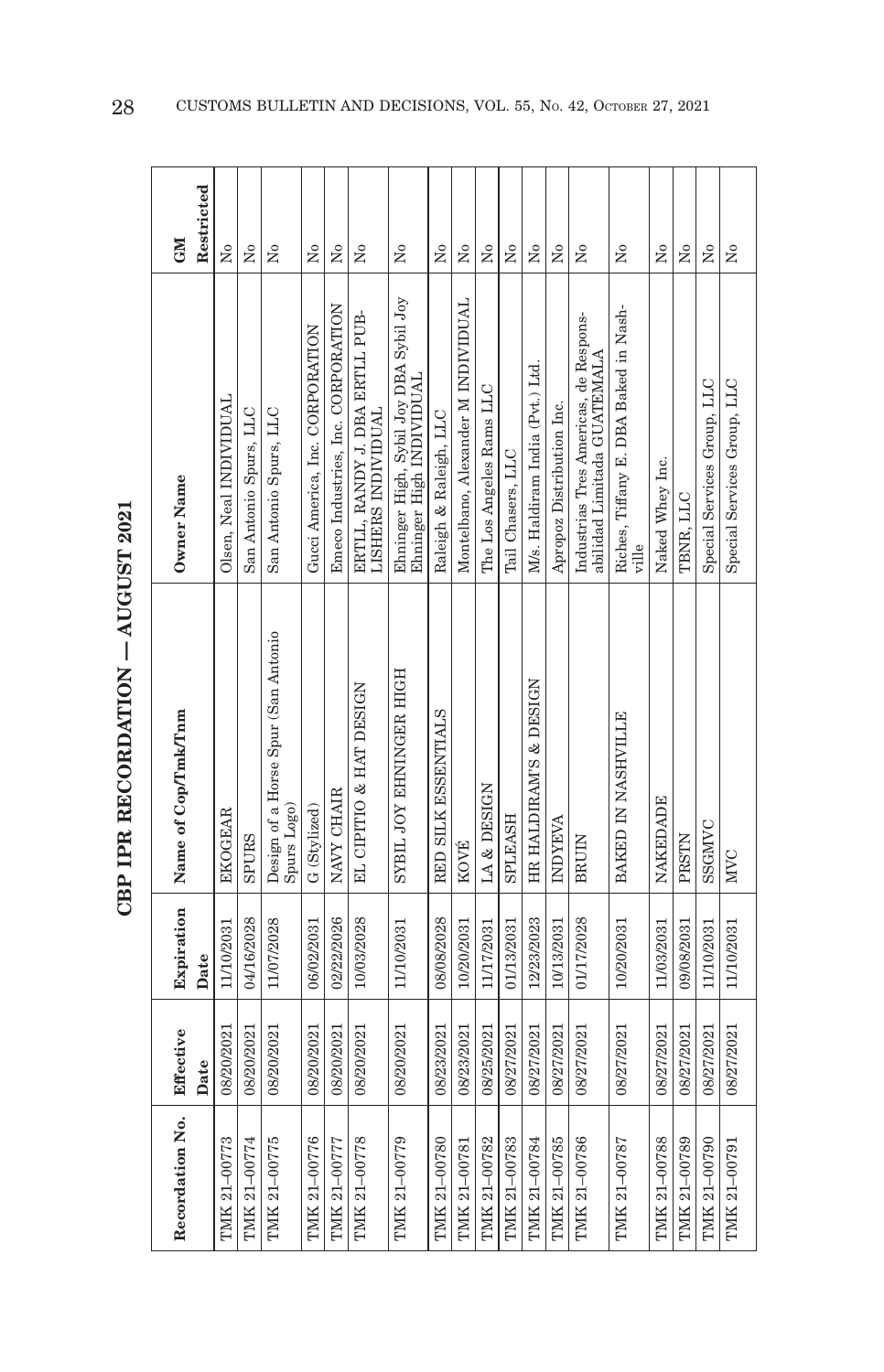## CBP IPR RECORDATION — AUGUST 2021

| Recordation No. | Effective Date | Expiration Date | Name of Cop/Tmk/Tnm | Owner Name | GM Restricted |
|---|---|---|---|---|---|
| TMK 21-00773 | 08/20/2021 | 11/10/2031 | EKOGEAR | Olsen, Neal INDIVIDUAL | No |
| TMK 21-00774 | 08/20/2021 | 04/16/2028 | SPURS | San Antonio Spurs, LLC | No |
| TMK 21-00775 | 08/20/2021 | 11/07/2028 | Design of a Horse Spur (San Antonio Spurs Logo) | San Antonio Spurs, LLC | No |
| TMK 21-00776 | 08/20/2021 | 06/02/2031 | G (Stylized) | Gucci America, Inc. CORPORATION | No |
| TMK 21-00777 | 08/20/2021 | 02/22/2026 | NAVY CHAIR | Emeco Industries, Inc. CORPORATION | No |
| TMK 21-00778 | 08/20/2021 | 10/03/2028 | EL CIPITIO & HAT DESIGN | ERTLL, RANDY J. DBA ERTLL PUBLISHERS INDIVIDUAL | No |
| TMK 21-00779 | 08/20/2021 | 11/10/2031 | SYBIL JOY EHNINGER HIGH | Ehninger High, Sybil Joy DBA Sybil Joy Ehninger High INDIVIDUAL | No |
| TMK 21-00780 | 08/23/2021 | 08/08/2028 | RED SILK ESSENTIALS | Raleigh & Raleigh, LLC | No |
| TMK 21-00781 | 08/23/2021 | 10/20/2031 | KOVÉ | Montelbano, Alexander M INDIVIDUAL | No |
| TMK 21-00782 | 08/25/2021 | 11/17/2031 | LA & DESIGN | The Los Angeles Rams LLC | No |
| TMK 21-00783 | 08/27/2021 | 01/13/2031 | SPLEASH | Tail Chasers, LLC | No |
| TMK 21-00784 | 08/27/2021 | 12/23/2023 | HR HALDIRAM'S & DESIGN | M/s. Haldiram India (Pvt.) Ltd. | No |
| TMK 21-00785 | 08/27/2021 | 10/13/2031 | INDYEVA | Apropoz Distribution Inc. | No |
| TMK 21-00786 | 08/27/2021 | 01/17/2028 | BRUIN | Industrias Tres Americas, de Responsabilidad Limitada GUATEMALA | No |
| TMK 21-00787 | 08/27/2021 | 10/20/2031 | BAKED IN NASHVILLE | Riches, Tiffany E. DBA Baked in Nashville | No |
| TMK 21-00788 | 08/27/2021 | 11/03/2031 | NAKEDADE | Naked Whey Inc. | No |
| TMK 21-00789 | 08/27/2021 | 09/08/2031 | PRSTN | TBNR, LLC | No |
| TMK 21-00790 | 08/27/2021 | 11/10/2031 | SSGMVC | Special Services Group, LLC | No |
| TMK 21-00791 | 08/27/2021 | 11/10/2031 | MVC | Special Services Group, LLC | No |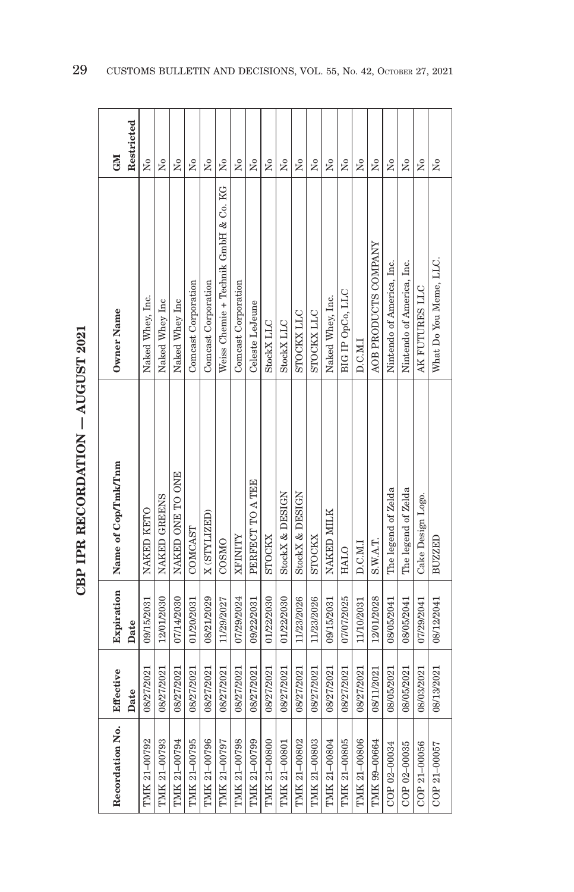# CBP IPR RECORDATION — AUGUST 2021

| Recordation No. | Effective Date | Expiration Date | Name of Cop/Tmk/Tnm | Owner Name | GM Restricted |
| --- | --- | --- | --- | --- | --- |
| TMK 21–00792 | 08/27/2021 | 09/15/2031 | NAKED KETO | Naked Whey, Inc. | No |
| TMK 21–00793 | 08/27/2021 | 12/01/2030 | NAKED GREENS | Naked Whey Inc | No |
| TMK 21–00794 | 08/27/2021 | 07/14/2030 | NAKED ONE TO ONE | Naked Whey Inc | No |
| TMK 21–00795 | 08/27/2021 | 01/20/2031 | COMCAST | Comcast Corporation | No |
| TMK 21–00796 | 08/27/2021 | 08/21/2029 | X (STYLIZED) | Comcast Corporation | No |
| TMK 21–00797 | 08/27/2021 | 11/29/2027 | COSMO | Weiss Chemie + Technik GmbH & Co. KG | No |
| TMK 21–00798 | 08/27/2021 | 07/29/2024 | XFINITY | Comcast Corporation | No |
| TMK 21–00799 | 08/27/2021 | 09/22/2031 | PERFECT TO A TEE | Celeste LeJeune | No |
| TMK 21–00800 | 08/27/2021 | 01/22/2030 | STOCKX | StockX LLC | No |
| TMK 21–00801 | 08/27/2021 | 01/22/2030 | StockX & DESIGN | StockX LLC | No |
| TMK 21–00802 | 08/27/2021 | 11/23/2026 | StockX & DESIGN | STOCKX LLC | No |
| TMK 21–00803 | 08/27/2021 | 11/23/2026 | STOCKX | STOCKX LLC | No |
| TMK 21–00804 | 08/27/2021 | 09/15/2031 | NAKED MILK | Naked Whey, Inc. | No |
| TMK 21–00805 | 08/27/2021 | 07/07/2025 | HALO | BIG IP OpCo, LLC | No |
| TMK 21–00806 | 08/27/2021 | 11/10/2031 | D.C.M.I | D.C.M.I | No |
| TMK 99–00664 | 08/11/2021 | 12/01/2028 | S.W.A.T. | AOB PRODUCTS COMPANY | No |
| COP 02–00034 | 08/05/2021 | 08/05/2041 | The legend of Zelda | Nintendo of America, Inc. | No |
| COP 02–00035 | 08/05/2021 | 08/05/2041 | The legend of Zelda | Nintendo of America, Inc. | No |
| COP 21–00056 | 08/03/2021 | 07/29/2041 | Cake Design Logo. | AK FUTURES LLC | No |
| COP 21–00057 | 08/13/2021 | 08/12/2041 | BUZZED | What Do You Meme, LLC. | No |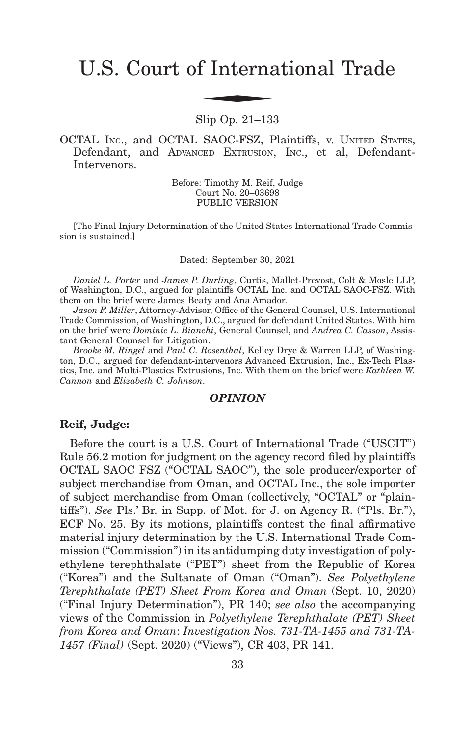# U.S. Court of International Trade

Slip Op. 21–133

OCTAL INC., and OCTAL SAOC-FSZ, Plaintiffs, v. UNITED STATES, Defendant, and ADVANCED EXTRUSION, INC., et al, Defendant-Intervenors.

Before: Timothy M. Reif, Judge
Court No. 20–03698
PUBLIC VERSION

[The Final Injury Determination of the United States International Trade Commission is sustained.]

Dated: September 30, 2021

*Daniel L. Porter* and *James P. Durling*, Curtis, Mallet-Prevost, Colt & Mosle LLP, of Washington, D.C., argued for plaintiffs OCTAL Inc. and OCTAL SAOC-FSZ. With them on the brief were James Beaty and Ana Amador.

*Jason F. Miller*, Attorney-Advisor, Office of the General Counsel, U.S. International Trade Commission, of Washington, D.C., argued for defendant United States. With him on the brief were *Dominic L. Bianchi*, General Counsel, and *Andrea C. Casson*, Assistant General Counsel for Litigation.

*Brooke M. Ringel* and *Paul C. Rosenthal*, Kelley Drye & Warren LLP, of Washington, D.C., argued for defendant-intervenors Advanced Extrusion, Inc., Ex-Tech Plastics, Inc. and Multi-Plastics Extrusions, Inc. With them on the brief were *Kathleen W. Cannon* and *Elizabeth C. Johnson*.

## *OPINION*

**Reif, Judge:**

Before the court is a U.S. Court of International Trade ("USCIT") Rule 56.2 motion for judgment on the agency record filed by plaintiffs OCTAL SAOC FSZ ("OCTAL SAOC"), the sole producer/exporter of subject merchandise from Oman, and OCTAL Inc., the sole importer of subject merchandise from Oman (collectively, "OCTAL" or "plaintiffs"). *See* Pls.' Br. in Supp. of Mot. for J. on Agency R. ("Pls. Br."), ECF No. 25. By its motions, plaintiffs contest the final affirmative material injury determination by the U.S. International Trade Commission ("Commission") in its antidumping duty investigation of polyethylene terephthalate ("PET") sheet from the Republic of Korea ("Korea") and the Sultanate of Oman ("Oman"). *See Polyethylene Terephthalate (PET) Sheet From Korea and Oman* (Sept. 10, 2020) ("Final Injury Determination"), PR 140; *see also* the accompanying views of the Commission in *Polyethylene Terephthalate (PET) Sheet from Korea and Oman*: *Investigation Nos. 731-TA-1455 and 731-TA-1457 (Final)* (Sept. 2020) ("Views"), CR 403, PR 141.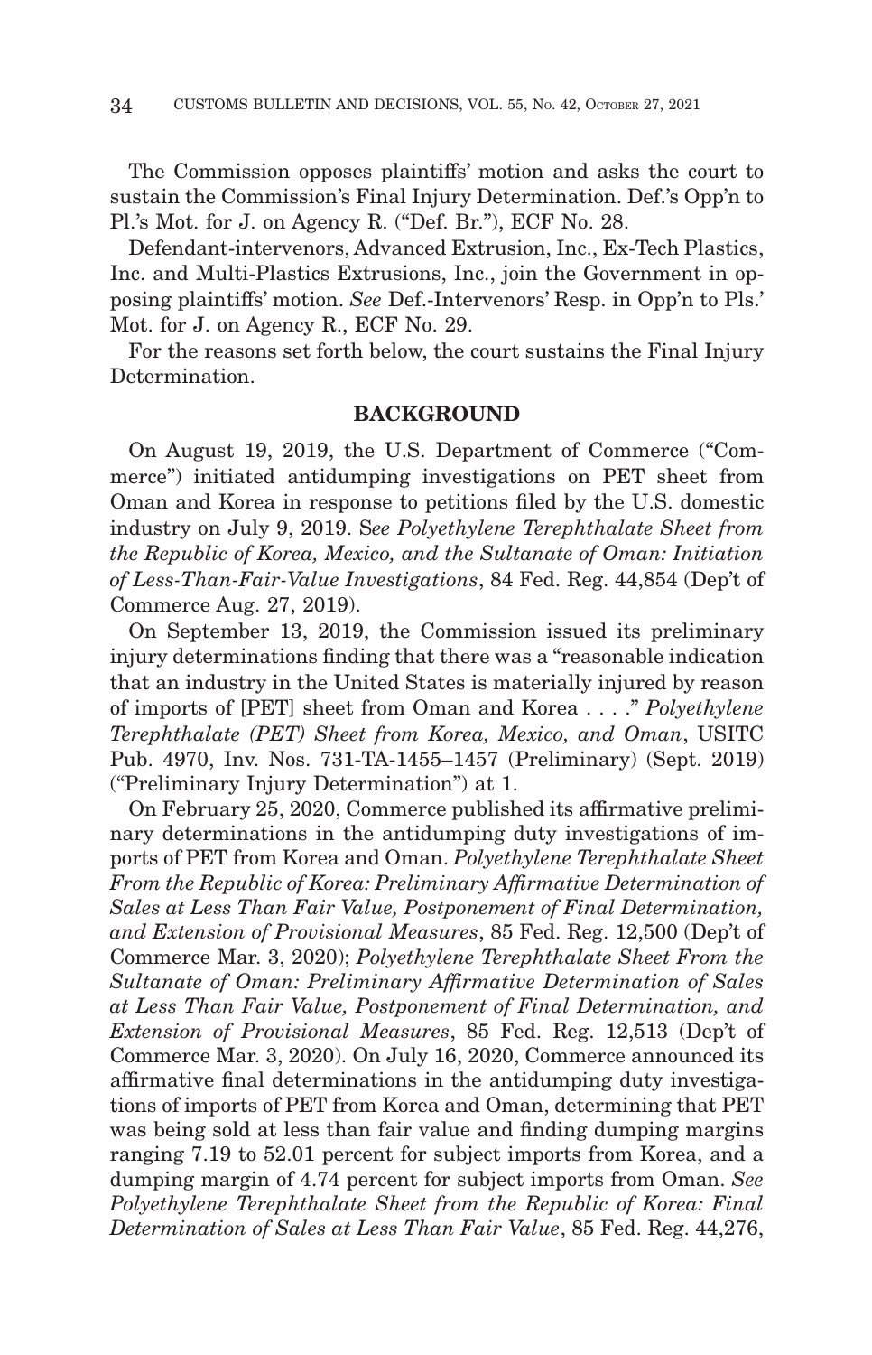The Commission opposes plaintiffs' motion and asks the court to sustain the Commission's Final Injury Determination. Def.'s Opp'n to Pl.'s Mot. for J. on Agency R. ("Def. Br."), ECF No. 28.

Defendant-intervenors, Advanced Extrusion, Inc., Ex-Tech Plastics, Inc. and Multi-Plastics Extrusions, Inc., join the Government in opposing plaintiffs' motion. *See* Def.-Intervenors' Resp. in Opp'n to Pls.' Mot. for J. on Agency R., ECF No. 29.

For the reasons set forth below, the court sustains the Final Injury Determination.

## BACKGROUND

On August 19, 2019, the U.S. Department of Commerce ("Commerce") initiated antidumping investigations on PET sheet from Oman and Korea in response to petitions filed by the U.S. domestic industry on July 9, 2019. S*ee Polyethylene Terephthalate Sheet from the Republic of Korea, Mexico, and the Sultanate of Oman: Initiation of Less-Than-Fair-Value Investigations*, 84 Fed. Reg. 44,854 (Dep't of Commerce Aug. 27, 2019).

On September 13, 2019, the Commission issued its preliminary injury determinations finding that there was a "reasonable indication that an industry in the United States is materially injured by reason of imports of [PET] sheet from Oman and Korea . . . ." *Polyethylene Terephthalate (PET) Sheet from Korea, Mexico, and Oman*, USITC Pub. 4970, Inv. Nos. 731-TA-1455–1457 (Preliminary) (Sept. 2019) ("Preliminary Injury Determination") at 1.

On February 25, 2020, Commerce published its affirmative preliminary determinations in the antidumping duty investigations of imports of PET from Korea and Oman. *Polyethylene Terephthalate Sheet From the Republic of Korea: Preliminary Affirmative Determination of Sales at Less Than Fair Value, Postponement of Final Determination, and Extension of Provisional Measures*, 85 Fed. Reg. 12,500 (Dep't of Commerce Mar. 3, 2020); *Polyethylene Terephthalate Sheet From the Sultanate of Oman: Preliminary Affirmative Determination of Sales at Less Than Fair Value, Postponement of Final Determination, and Extension of Provisional Measures*, 85 Fed. Reg. 12,513 (Dep't of Commerce Mar. 3, 2020). On July 16, 2020, Commerce announced its affirmative final determinations in the antidumping duty investigations of imports of PET from Korea and Oman, determining that PET was being sold at less than fair value and finding dumping margins ranging 7.19 to 52.01 percent for subject imports from Korea, and a dumping margin of 4.74 percent for subject imports from Oman. *See Polyethylene Terephthalate Sheet from the Republic of Korea: Final Determination of Sales at Less Than Fair Value*, 85 Fed. Reg. 44,276,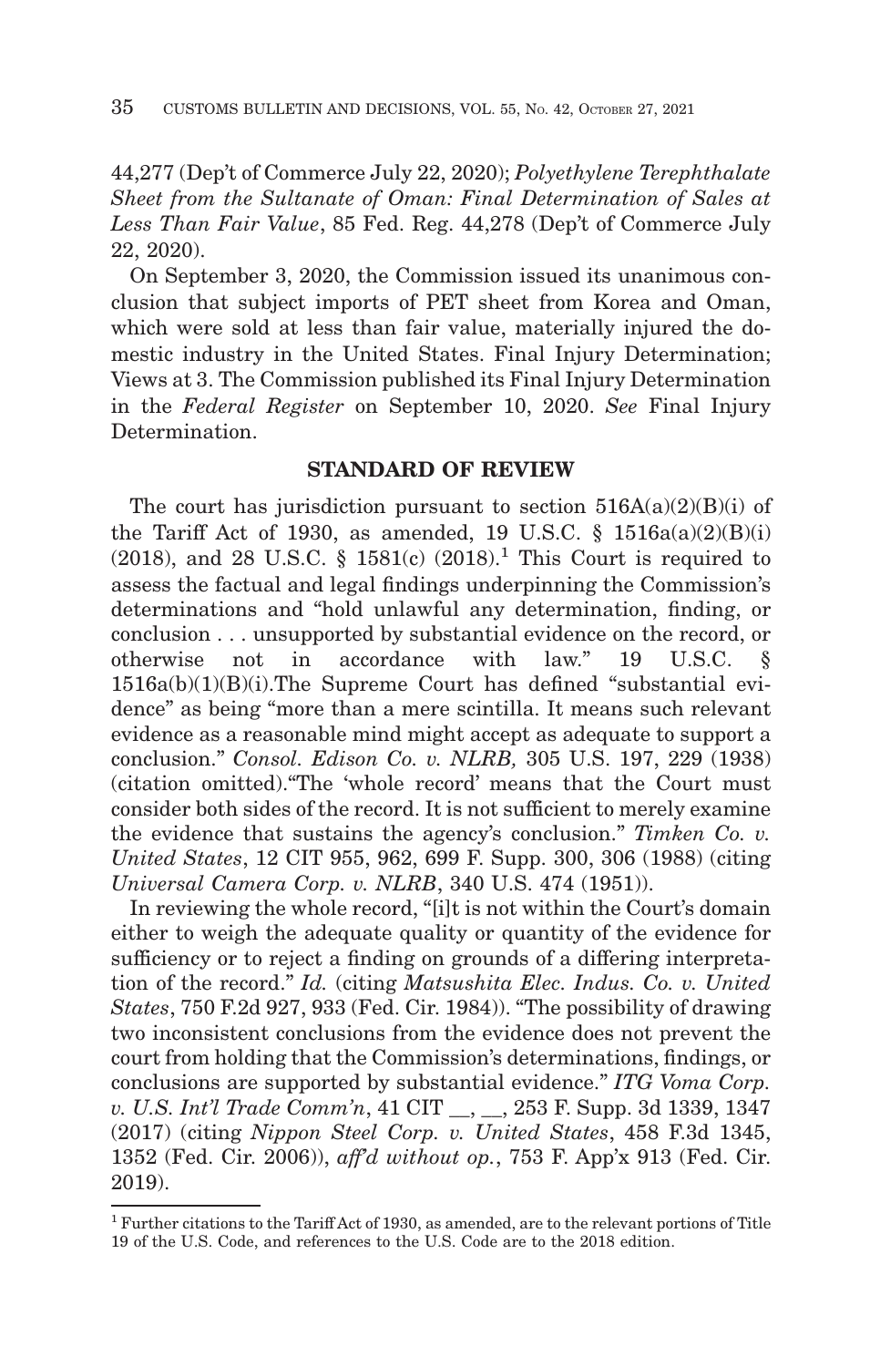44,277 (Dep't of Commerce July 22, 2020); *Polyethylene Terephthalate Sheet from the Sultanate of Oman: Final Determination of Sales at Less Than Fair Value*, 85 Fed. Reg. 44,278 (Dep't of Commerce July 22, 2020).

On September 3, 2020, the Commission issued its unanimous conclusion that subject imports of PET sheet from Korea and Oman, which were sold at less than fair value, materially injured the domestic industry in the United States. Final Injury Determination; Views at 3. The Commission published its Final Injury Determination in the *Federal Register* on September 10, 2020. *See* Final Injury Determination.

## STANDARD OF REVIEW

The court has jurisdiction pursuant to section 516A(a)(2)(B)(i) of the Tariff Act of 1930, as amended, 19 U.S.C. § 1516a(a)(2)(B)(i) (2018), and 28 U.S.C. § 1581(c) (2018).[1] This Court is required to assess the factual and legal findings underpinning the Commission's determinations and "hold unlawful any determination, finding, or conclusion . . . unsupported by substantial evidence on the record, or otherwise not in accordance with law." 19 U.S.C. § 1516a(b)(1)(B)(i).The Supreme Court has defined "substantial evidence" as being "more than a mere scintilla. It means such relevant evidence as a reasonable mind might accept as adequate to support a conclusion." *Consol. Edison Co. v. NLRB,* 305 U.S. 197, 229 (1938) (citation omitted)."The 'whole record' means that the Court must consider both sides of the record. It is not sufficient to merely examine the evidence that sustains the agency's conclusion." *Timken Co. v. United States*, 12 CIT 955, 962, 699 F. Supp. 300, 306 (1988) (citing *Universal Camera Corp. v. NLRB*, 340 U.S. 474 (1951)).

In reviewing the whole record, "[i]t is not within the Court's domain either to weigh the adequate quality or quantity of the evidence for sufficiency or to reject a finding on grounds of a differing interpretation of the record." *Id.* (citing *Matsushita Elec. Indus. Co. v. United States*, 750 F.2d 927, 933 (Fed. Cir. 1984)). "The possibility of drawing two inconsistent conclusions from the evidence does not prevent the court from holding that the Commission's determinations, findings, or conclusions are supported by substantial evidence." *ITG Voma Corp. v. U.S. Int'l Trade Comm'n*, 41 CIT __, __, 253 F. Supp. 3d 1339, 1347 (2017) (citing *Nippon Steel Corp. v. United States*, 458 F.3d 1345, 1352 (Fed. Cir. 2006)), *aff'd without op.*, 753 F. App'x 913 (Fed. Cir. 2019).

[1] Further citations to the Tariff Act of 1930, as amended, are to the relevant portions of Title 19 of the U.S. Code, and references to the U.S. Code are to the 2018 edition.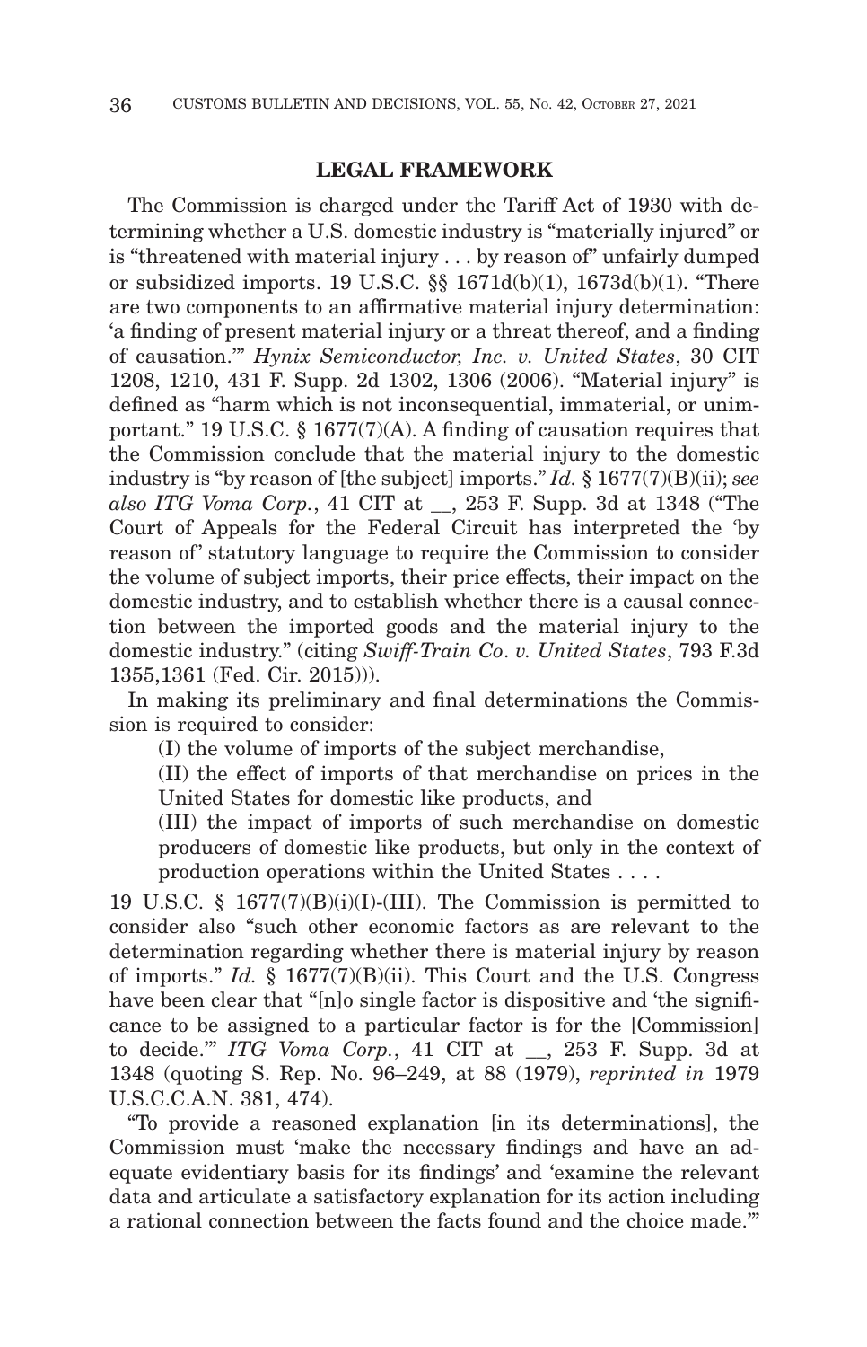## LEGAL FRAMEWORK

The Commission is charged under the Tariff Act of 1930 with determining whether a U.S. domestic industry is "materially injured" or is "threatened with material injury . . . by reason of" unfairly dumped or subsidized imports. 19 U.S.C. §§ 1671d(b)(1), 1673d(b)(1). "There are two components to an affirmative material injury determination: 'a finding of present material injury or a threat thereof, and a finding of causation.'" *Hynix Semiconductor, Inc. v. United States*, 30 CIT 1208, 1210, 431 F. Supp. 2d 1302, 1306 (2006). "Material injury" is defined as "harm which is not inconsequential, immaterial, or unimportant." 19 U.S.C. § 1677(7)(A). A finding of causation requires that the Commission conclude that the material injury to the domestic industry is "by reason of [the subject] imports." *Id.* § 1677(7)(B)(ii); *see also ITG Voma Corp.*, 41 CIT at __, 253 F. Supp. 3d at 1348 ("The Court of Appeals for the Federal Circuit has interpreted the 'by reason of' statutory language to require the Commission to consider the volume of subject imports, their price effects, their impact on the domestic industry, and to establish whether there is a causal connection between the imported goods and the material injury to the domestic industry." (citing *Swiff-Train Co. v. United States*, 793 F.3d 1355,1361 (Fed. Cir. 2015))).

In making its preliminary and final determinations the Commission is required to consider:

(I) the volume of imports of the subject merchandise,

(II) the effect of imports of that merchandise on prices in the United States for domestic like products, and

(III) the impact of imports of such merchandise on domestic producers of domestic like products, but only in the context of production operations within the United States . . . .

19 U.S.C. § 1677(7)(B)(i)(I)-(III). The Commission is permitted to consider also "such other economic factors as are relevant to the determination regarding whether there is material injury by reason of imports." *Id.* § 1677(7)(B)(ii). This Court and the U.S. Congress have been clear that "[n]o single factor is dispositive and 'the significance to be assigned to a particular factor is for the [Commission] to decide.'" *ITG Voma Corp.*, 41 CIT at __, 253 F. Supp. 3d at 1348 (quoting S. Rep. No. 96–249, at 88 (1979), *reprinted in* 1979 U.S.C.C.A.N. 381, 474).

"To provide a reasoned explanation [in its determinations], the Commission must 'make the necessary findings and have an adequate evidentiary basis for its findings' and 'examine the relevant data and articulate a satisfactory explanation for its action including a rational connection between the facts found and the choice made.'"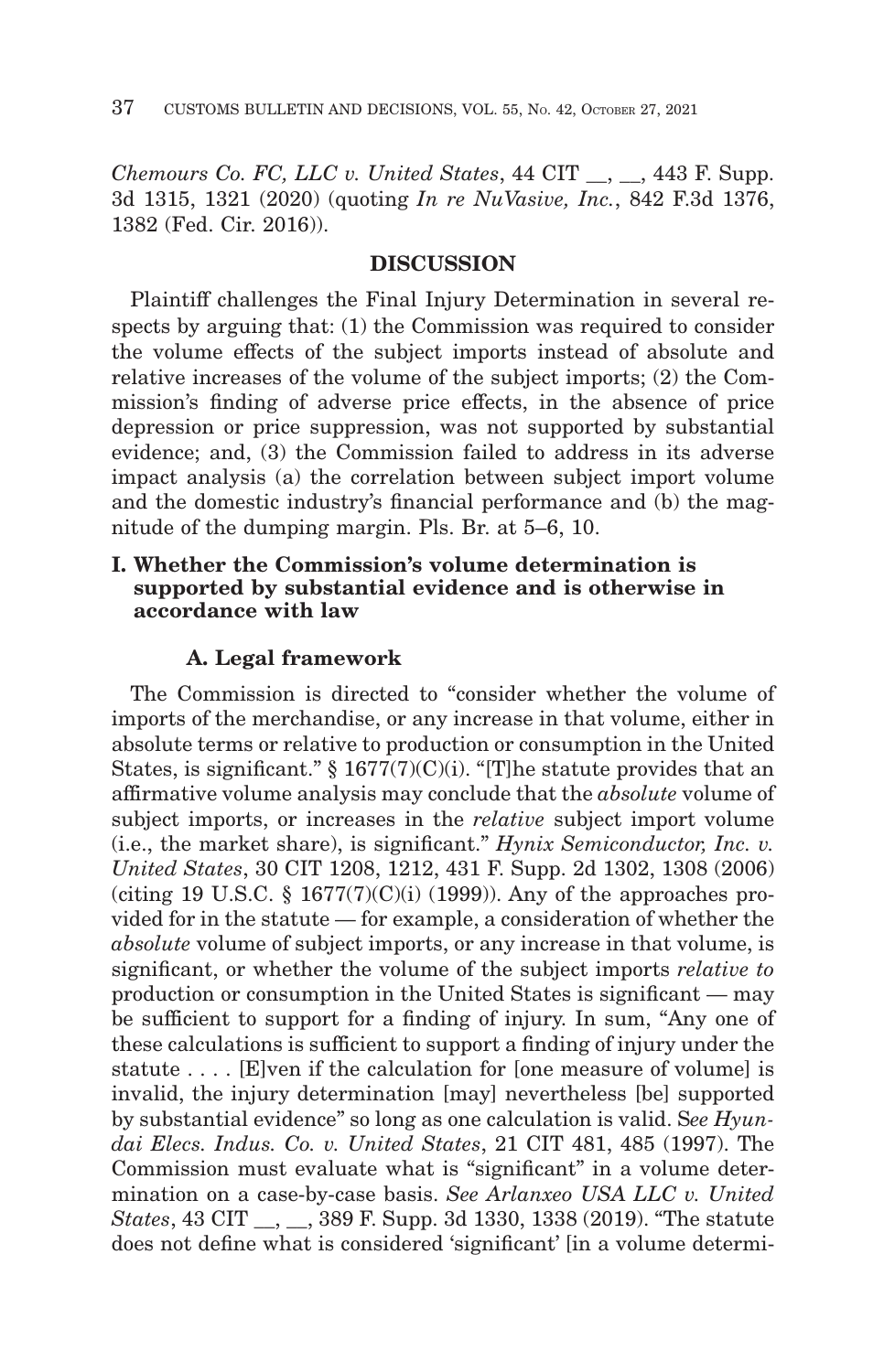*Chemours Co. FC, LLC v. United States*, 44 CIT __, __, 443 F. Supp. 3d 1315, 1321 (2020) (quoting *In re NuVasive, Inc.*, 842 F.3d 1376, 1382 (Fed. Cir. 2016)).

## DISCUSSION

Plaintiff challenges the Final Injury Determination in several respects by arguing that: (1) the Commission was required to consider the volume effects of the subject imports instead of absolute and relative increases of the volume of the subject imports; (2) the Commission's finding of adverse price effects, in the absence of price depression or price suppression, was not supported by substantial evidence; and, (3) the Commission failed to address in its adverse impact analysis (a) the correlation between subject import volume and the domestic industry's financial performance and (b) the magnitude of the dumping margin. Pls. Br. at 5–6, 10.

### I. Whether the Commission's volume determination is supported by substantial evidence and is otherwise in accordance with law

#### A. Legal framework

The Commission is directed to "consider whether the volume of imports of the merchandise, or any increase in that volume, either in absolute terms or relative to production or consumption in the United States, is significant." § 1677(7)(C)(i). "[T]he statute provides that an affirmative volume analysis may conclude that the *absolute* volume of subject imports, or increases in the *relative* subject import volume (i.e., the market share), is significant." *Hynix Semiconductor, Inc. v. United States*, 30 CIT 1208, 1212, 431 F. Supp. 2d 1302, 1308 (2006) (citing 19 U.S.C. § 1677(7)(C)(i) (1999)). Any of the approaches provided for in the statute — for example, a consideration of whether the *absolute* volume of subject imports, or any increase in that volume, is significant, or whether the volume of the subject imports *relative to* production or consumption in the United States is significant — may be sufficient to support for a finding of injury. In sum, "Any one of these calculations is sufficient to support a finding of injury under the statute . . . . [E]ven if the calculation for [one measure of volume] is invalid, the injury determination [may] nevertheless [be] supported by substantial evidence" so long as one calculation is valid. S*ee Hyundai Elecs. Indus. Co. v. United States*, 21 CIT 481, 485 (1997). The Commission must evaluate what is "significant" in a volume determination on a case-by-case basis. *See Arlanxeo USA LLC v. United States*, 43 CIT __, __, 389 F. Supp. 3d 1330, 1338 (2019). "The statute does not define what is considered 'significant' [in a volume determi-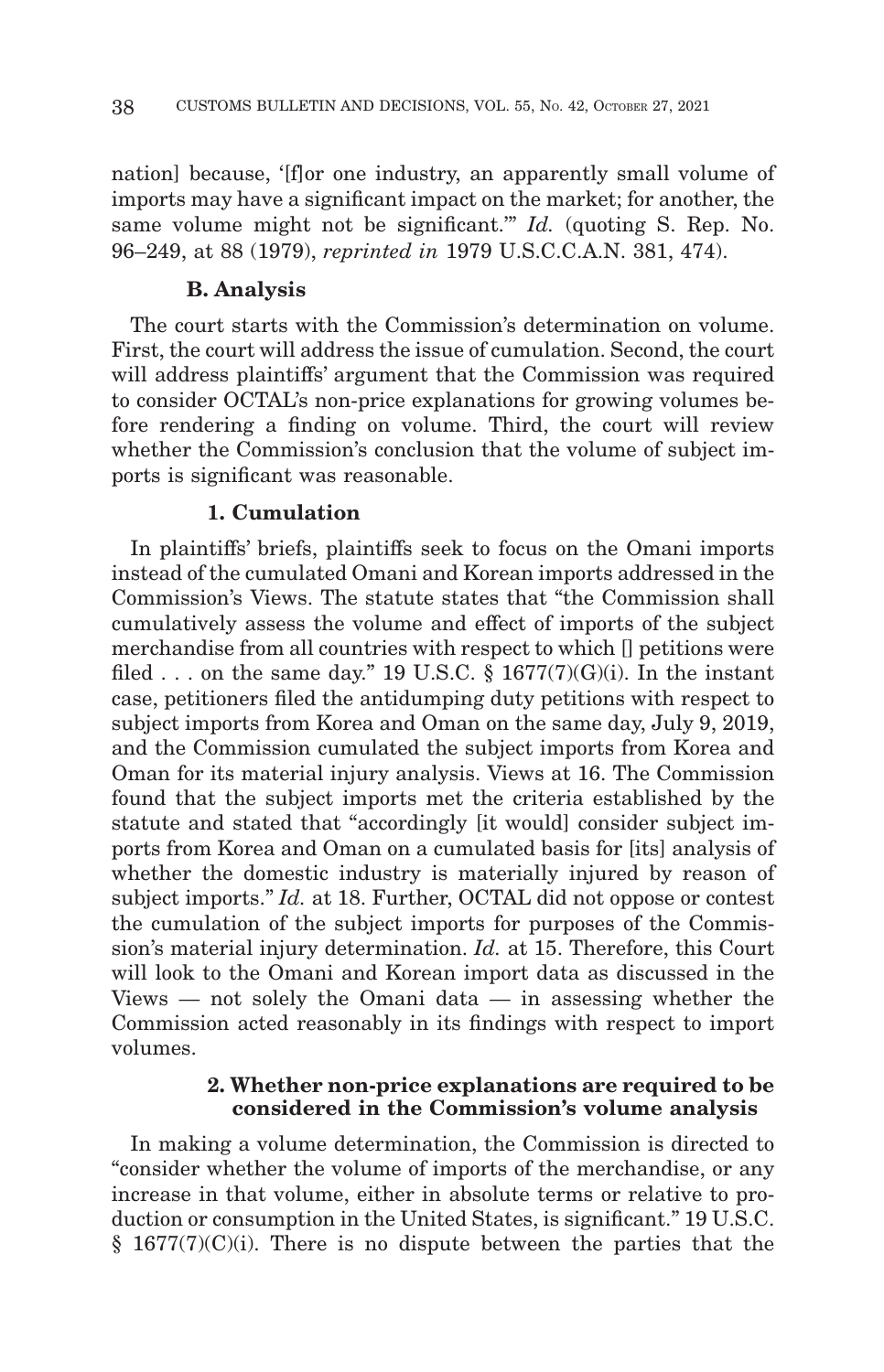nation] because, '[f]or one industry, an apparently small volume of imports may have a significant impact on the market; for another, the same volume might not be significant.'" *Id.* (quoting S. Rep. No. 96–249, at 88 (1979), *reprinted in* 1979 U.S.C.C.A.N. 381, 474).

### B. Analysis

The court starts with the Commission's determination on volume. First, the court will address the issue of cumulation. Second, the court will address plaintiffs' argument that the Commission was required to consider OCTAL's non-price explanations for growing volumes before rendering a finding on volume. Third, the court will review whether the Commission's conclusion that the volume of subject imports is significant was reasonable.

#### 1. Cumulation

In plaintiffs' briefs, plaintiffs seek to focus on the Omani imports instead of the cumulated Omani and Korean imports addressed in the Commission's Views. The statute states that "the Commission shall cumulatively assess the volume and effect of imports of the subject merchandise from all countries with respect to which [] petitions were filed . . . on the same day." 19 U.S.C. § 1677(7)(G)(i). In the instant case, petitioners filed the antidumping duty petitions with respect to subject imports from Korea and Oman on the same day, July 9, 2019, and the Commission cumulated the subject imports from Korea and Oman for its material injury analysis. Views at 16. The Commission found that the subject imports met the criteria established by the statute and stated that "accordingly [it would] consider subject imports from Korea and Oman on a cumulated basis for [its] analysis of whether the domestic industry is materially injured by reason of subject imports." *Id.* at 18. Further, OCTAL did not oppose or contest the cumulation of the subject imports for purposes of the Commission's material injury determination. *Id.* at 15. Therefore, this Court will look to the Omani and Korean import data as discussed in the Views — not solely the Omani data — in assessing whether the Commission acted reasonably in its findings with respect to import volumes.

#### 2. Whether non-price explanations are required to be considered in the Commission's volume analysis

In making a volume determination, the Commission is directed to "consider whether the volume of imports of the merchandise, or any increase in that volume, either in absolute terms or relative to production or consumption in the United States, is significant." 19 U.S.C. § 1677(7)(C)(i). There is no dispute between the parties that the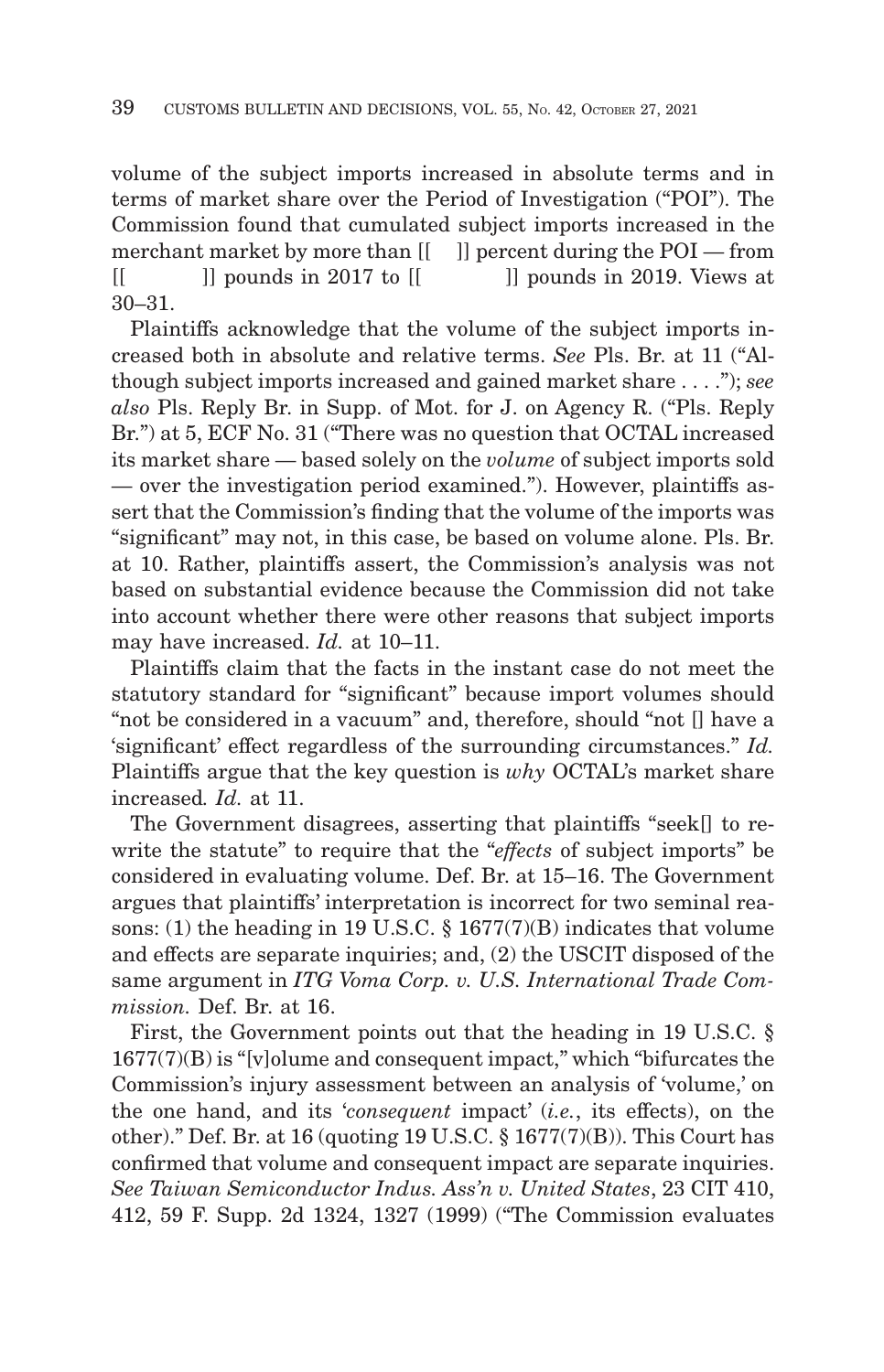volume of the subject imports increased in absolute terms and in terms of market share over the Period of Investigation ("POI"). The Commission found that cumulated subject imports increased in the merchant market by more than [[ ]] percent during the POI — from [[ ]] pounds in 2017 to [[ ]] pounds in 2019. Views at 30–31.

Plaintiffs acknowledge that the volume of the subject imports increased both in absolute and relative terms. *See* Pls. Br. at 11 ("Although subject imports increased and gained market share . . . ."); *see also* Pls. Reply Br. in Supp. of Mot. for J. on Agency R. ("Pls. Reply Br.") at 5, ECF No. 31 ("There was no question that OCTAL increased its market share — based solely on the *volume* of subject imports sold — over the investigation period examined."). However, plaintiffs assert that the Commission's finding that the volume of the imports was "significant" may not, in this case, be based on volume alone. Pls. Br. at 10. Rather, plaintiffs assert, the Commission's analysis was not based on substantial evidence because the Commission did not take into account whether there were other reasons that subject imports may have increased. *Id.* at 10–11.

Plaintiffs claim that the facts in the instant case do not meet the statutory standard for "significant" because import volumes should "not be considered in a vacuum" and, therefore, should "not [] have a 'significant' effect regardless of the surrounding circumstances." *Id.* Plaintiffs argue that the key question is *why* OCTAL's market share increased*.* *Id.* at 11.

The Government disagrees, asserting that plaintiffs "seek[] to rewrite the statute" to require that the "*effects* of subject imports" be considered in evaluating volume. Def. Br. at 15–16. The Government argues that plaintiffs' interpretation is incorrect for two seminal reasons: (1) the heading in 19 U.S.C. § 1677(7)(B) indicates that volume and effects are separate inquiries; and, (2) the USCIT disposed of the same argument in *ITG Voma Corp. v. U.S. International Trade Commission.* Def. Br. at 16.

First, the Government points out that the heading in 19 U.S.C. § 1677(7)(B) is "[v]olume and consequent impact," which "bifurcates the Commission's injury assessment between an analysis of 'volume,' on the one hand, and its '*consequent* impact' (*i.e.*, its effects), on the other)." Def. Br. at 16 (quoting 19 U.S.C. § 1677(7)(B)). This Court has confirmed that volume and consequent impact are separate inquiries. *See Taiwan Semiconductor Indus. Ass'n v. United States*, 23 CIT 410, 412, 59 F. Supp. 2d 1324, 1327 (1999) ("The Commission evaluates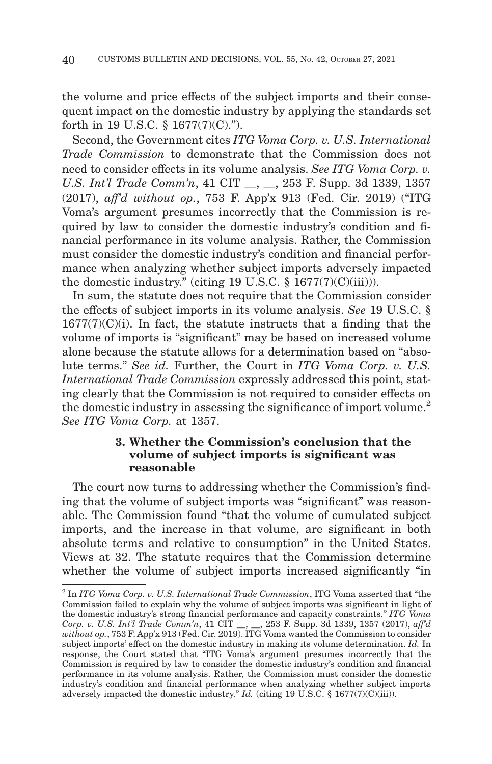the volume and price effects of the subject imports and their consequent impact on the domestic industry by applying the standards set forth in 19 U.S.C. § 1677(7)(C).").

Second, the Government cites *ITG Voma Corp. v. U.S. International Trade Commission* to demonstrate that the Commission does not need to consider effects in its volume analysis. *See ITG Voma Corp. v. U.S. Int'l Trade Comm'n*, 41 CIT __, __, 253 F. Supp. 3d 1339, 1357 (2017), *aff'd without op.*, 753 F. App'x 913 (Fed. Cir. 2019) ("ITG Voma's argument presumes incorrectly that the Commission is required by law to consider the domestic industry's condition and financial performance in its volume analysis. Rather, the Commission must consider the domestic industry's condition and financial performance when analyzing whether subject imports adversely impacted the domestic industry." (citing 19 U.S.C. § 1677(7)(C)(iii))).

In sum, the statute does not require that the Commission consider the effects of subject imports in its volume analysis. *See* 19 U.S.C. § 1677(7)(C)(i). In fact, the statute instructs that a finding that the volume of imports is "significant" may be based on increased volume alone because the statute allows for a determination based on "absolute terms." *See id.* Further, the Court in *ITG Voma Corp. v. U.S. International Trade Commission* expressly addressed this point, stating clearly that the Commission is not required to consider effects on the domestic industry in assessing the significance of import volume.[2] *See ITG Voma Corp.* at 1357.

### 3. Whether the Commission's conclusion that the volume of subject imports is significant was reasonable

The court now turns to addressing whether the Commission's finding that the volume of subject imports was "significant" was reasonable. The Commission found "that the volume of cumulated subject imports, and the increase in that volume, are significant in both absolute terms and relative to consumption" in the United States. Views at 32. The statute requires that the Commission determine whether the volume of subject imports increased significantly "in

---

[2] In *ITG Voma Corp. v. U.S. International Trade Commission*, ITG Voma asserted that "the Commission failed to explain why the volume of subject imports was significant in light of the domestic industry's strong financial performance and capacity constraints." *ITG Voma Corp. v. U.S. Int'l Trade Comm'n*, 41 CIT __, __, 253 F. Supp. 3d 1339, 1357 (2017), *aff'd without op.*, 753 F. App'x 913 (Fed. Cir. 2019). ITG Voma wanted the Commission to consider subject imports' effect on the domestic industry in making its volume determination. *Id.* In response, the Court stated that "ITG Voma's argument presumes incorrectly that the Commission is required by law to consider the domestic industry's condition and financial performance in its volume analysis. Rather, the Commission must consider the domestic industry's condition and financial performance when analyzing whether subject imports adversely impacted the domestic industry." *Id.* (citing 19 U.S.C. § 1677(7)(C)(iii)).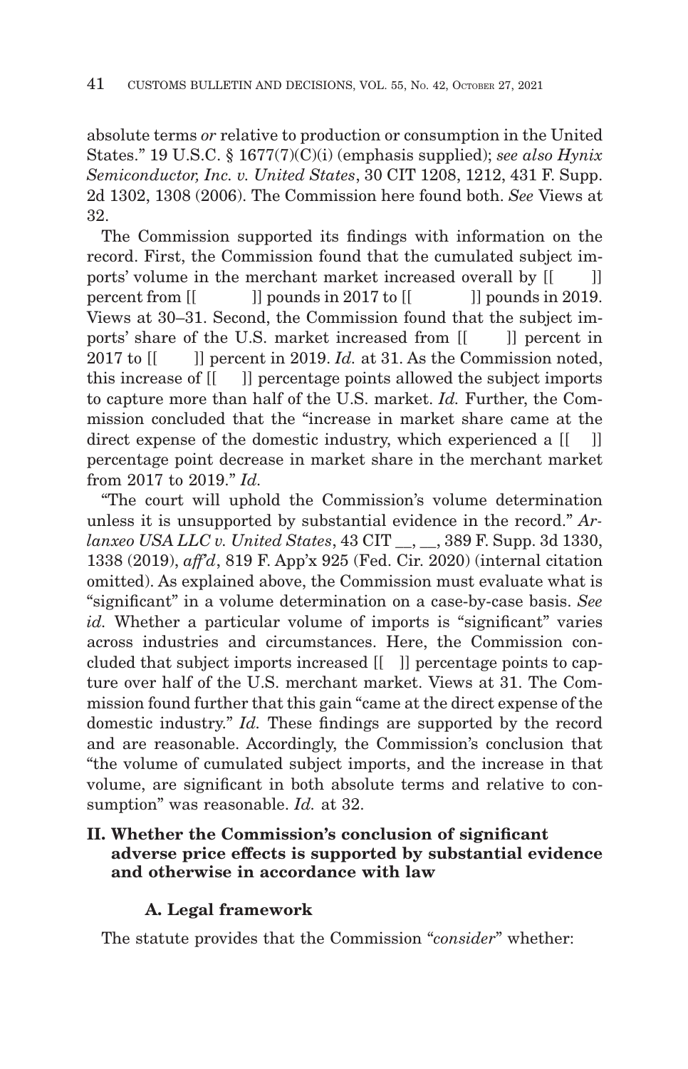absolute terms *or* relative to production or consumption in the United States." 19 U.S.C. § 1677(7)(C)(i) (emphasis supplied); *see also Hynix Semiconductor, Inc. v. United States*, 30 CIT 1208, 1212, 431 F. Supp. 2d 1302, 1308 (2006). The Commission here found both. *See* Views at 32.

The Commission supported its findings with information on the record. First, the Commission found that the cumulated subject imports' volume in the merchant market increased overall by [[ ]] percent from [[ ]] pounds in 2017 to [[ ]] pounds in 2019. Views at 30–31. Second, the Commission found that the subject imports' share of the U.S. market increased from [[ ]] percent in 2017 to [[ ]] percent in 2019. *Id.* at 31. As the Commission noted, this increase of [[ ]] percentage points allowed the subject imports to capture more than half of the U.S. market. *Id.* Further, the Commission concluded that the "increase in market share came at the direct expense of the domestic industry, which experienced a [[ ]] percentage point decrease in market share in the merchant market from 2017 to 2019." *Id.*

"The court will uphold the Commission's volume determination unless it is unsupported by substantial evidence in the record." *Arlanxeo USA LLC v. United States*, 43 CIT __, __, 389 F. Supp. 3d 1330, 1338 (2019), *aff'd*, 819 F. App'x 925 (Fed. Cir. 2020) (internal citation omitted). As explained above, the Commission must evaluate what is "significant" in a volume determination on a case-by-case basis. *See id.* Whether a particular volume of imports is "significant" varies across industries and circumstances. Here, the Commission concluded that subject imports increased [[ ]] percentage points to capture over half of the U.S. merchant market. Views at 31. The Commission found further that this gain "came at the direct expense of the domestic industry." *Id.* These findings are supported by the record and are reasonable. Accordingly, the Commission's conclusion that "the volume of cumulated subject imports, and the increase in that volume, are significant in both absolute terms and relative to consumption" was reasonable. *Id.* at 32.

## II. Whether the Commission's conclusion of significant adverse price effects is supported by substantial evidence and otherwise in accordance with law

### A. Legal framework

The statute provides that the Commission "*consider*" whether: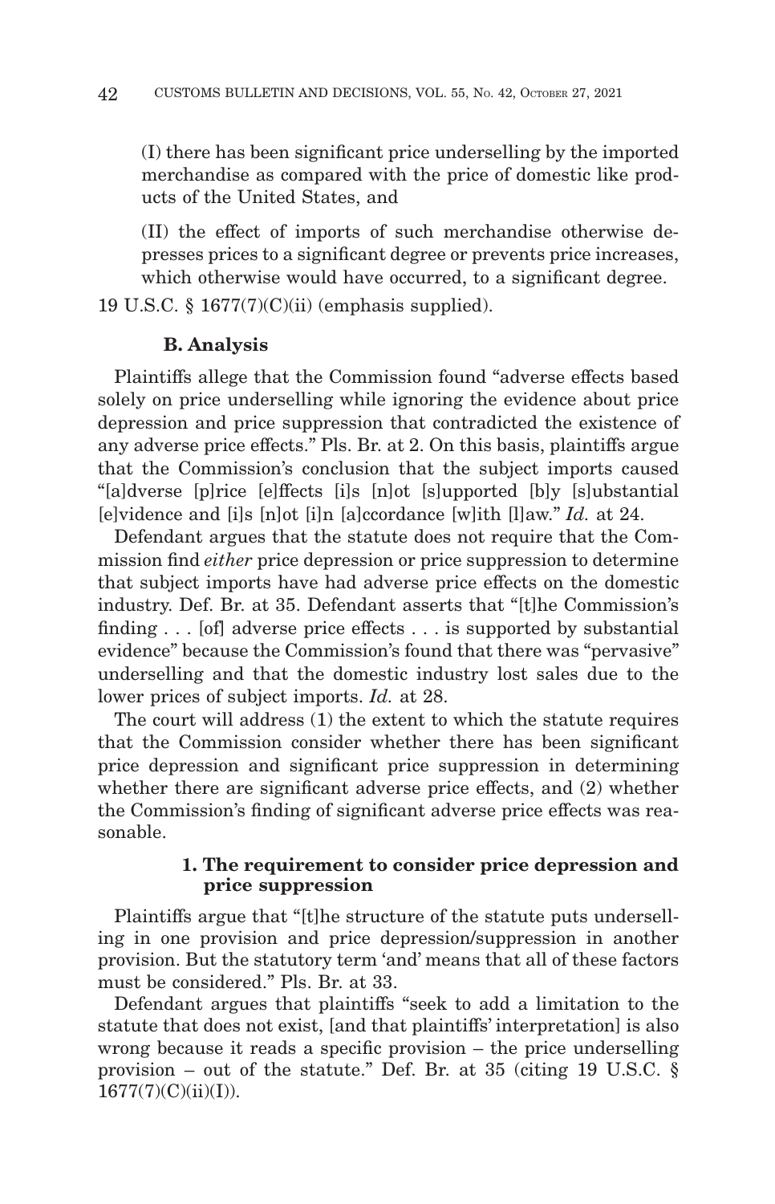(I) there has been significant price underselling by the imported merchandise as compared with the price of domestic like products of the United States, and

(II) the effect of imports of such merchandise otherwise depresses prices to a significant degree or prevents price increases, which otherwise would have occurred, to a significant degree.

19 U.S.C. § 1677(7)(C)(ii) (emphasis supplied).

### B. Analysis

Plaintiffs allege that the Commission found "adverse effects based solely on price underselling while ignoring the evidence about price depression and price suppression that contradicted the existence of any adverse price effects." Pls. Br. at 2. On this basis, plaintiffs argue that the Commission's conclusion that the subject imports caused "[a]dverse [p]rice [e]ffects [i]s [n]ot [s]upported [b]y [s]ubstantial [e]vidence and [i]s [n]ot [i]n [a]ccordance [w]ith [l]aw." *Id.* at 24.

Defendant argues that the statute does not require that the Commission find *either* price depression or price suppression to determine that subject imports have had adverse price effects on the domestic industry. Def. Br. at 35. Defendant asserts that "[t]he Commission's finding . . . [of] adverse price effects . . . is supported by substantial evidence" because the Commission's found that there was "pervasive" underselling and that the domestic industry lost sales due to the lower prices of subject imports. *Id.* at 28.

The court will address (1) the extent to which the statute requires that the Commission consider whether there has been significant price depression and significant price suppression in determining whether there are significant adverse price effects, and (2) whether the Commission's finding of significant adverse price effects was reasonable.

#### 1. The requirement to consider price depression and price suppression

Plaintiffs argue that "[t]he structure of the statute puts underselling in one provision and price depression/suppression in another provision. But the statutory term 'and' means that all of these factors must be considered." Pls. Br. at 33.

Defendant argues that plaintiffs "seek to add a limitation to the statute that does not exist, [and that plaintiffs' interpretation] is also wrong because it reads a specific provision – the price underselling provision – out of the statute." Def. Br. at 35 (citing 19 U.S.C. § 1677(7)(C)(ii)(I)).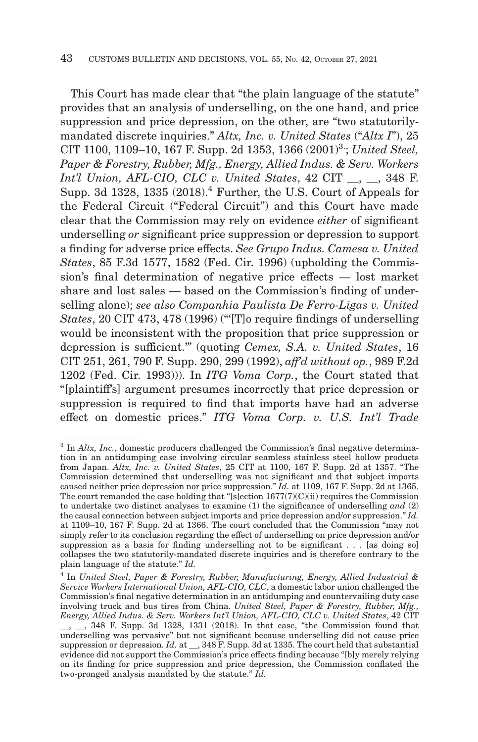This Court has made clear that "the plain language of the statute" provides that an analysis of underselling, on the one hand, and price suppression and price depression, on the other, are "two statutorily-mandated discrete inquiries." *Altx, Inc. v. United States* ("*Altx I*"), 25 CIT 1100, 1109–10, 167 F. Supp. 2d 1353, 1366 (2001)[3]; *United Steel, Paper & Forestry, Rubber, Mfg., Energy, Allied Indus. & Serv. Workers Int'l Union, AFL-CIO, CLC v. United States*, 42 CIT __, __, 348 F. Supp. 3d 1328, 1335 (2018).[4] Further, the U.S. Court of Appeals for the Federal Circuit ("Federal Circuit") and this Court have made clear that the Commission may rely on evidence *either* of significant underselling *or* significant price suppression or depression to support a finding for adverse price effects. *See Grupo Indus. Camesa v. United States*, 85 F.3d 1577, 1582 (Fed. Cir. 1996) (upholding the Commission's final determination of negative price effects — lost market share and lost sales — based on the Commission's finding of underselling alone); *see also Companhia Paulista De Ferro-Ligas v. United States*, 20 CIT 473, 478 (1996) ("'[T]o require findings of underselling would be inconsistent with the proposition that price suppression or depression is sufficient.'" (quoting *Cemex, S.A. v. United States*, 16 CIT 251, 261, 790 F. Supp. 290, 299 (1992), *aff'd without op.*, 989 F.2d 1202 (Fed. Cir. 1993))). In *ITG Voma Corp.*, the Court stated that "[plaintiff's] argument presumes incorrectly that price depression or suppression is required to find that imports have had an adverse effect on domestic prices." *ITG Voma Corp. v. U.S. Int'l Trade*

---

[3] In *Altx, Inc.*, domestic producers challenged the Commission's final negative determination in an antidumping case involving circular seamless stainless steel hollow products from Japan. *Altx, Inc. v. United States*, 25 CIT at 1100, 167 F. Supp. 2d at 1357. "The Commission determined that underselling was not significant and that subject imports caused neither price depression nor price suppression." *Id.* at 1109, 167 F. Supp. 2d at 1365. The court remanded the case holding that "[s]ection 1677(7)(C)(ii) requires the Commission to undertake two distinct analyses to examine (1) the significance of underselling *and* (2) the causal connection between subject imports and price depression and/or suppression." *Id.* at 1109–10, 167 F. Supp. 2d at 1366. The court concluded that the Commission "may not simply refer to its conclusion regarding the effect of underselling on price depression and/or suppression as a basis for finding underselling not to be significant . . . [as doing so] collapses the two statutorily-mandated discrete inquiries and is therefore contrary to the plain language of the statute." *Id.*

[4] In *United Steel, Paper & Forestry, Rubber, Manufacturing, Energy, Allied Industrial & Service Workers International Union, AFL-CIO, CLC*, a domestic labor union challenged the Commission's final negative determination in an antidumping and countervailing duty case involving truck and bus tires from China. *United Steel, Paper & Forestry, Rubber, Mfg., Energy, Allied Indus. & Serv. Workers Int'l Union, AFL-CIO, CLC v. United States*, 42 CIT __, __, 348 F. Supp. 3d 1328, 1331 (2018). In that case, "the Commission found that underselling was pervasive" but not significant because underselling did not cause price suppression or depression. *Id.* at __, 348 F. Supp. 3d at 1335. The court held that substantial evidence did not support the Commission's price effects finding because "[b]y merely relying on its finding for price suppression and price depression, the Commission conflated the two-pronged analysis mandated by the statute." *Id.*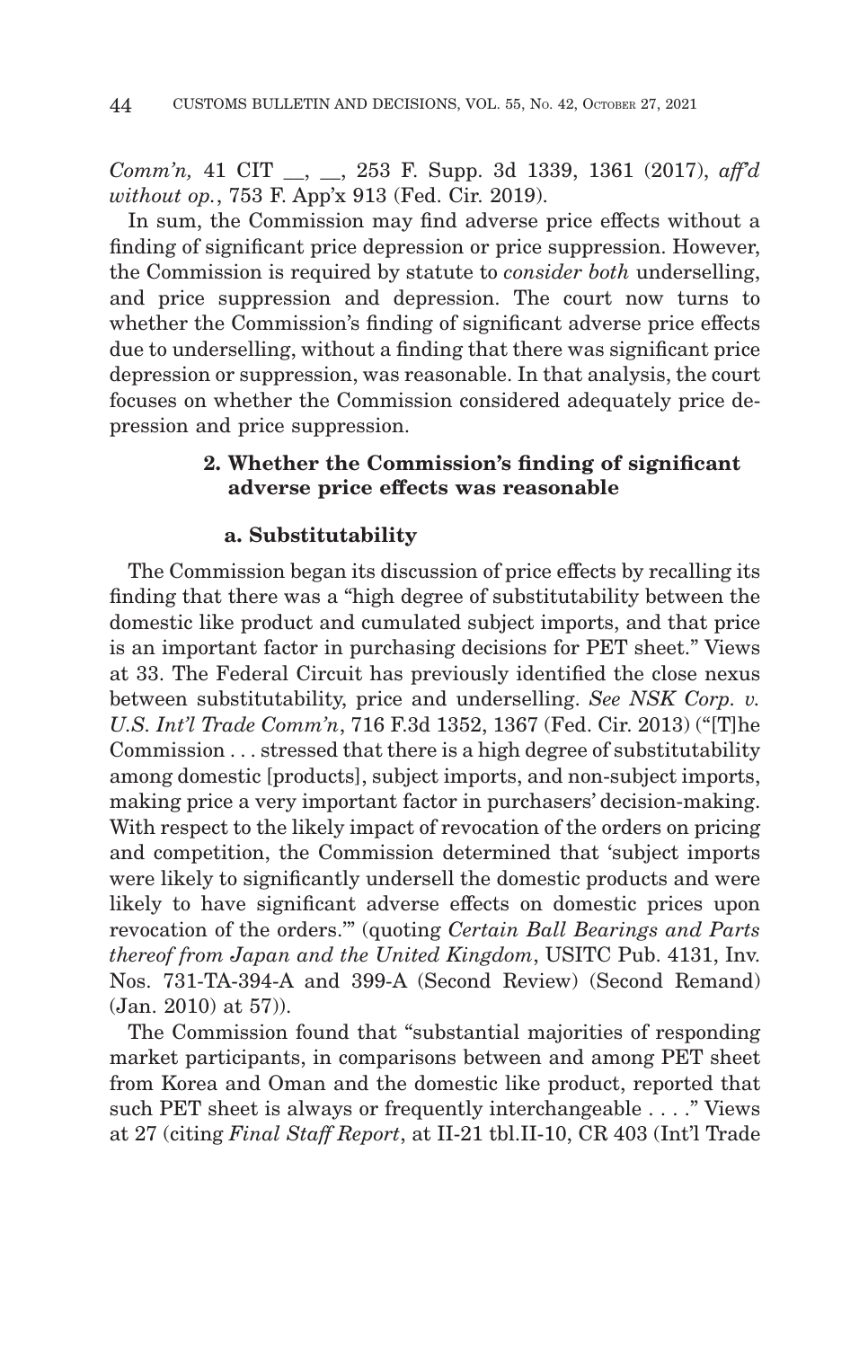*Comm'n,* 41 CIT __, __, 253 F. Supp. 3d 1339, 1361 (2017), *aff'd without op.*, 753 F. App'x 913 (Fed. Cir. 2019).

In sum, the Commission may find adverse price effects without a finding of significant price depression or price suppression. However, the Commission is required by statute to *consider both* underselling, and price suppression and depression. The court now turns to whether the Commission's finding of significant adverse price effects due to underselling, without a finding that there was significant price depression or suppression, was reasonable. In that analysis, the court focuses on whether the Commission considered adequately price depression and price suppression.

### 2. Whether the Commission's finding of significant adverse price effects was reasonable

#### a. Substitutability

The Commission began its discussion of price effects by recalling its finding that there was a "high degree of substitutability between the domestic like product and cumulated subject imports, and that price is an important factor in purchasing decisions for PET sheet." Views at 33. The Federal Circuit has previously identified the close nexus between substitutability, price and underselling. *See NSK Corp. v. U.S. Int'l Trade Comm'n*, 716 F.3d 1352, 1367 (Fed. Cir. 2013) ("[T]he Commission . . . stressed that there is a high degree of substitutability among domestic [products], subject imports, and non-subject imports, making price a very important factor in purchasers' decision-making. With respect to the likely impact of revocation of the orders on pricing and competition, the Commission determined that 'subject imports were likely to significantly undersell the domestic products and were likely to have significant adverse effects on domestic prices upon revocation of the orders.'" (quoting *Certain Ball Bearings and Parts thereof from Japan and the United Kingdom*, USITC Pub. 4131, Inv. Nos. 731-TA-394-A and 399-A (Second Review) (Second Remand) (Jan. 2010) at 57)).

The Commission found that "substantial majorities of responding market participants, in comparisons between and among PET sheet from Korea and Oman and the domestic like product, reported that such PET sheet is always or frequently interchangeable . . . ." Views at 27 (citing *Final Staff Report*, at II-21 tbl.II-10, CR 403 (Int'l Trade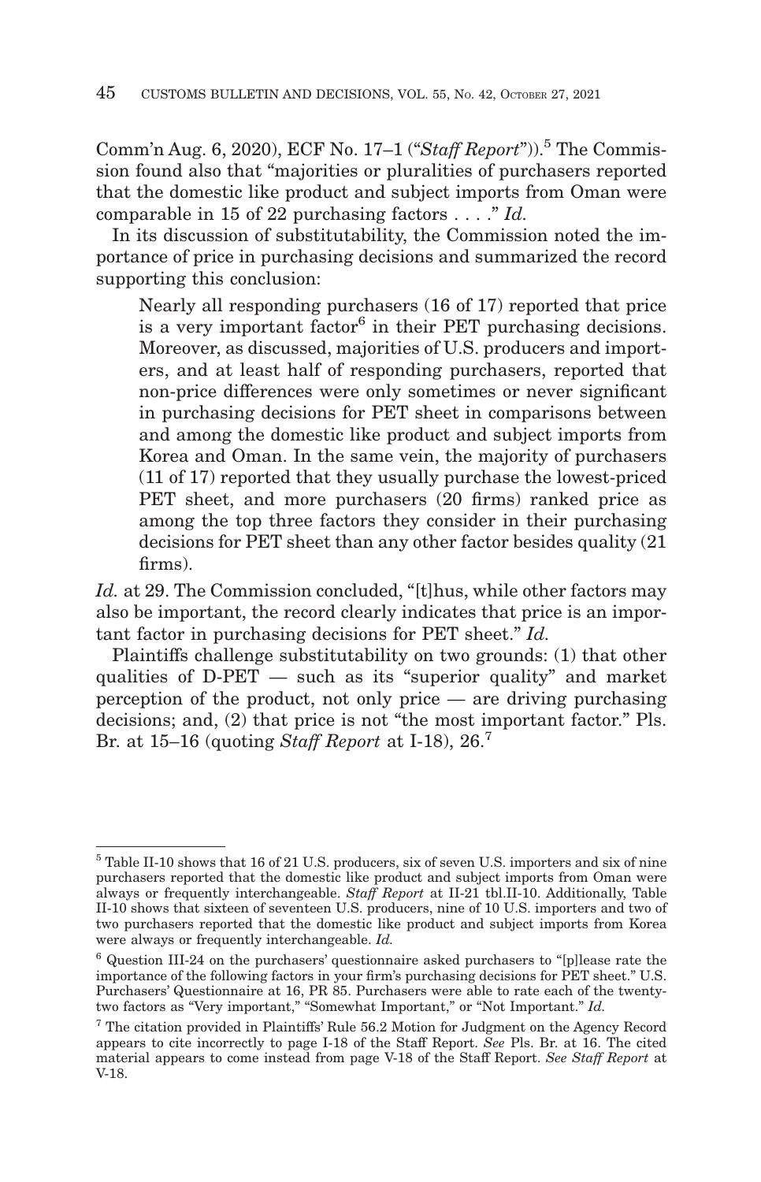Comm'n Aug. 6, 2020), ECF No. 17–1 ("*Staff Report*")).[5] The Commission found also that "majorities or pluralities of purchasers reported that the domestic like product and subject imports from Oman were comparable in 15 of 22 purchasing factors . . . ." *Id.*

In its discussion of substitutability, the Commission noted the importance of price in purchasing decisions and summarized the record supporting this conclusion:

> Nearly all responding purchasers (16 of 17) reported that price is a very important factor[6] in their PET purchasing decisions. Moreover, as discussed, majorities of U.S. producers and importers, and at least half of responding purchasers, reported that non-price differences were only sometimes or never significant in purchasing decisions for PET sheet in comparisons between and among the domestic like product and subject imports from Korea and Oman. In the same vein, the majority of purchasers (11 of 17) reported that they usually purchase the lowest-priced PET sheet, and more purchasers (20 firms) ranked price as among the top three factors they consider in their purchasing decisions for PET sheet than any other factor besides quality (21 firms).

*Id.* at 29. The Commission concluded, "[t]hus, while other factors may also be important, the record clearly indicates that price is an important factor in purchasing decisions for PET sheet." *Id.*

Plaintiffs challenge substitutability on two grounds: (1) that other qualities of D-PET — such as its "superior quality" and market perception of the product, not only price — are driving purchasing decisions; and, (2) that price is not "the most important factor." Pls. Br. at 15–16 (quoting *Staff Report* at I-18), 26.[7]

---

[5] Table II-10 shows that 16 of 21 U.S. producers, six of seven U.S. importers and six of nine purchasers reported that the domestic like product and subject imports from Oman were always or frequently interchangeable. *Staff Report* at II-21 tbl.II-10. Additionally, Table II-10 shows that sixteen of seventeen U.S. producers, nine of 10 U.S. importers and two of two purchasers reported that the domestic like product and subject imports from Korea were always or frequently interchangeable. *Id.*

[6] Question III-24 on the purchasers' questionnaire asked purchasers to "[p]lease rate the importance of the following factors in your firm's purchasing decisions for PET sheet." U.S. Purchasers' Questionnaire at 16, PR 85. Purchasers were able to rate each of the twenty-two factors as "Very important," "Somewhat Important," or "Not Important." *Id.*

[7] The citation provided in Plaintiffs' Rule 56.2 Motion for Judgment on the Agency Record appears to cite incorrectly to page I-18 of the Staff Report. *See* Pls. Br. at 16. The cited material appears to come instead from page V-18 of the Staff Report. *See Staff Report* at V-18.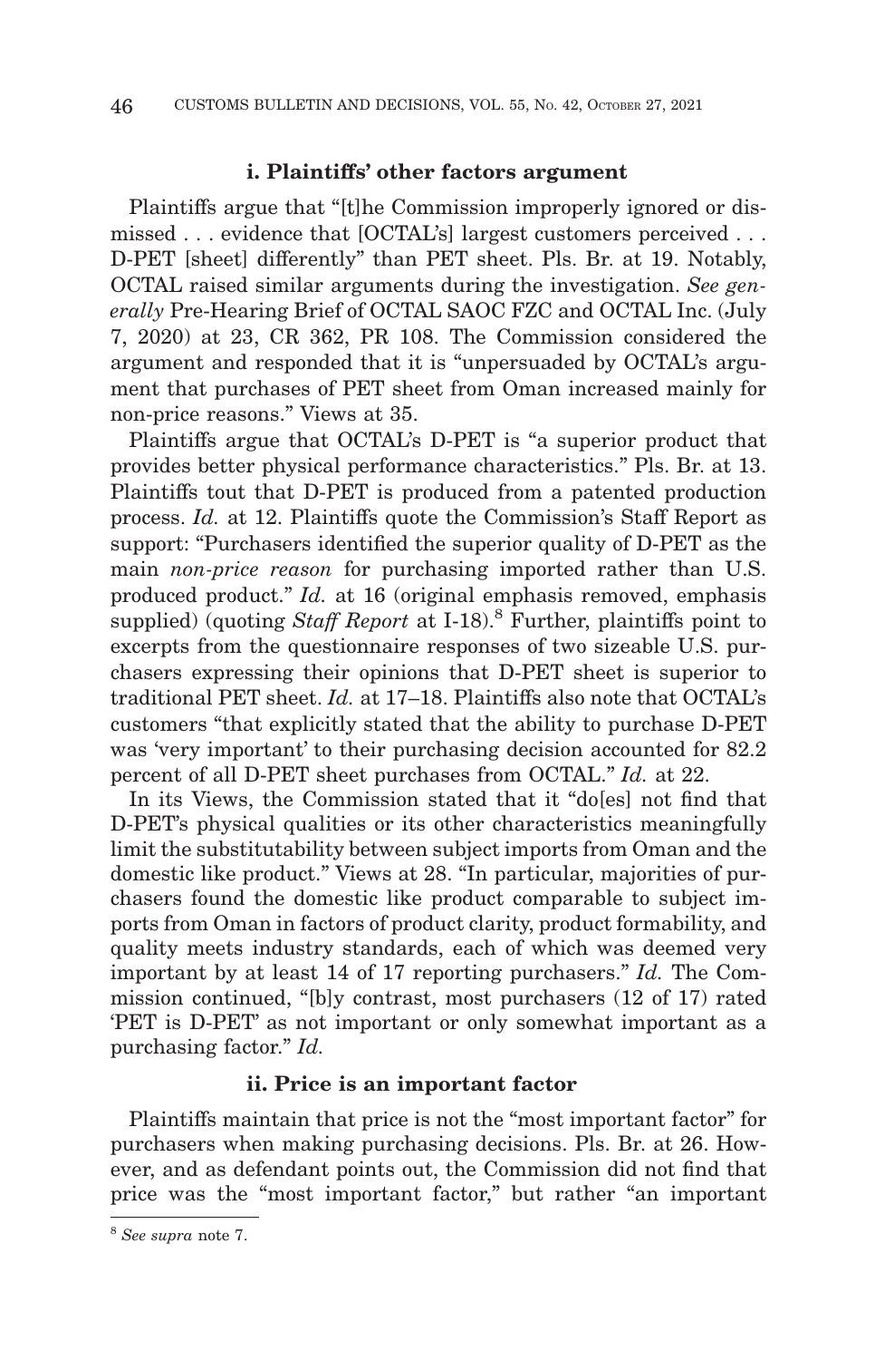### i. Plaintiffs' other factors argument

Plaintiffs argue that "[t]he Commission improperly ignored or dismissed . . . evidence that [OCTAL's] largest customers perceived . . . D-PET [sheet] differently" than PET sheet. Pls. Br. at 19. Notably, OCTAL raised similar arguments during the investigation. *See generally* Pre-Hearing Brief of OCTAL SAOC FZC and OCTAL Inc. (July 7, 2020) at 23, CR 362, PR 108. The Commission considered the argument and responded that it is "unpersuaded by OCTAL's argument that purchases of PET sheet from Oman increased mainly for non-price reasons." Views at 35.

Plaintiffs argue that OCTAL's D-PET is "a superior product that provides better physical performance characteristics." Pls. Br. at 13. Plaintiffs tout that D-PET is produced from a patented production process. *Id.* at 12. Plaintiffs quote the Commission's Staff Report as support: "Purchasers identified the superior quality of D-PET as the main *non-price reason* for purchasing imported rather than U.S. produced product." *Id.* at 16 (original emphasis removed, emphasis supplied) (quoting *Staff Report* at I-18).[8] Further, plaintiffs point to excerpts from the questionnaire responses of two sizeable U.S. purchasers expressing their opinions that D-PET sheet is superior to traditional PET sheet. *Id.* at 17–18. Plaintiffs also note that OCTAL's customers "that explicitly stated that the ability to purchase D-PET was 'very important' to their purchasing decision accounted for 82.2 percent of all D-PET sheet purchases from OCTAL." *Id.* at 22.

In its Views, the Commission stated that it "do[es] not find that D-PET's physical qualities or its other characteristics meaningfully limit the substitutability between subject imports from Oman and the domestic like product." Views at 28. "In particular, majorities of purchasers found the domestic like product comparable to subject imports from Oman in factors of product clarity, product formability, and quality meets industry standards, each of which was deemed very important by at least 14 of 17 reporting purchasers." *Id.* The Commission continued, "[b]y contrast, most purchasers (12 of 17) rated 'PET is D-PET' as not important or only somewhat important as a purchasing factor." *Id.*

### ii. Price is an important factor

Plaintiffs maintain that price is not the "most important factor" for purchasers when making purchasing decisions. Pls. Br. at 26. However, and as defendant points out, the Commission did not find that price was the "most important factor," but rather "an important

[8] *See supra* note 7.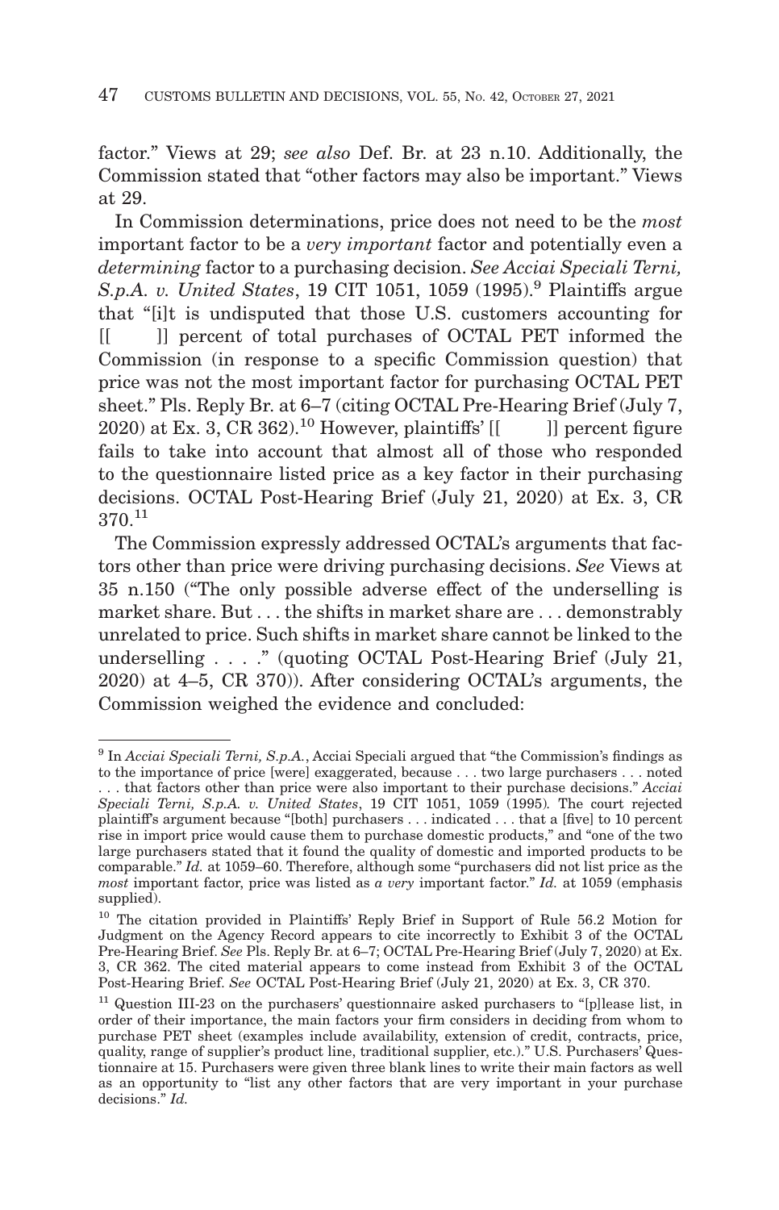factor." Views at 29; *see also* Def. Br. at 23 n.10. Additionally, the Commission stated that "other factors may also be important." Views at 29.

In Commission determinations, price does not need to be the *most* important factor to be a *very important* factor and potentially even a *determining* factor to a purchasing decision. *See Acciai Speciali Terni, S.p.A. v. United States*, 19 CIT 1051, 1059 (1995).[9] Plaintiffs argue that "[i]t is undisputed that those U.S. customers accounting for [[ ]] percent of total purchases of OCTAL PET informed the Commission (in response to a specific Commission question) that price was not the most important factor for purchasing OCTAL PET sheet." Pls. Reply Br. at 6–7 (citing OCTAL Pre-Hearing Brief (July 7, 2020) at Ex. 3, CR 362).[10] However, plaintiffs' [[ ]] percent figure fails to take into account that almost all of those who responded to the questionnaire listed price as a key factor in their purchasing decisions. OCTAL Post-Hearing Brief (July 21, 2020) at Ex. 3, CR 370.[11]

The Commission expressly addressed OCTAL's arguments that factors other than price were driving purchasing decisions. *See* Views at 35 n.150 ("The only possible adverse effect of the underselling is market share. But . . . the shifts in market share are . . . demonstrably unrelated to price. Such shifts in market share cannot be linked to the underselling . . . ." (quoting OCTAL Post-Hearing Brief (July 21, 2020) at 4–5, CR 370)). After considering OCTAL's arguments, the Commission weighed the evidence and concluded:

---

[9] In *Acciai Speciali Terni, S.p.A.*, Acciai Speciali argued that "the Commission's findings as to the importance of price [were] exaggerated, because . . . two large purchasers . . . noted . . . that factors other than price were also important to their purchase decisions." *Acciai Speciali Terni, S.p.A. v. United States*, 19 CIT 1051, 1059 (1995). The court rejected plaintiff's argument because "[both] purchasers . . . indicated . . . that a [five] to 10 percent rise in import price would cause them to purchase domestic products," and "one of the two large purchasers stated that it found the quality of domestic and imported products to be comparable." *Id.* at 1059–60. Therefore, although some "purchasers did not list price as the *most* important factor, price was listed as *a very* important factor." *Id.* at 1059 (emphasis supplied).

[10] The citation provided in Plaintiffs' Reply Brief in Support of Rule 56.2 Motion for Judgment on the Agency Record appears to cite incorrectly to Exhibit 3 of the OCTAL Pre-Hearing Brief. *See* Pls. Reply Br. at 6–7; OCTAL Pre-Hearing Brief (July 7, 2020) at Ex. 3, CR 362. The cited material appears to come instead from Exhibit 3 of the OCTAL Post-Hearing Brief. *See* OCTAL Post-Hearing Brief (July 21, 2020) at Ex. 3, CR 370.

[11] Question III-23 on the purchasers' questionnaire asked purchasers to "[p]lease list, in order of their importance, the main factors your firm considers in deciding from whom to purchase PET sheet (examples include availability, extension of credit, contracts, price, quality, range of supplier's product line, traditional supplier, etc.)." U.S. Purchasers' Questionnaire at 15. Purchasers were given three blank lines to write their main factors as well as an opportunity to "list any other factors that are very important in your purchase decisions." *Id.*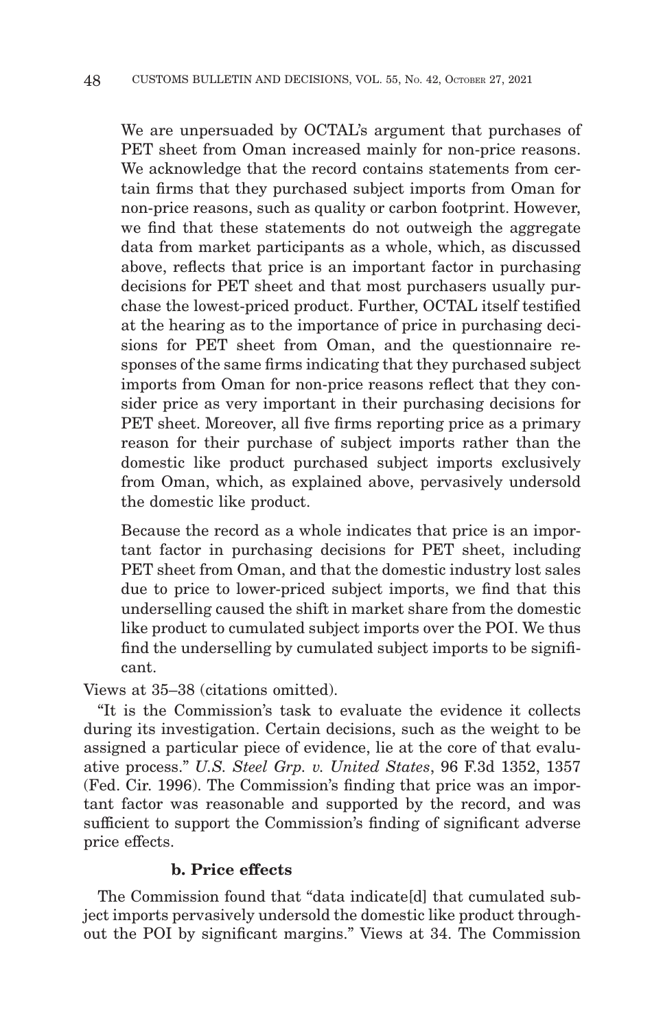> We are unpersuaded by OCTAL's argument that purchases of PET sheet from Oman increased mainly for non-price reasons. We acknowledge that the record contains statements from certain firms that they purchased subject imports from Oman for non-price reasons, such as quality or carbon footprint. However, we find that these statements do not outweigh the aggregate data from market participants as a whole, which, as discussed above, reflects that price is an important factor in purchasing decisions for PET sheet and that most purchasers usually purchase the lowest-priced product. Further, OCTAL itself testified at the hearing as to the importance of price in purchasing decisions for PET sheet from Oman, and the questionnaire responses of the same firms indicating that they purchased subject imports from Oman for non-price reasons reflect that they consider price as very important in their purchasing decisions for PET sheet. Moreover, all five firms reporting price as a primary reason for their purchase of subject imports rather than the domestic like product purchased subject imports exclusively from Oman, which, as explained above, pervasively undersold the domestic like product.
>
> Because the record as a whole indicates that price is an important factor in purchasing decisions for PET sheet, including PET sheet from Oman, and that the domestic industry lost sales due to price to lower-priced subject imports, we find that this underselling caused the shift in market share from the domestic like product to cumulated subject imports over the POI. We thus find the underselling by cumulated subject imports to be significant.

Views at 35–38 (citations omitted).

"It is the Commission's task to evaluate the evidence it collects during its investigation. Certain decisions, such as the weight to be assigned a particular piece of evidence, lie at the core of that evaluative process." *U.S. Steel Grp. v. United States*, 96 F.3d 1352, 1357 (Fed. Cir. 1996). The Commission's finding that price was an important factor was reasonable and supported by the record, and was sufficient to support the Commission's finding of significant adverse price effects.

#### b. Price effects

The Commission found that "data indicate[d] that cumulated subject imports pervasively undersold the domestic like product throughout the POI by significant margins." Views at 34. The Commission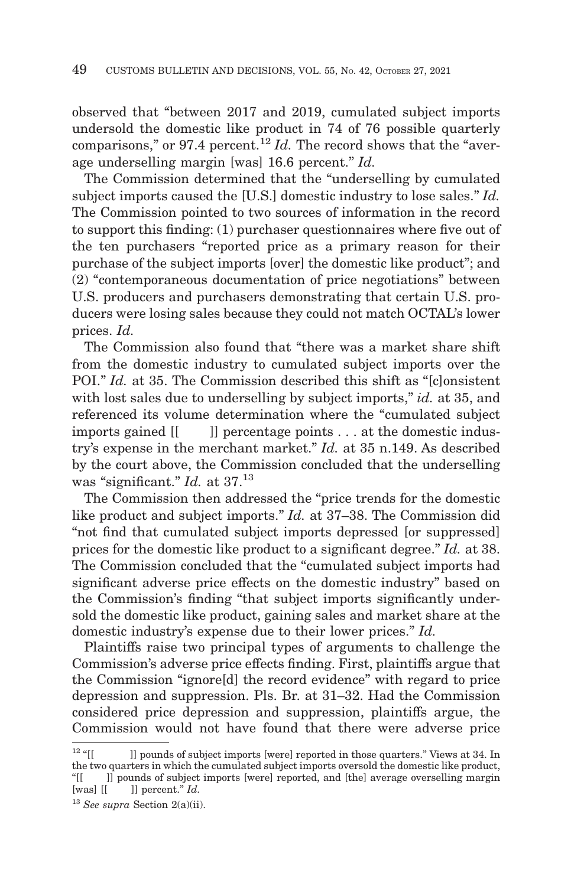observed that "between 2017 and 2019, cumulated subject imports undersold the domestic like product in 74 of 76 possible quarterly comparisons," or 97.4 percent.[12] *Id.* The record shows that the "average underselling margin [was] 16.6 percent." *Id.*

The Commission determined that the "underselling by cumulated subject imports caused the [U.S.] domestic industry to lose sales." *Id.* The Commission pointed to two sources of information in the record to support this finding: (1) purchaser questionnaires where five out of the ten purchasers "reported price as a primary reason for their purchase of the subject imports [over] the domestic like product"; and (2) "contemporaneous documentation of price negotiations" between U.S. producers and purchasers demonstrating that certain U.S. producers were losing sales because they could not match OCTAL's lower prices. *Id.*

The Commission also found that "there was a market share shift from the domestic industry to cumulated subject imports over the POI." *Id.* at 35. The Commission described this shift as "[c]onsistent with lost sales due to underselling by subject imports," *id.* at 35, and referenced its volume determination where the "cumulated subject imports gained [[ ]] percentage points . . . at the domestic industry's expense in the merchant market." *Id.* at 35 n.149. As described by the court above, the Commission concluded that the underselling was "significant." *Id.* at 37.[13]

The Commission then addressed the "price trends for the domestic like product and subject imports." *Id.* at 37–38. The Commission did "not find that cumulated subject imports depressed [or suppressed] prices for the domestic like product to a significant degree." *Id.* at 38. The Commission concluded that the "cumulated subject imports had significant adverse price effects on the domestic industry" based on the Commission's finding "that subject imports significantly undersold the domestic like product, gaining sales and market share at the domestic industry's expense due to their lower prices." *Id.*

Plaintiffs raise two principal types of arguments to challenge the Commission's adverse price effects finding. First, plaintiffs argue that the Commission "ignore[d] the record evidence" with regard to price depression and suppression. Pls. Br. at 31–32. Had the Commission considered price depression and suppression, plaintiffs argue, the Commission would not have found that there were adverse price

---

[12] "[[ ]] pounds of subject imports [were] reported in those quarters." Views at 34. In the two quarters in which the cumulated subject imports oversold the domestic like product, "[[ ]] pounds of subject imports [were] reported, and [the] average overselling margin [was] [[ ]] percent." *Id.*

[13] *See supra* Section 2(a)(ii).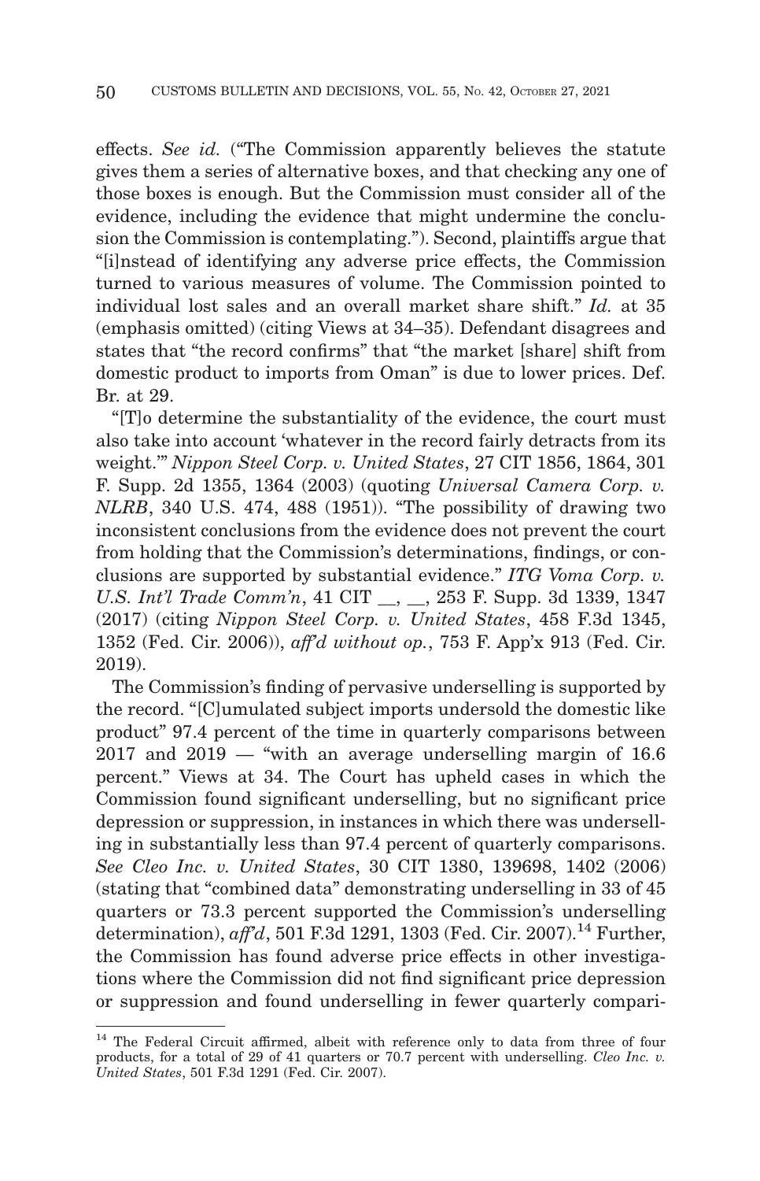effects. *See id.* ("The Commission apparently believes the statute gives them a series of alternative boxes, and that checking any one of those boxes is enough. But the Commission must consider all of the evidence, including the evidence that might undermine the conclusion the Commission is contemplating."). Second, plaintiffs argue that "[i]nstead of identifying any adverse price effects, the Commission turned to various measures of volume. The Commission pointed to individual lost sales and an overall market share shift." *Id.* at 35 (emphasis omitted) (citing Views at 34–35). Defendant disagrees and states that "the record confirms" that "the market [share] shift from domestic product to imports from Oman" is due to lower prices. Def. Br. at 29.

"[T]o determine the substantiality of the evidence, the court must also take into account 'whatever in the record fairly detracts from its weight.'" *Nippon Steel Corp. v. United States*, 27 CIT 1856, 1864, 301 F. Supp. 2d 1355, 1364 (2003) (quoting *Universal Camera Corp. v. NLRB*, 340 U.S. 474, 488 (1951)). "The possibility of drawing two inconsistent conclusions from the evidence does not prevent the court from holding that the Commission's determinations, findings, or conclusions are supported by substantial evidence." *ITG Voma Corp. v. U.S. Int'l Trade Comm'n*, 41 CIT __, __, 253 F. Supp. 3d 1339, 1347 (2017) (citing *Nippon Steel Corp. v. United States*, 458 F.3d 1345, 1352 (Fed. Cir. 2006)), *aff'd without op.*, 753 F. App'x 913 (Fed. Cir. 2019).

The Commission's finding of pervasive underselling is supported by the record. "[C]umulated subject imports undersold the domestic like product" 97.4 percent of the time in quarterly comparisons between 2017 and 2019 — "with an average underselling margin of 16.6 percent." Views at 34. The Court has upheld cases in which the Commission found significant underselling, but no significant price depression or suppression, in instances in which there was underselling in substantially less than 97.4 percent of quarterly comparisons. *See Cleo Inc. v. United States*, 30 CIT 1380, 139698, 1402 (2006) (stating that "combined data" demonstrating underselling in 33 of 45 quarters or 73.3 percent supported the Commission's underselling determination), *aff'd*, 501 F.3d 1291, 1303 (Fed. Cir. 2007).[14] Further, the Commission has found adverse price effects in other investigations where the Commission did not find significant price depression or suppression and found underselling in fewer quarterly compari-

[14] The Federal Circuit affirmed, albeit with reference only to data from three of four products, for a total of 29 of 41 quarters or 70.7 percent with underselling. *Cleo Inc. v. United States*, 501 F.3d 1291 (Fed. Cir. 2007).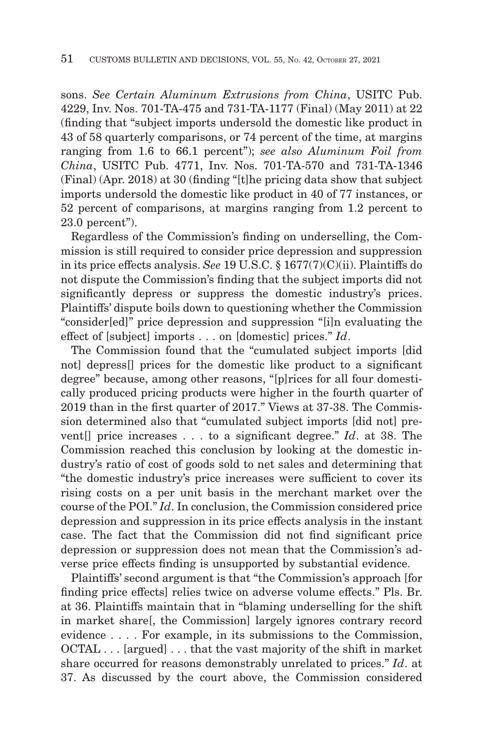sons. *See Certain Aluminum Extrusions from China*, USITC Pub. 4229, Inv. Nos. 701-TA-475 and 731-TA-1177 (Final) (May 2011) at 22 (finding that "subject imports undersold the domestic like product in 43 of 58 quarterly comparisons, or 74 percent of the time, at margins ranging from 1.6 to 66.1 percent"); *see also Aluminum Foil from China*, USITC Pub. 4771, Inv. Nos. 701-TA-570 and 731-TA-1346 (Final) (Apr. 2018) at 30 (finding "[t]he pricing data show that subject imports undersold the domestic like product in 40 of 77 instances, or 52 percent of comparisons, at margins ranging from 1.2 percent to 23.0 percent").

Regardless of the Commission's finding on underselling, the Commission is still required to consider price depression and suppression in its price effects analysis. *See* 19 U.S.C. § 1677(7)(C)(ii). Plaintiffs do not dispute the Commission's finding that the subject imports did not significantly depress or suppress the domestic industry's prices. Plaintiffs' dispute boils down to questioning whether the Commission "consider[ed]" price depression and suppression "[i]n evaluating the effect of [subject] imports . . . on [domestic] prices." *Id*.

The Commission found that the "cumulated subject imports [did not] depress[] prices for the domestic like product to a significant degree" because, among other reasons, "[p]rices for all four domestically produced pricing products were higher in the fourth quarter of 2019 than in the first quarter of 2017." Views at 37-38. The Commission determined also that "cumulated subject imports [did not] prevent[] price increases . . . to a significant degree." *Id*. at 38. The Commission reached this conclusion by looking at the domestic industry's ratio of cost of goods sold to net sales and determining that "the domestic industry's price increases were sufficient to cover its rising costs on a per unit basis in the merchant market over the course of the POI." *Id*. In conclusion, the Commission considered price depression and suppression in its price effects analysis in the instant case. The fact that the Commission did not find significant price depression or suppression does not mean that the Commission's adverse price effects finding is unsupported by substantial evidence.

Plaintiffs' second argument is that "the Commission's approach [for finding price effects] relies twice on adverse volume effects." Pls. Br. at 36. Plaintiffs maintain that in "blaming underselling for the shift in market share[, the Commission] largely ignores contrary record evidence . . . . For example, in its submissions to the Commission, OCTAL . . . [argued] . . . that the vast majority of the shift in market share occurred for reasons demonstrably unrelated to prices." *Id*. at 37. As discussed by the court above, the Commission considered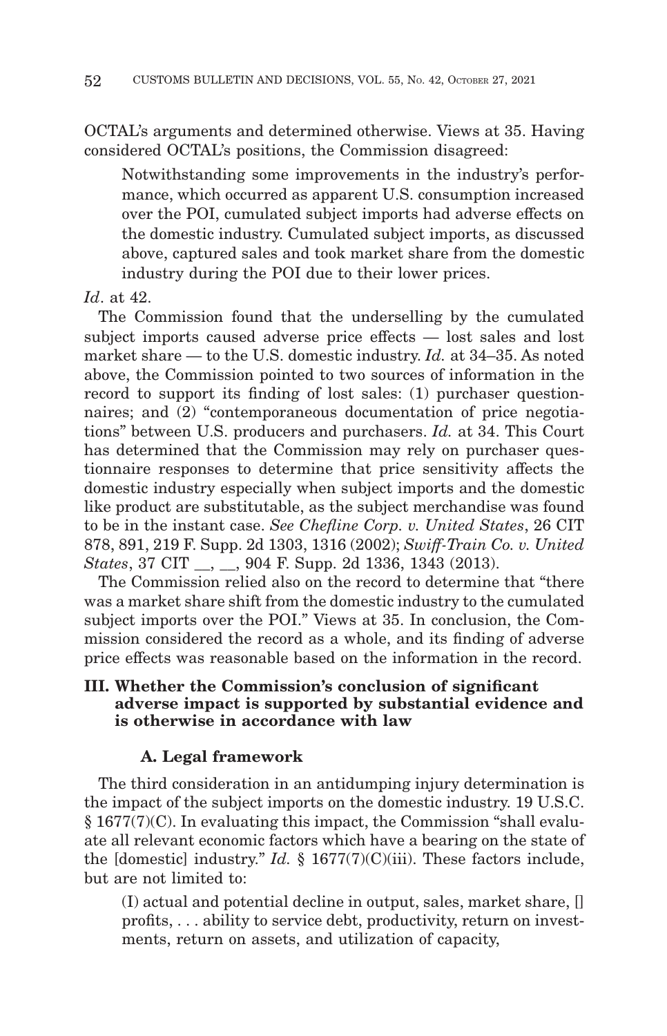OCTAL's arguments and determined otherwise. Views at 35. Having considered OCTAL's positions, the Commission disagreed:

> Notwithstanding some improvements in the industry's performance, which occurred as apparent U.S. consumption increased over the POI, cumulated subject imports had adverse effects on the domestic industry. Cumulated subject imports, as discussed above, captured sales and took market share from the domestic industry during the POI due to their lower prices.

*Id*. at 42.

The Commission found that the underselling by the cumulated subject imports caused adverse price effects — lost sales and lost market share — to the U.S. domestic industry. *Id.* at 34–35. As noted above, the Commission pointed to two sources of information in the record to support its finding of lost sales: (1) purchaser questionnaires; and (2) "contemporaneous documentation of price negotiations" between U.S. producers and purchasers. *Id.* at 34. This Court has determined that the Commission may rely on purchaser questionnaire responses to determine that price sensitivity affects the domestic industry especially when subject imports and the domestic like product are substitutable, as the subject merchandise was found to be in the instant case. *See Chefline Corp. v. United States*, 26 CIT 878, 891, 219 F. Supp. 2d 1303, 1316 (2002); *Swiff-Train Co. v. United States*, 37 CIT __, __, 904 F. Supp. 2d 1336, 1343 (2013).

The Commission relied also on the record to determine that "there was a market share shift from the domestic industry to the cumulated subject imports over the POI." Views at 35. In conclusion, the Commission considered the record as a whole, and its finding of adverse price effects was reasonable based on the information in the record.

## III. Whether the Commission's conclusion of significant adverse impact is supported by substantial evidence and is otherwise in accordance with law

### A. Legal framework

The third consideration in an antidumping injury determination is the impact of the subject imports on the domestic industry. 19 U.S.C. § 1677(7)(C). In evaluating this impact, the Commission "shall evaluate all relevant economic factors which have a bearing on the state of the [domestic] industry." *Id.* § 1677(7)(C)(iii). These factors include, but are not limited to:

> (I) actual and potential decline in output, sales, market share, [] profits, . . . ability to service debt, productivity, return on investments, return on assets, and utilization of capacity,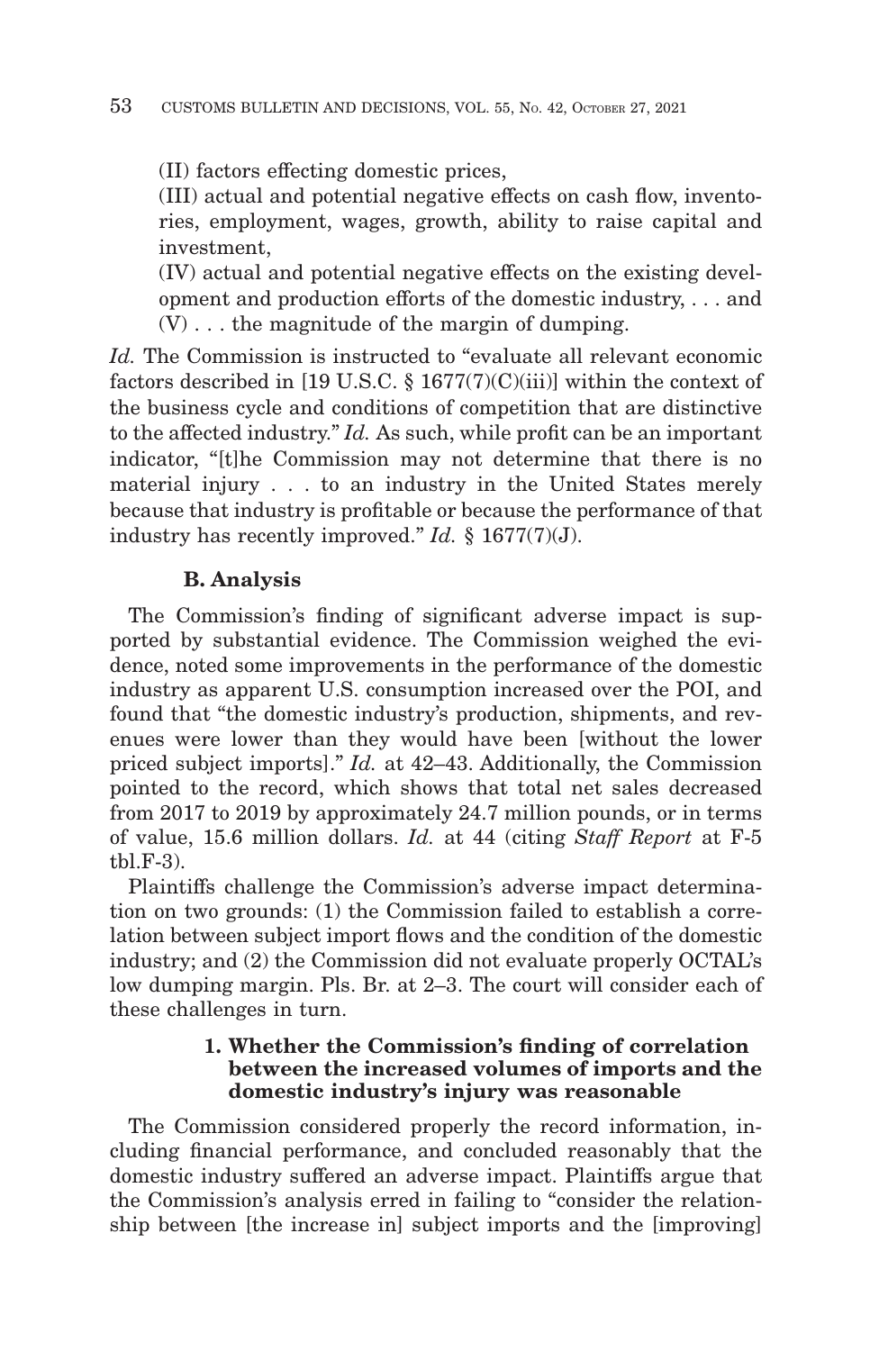(II) factors effecting domestic prices,

(III) actual and potential negative effects on cash flow, inventories, employment, wages, growth, ability to raise capital and investment,

(IV) actual and potential negative effects on the existing development and production efforts of the domestic industry, . . . and

(V) . . . the magnitude of the margin of dumping.

*Id.* The Commission is instructed to "evaluate all relevant economic factors described in [19 U.S.C. § 1677(7)(C)(iii)] within the context of the business cycle and conditions of competition that are distinctive to the affected industry." *Id.* As such, while profit can be an important indicator, "[t]he Commission may not determine that there is no material injury . . . to an industry in the United States merely because that industry is profitable or because the performance of that industry has recently improved." *Id.* § 1677(7)(J).

### B. Analysis

The Commission's finding of significant adverse impact is supported by substantial evidence. The Commission weighed the evidence, noted some improvements in the performance of the domestic industry as apparent U.S. consumption increased over the POI, and found that "the domestic industry's production, shipments, and revenues were lower than they would have been [without the lower priced subject imports]." *Id.* at 42–43. Additionally, the Commission pointed to the record, which shows that total net sales decreased from 2017 to 2019 by approximately 24.7 million pounds, or in terms of value, 15.6 million dollars. *Id.* at 44 (citing *Staff Report* at F-5 tbl.F-3).

Plaintiffs challenge the Commission's adverse impact determination on two grounds: (1) the Commission failed to establish a correlation between subject import flows and the condition of the domestic industry; and (2) the Commission did not evaluate properly OCTAL's low dumping margin. Pls. Br. at 2–3. The court will consider each of these challenges in turn.

#### 1. Whether the Commission's finding of correlation between the increased volumes of imports and the domestic industry's injury was reasonable

The Commission considered properly the record information, including financial performance, and concluded reasonably that the domestic industry suffered an adverse impact. Plaintiffs argue that the Commission's analysis erred in failing to "consider the relationship between [the increase in] subject imports and the [improving]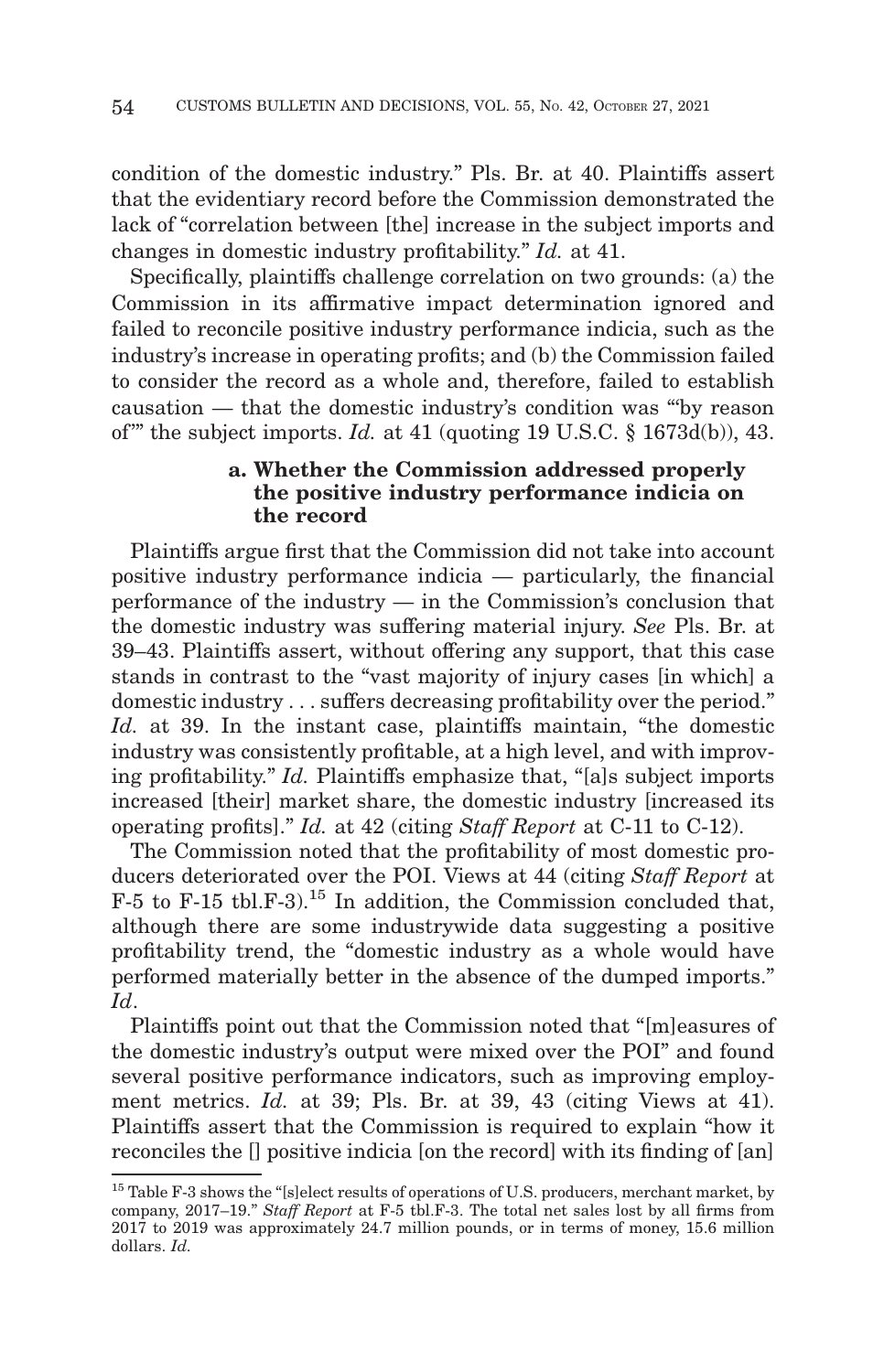condition of the domestic industry." Pls. Br. at 40. Plaintiffs assert that the evidentiary record before the Commission demonstrated the lack of "correlation between [the] increase in the subject imports and changes in domestic industry profitability." *Id.* at 41.

Specifically, plaintiffs challenge correlation on two grounds: (a) the Commission in its affirmative impact determination ignored and failed to reconcile positive industry performance indicia, such as the industry's increase in operating profits; and (b) the Commission failed to consider the record as a whole and, therefore, failed to establish causation — that the domestic industry's condition was "'by reason of'" the subject imports. *Id.* at 41 (quoting 19 U.S.C. § 1673d(b)), 43.

#### a. Whether the Commission addressed properly the positive industry performance indicia on the record

Plaintiffs argue first that the Commission did not take into account positive industry performance indicia — particularly, the financial performance of the industry — in the Commission's conclusion that the domestic industry was suffering material injury. *See* Pls. Br. at 39–43. Plaintiffs assert, without offering any support, that this case stands in contrast to the "vast majority of injury cases [in which] a domestic industry . . . suffers decreasing profitability over the period." *Id.* at 39. In the instant case, plaintiffs maintain, "the domestic industry was consistently profitable, at a high level, and with improving profitability." *Id.* Plaintiffs emphasize that, "[a]s subject imports increased [their] market share, the domestic industry [increased its operating profits]." *Id.* at 42 (citing *Staff Report* at C-11 to C-12).

The Commission noted that the profitability of most domestic producers deteriorated over the POI. Views at 44 (citing *Staff Report* at F-5 to F-15 tbl.F-3).[15] In addition, the Commission concluded that, although there are some industrywide data suggesting a positive profitability trend, the "domestic industry as a whole would have performed materially better in the absence of the dumped imports." *Id*.

Plaintiffs point out that the Commission noted that "[m]easures of the domestic industry's output were mixed over the POI" and found several positive performance indicators, such as improving employment metrics. *Id.* at 39; Pls. Br. at 39, 43 (citing Views at 41). Plaintiffs assert that the Commission is required to explain "how it reconciles the [] positive indicia [on the record] with its finding of [an]

---

[15] Table F-3 shows the "[s]elect results of operations of U.S. producers, merchant market, by company, 2017–19." *Staff Report* at F-5 tbl.F-3. The total net sales lost by all firms from 2017 to 2019 was approximately 24.7 million pounds, or in terms of money, 15.6 million dollars. *Id.*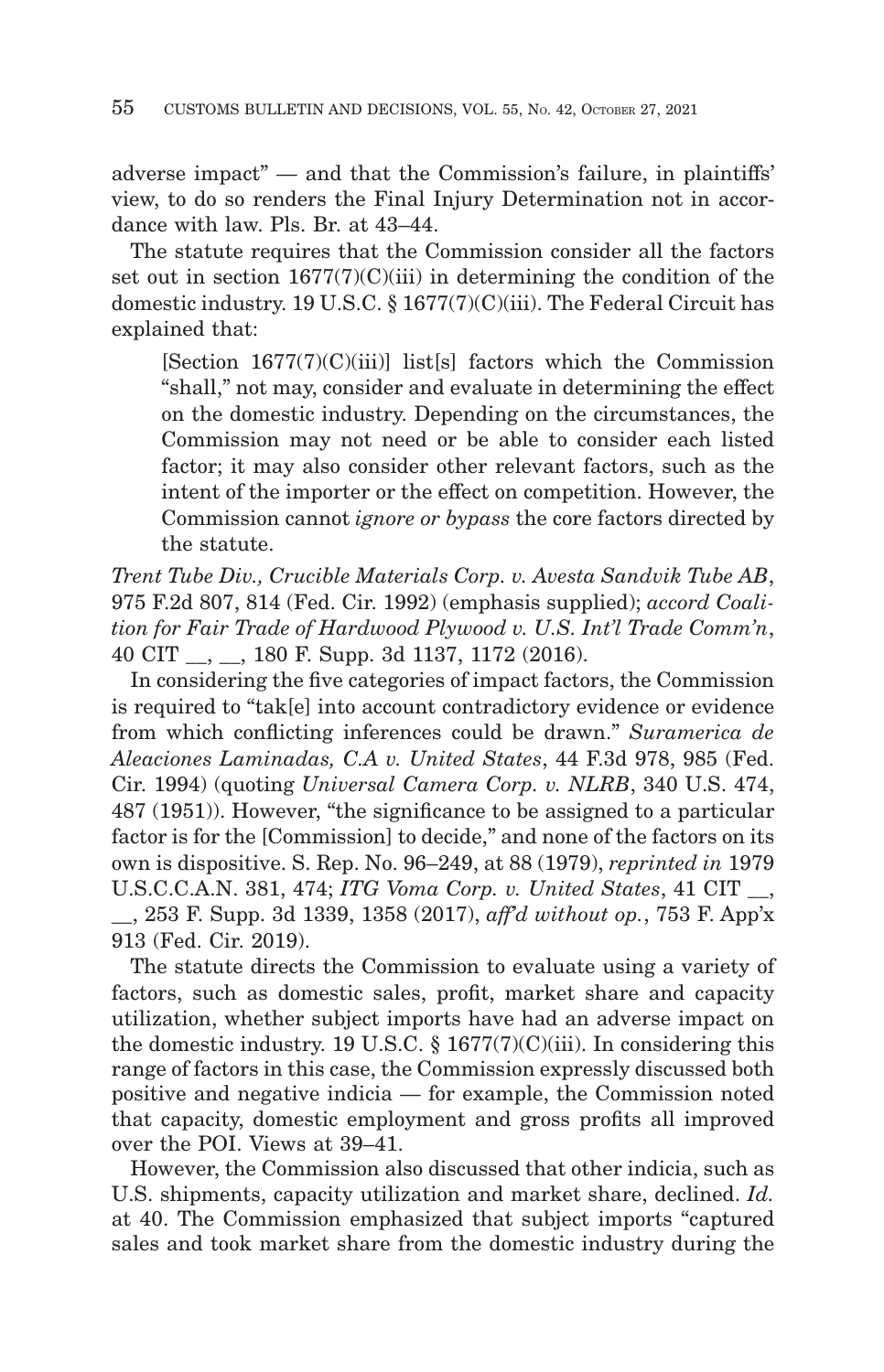adverse impact" — and that the Commission's failure, in plaintiffs' view, to do so renders the Final Injury Determination not in accordance with law. Pls. Br. at 43–44.

The statute requires that the Commission consider all the factors set out in section 1677(7)(C)(iii) in determining the condition of the domestic industry. 19 U.S.C. § 1677(7)(C)(iii). The Federal Circuit has explained that:

> [Section 1677(7)(C)(iii)] list[s] factors which the Commission "shall," not may, consider and evaluate in determining the effect on the domestic industry. Depending on the circumstances, the Commission may not need or be able to consider each listed factor; it may also consider other relevant factors, such as the intent of the importer or the effect on competition. However, the Commission cannot *ignore or bypass* the core factors directed by the statute.

*Trent Tube Div., Crucible Materials Corp. v. Avesta Sandvik Tube AB*, 975 F.2d 807, 814 (Fed. Cir. 1992) (emphasis supplied); *accord Coalition for Fair Trade of Hardwood Plywood v. U.S. Int'l Trade Comm'n*, 40 CIT __, __, 180 F. Supp. 3d 1137, 1172 (2016).

In considering the five categories of impact factors, the Commission is required to "tak[e] into account contradictory evidence or evidence from which conflicting inferences could be drawn." *Suramerica de Aleaciones Laminadas, C.A v. United States*, 44 F.3d 978, 985 (Fed. Cir. 1994) (quoting *Universal Camera Corp. v. NLRB*, 340 U.S. 474, 487 (1951)). However, "the significance to be assigned to a particular factor is for the [Commission] to decide," and none of the factors on its own is dispositive. S. Rep. No. 96–249, at 88 (1979), *reprinted in* 1979 U.S.C.C.A.N. 381, 474; *ITG Voma Corp. v. United States*, 41 CIT __, __, 253 F. Supp. 3d 1339, 1358 (2017), *aff'd without op.*, 753 F. App'x 913 (Fed. Cir. 2019).

The statute directs the Commission to evaluate using a variety of factors, such as domestic sales, profit, market share and capacity utilization, whether subject imports have had an adverse impact on the domestic industry. 19 U.S.C. § 1677(7)(C)(iii). In considering this range of factors in this case, the Commission expressly discussed both positive and negative indicia — for example, the Commission noted that capacity, domestic employment and gross profits all improved over the POI. Views at 39–41.

However, the Commission also discussed that other indicia, such as U.S. shipments, capacity utilization and market share, declined. *Id.* at 40. The Commission emphasized that subject imports "captured sales and took market share from the domestic industry during the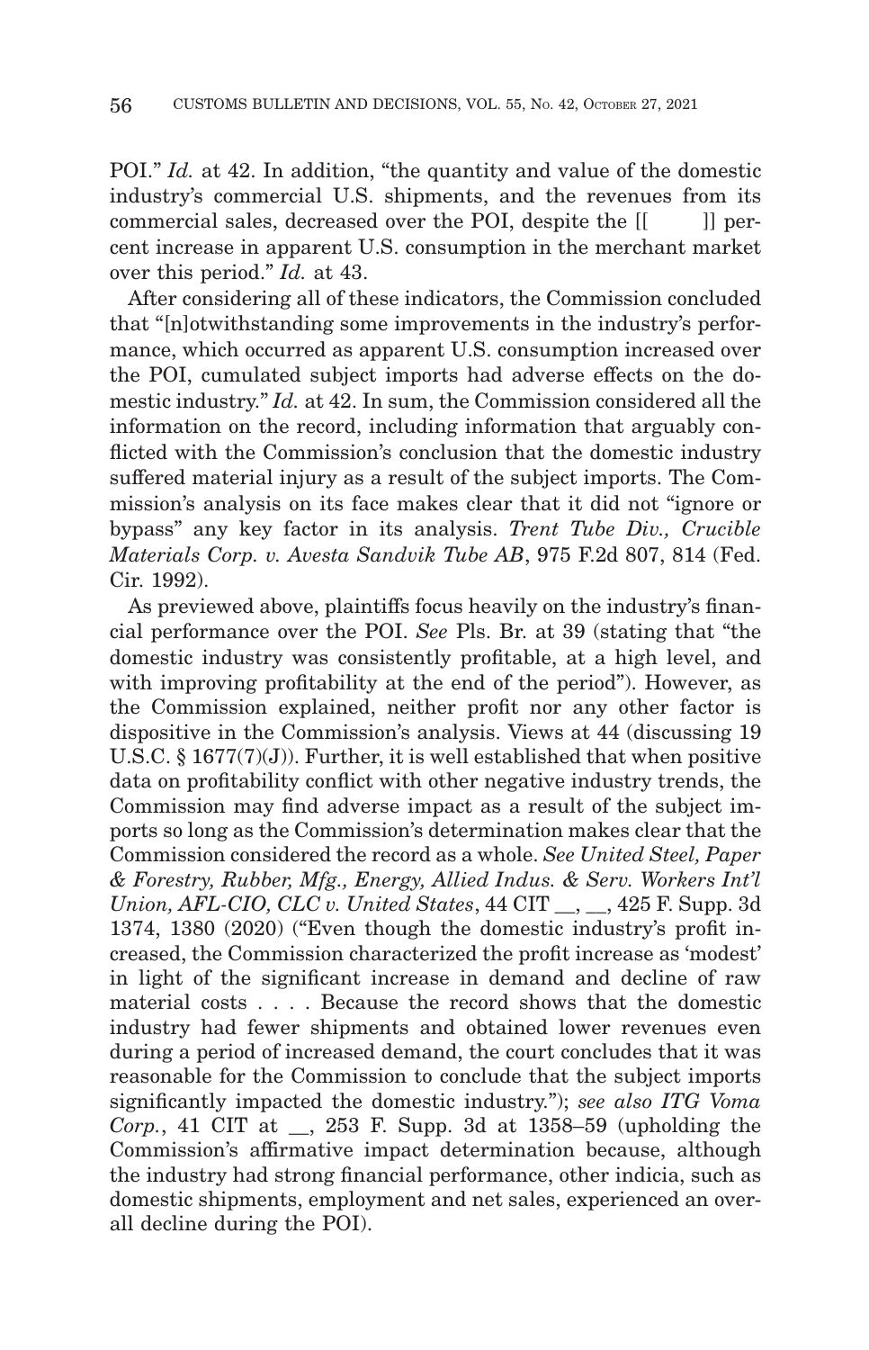POI." *Id.* at 42. In addition, "the quantity and value of the domestic industry's commercial U.S. shipments, and the revenues from its commercial sales, decreased over the POI, despite the [[ ]] percent increase in apparent U.S. consumption in the merchant market over this period." *Id.* at 43.

After considering all of these indicators, the Commission concluded that "[n]otwithstanding some improvements in the industry's performance, which occurred as apparent U.S. consumption increased over the POI, cumulated subject imports had adverse effects on the domestic industry." *Id.* at 42. In sum, the Commission considered all the information on the record, including information that arguably conflicted with the Commission's conclusion that the domestic industry suffered material injury as a result of the subject imports. The Commission's analysis on its face makes clear that it did not "ignore or bypass" any key factor in its analysis. *Trent Tube Div., Crucible Materials Corp. v. Avesta Sandvik Tube AB*, 975 F.2d 807, 814 (Fed. Cir. 1992).

As previewed above, plaintiffs focus heavily on the industry's financial performance over the POI. *See* Pls. Br. at 39 (stating that "the domestic industry was consistently profitable, at a high level, and with improving profitability at the end of the period"). However, as the Commission explained, neither profit nor any other factor is dispositive in the Commission's analysis. Views at 44 (discussing 19 U.S.C. § 1677(7)(J)). Further, it is well established that when positive data on profitability conflict with other negative industry trends, the Commission may find adverse impact as a result of the subject imports so long as the Commission's determination makes clear that the Commission considered the record as a whole. *See United Steel, Paper & Forestry, Rubber, Mfg., Energy, Allied Indus. & Serv. Workers Int'l Union, AFL-CIO, CLC v. United States*, 44 CIT __, __, 425 F. Supp. 3d 1374, 1380 (2020) ("Even though the domestic industry's profit increased, the Commission characterized the profit increase as 'modest' in light of the significant increase in demand and decline of raw material costs . . . . Because the record shows that the domestic industry had fewer shipments and obtained lower revenues even during a period of increased demand, the court concludes that it was reasonable for the Commission to conclude that the subject imports significantly impacted the domestic industry."); *see also ITG Voma Corp.*, 41 CIT at __, 253 F. Supp. 3d at 1358–59 (upholding the Commission's affirmative impact determination because, although the industry had strong financial performance, other indicia, such as domestic shipments, employment and net sales, experienced an overall decline during the POI).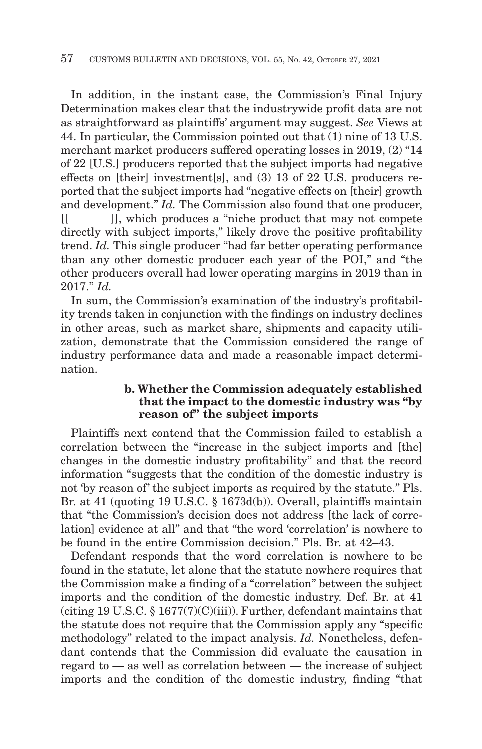In addition, in the instant case, the Commission's Final Injury Determination makes clear that the industrywide profit data are not as straightforward as plaintiffs' argument may suggest. *See* Views at 44. In particular, the Commission pointed out that (1) nine of 13 U.S. merchant market producers suffered operating losses in 2019, (2) "14 of 22 [U.S.] producers reported that the subject imports had negative effects on [their] investment[s], and (3) 13 of 22 U.S. producers reported that the subject imports had "negative effects on [their] growth and development." *Id.* The Commission also found that one producer, [[ ]], which produces a "niche product that may not compete directly with subject imports," likely drove the positive profitability trend. *Id.* This single producer "had far better operating performance than any other domestic producer each year of the POI," and "the other producers overall had lower operating margins in 2019 than in 2017." *Id.*

In sum, the Commission's examination of the industry's profitability trends taken in conjunction with the findings on industry declines in other areas, such as market share, shipments and capacity utilization, demonstrate that the Commission considered the range of industry performance data and made a reasonable impact determination.

**b. Whether the Commission adequately established that the impact to the domestic industry was "by reason of" the subject imports**

Plaintiffs next contend that the Commission failed to establish a correlation between the "increase in the subject imports and [the] changes in the domestic industry profitability" and that the record information "suggests that the condition of the domestic industry is not 'by reason of' the subject imports as required by the statute." Pls. Br. at 41 (quoting 19 U.S.C. § 1673d(b)). Overall, plaintiffs maintain that "the Commission's decision does not address [the lack of correlation] evidence at all" and that "the word 'correlation' is nowhere to be found in the entire Commission decision." Pls. Br. at 42–43.

Defendant responds that the word correlation is nowhere to be found in the statute, let alone that the statute nowhere requires that the Commission make a finding of a "correlation" between the subject imports and the condition of the domestic industry. Def. Br. at 41 (citing 19 U.S.C. § 1677(7)(C)(iii)). Further, defendant maintains that the statute does not require that the Commission apply any "specific methodology" related to the impact analysis. *Id.* Nonetheless, defendant contends that the Commission did evaluate the causation in regard to — as well as correlation between — the increase of subject imports and the condition of the domestic industry, finding "that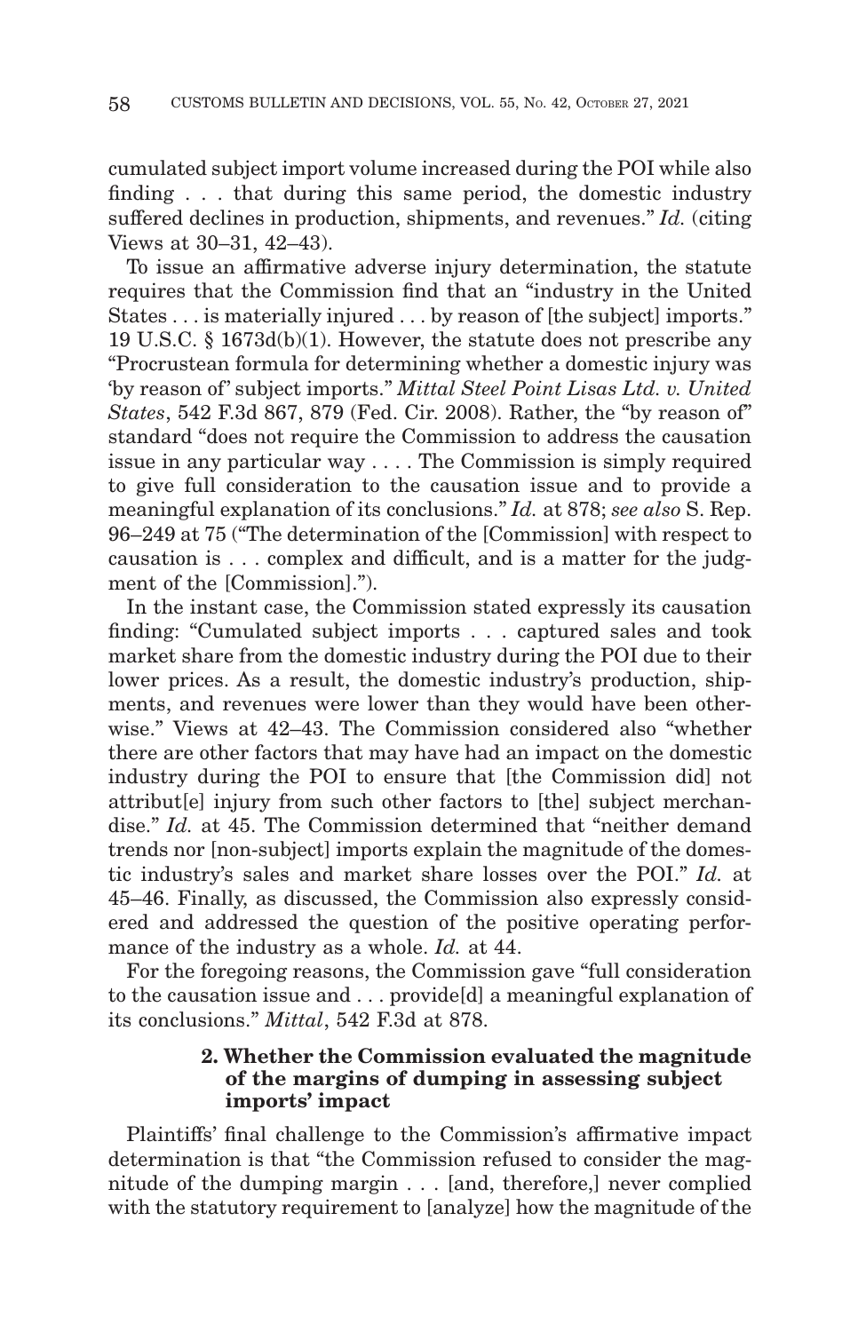cumulated subject import volume increased during the POI while also finding . . . that during this same period, the domestic industry suffered declines in production, shipments, and revenues." *Id.* (citing Views at 30–31, 42–43).

To issue an affirmative adverse injury determination, the statute requires that the Commission find that an "industry in the United States . . . is materially injured . . . by reason of [the subject] imports." 19 U.S.C. § 1673d(b)(1). However, the statute does not prescribe any "Procrustean formula for determining whether a domestic injury was 'by reason of' subject imports." *Mittal Steel Point Lisas Ltd. v. United States*, 542 F.3d 867, 879 (Fed. Cir. 2008). Rather, the "by reason of" standard "does not require the Commission to address the causation issue in any particular way . . . . The Commission is simply required to give full consideration to the causation issue and to provide a meaningful explanation of its conclusions." *Id.* at 878; *see also* S. Rep. 96–249 at 75 ("The determination of the [Commission] with respect to causation is . . . complex and difficult, and is a matter for the judgment of the [Commission].").

In the instant case, the Commission stated expressly its causation finding: "Cumulated subject imports . . . captured sales and took market share from the domestic industry during the POI due to their lower prices. As a result, the domestic industry's production, shipments, and revenues were lower than they would have been otherwise." Views at 42–43. The Commission considered also "whether there are other factors that may have had an impact on the domestic industry during the POI to ensure that [the Commission did] not attribut[e] injury from such other factors to [the] subject merchandise." *Id.* at 45. The Commission determined that "neither demand trends nor [non-subject] imports explain the magnitude of the domestic industry's sales and market share losses over the POI." *Id.* at 45–46. Finally, as discussed, the Commission also expressly considered and addressed the question of the positive operating performance of the industry as a whole. *Id.* at 44.

For the foregoing reasons, the Commission gave "full consideration to the causation issue and . . . provide[d] a meaningful explanation of its conclusions." *Mittal*, 542 F.3d at 878.

### 2. Whether the Commission evaluated the magnitude of the margins of dumping in assessing subject imports' impact

Plaintiffs' final challenge to the Commission's affirmative impact determination is that "the Commission refused to consider the magnitude of the dumping margin . . . [and, therefore,] never complied with the statutory requirement to [analyze] how the magnitude of the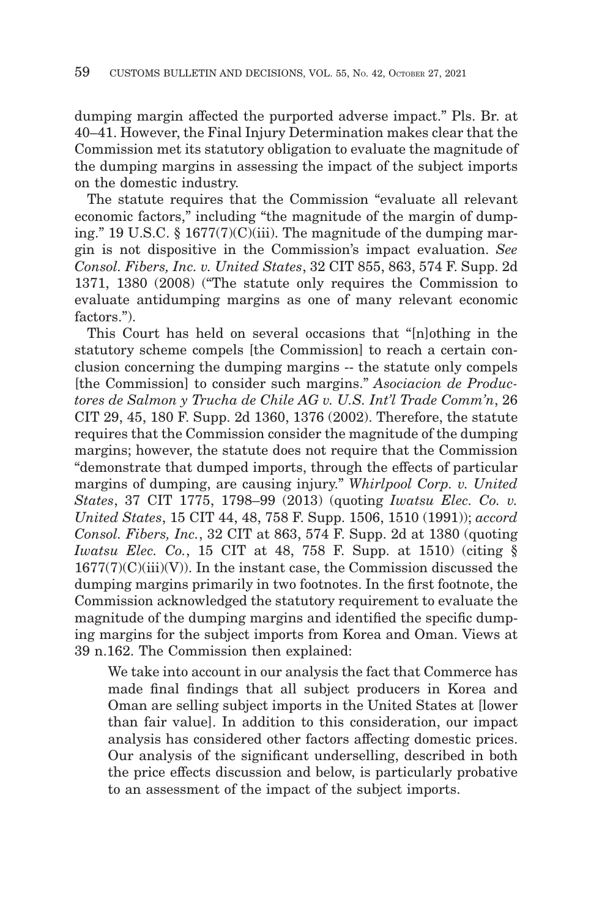dumping margin affected the purported adverse impact." Pls. Br. at 40–41. However, the Final Injury Determination makes clear that the Commission met its statutory obligation to evaluate the magnitude of the dumping margins in assessing the impact of the subject imports on the domestic industry.

The statute requires that the Commission "evaluate all relevant economic factors," including "the magnitude of the margin of dumping." 19 U.S.C. § 1677(7)(C)(iii). The magnitude of the dumping margin is not dispositive in the Commission's impact evaluation. *See Consol. Fibers, Inc. v. United States*, 32 CIT 855, 863, 574 F. Supp. 2d 1371, 1380 (2008) ("The statute only requires the Commission to evaluate antidumping margins as one of many relevant economic factors.").

This Court has held on several occasions that "[n]othing in the statutory scheme compels [the Commission] to reach a certain conclusion concerning the dumping margins -- the statute only compels [the Commission] to consider such margins." *Asociacion de Productores de Salmon y Trucha de Chile AG v. U.S. Int'l Trade Comm'n*, 26 CIT 29, 45, 180 F. Supp. 2d 1360, 1376 (2002). Therefore, the statute requires that the Commission consider the magnitude of the dumping margins; however, the statute does not require that the Commission "demonstrate that dumped imports, through the effects of particular margins of dumping, are causing injury." *Whirlpool Corp. v. United States*, 37 CIT 1775, 1798–99 (2013) (quoting *Iwatsu Elec. Co. v. United States*, 15 CIT 44, 48, 758 F. Supp. 1506, 1510 (1991)); *accord Consol. Fibers, Inc.*, 32 CIT at 863, 574 F. Supp. 2d at 1380 (quoting *Iwatsu Elec. Co.*, 15 CIT at 48, 758 F. Supp. at 1510) (citing § 1677(7)(C)(iii)(V)). In the instant case, the Commission discussed the dumping margins primarily in two footnotes. In the first footnote, the Commission acknowledged the statutory requirement to evaluate the magnitude of the dumping margins and identified the specific dumping margins for the subject imports from Korea and Oman. Views at 39 n.162. The Commission then explained:

> We take into account in our analysis the fact that Commerce has made final findings that all subject producers in Korea and Oman are selling subject imports in the United States at [lower than fair value]. In addition to this consideration, our impact analysis has considered other factors affecting domestic prices. Our analysis of the significant underselling, described in both the price effects discussion and below, is particularly probative to an assessment of the impact of the subject imports.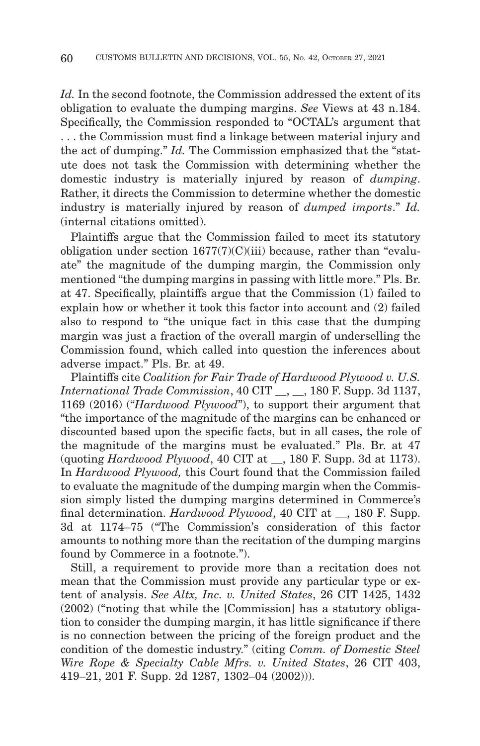*Id.* In the second footnote, the Commission addressed the extent of its obligation to evaluate the dumping margins. *See* Views at 43 n.184. Specifically, the Commission responded to "OCTAL's argument that . . . the Commission must find a linkage between material injury and the act of dumping." *Id.* The Commission emphasized that the "statute does not task the Commission with determining whether the domestic industry is materially injured by reason of *dumping*. Rather, it directs the Commission to determine whether the domestic industry is materially injured by reason of *dumped imports*." *Id.* (internal citations omitted).

Plaintiffs argue that the Commission failed to meet its statutory obligation under section 1677(7)(C)(iii) because, rather than "evaluate" the magnitude of the dumping margin, the Commission only mentioned "the dumping margins in passing with little more." Pls. Br. at 47. Specifically, plaintiffs argue that the Commission (1) failed to explain how or whether it took this factor into account and (2) failed also to respond to "the unique fact in this case that the dumping margin was just a fraction of the overall margin of underselling the Commission found, which called into question the inferences about adverse impact." Pls. Br. at 49.

Plaintiffs cite *Coalition for Fair Trade of Hardwood Plywood v. U.S. International Trade Commission*, 40 CIT __, __, 180 F. Supp. 3d 1137, 1169 (2016) ("*Hardwood Plywood*"), to support their argument that "the importance of the magnitude of the margins can be enhanced or discounted based upon the specific facts, but in all cases, the role of the magnitude of the margins must be evaluated." Pls. Br. at 47 (quoting *Hardwood Plywood*, 40 CIT at __, 180 F. Supp. 3d at 1173). In *Hardwood Plywood,* this Court found that the Commission failed to evaluate the magnitude of the dumping margin when the Commission simply listed the dumping margins determined in Commerce's final determination. *Hardwood Plywood*, 40 CIT at __, 180 F. Supp. 3d at 1174–75 ("The Commission's consideration of this factor amounts to nothing more than the recitation of the dumping margins found by Commerce in a footnote.").

Still, a requirement to provide more than a recitation does not mean that the Commission must provide any particular type or extent of analysis. *See Altx, Inc. v. United States*, 26 CIT 1425, 1432 (2002) ("noting that while the [Commission] has a statutory obligation to consider the dumping margin, it has little significance if there is no connection between the pricing of the foreign product and the condition of the domestic industry." (citing *Comm. of Domestic Steel Wire Rope & Specialty Cable Mfrs. v. United States*, 26 CIT 403, 419–21, 201 F. Supp. 2d 1287, 1302–04 (2002))).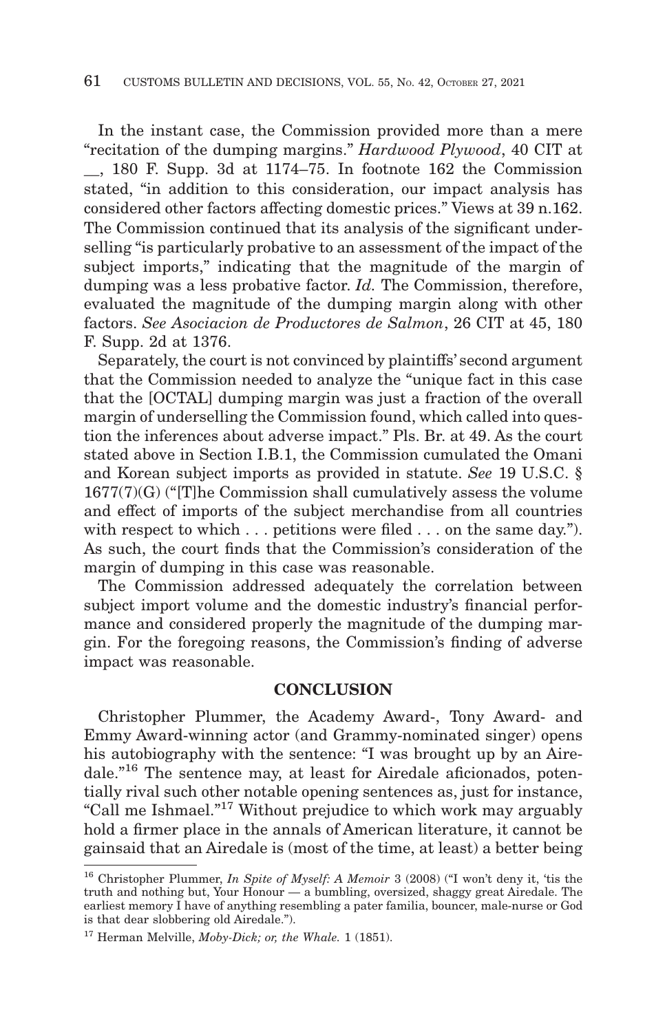In the instant case, the Commission provided more than a mere "recitation of the dumping margins." *Hardwood Plywood*, 40 CIT at __, 180 F. Supp. 3d at 1174–75. In footnote 162 the Commission stated, "in addition to this consideration, our impact analysis has considered other factors affecting domestic prices." Views at 39 n.162. The Commission continued that its analysis of the significant underselling "is particularly probative to an assessment of the impact of the subject imports," indicating that the magnitude of the margin of dumping was a less probative factor. *Id.* The Commission, therefore, evaluated the magnitude of the dumping margin along with other factors. *See Asociacion de Productores de Salmon*, 26 CIT at 45, 180 F. Supp. 2d at 1376.

Separately, the court is not convinced by plaintiffs' second argument that the Commission needed to analyze the "unique fact in this case that the [OCTAL] dumping margin was just a fraction of the overall margin of underselling the Commission found, which called into question the inferences about adverse impact." Pls. Br. at 49. As the court stated above in Section I.B.1, the Commission cumulated the Omani and Korean subject imports as provided in statute. *See* 19 U.S.C. § 1677(7)(G) ("[T]he Commission shall cumulatively assess the volume and effect of imports of the subject merchandise from all countries with respect to which . . . petitions were filed . . . on the same day."). As such, the court finds that the Commission's consideration of the margin of dumping in this case was reasonable.

The Commission addressed adequately the correlation between subject import volume and the domestic industry's financial performance and considered properly the magnitude of the dumping margin. For the foregoing reasons, the Commission's finding of adverse impact was reasonable.

## CONCLUSION

Christopher Plummer, the Academy Award-, Tony Award- and Emmy Award-winning actor (and Grammy-nominated singer) opens his autobiography with the sentence: "I was brought up by an Airedale."[16] The sentence may, at least for Airedale aficionados, potentially rival such other notable opening sentences as, just for instance, "Call me Ishmael."[17] Without prejudice to which work may arguably hold a firmer place in the annals of American literature, it cannot be gainsaid that an Airedale is (most of the time, at least) a better being

---

[16] Christopher Plummer, *In Spite of Myself: A Memoir* 3 (2008) ("I won't deny it, 'tis the truth and nothing but, Your Honour — a bumbling, oversized, shaggy great Airedale. The earliest memory I have of anything resembling a pater familia, bouncer, male-nurse or God is that dear slobbering old Airedale.").

[17] Herman Melville, *Moby-Dick; or, the Whale.* 1 (1851).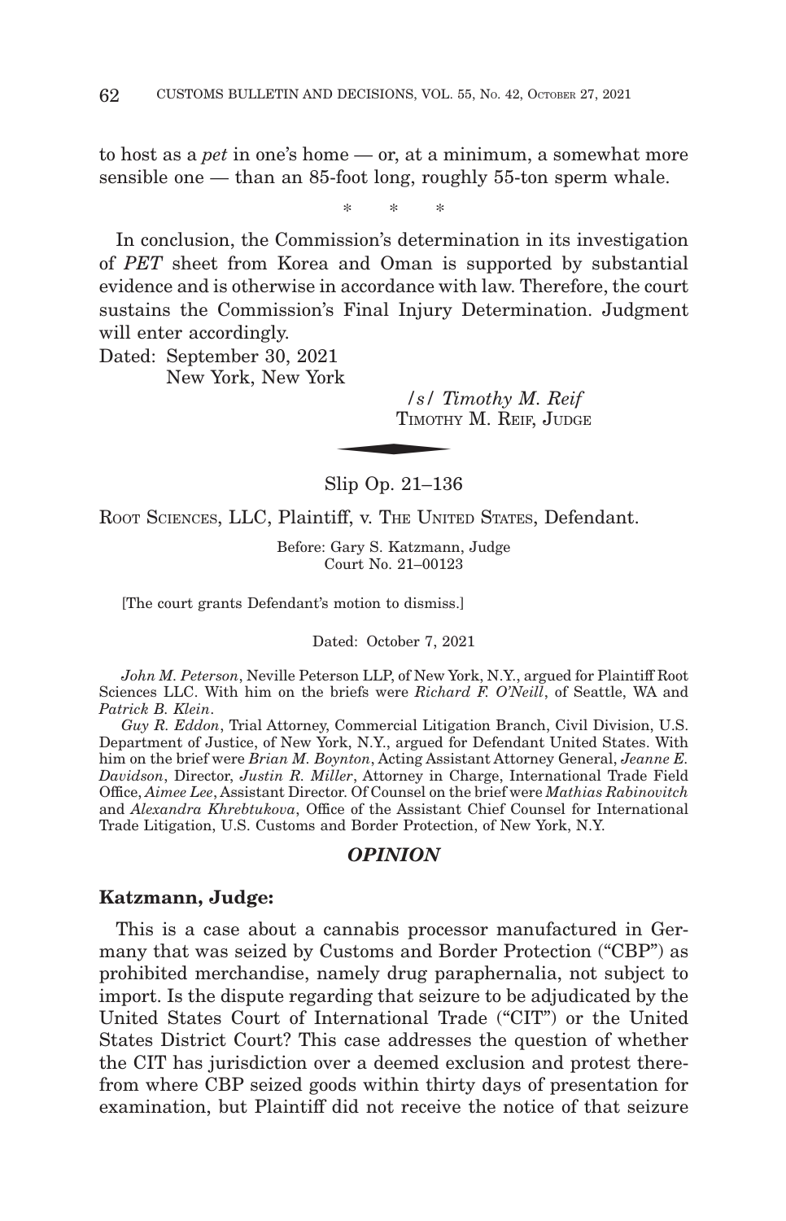to host as a *pet* in one's home — or, at a minimum, a somewhat more sensible one — than an 85-foot long, roughly 55-ton sperm whale.

\* \* \*

In conclusion, the Commission's determination in its investigation of *PET* sheet from Korea and Oman is supported by substantial evidence and is otherwise in accordance with law. Therefore, the court sustains the Commission's Final Injury Determination. Judgment will enter accordingly.

Dated: September 30, 2021
New York, New York

*/s/ Timothy M. Reif*
TIMOTHY M. REIF, JUDGE

Slip Op. 21–136

ROOT SCIENCES, LLC, Plaintiff, v. THE UNITED STATES, Defendant.

Before: Gary S. Katzmann, Judge
Court No. 21–00123

[The court grants Defendant's motion to dismiss.]

Dated: October 7, 2021

*John M. Peterson*, Neville Peterson LLP, of New York, N.Y., argued for Plaintiff Root Sciences LLC. With him on the briefs were *Richard F. O'Neill*, of Seattle, WA and *Patrick B. Klein*.

*Guy R. Eddon*, Trial Attorney, Commercial Litigation Branch, Civil Division, U.S. Department of Justice, of New York, N.Y., argued for Defendant United States. With him on the brief were *Brian M. Boynton*, Acting Assistant Attorney General, *Jeanne E. Davidson*, Director, *Justin R. Miller*, Attorney in Charge, International Trade Field Office, *Aimee Lee*, Assistant Director. Of Counsel on the brief were *Mathias Rabinovitch* and *Alexandra Khrebtukova*, Office of the Assistant Chief Counsel for International Trade Litigation, U.S. Customs and Border Protection, of New York, N.Y.

## *OPINION*

**Katzmann, Judge:**

This is a case about a cannabis processor manufactured in Germany that was seized by Customs and Border Protection ("CBP") as prohibited merchandise, namely drug paraphernalia, not subject to import. Is the dispute regarding that seizure to be adjudicated by the United States Court of International Trade ("CIT") or the United States District Court? This case addresses the question of whether the CIT has jurisdiction over a deemed exclusion and protest therefrom where CBP seized goods within thirty days of presentation for examination, but Plaintiff did not receive the notice of that seizure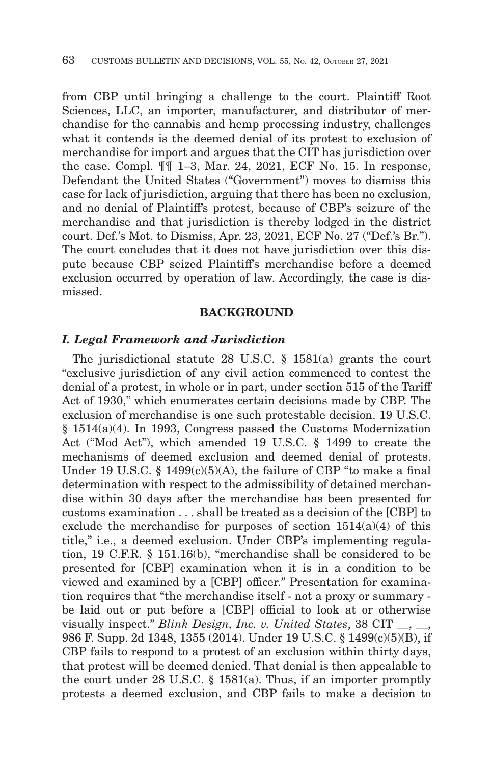from CBP until bringing a challenge to the court. Plaintiff Root Sciences, LLC, an importer, manufacturer, and distributor of merchandise for the cannabis and hemp processing industry, challenges what it contends is the deemed denial of its protest to exclusion of merchandise for import and argues that the CIT has jurisdiction over the case. Compl. ¶¶ 1–3, Mar. 24, 2021, ECF No. 15. In response, Defendant the United States ("Government") moves to dismiss this case for lack of jurisdiction, arguing that there has been no exclusion, and no denial of Plaintiff's protest, because of CBP's seizure of the merchandise and that jurisdiction is thereby lodged in the district court. Def.'s Mot. to Dismiss, Apr. 23, 2021, ECF No. 27 ("Def.'s Br."). The court concludes that it does not have jurisdiction over this dispute because CBP seized Plaintiff's merchandise before a deemed exclusion occurred by operation of law. Accordingly, the case is dismissed.

## BACKGROUND

### *I. Legal Framework and Jurisdiction*

The jurisdictional statute 28 U.S.C. § 1581(a) grants the court "exclusive jurisdiction of any civil action commenced to contest the denial of a protest, in whole or in part, under section 515 of the Tariff Act of 1930," which enumerates certain decisions made by CBP. The exclusion of merchandise is one such protestable decision. 19 U.S.C. § 1514(a)(4). In 1993, Congress passed the Customs Modernization Act ("Mod Act"), which amended 19 U.S.C. § 1499 to create the mechanisms of deemed exclusion and deemed denial of protests. Under 19 U.S.C. § 1499(c)(5)(A), the failure of CBP "to make a final determination with respect to the admissibility of detained merchandise within 30 days after the merchandise has been presented for customs examination . . . shall be treated as a decision of the [CBP] to exclude the merchandise for purposes of section 1514(a)(4) of this title," i.e., a deemed exclusion. Under CBP's implementing regulation, 19 C.F.R. § 151.16(b), "merchandise shall be considered to be presented for [CBP] examination when it is in a condition to be viewed and examined by a [CBP] officer." Presentation for examination requires that "the merchandise itself - not a proxy or summary - be laid out or put before a [CBP] official to look at or otherwise visually inspect." *Blink Design, Inc. v. United States*, 38 CIT __, __, 986 F. Supp. 2d 1348, 1355 (2014). Under 19 U.S.C. § 1499(c)(5)(B), if CBP fails to respond to a protest of an exclusion within thirty days, that protest will be deemed denied. That denial is then appealable to the court under 28 U.S.C. § 1581(a). Thus, if an importer promptly protests a deemed exclusion, and CBP fails to make a decision to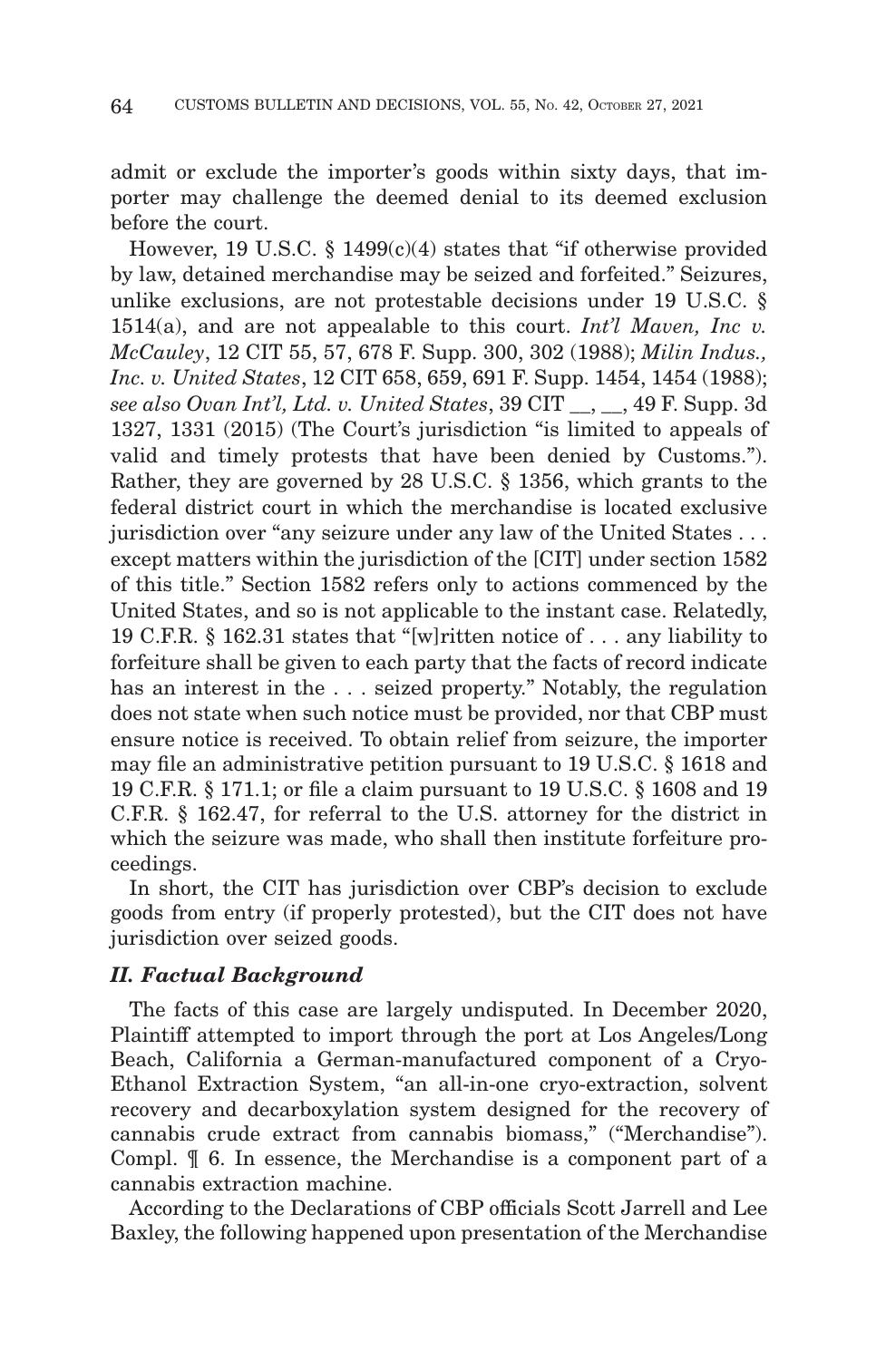admit or exclude the importer's goods within sixty days, that importer may challenge the deemed denial to its deemed exclusion before the court.

However, 19 U.S.C. § 1499(c)(4) states that "if otherwise provided by law, detained merchandise may be seized and forfeited." Seizures, unlike exclusions, are not protestable decisions under 19 U.S.C. § 1514(a), and are not appealable to this court. *Int'l Maven, Inc v. McCauley*, 12 CIT 55, 57, 678 F. Supp. 300, 302 (1988); *Milin Indus., Inc. v. United States*, 12 CIT 658, 659, 691 F. Supp. 1454, 1454 (1988); *see also Ovan Int'l, Ltd. v. United States*, 39 CIT __, __, 49 F. Supp. 3d 1327, 1331 (2015) (The Court's jurisdiction "is limited to appeals of valid and timely protests that have been denied by Customs."). Rather, they are governed by 28 U.S.C. § 1356, which grants to the federal district court in which the merchandise is located exclusive jurisdiction over "any seizure under any law of the United States . . . except matters within the jurisdiction of the [CIT] under section 1582 of this title." Section 1582 refers only to actions commenced by the United States, and so is not applicable to the instant case. Relatedly, 19 C.F.R. § 162.31 states that "[w]ritten notice of . . . any liability to forfeiture shall be given to each party that the facts of record indicate has an interest in the . . . seized property." Notably, the regulation does not state when such notice must be provided, nor that CBP must ensure notice is received. To obtain relief from seizure, the importer may file an administrative petition pursuant to 19 U.S.C. § 1618 and 19 C.F.R. § 171.1; or file a claim pursuant to 19 U.S.C. § 1608 and 19 C.F.R. § 162.47, for referral to the U.S. attorney for the district in which the seizure was made, who shall then institute forfeiture proceedings.

In short, the CIT has jurisdiction over CBP's decision to exclude goods from entry (if properly protested), but the CIT does not have jurisdiction over seized goods.

### *II. Factual Background*

The facts of this case are largely undisputed. In December 2020, Plaintiff attempted to import through the port at Los Angeles/Long Beach, California a German-manufactured component of a Cryo-Ethanol Extraction System, "an all-in-one cryo-extraction, solvent recovery and decarboxylation system designed for the recovery of cannabis crude extract from cannabis biomass," ("Merchandise"). Compl. ¶ 6. In essence, the Merchandise is a component part of a cannabis extraction machine.

According to the Declarations of CBP officials Scott Jarrell and Lee Baxley, the following happened upon presentation of the Merchandise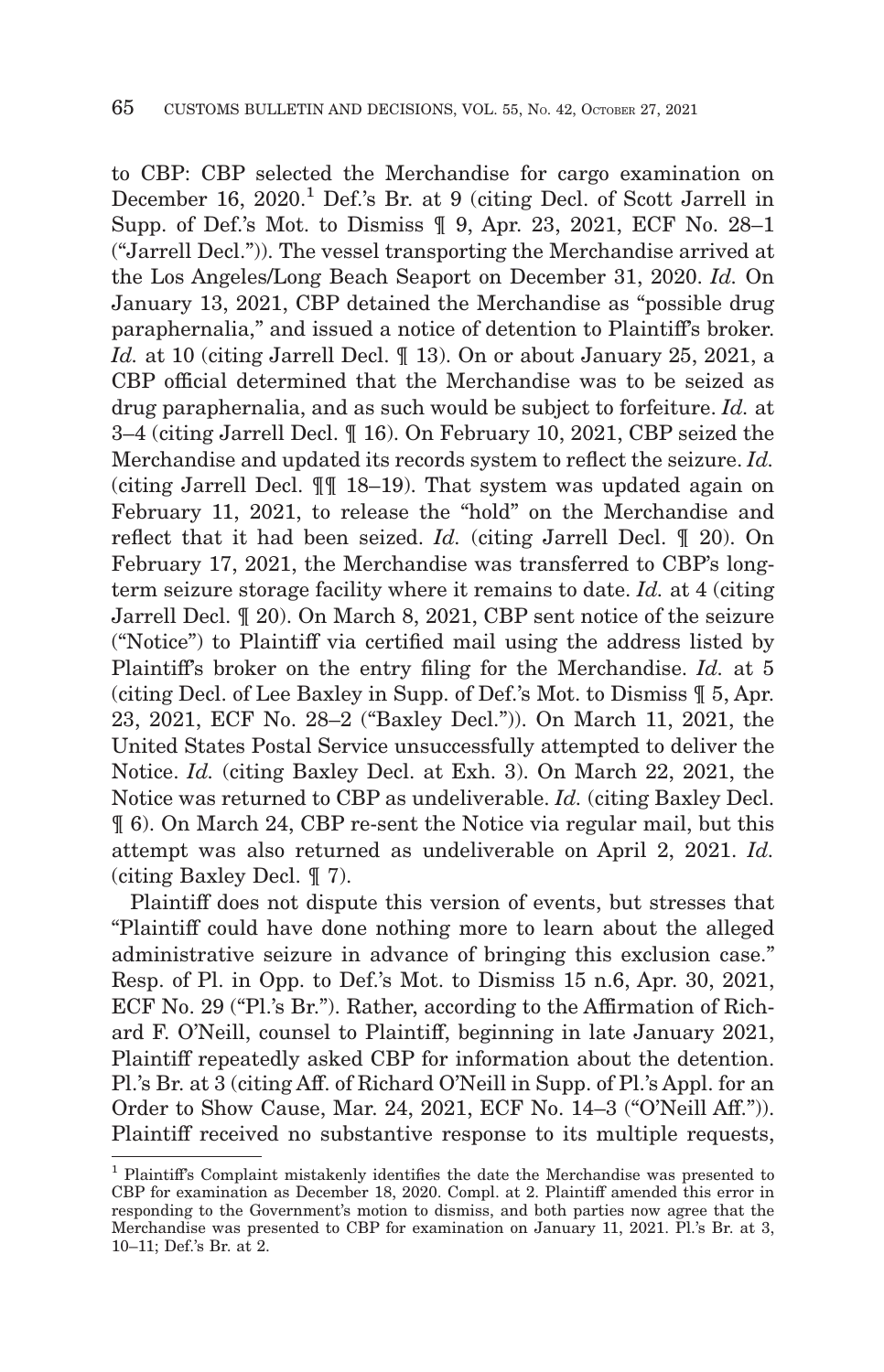to CBP: CBP selected the Merchandise for cargo examination on December 16, 2020.[1] Def.'s Br. at 9 (citing Decl. of Scott Jarrell in Supp. of Def.'s Mot. to Dismiss ¶ 9, Apr. 23, 2021, ECF No. 28–1 ("Jarrell Decl.")). The vessel transporting the Merchandise arrived at the Los Angeles/Long Beach Seaport on December 31, 2020. *Id.* On January 13, 2021, CBP detained the Merchandise as "possible drug paraphernalia," and issued a notice of detention to Plaintiff's broker. *Id.* at 10 (citing Jarrell Decl. ¶ 13). On or about January 25, 2021, a CBP official determined that the Merchandise was to be seized as drug paraphernalia, and as such would be subject to forfeiture. *Id.* at 3–4 (citing Jarrell Decl. ¶ 16). On February 10, 2021, CBP seized the Merchandise and updated its records system to reflect the seizure. *Id.* (citing Jarrell Decl. ¶¶ 18–19). That system was updated again on February 11, 2021, to release the "hold" on the Merchandise and reflect that it had been seized. *Id.* (citing Jarrell Decl. ¶ 20). On February 17, 2021, the Merchandise was transferred to CBP's long-term seizure storage facility where it remains to date. *Id.* at 4 (citing Jarrell Decl. ¶ 20). On March 8, 2021, CBP sent notice of the seizure ("Notice") to Plaintiff via certified mail using the address listed by Plaintiff's broker on the entry filing for the Merchandise. *Id.* at 5 (citing Decl. of Lee Baxley in Supp. of Def.'s Mot. to Dismiss ¶ 5, Apr. 23, 2021, ECF No. 28–2 ("Baxley Decl.")). On March 11, 2021, the United States Postal Service unsuccessfully attempted to deliver the Notice. *Id.* (citing Baxley Decl. at Exh. 3). On March 22, 2021, the Notice was returned to CBP as undeliverable. *Id.* (citing Baxley Decl. ¶ 6). On March 24, CBP re-sent the Notice via regular mail, but this attempt was also returned as undeliverable on April 2, 2021. *Id.* (citing Baxley Decl. ¶ 7).

Plaintiff does not dispute this version of events, but stresses that "Plaintiff could have done nothing more to learn about the alleged administrative seizure in advance of bringing this exclusion case." Resp. of Pl. in Opp. to Def.'s Mot. to Dismiss 15 n.6, Apr. 30, 2021, ECF No. 29 ("Pl.'s Br."). Rather, according to the Affirmation of Richard F. O'Neill, counsel to Plaintiff, beginning in late January 2021, Plaintiff repeatedly asked CBP for information about the detention. Pl.'s Br. at 3 (citing Aff. of Richard O'Neill in Supp. of Pl.'s Appl. for an Order to Show Cause, Mar. 24, 2021, ECF No. 14–3 ("O'Neill Aff.")). Plaintiff received no substantive response to its multiple requests,

[1] Plaintiff's Complaint mistakenly identifies the date the Merchandise was presented to CBP for examination as December 18, 2020. Compl. at 2. Plaintiff amended this error in responding to the Government's motion to dismiss, and both parties now agree that the Merchandise was presented to CBP for examination on January 11, 2021. Pl.'s Br. at 3, 10–11; Def.'s Br. at 2.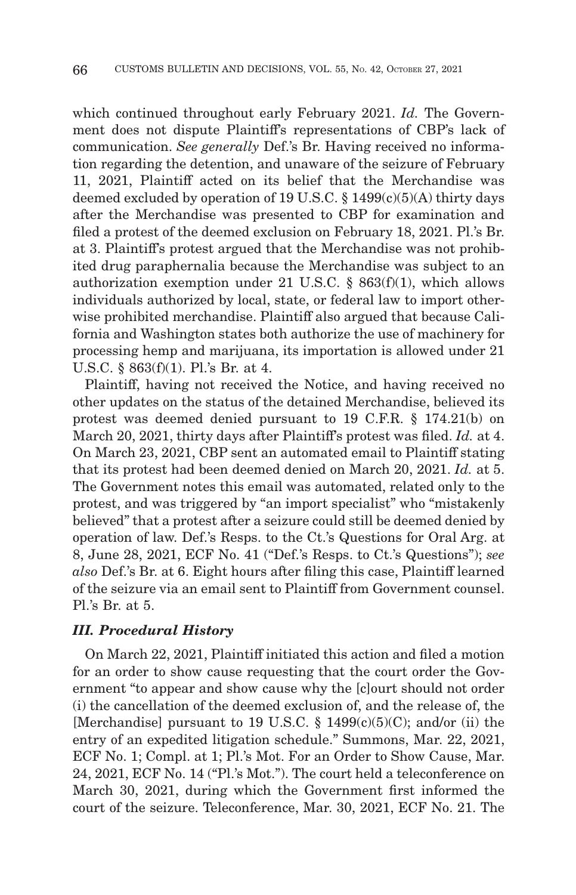which continued throughout early February 2021. *Id.* The Government does not dispute Plaintiff's representations of CBP's lack of communication. *See generally* Def.'s Br. Having received no information regarding the detention, and unaware of the seizure of February 11, 2021, Plaintiff acted on its belief that the Merchandise was deemed excluded by operation of 19 U.S.C. § 1499(c)(5)(A) thirty days after the Merchandise was presented to CBP for examination and filed a protest of the deemed exclusion on February 18, 2021. Pl.'s Br. at 3. Plaintiff's protest argued that the Merchandise was not prohibited drug paraphernalia because the Merchandise was subject to an authorization exemption under 21 U.S.C. § 863(f)(1), which allows individuals authorized by local, state, or federal law to import otherwise prohibited merchandise. Plaintiff also argued that because California and Washington states both authorize the use of machinery for processing hemp and marijuana, its importation is allowed under 21 U.S.C. § 863(f)(1). Pl.'s Br. at 4.

Plaintiff, having not received the Notice, and having received no other updates on the status of the detained Merchandise, believed its protest was deemed denied pursuant to 19 C.F.R. § 174.21(b) on March 20, 2021, thirty days after Plaintiff's protest was filed. *Id.* at 4. On March 23, 2021, CBP sent an automated email to Plaintiff stating that its protest had been deemed denied on March 20, 2021. *Id.* at 5. The Government notes this email was automated, related only to the protest, and was triggered by "an import specialist" who "mistakenly believed" that a protest after a seizure could still be deemed denied by operation of law. Def.'s Resps. to the Ct.'s Questions for Oral Arg. at 8, June 28, 2021, ECF No. 41 ("Def.'s Resps. to Ct.'s Questions"); *see also* Def.'s Br. at 6. Eight hours after filing this case, Plaintiff learned of the seizure via an email sent to Plaintiff from Government counsel. Pl.'s Br. at 5.

### *III. Procedural History*

On March 22, 2021, Plaintiff initiated this action and filed a motion for an order to show cause requesting that the court order the Government "to appear and show cause why the [c]ourt should not order (i) the cancellation of the deemed exclusion of, and the release of, the [Merchandise] pursuant to 19 U.S.C. § 1499(c)(5)(C); and/or (ii) the entry of an expedited litigation schedule." Summons, Mar. 22, 2021, ECF No. 1; Compl. at 1; Pl.'s Mot. For an Order to Show Cause, Mar. 24, 2021, ECF No. 14 ("Pl.'s Mot."). The court held a teleconference on March 30, 2021, during which the Government first informed the court of the seizure. Teleconference, Mar. 30, 2021, ECF No. 21. The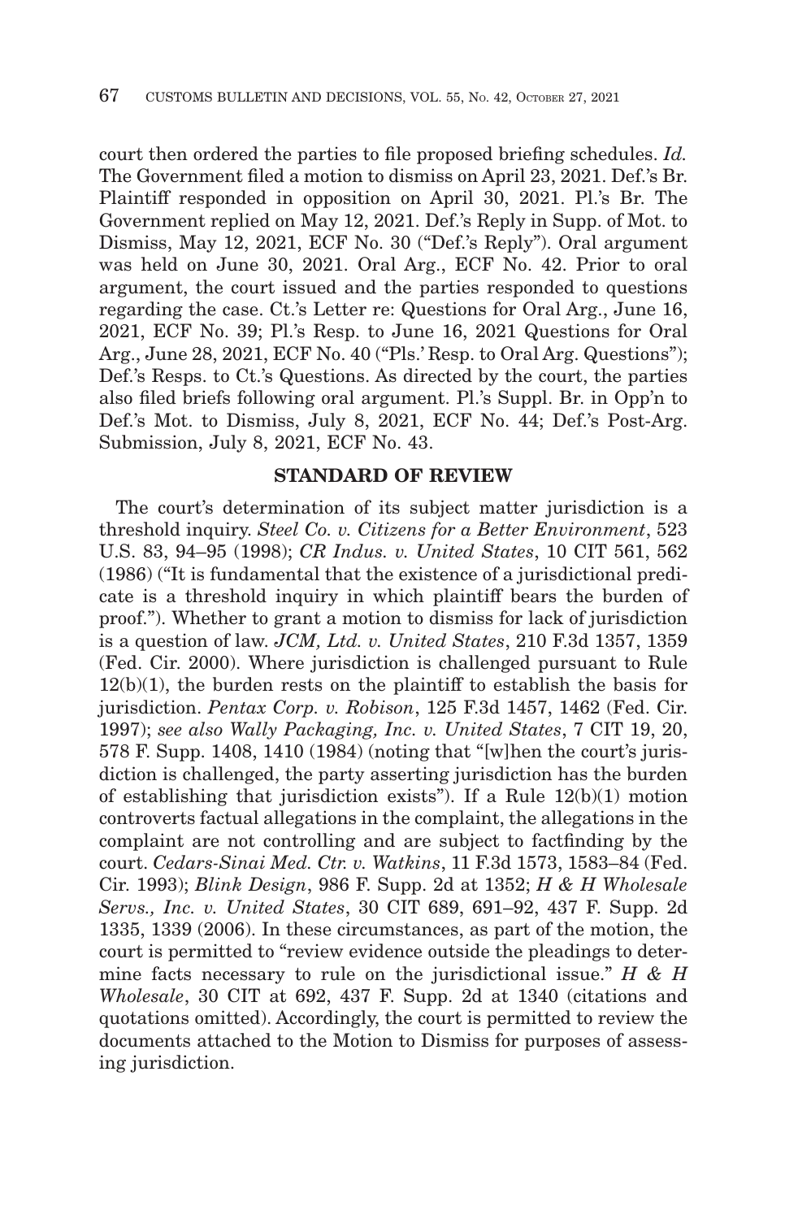court then ordered the parties to file proposed briefing schedules. *Id.* The Government filed a motion to dismiss on April 23, 2021. Def.'s Br. Plaintiff responded in opposition on April 30, 2021. Pl.'s Br. The Government replied on May 12, 2021. Def.'s Reply in Supp. of Mot. to Dismiss, May 12, 2021, ECF No. 30 ("Def.'s Reply"). Oral argument was held on June 30, 2021. Oral Arg., ECF No. 42. Prior to oral argument, the court issued and the parties responded to questions regarding the case. Ct.'s Letter re: Questions for Oral Arg., June 16, 2021, ECF No. 39; Pl.'s Resp. to June 16, 2021 Questions for Oral Arg., June 28, 2021, ECF No. 40 ("Pls.' Resp. to Oral Arg. Questions"); Def.'s Resps. to Ct.'s Questions. As directed by the court, the parties also filed briefs following oral argument. Pl.'s Suppl. Br. in Opp'n to Def.'s Mot. to Dismiss, July 8, 2021, ECF No. 44; Def.'s Post-Arg. Submission, July 8, 2021, ECF No. 43.

## STANDARD OF REVIEW

The court's determination of its subject matter jurisdiction is a threshold inquiry. *Steel Co. v. Citizens for a Better Environment*, 523 U.S. 83, 94–95 (1998); *CR Indus. v. United States*, 10 CIT 561, 562 (1986) ("It is fundamental that the existence of a jurisdictional predicate is a threshold inquiry in which plaintiff bears the burden of proof."). Whether to grant a motion to dismiss for lack of jurisdiction is a question of law. *JCM, Ltd. v. United States*, 210 F.3d 1357, 1359 (Fed. Cir. 2000). Where jurisdiction is challenged pursuant to Rule 12(b)(1), the burden rests on the plaintiff to establish the basis for jurisdiction. *Pentax Corp. v. Robison*, 125 F.3d 1457, 1462 (Fed. Cir. 1997); *see also Wally Packaging, Inc. v. United States*, 7 CIT 19, 20, 578 F. Supp. 1408, 1410 (1984) (noting that "[w]hen the court's jurisdiction is challenged, the party asserting jurisdiction has the burden of establishing that jurisdiction exists"). If a Rule 12(b)(1) motion controverts factual allegations in the complaint, the allegations in the complaint are not controlling and are subject to factfinding by the court. *Cedars-Sinai Med. Ctr. v. Watkins*, 11 F.3d 1573, 1583–84 (Fed. Cir. 1993); *Blink Design*, 986 F. Supp. 2d at 1352; *H & H Wholesale Servs., Inc. v. United States*, 30 CIT 689, 691–92, 437 F. Supp. 2d 1335, 1339 (2006). In these circumstances, as part of the motion, the court is permitted to "review evidence outside the pleadings to determine facts necessary to rule on the jurisdictional issue." *H & H Wholesale*, 30 CIT at 692, 437 F. Supp. 2d at 1340 (citations and quotations omitted). Accordingly, the court is permitted to review the documents attached to the Motion to Dismiss for purposes of assessing jurisdiction.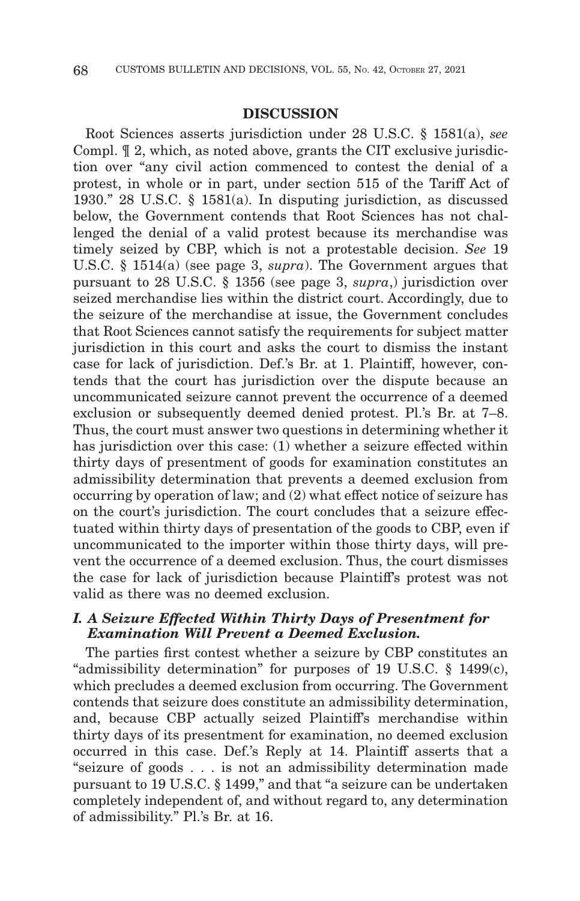## DISCUSSION

Root Sciences asserts jurisdiction under 28 U.S.C. § 1581(a), *see* Compl. ¶ 2, which, as noted above, grants the CIT exclusive jurisdiction over "any civil action commenced to contest the denial of a protest, in whole or in part, under section 515 of the Tariff Act of 1930." 28 U.S.C. § 1581(a). In disputing jurisdiction, as discussed below, the Government contends that Root Sciences has not challenged the denial of a valid protest because its merchandise was timely seized by CBP, which is not a protestable decision. *See* 19 U.S.C. § 1514(a) (see page 3, *supra*). The Government argues that pursuant to 28 U.S.C. § 1356 (see page 3, *supra*,) jurisdiction over seized merchandise lies within the district court. Accordingly, due to the seizure of the merchandise at issue, the Government concludes that Root Sciences cannot satisfy the requirements for subject matter jurisdiction in this court and asks the court to dismiss the instant case for lack of jurisdiction. Def.'s Br. at 1. Plaintiff, however, contends that the court has jurisdiction over the dispute because an uncommunicated seizure cannot prevent the occurrence of a deemed exclusion or subsequently deemed denied protest. Pl.'s Br. at 7–8. Thus, the court must answer two questions in determining whether it has jurisdiction over this case: (1) whether a seizure effected within thirty days of presentment of goods for examination constitutes an admissibility determination that prevents a deemed exclusion from occurring by operation of law; and (2) what effect notice of seizure has on the court's jurisdiction. The court concludes that a seizure effectuated within thirty days of presentation of the goods to CBP, even if uncommunicated to the importer within those thirty days, will prevent the occurrence of a deemed exclusion. Thus, the court dismisses the case for lack of jurisdiction because Plaintiff's protest was not valid as there was no deemed exclusion.

### *I. A Seizure Effected Within Thirty Days of Presentment for Examination Will Prevent a Deemed Exclusion.*

The parties first contest whether a seizure by CBP constitutes an "admissibility determination" for purposes of 19 U.S.C. § 1499(c), which precludes a deemed exclusion from occurring. The Government contends that seizure does constitute an admissibility determination, and, because CBP actually seized Plaintiff's merchandise within thirty days of its presentment for examination, no deemed exclusion occurred in this case. Def.'s Reply at 14. Plaintiff asserts that a "seizure of goods . . . is not an admissibility determination made pursuant to 19 U.S.C. § 1499," and that "a seizure can be undertaken completely independent of, and without regard to, any determination of admissibility." Pl.'s Br. at 16.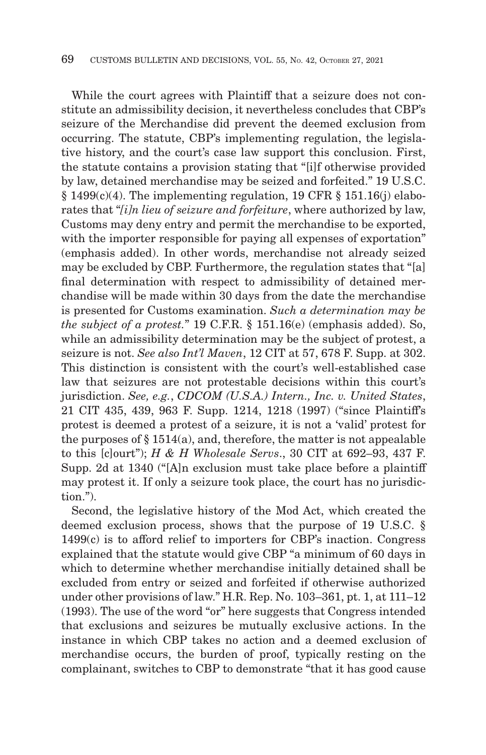While the court agrees with Plaintiff that a seizure does not constitute an admissibility decision, it nevertheless concludes that CBP's seizure of the Merchandise did prevent the deemed exclusion from occurring. The statute, CBP's implementing regulation, the legislative history, and the court's case law support this conclusion. First, the statute contains a provision stating that "[i]f otherwise provided by law, detained merchandise may be seized and forfeited." 19 U.S.C. § 1499(c)(4). The implementing regulation, 19 CFR § 151.16(j) elaborates that "*[i]n lieu of seizure and forfeiture*, where authorized by law, Customs may deny entry and permit the merchandise to be exported, with the importer responsible for paying all expenses of exportation" (emphasis added). In other words, merchandise not already seized may be excluded by CBP. Furthermore, the regulation states that "[a] final determination with respect to admissibility of detained merchandise will be made within 30 days from the date the merchandise is presented for Customs examination. *Such a determination may be the subject of a protest.*" 19 C.F.R. § 151.16(e) (emphasis added). So, while an admissibility determination may be the subject of protest, a seizure is not. *See also Int'l Maven*, 12 CIT at 57, 678 F. Supp. at 302. This distinction is consistent with the court's well-established case law that seizures are not protestable decisions within this court's jurisdiction. *See, e.g.*, *CDCOM (U.S.A.) Intern., Inc. v. United States*, 21 CIT 435, 439, 963 F. Supp. 1214, 1218 (1997) ("since Plaintiff's protest is deemed a protest of a seizure, it is not a 'valid' protest for the purposes of § 1514(a), and, therefore, the matter is not appealable to this [c]ourt"); *H & H Wholesale Servs*., 30 CIT at 692–93, 437 F. Supp. 2d at 1340 ("[A]n exclusion must take place before a plaintiff may protest it. If only a seizure took place, the court has no jurisdiction.").

Second, the legislative history of the Mod Act, which created the deemed exclusion process, shows that the purpose of 19 U.S.C. § 1499(c) is to afford relief to importers for CBP's inaction. Congress explained that the statute would give CBP "a minimum of 60 days in which to determine whether merchandise initially detained shall be excluded from entry or seized and forfeited if otherwise authorized under other provisions of law." H.R. Rep. No. 103–361, pt. 1, at 111–12 (1993). The use of the word "or" here suggests that Congress intended that exclusions and seizures be mutually exclusive actions. In the instance in which CBP takes no action and a deemed exclusion of merchandise occurs, the burden of proof, typically resting on the complainant, switches to CBP to demonstrate "that it has good cause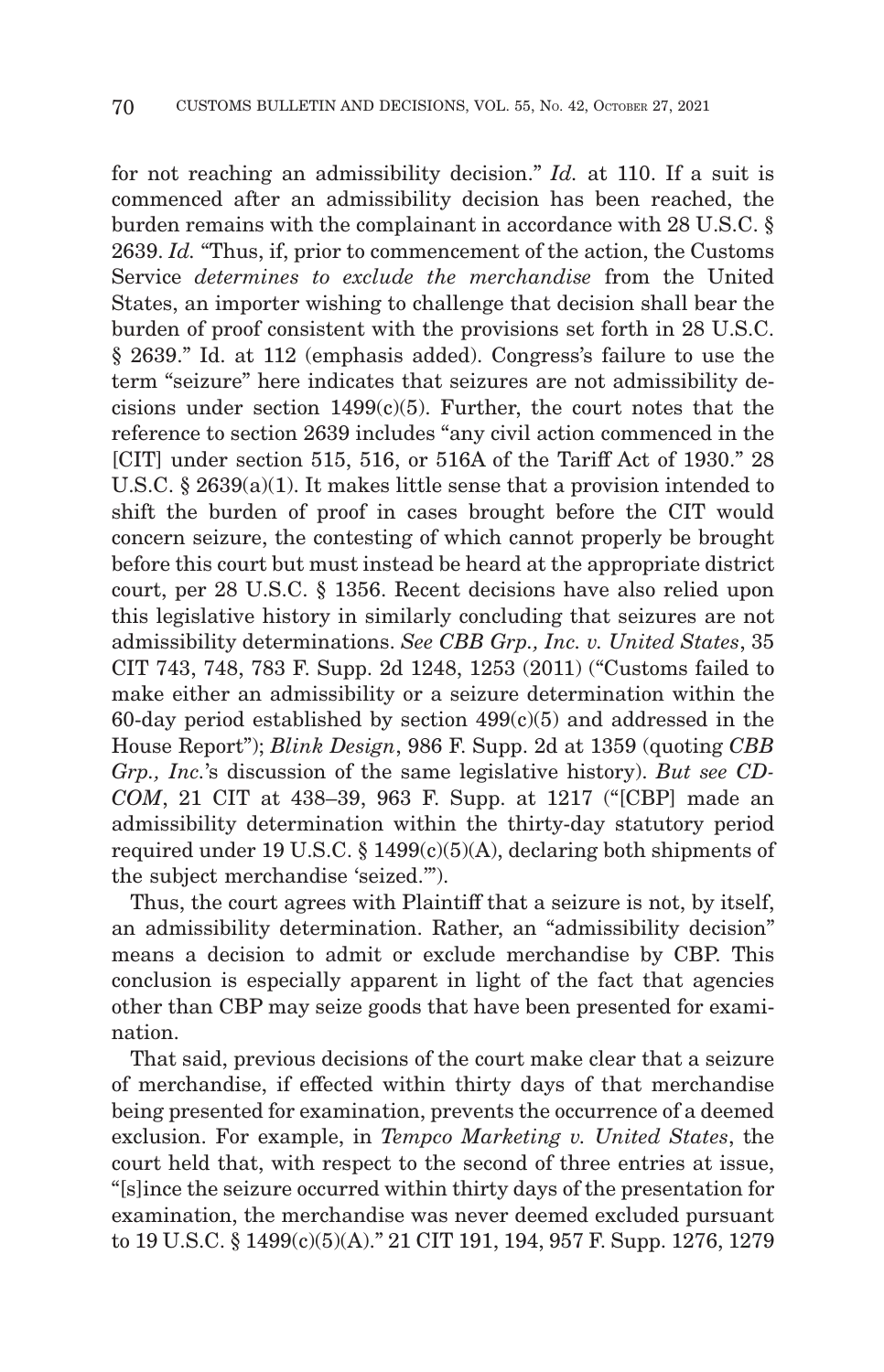for not reaching an admissibility decision." *Id.* at 110. If a suit is commenced after an admissibility decision has been reached, the burden remains with the complainant in accordance with 28 U.S.C. § 2639. *Id.* "Thus, if, prior to commencement of the action, the Customs Service *determines to exclude the merchandise* from the United States, an importer wishing to challenge that decision shall bear the burden of proof consistent with the provisions set forth in 28 U.S.C. § 2639." Id. at 112 (emphasis added). Congress's failure to use the term "seizure" here indicates that seizures are not admissibility decisions under section 1499(c)(5). Further, the court notes that the reference to section 2639 includes "any civil action commenced in the [CIT] under section 515, 516, or 516A of the Tariff Act of 1930." 28 U.S.C. § 2639(a)(1). It makes little sense that a provision intended to shift the burden of proof in cases brought before the CIT would concern seizure, the contesting of which cannot properly be brought before this court but must instead be heard at the appropriate district court, per 28 U.S.C. § 1356. Recent decisions have also relied upon this legislative history in similarly concluding that seizures are not admissibility determinations. *See CBB Grp., Inc. v. United States*, 35 CIT 743, 748, 783 F. Supp. 2d 1248, 1253 (2011) ("Customs failed to make either an admissibility or a seizure determination within the 60-day period established by section 499(c)(5) and addressed in the House Report"); *Blink Design*, 986 F. Supp. 2d at 1359 (quoting *CBB Grp., Inc.*'s discussion of the same legislative history). *But see CDCOM*, 21 CIT at 438–39, 963 F. Supp. at 1217 ("[CBP] made an admissibility determination within the thirty-day statutory period required under 19 U.S.C. § 1499(c)(5)(A), declaring both shipments of the subject merchandise 'seized.'").

Thus, the court agrees with Plaintiff that a seizure is not, by itself, an admissibility determination. Rather, an "admissibility decision" means a decision to admit or exclude merchandise by CBP. This conclusion is especially apparent in light of the fact that agencies other than CBP may seize goods that have been presented for examination.

That said, previous decisions of the court make clear that a seizure of merchandise, if effected within thirty days of that merchandise being presented for examination, prevents the occurrence of a deemed exclusion. For example, in *Tempco Marketing v. United States*, the court held that, with respect to the second of three entries at issue, "[s]ince the seizure occurred within thirty days of the presentation for examination, the merchandise was never deemed excluded pursuant to 19 U.S.C. § 1499(c)(5)(A)." 21 CIT 191, 194, 957 F. Supp. 1276, 1279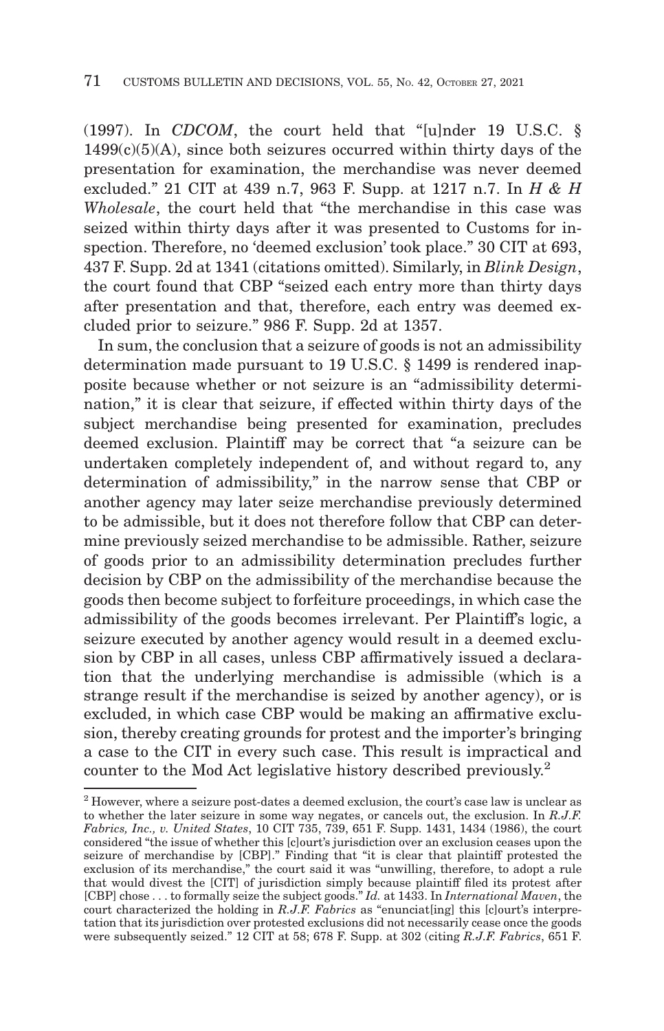(1997). In *CDCOM*, the court held that "[u]nder 19 U.S.C. § 1499(c)(5)(A), since both seizures occurred within thirty days of the presentation for examination, the merchandise was never deemed excluded." 21 CIT at 439 n.7, 963 F. Supp. at 1217 n.7. In *H & H Wholesale*, the court held that "the merchandise in this case was seized within thirty days after it was presented to Customs for inspection. Therefore, no 'deemed exclusion' took place." 30 CIT at 693, 437 F. Supp. 2d at 1341 (citations omitted). Similarly, in *Blink Design*, the court found that CBP "seized each entry more than thirty days after presentation and that, therefore, each entry was deemed excluded prior to seizure." 986 F. Supp. 2d at 1357.

In sum, the conclusion that a seizure of goods is not an admissibility determination made pursuant to 19 U.S.C. § 1499 is rendered inapposite because whether or not seizure is an "admissibility determination," it is clear that seizure, if effected within thirty days of the subject merchandise being presented for examination, precludes deemed exclusion. Plaintiff may be correct that "a seizure can be undertaken completely independent of, and without regard to, any determination of admissibility," in the narrow sense that CBP or another agency may later seize merchandise previously determined to be admissible, but it does not therefore follow that CBP can determine previously seized merchandise to be admissible. Rather, seizure of goods prior to an admissibility determination precludes further decision by CBP on the admissibility of the merchandise because the goods then become subject to forfeiture proceedings, in which case the admissibility of the goods becomes irrelevant. Per Plaintiff's logic, a seizure executed by another agency would result in a deemed exclusion by CBP in all cases, unless CBP affirmatively issued a declaration that the underlying merchandise is admissible (which is a strange result if the merchandise is seized by another agency), or is excluded, in which case CBP would be making an affirmative exclusion, thereby creating grounds for protest and the importer's bringing a case to the CIT in every such case. This result is impractical and counter to the Mod Act legislative history described previously.[2]

---

[2] However, where a seizure post-dates a deemed exclusion, the court's case law is unclear as to whether the later seizure in some way negates, or cancels out, the exclusion. In *R.J.F. Fabrics, Inc., v. United States*, 10 CIT 735, 739, 651 F. Supp. 1431, 1434 (1986), the court considered "the issue of whether this [c]ourt's jurisdiction over an exclusion ceases upon the seizure of merchandise by [CBP]." Finding that "it is clear that plaintiff protested the exclusion of its merchandise," the court said it was "unwilling, therefore, to adopt a rule that would divest the [CIT] of jurisdiction simply because plaintiff filed its protest after [CBP] chose . . . to formally seize the subject goods." *Id.* at 1433. In *International Maven*, the court characterized the holding in *R.J.F. Fabrics* as "enunciat[ing] this [c]ourt's interpretation that its jurisdiction over protested exclusions did not necessarily cease once the goods were subsequently seized." 12 CIT at 58; 678 F. Supp. at 302 (citing *R.J.F. Fabrics*, 651 F.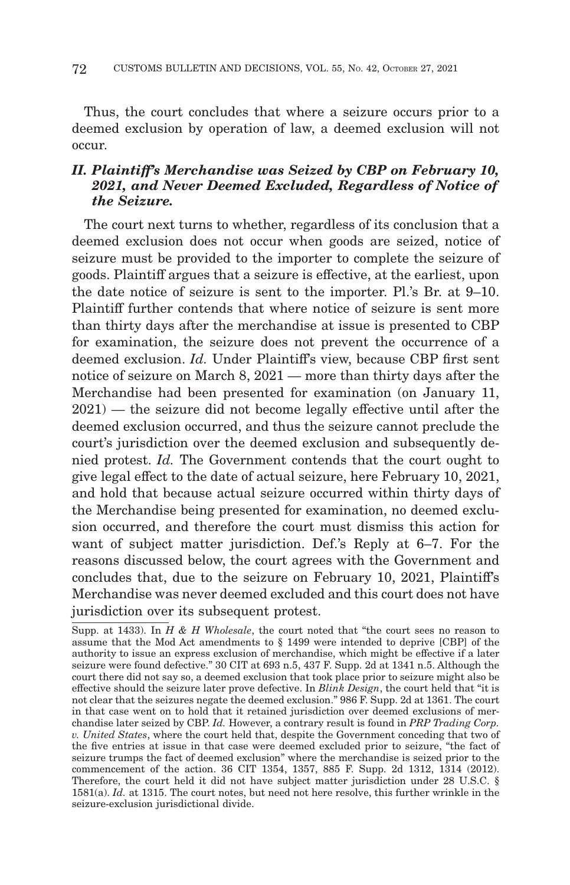Thus, the court concludes that where a seizure occurs prior to a deemed exclusion by operation of law, a deemed exclusion will not occur.

### *II. Plaintiff's Merchandise was Seized by CBP on February 10, 2021, and Never Deemed Excluded, Regardless of Notice of the Seizure.*

The court next turns to whether, regardless of its conclusion that a deemed exclusion does not occur when goods are seized, notice of seizure must be provided to the importer to complete the seizure of goods. Plaintiff argues that a seizure is effective, at the earliest, upon the date notice of seizure is sent to the importer. Pl.'s Br. at 9–10. Plaintiff further contends that where notice of seizure is sent more than thirty days after the merchandise at issue is presented to CBP for examination, the seizure does not prevent the occurrence of a deemed exclusion. *Id.* Under Plaintiff's view, because CBP first sent notice of seizure on March 8, 2021 — more than thirty days after the Merchandise had been presented for examination (on January 11, 2021) — the seizure did not become legally effective until after the deemed exclusion occurred, and thus the seizure cannot preclude the court's jurisdiction over the deemed exclusion and subsequently denied protest. *Id.* The Government contends that the court ought to give legal effect to the date of actual seizure, here February 10, 2021, and hold that because actual seizure occurred within thirty days of the Merchandise being presented for examination, no deemed exclusion occurred, and therefore the court must dismiss this action for want of subject matter jurisdiction. Def.'s Reply at 6–7. For the reasons discussed below, the court agrees with the Government and concludes that, due to the seizure on February 10, 2021, Plaintiff's Merchandise was never deemed excluded and this court does not have jurisdiction over its subsequent protest.

Supp. at 1433). In *H & H Wholesale*, the court noted that "the court sees no reason to assume that the Mod Act amendments to § 1499 were intended to deprive [CBP] of the authority to issue an express exclusion of merchandise, which might be effective if a later seizure were found defective." 30 CIT at 693 n.5, 437 F. Supp. 2d at 1341 n.5. Although the court there did not say so, a deemed exclusion that took place prior to seizure might also be effective should the seizure later prove defective. In *Blink Design*, the court held that "it is not clear that the seizures negate the deemed exclusion." 986 F. Supp. 2d at 1361. The court in that case went on to hold that it retained jurisdiction over deemed exclusions of merchandise later seized by CBP. *Id.* However, a contrary result is found in *PRP Trading Corp. v. United States*, where the court held that, despite the Government conceding that two of the five entries at issue in that case were deemed excluded prior to seizure, "the fact of seizure trumps the fact of deemed exclusion" where the merchandise is seized prior to the commencement of the action. 36 CIT 1354, 1357, 885 F. Supp. 2d 1312, 1314 (2012). Therefore, the court held it did not have subject matter jurisdiction under 28 U.S.C. § 1581(a). *Id.* at 1315. The court notes, but need not here resolve, this further wrinkle in the seizure-exclusion jurisdictional divide.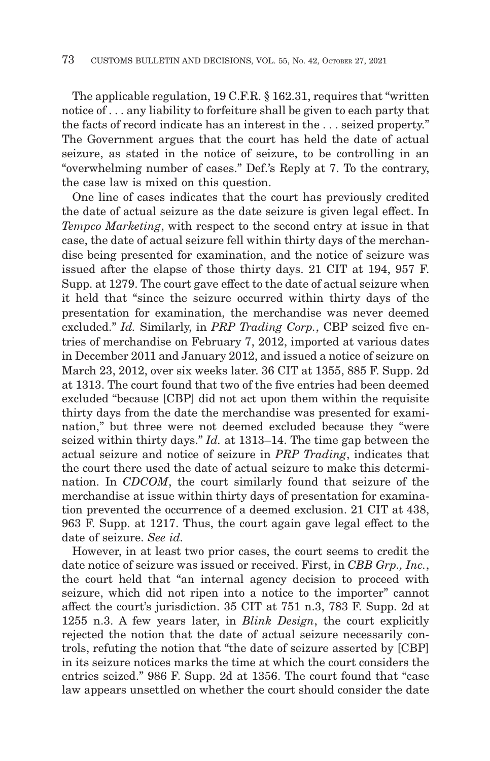The applicable regulation, 19 C.F.R. § 162.31, requires that "written notice of . . . any liability to forfeiture shall be given to each party that the facts of record indicate has an interest in the . . . seized property." The Government argues that the court has held the date of actual seizure, as stated in the notice of seizure, to be controlling in an "overwhelming number of cases." Def.'s Reply at 7. To the contrary, the case law is mixed on this question.

One line of cases indicates that the court has previously credited the date of actual seizure as the date seizure is given legal effect. In *Tempco Marketing*, with respect to the second entry at issue in that case, the date of actual seizure fell within thirty days of the merchandise being presented for examination, and the notice of seizure was issued after the elapse of those thirty days. 21 CIT at 194, 957 F. Supp. at 1279. The court gave effect to the date of actual seizure when it held that "since the seizure occurred within thirty days of the presentation for examination, the merchandise was never deemed excluded." *Id.* Similarly, in *PRP Trading Corp.*, CBP seized five entries of merchandise on February 7, 2012, imported at various dates in December 2011 and January 2012, and issued a notice of seizure on March 23, 2012, over six weeks later. 36 CIT at 1355, 885 F. Supp. 2d at 1313. The court found that two of the five entries had been deemed excluded "because [CBP] did not act upon them within the requisite thirty days from the date the merchandise was presented for examination," but three were not deemed excluded because they "were seized within thirty days." *Id.* at 1313–14. The time gap between the actual seizure and notice of seizure in *PRP Trading*, indicates that the court there used the date of actual seizure to make this determination. In *CDCOM*, the court similarly found that seizure of the merchandise at issue within thirty days of presentation for examination prevented the occurrence of a deemed exclusion. 21 CIT at 438, 963 F. Supp. at 1217. Thus, the court again gave legal effect to the date of seizure. *See id.*

However, in at least two prior cases, the court seems to credit the date notice of seizure was issued or received. First, in *CBB Grp., Inc.*, the court held that "an internal agency decision to proceed with seizure, which did not ripen into a notice to the importer" cannot affect the court's jurisdiction. 35 CIT at 751 n.3, 783 F. Supp. 2d at 1255 n.3. A few years later, in *Blink Design*, the court explicitly rejected the notion that the date of actual seizure necessarily controls, refuting the notion that "the date of seizure asserted by [CBP] in its seizure notices marks the time at which the court considers the entries seized." 986 F. Supp. 2d at 1356. The court found that "case law appears unsettled on whether the court should consider the date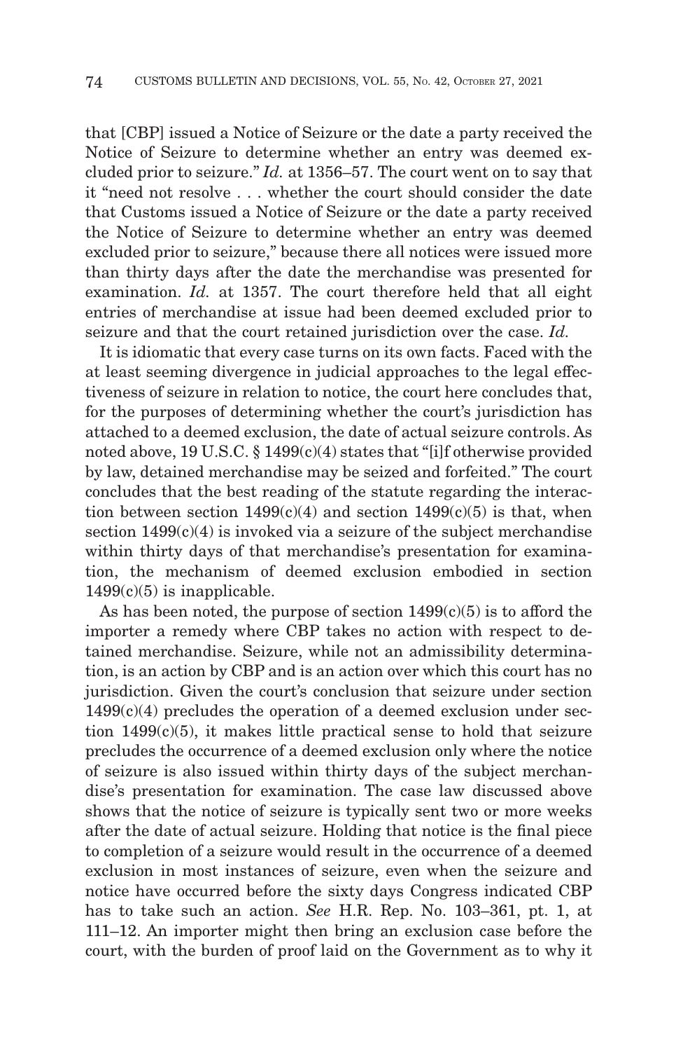that [CBP] issued a Notice of Seizure or the date a party received the Notice of Seizure to determine whether an entry was deemed excluded prior to seizure." *Id.* at 1356–57. The court went on to say that it "need not resolve . . . whether the court should consider the date that Customs issued a Notice of Seizure or the date a party received the Notice of Seizure to determine whether an entry was deemed excluded prior to seizure," because there all notices were issued more than thirty days after the date the merchandise was presented for examination. *Id.* at 1357. The court therefore held that all eight entries of merchandise at issue had been deemed excluded prior to seizure and that the court retained jurisdiction over the case. *Id.*

It is idiomatic that every case turns on its own facts. Faced with the at least seeming divergence in judicial approaches to the legal effectiveness of seizure in relation to notice, the court here concludes that, for the purposes of determining whether the court's jurisdiction has attached to a deemed exclusion, the date of actual seizure controls. As noted above, 19 U.S.C. § 1499(c)(4) states that "[i]f otherwise provided by law, detained merchandise may be seized and forfeited." The court concludes that the best reading of the statute regarding the interaction between section 1499(c)(4) and section 1499(c)(5) is that, when section 1499(c)(4) is invoked via a seizure of the subject merchandise within thirty days of that merchandise's presentation for examination, the mechanism of deemed exclusion embodied in section 1499(c)(5) is inapplicable.

As has been noted, the purpose of section 1499(c)(5) is to afford the importer a remedy where CBP takes no action with respect to detained merchandise. Seizure, while not an admissibility determination, is an action by CBP and is an action over which this court has no jurisdiction. Given the court's conclusion that seizure under section 1499(c)(4) precludes the operation of a deemed exclusion under section 1499(c)(5), it makes little practical sense to hold that seizure precludes the occurrence of a deemed exclusion only where the notice of seizure is also issued within thirty days of the subject merchandise's presentation for examination. The case law discussed above shows that the notice of seizure is typically sent two or more weeks after the date of actual seizure. Holding that notice is the final piece to completion of a seizure would result in the occurrence of a deemed exclusion in most instances of seizure, even when the seizure and notice have occurred before the sixty days Congress indicated CBP has to take such an action. *See* H.R. Rep. No. 103–361, pt. 1, at 111–12. An importer might then bring an exclusion case before the court, with the burden of proof laid on the Government as to why it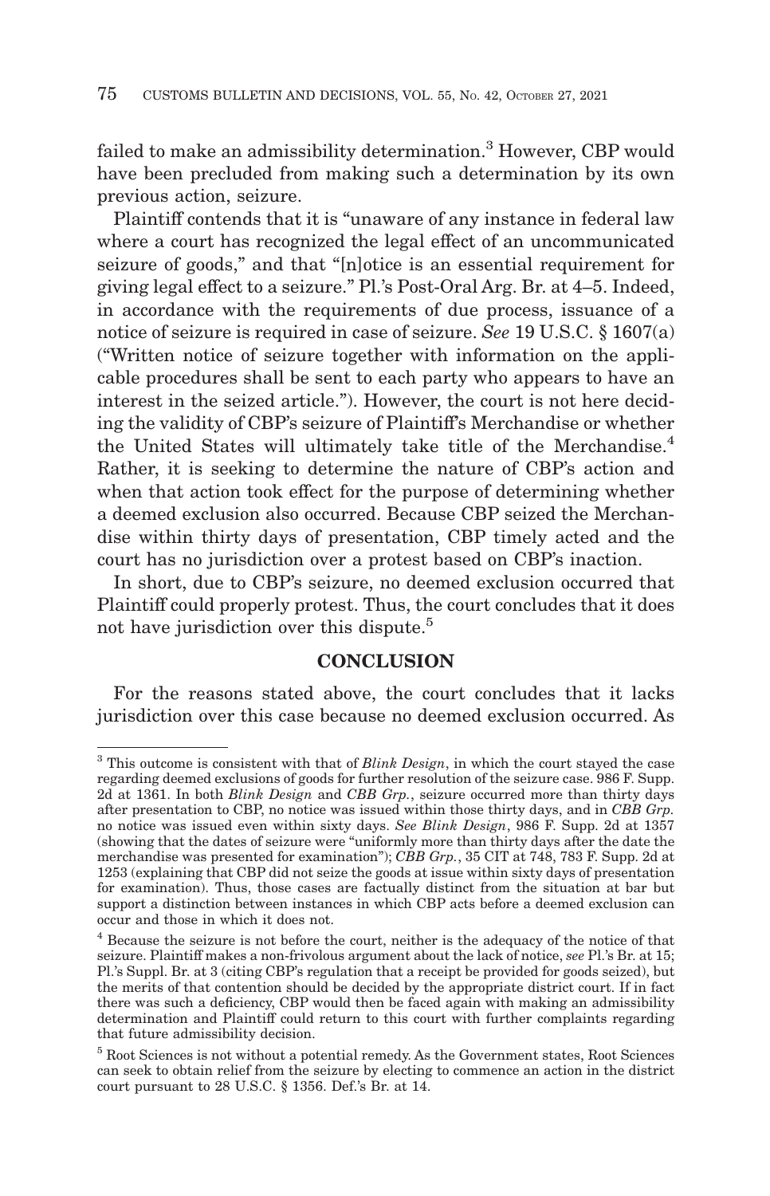failed to make an admissibility determination.[3] However, CBP would have been precluded from making such a determination by its own previous action, seizure.

Plaintiff contends that it is "unaware of any instance in federal law where a court has recognized the legal effect of an uncommunicated seizure of goods," and that "[n]otice is an essential requirement for giving legal effect to a seizure." Pl.'s Post-Oral Arg. Br. at 4–5. Indeed, in accordance with the requirements of due process, issuance of a notice of seizure is required in case of seizure. *See* 19 U.S.C. § 1607(a) ("Written notice of seizure together with information on the applicable procedures shall be sent to each party who appears to have an interest in the seized article."). However, the court is not here deciding the validity of CBP's seizure of Plaintiff's Merchandise or whether the United States will ultimately take title of the Merchandise.[4] Rather, it is seeking to determine the nature of CBP's action and when that action took effect for the purpose of determining whether a deemed exclusion also occurred. Because CBP seized the Merchandise within thirty days of presentation, CBP timely acted and the court has no jurisdiction over a protest based on CBP's inaction.

In short, due to CBP's seizure, no deemed exclusion occurred that Plaintiff could properly protest. Thus, the court concludes that it does not have jurisdiction over this dispute.[5]

## CONCLUSION

For the reasons stated above, the court concludes that it lacks jurisdiction over this case because no deemed exclusion occurred. As

---

[3] This outcome is consistent with that of *Blink Design*, in which the court stayed the case regarding deemed exclusions of goods for further resolution of the seizure case. 986 F. Supp. 2d at 1361. In both *Blink Design* and *CBB Grp.*, seizure occurred more than thirty days after presentation to CBP, no notice was issued within those thirty days, and in *CBB Grp.* no notice was issued even within sixty days. *See Blink Design*, 986 F. Supp. 2d at 1357 (showing that the dates of seizure were "uniformly more than thirty days after the date the merchandise was presented for examination"); *CBB Grp.*, 35 CIT at 748, 783 F. Supp. 2d at 1253 (explaining that CBP did not seize the goods at issue within sixty days of presentation for examination). Thus, those cases are factually distinct from the situation at bar but support a distinction between instances in which CBP acts before a deemed exclusion can occur and those in which it does not.

[4] Because the seizure is not before the court, neither is the adequacy of the notice of that seizure. Plaintiff makes a non-frivolous argument about the lack of notice, *see* Pl.'s Br. at 15; Pl.'s Suppl. Br. at 3 (citing CBP's regulation that a receipt be provided for goods seized), but the merits of that contention should be decided by the appropriate district court. If in fact there was such a deficiency, CBP would then be faced again with making an admissibility determination and Plaintiff could return to this court with further complaints regarding that future admissibility decision.

[5] Root Sciences is not without a potential remedy. As the Government states, Root Sciences can seek to obtain relief from the seizure by electing to commence an action in the district court pursuant to 28 U.S.C. § 1356. Def.'s Br. at 14.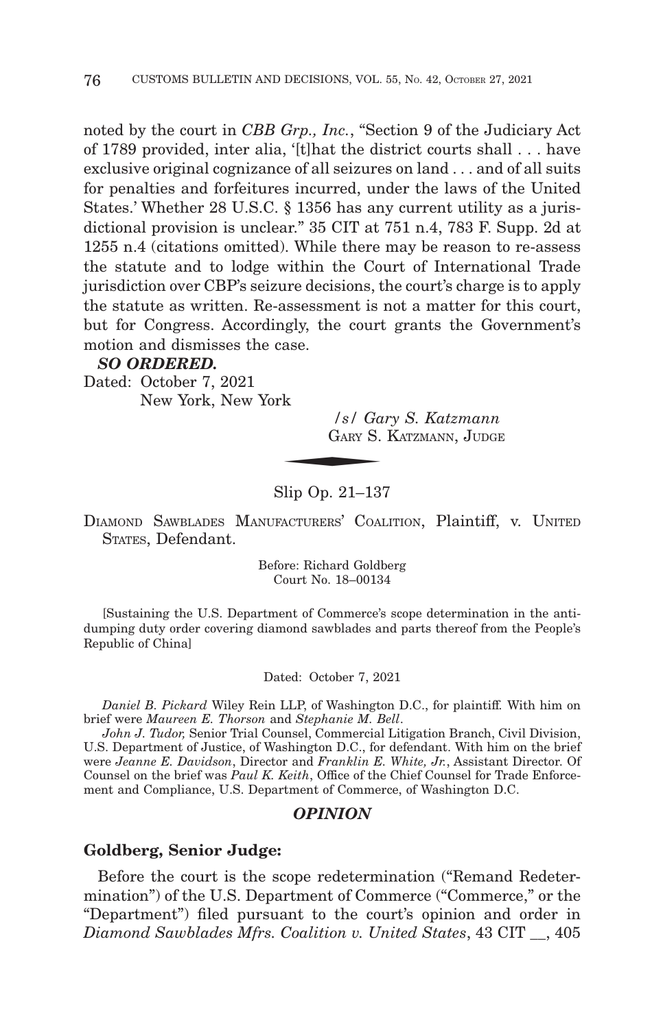noted by the court in *CBB Grp., Inc.*, "Section 9 of the Judiciary Act of 1789 provided, inter alia, '[t]hat the district courts shall . . . have exclusive original cognizance of all seizures on land . . . and of all suits for penalties and forfeitures incurred, under the laws of the United States.' Whether 28 U.S.C. § 1356 has any current utility as a jurisdictional provision is unclear." 35 CIT at 751 n.4, 783 F. Supp. 2d at 1255 n.4 (citations omitted). While there may be reason to re-assess the statute and to lodge within the Court of International Trade jurisdiction over CBP's seizure decisions, the court's charge is to apply the statute as written. Re-assessment is not a matter for this court, but for Congress. Accordingly, the court grants the Government's motion and dismisses the case.

***SO ORDERED.***

Dated: October 7, 2021
New York, New York

*/s/ Gary S. Katzmann*
GARY S. KATZMANN, JUDGE

Slip Op. 21–137

DIAMOND SAWBLADES MANUFACTURERS' COALITION, Plaintiff, v. UNITED STATES, Defendant.

Before: Richard Goldberg
Court No. 18–00134

[Sustaining the U.S. Department of Commerce's scope determination in the antidumping duty order covering diamond sawblades and parts thereof from the People's Republic of China]

Dated: October 7, 2021

*Daniel B. Pickard* Wiley Rein LLP, of Washington D.C., for plaintiff. With him on brief were *Maureen E. Thorson* and *Stephanie M. Bell*.

*John J. Tudor,* Senior Trial Counsel, Commercial Litigation Branch, Civil Division, U.S. Department of Justice, of Washington D.C., for defendant. With him on the brief were *Jeanne E. Davidson*, Director and *Franklin E. White, Jr.*, Assistant Director. Of Counsel on the brief was *Paul K. Keith*, Office of the Chief Counsel for Trade Enforcement and Compliance, U.S. Department of Commerce, of Washington D.C.

## *OPINION*

**Goldberg, Senior Judge:**

Before the court is the scope redetermination ("Remand Redetermination") of the U.S. Department of Commerce ("Commerce," or the "Department") filed pursuant to the court's opinion and order in *Diamond Sawblades Mfrs. Coalition v. United States*, 43 CIT \_\_, 405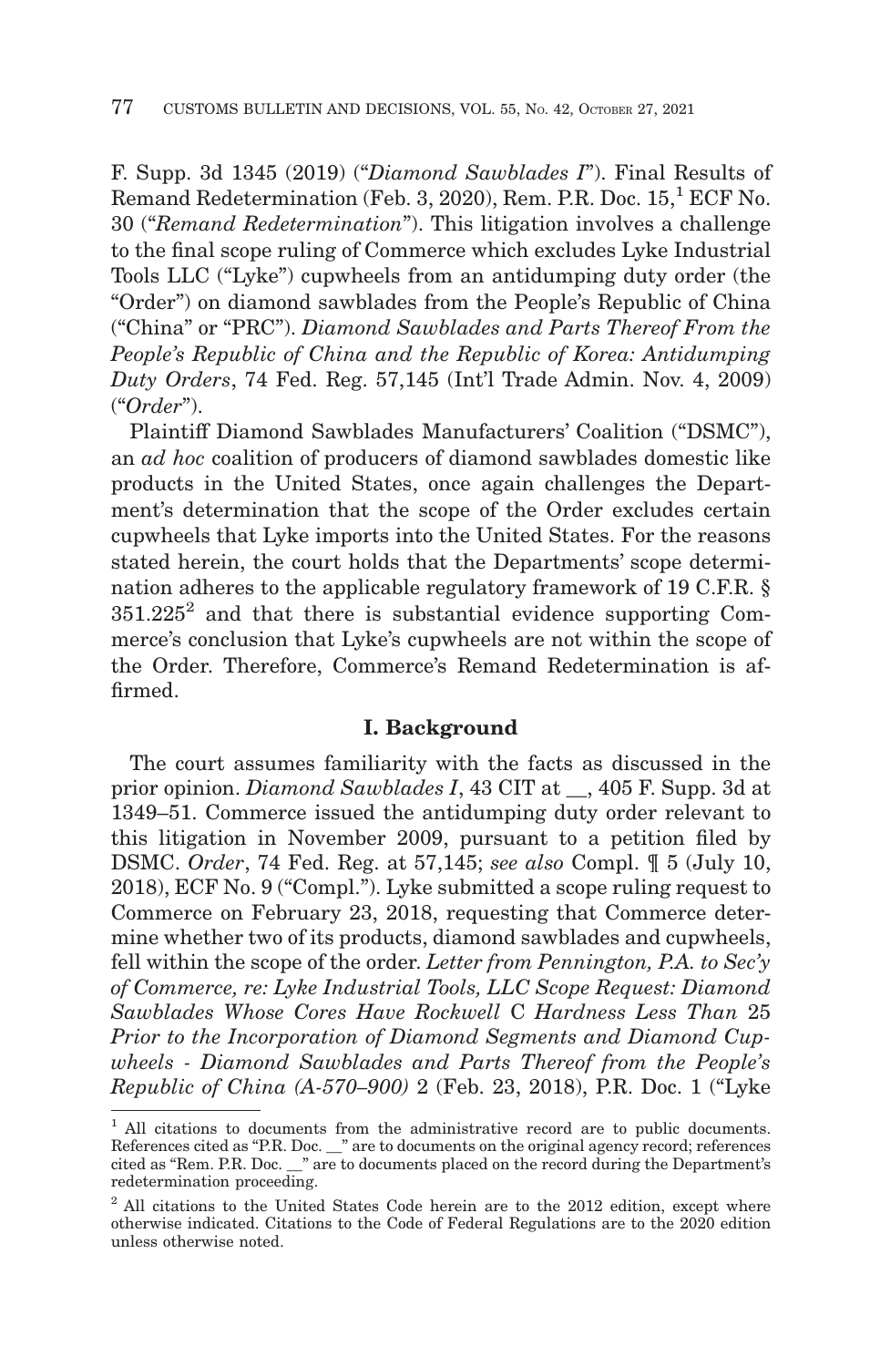F. Supp. 3d 1345 (2019) ("*Diamond Sawblades I*"). Final Results of Remand Redetermination (Feb. 3, 2020), Rem. P.R. Doc. 15,[1] ECF No. 30 ("*Remand Redetermination*"). This litigation involves a challenge to the final scope ruling of Commerce which excludes Lyke Industrial Tools LLC ("Lyke") cupwheels from an antidumping duty order (the "Order") on diamond sawblades from the People's Republic of China ("China" or "PRC"). *Diamond Sawblades and Parts Thereof From the People's Republic of China and the Republic of Korea: Antidumping Duty Orders*, 74 Fed. Reg. 57,145 (Int'l Trade Admin. Nov. 4, 2009) ("*Order*").

Plaintiff Diamond Sawblades Manufacturers' Coalition ("DSMC"), an *ad hoc* coalition of producers of diamond sawblades domestic like products in the United States, once again challenges the Department's determination that the scope of the Order excludes certain cupwheels that Lyke imports into the United States. For the reasons stated herein, the court holds that the Departments' scope determination adheres to the applicable regulatory framework of 19 C.F.R. § 351.225[2] and that there is substantial evidence supporting Commerce's conclusion that Lyke's cupwheels are not within the scope of the Order. Therefore, Commerce's Remand Redetermination is affirmed.

## I. Background

The court assumes familiarity with the facts as discussed in the prior opinion. *Diamond Sawblades I*, 43 CIT at __, 405 F. Supp. 3d at 1349–51. Commerce issued the antidumping duty order relevant to this litigation in November 2009, pursuant to a petition filed by DSMC. *Order*, 74 Fed. Reg. at 57,145; *see also* Compl. ¶ 5 (July 10, 2018), ECF No. 9 ("Compl."). Lyke submitted a scope ruling request to Commerce on February 23, 2018, requesting that Commerce determine whether two of its products, diamond sawblades and cupwheels, fell within the scope of the order. *Letter from Pennington, P.A. to Sec'y of Commerce, re: Lyke Industrial Tools, LLC Scope Request: Diamond Sawblades Whose Cores Have Rockwell* C *Hardness Less Than* 25 *Prior to the Incorporation of Diamond Segments and Diamond Cupwheels - Diamond Sawblades and Parts Thereof from the People's Republic of China (A-570–900)* 2 (Feb. 23, 2018), P.R. Doc. 1 ("Lyke

[1] All citations to documents from the administrative record are to public documents. References cited as "P.R. Doc. __" are to documents on the original agency record; references cited as "Rem. P.R. Doc. __" are to documents placed on the record during the Department's redetermination proceeding.

[2] All citations to the United States Code herein are to the 2012 edition, except where otherwise indicated. Citations to the Code of Federal Regulations are to the 2020 edition unless otherwise noted.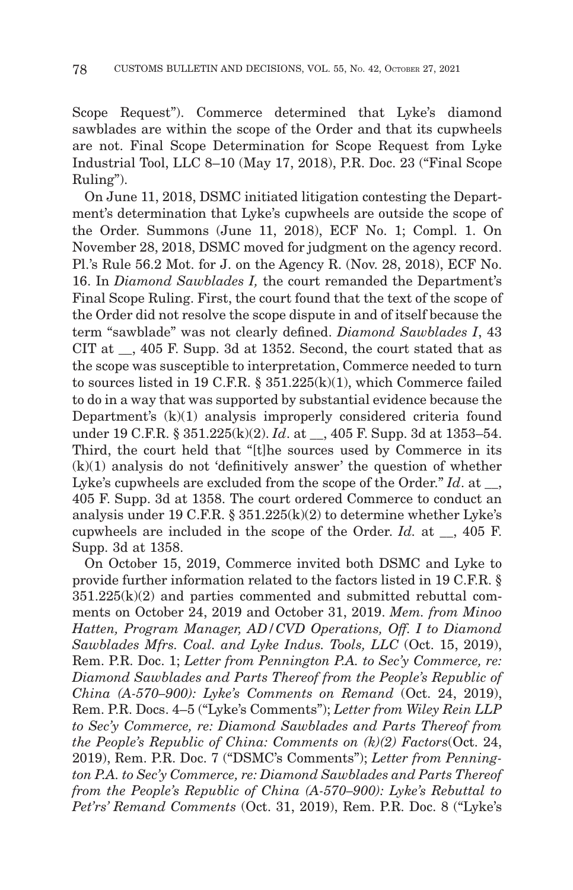Scope Request"). Commerce determined that Lyke's diamond sawblades are within the scope of the Order and that its cupwheels are not. Final Scope Determination for Scope Request from Lyke Industrial Tool, LLC 8–10 (May 17, 2018), P.R. Doc. 23 ("Final Scope Ruling").

On June 11, 2018, DSMC initiated litigation contesting the Department's determination that Lyke's cupwheels are outside the scope of the Order. Summons (June 11, 2018), ECF No. 1; Compl. 1. On November 28, 2018, DSMC moved for judgment on the agency record. Pl.'s Rule 56.2 Mot. for J. on the Agency R. (Nov. 28, 2018), ECF No. 16. In *Diamond Sawblades I,* the court remanded the Department's Final Scope Ruling. First, the court found that the text of the scope of the Order did not resolve the scope dispute in and of itself because the term "sawblade" was not clearly defined. *Diamond Sawblades I*, 43 CIT at __, 405 F. Supp. 3d at 1352. Second, the court stated that as the scope was susceptible to interpretation, Commerce needed to turn to sources listed in 19 C.F.R. § 351.225(k)(1), which Commerce failed to do in a way that was supported by substantial evidence because the Department's (k)(1) analysis improperly considered criteria found under 19 C.F.R. § 351.225(k)(2). *Id*. at __, 405 F. Supp. 3d at 1353–54. Third, the court held that "[t]he sources used by Commerce in its (k)(1) analysis do not 'definitively answer' the question of whether Lyke's cupwheels are excluded from the scope of the Order." *Id*. at __, 405 F. Supp. 3d at 1358. The court ordered Commerce to conduct an analysis under 19 C.F.R. § 351.225(k)(2) to determine whether Lyke's cupwheels are included in the scope of the Order. *Id.* at __, 405 F. Supp. 3d at 1358.

On October 15, 2019, Commerce invited both DSMC and Lyke to provide further information related to the factors listed in 19 C.F.R. § 351.225(k)(2) and parties commented and submitted rebuttal comments on October 24, 2019 and October 31, 2019. *Mem. from Minoo Hatten, Program Manager, AD/CVD Operations, Off. I to Diamond Sawblades Mfrs. Coal. and Lyke Indus. Tools, LLC* (Oct. 15, 2019), Rem. P.R. Doc. 1; *Letter from Pennington P.A. to Sec'y Commerce, re: Diamond Sawblades and Parts Thereof from the People's Republic of China (A-570–900): Lyke's Comments on Remand* (Oct. 24, 2019), Rem. P.R. Docs. 4–5 ("Lyke's Comments"); *Letter from Wiley Rein LLP to Sec'y Commerce, re: Diamond Sawblades and Parts Thereof from the People's Republic of China: Comments on (k)(2) Factors*(Oct. 24, 2019), Rem. P.R. Doc. 7 ("DSMC's Comments"); *Letter from Pennington P.A. to Sec'y Commerce, re: Diamond Sawblades and Parts Thereof from the People's Republic of China (A-570–900): Lyke's Rebuttal to Pet'rs' Remand Comments* (Oct. 31, 2019), Rem. P.R. Doc. 8 ("Lyke's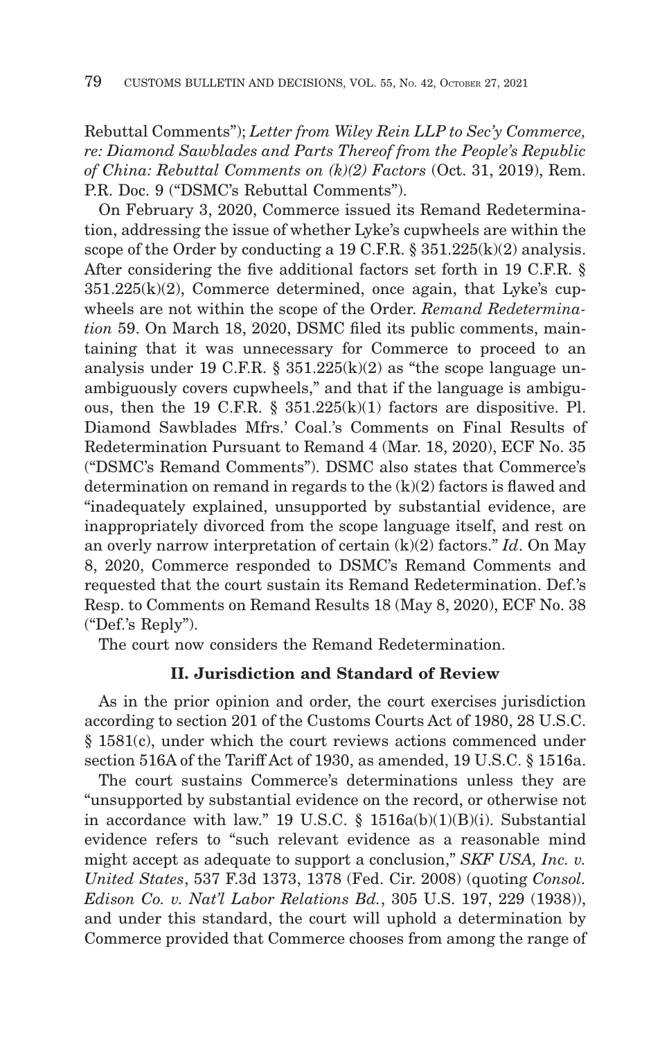Rebuttal Comments"); *Letter from Wiley Rein LLP to Sec'y Commerce, re: Diamond Sawblades and Parts Thereof from the People's Republic of China: Rebuttal Comments on (k)(2) Factors* (Oct. 31, 2019), Rem. P.R. Doc. 9 ("DSMC's Rebuttal Comments").

On February 3, 2020, Commerce issued its Remand Redetermination, addressing the issue of whether Lyke's cupwheels are within the scope of the Order by conducting a 19 C.F.R. § 351.225(k)(2) analysis. After considering the five additional factors set forth in 19 C.F.R. § 351.225(k)(2), Commerce determined, once again, that Lyke's cupwheels are not within the scope of the Order. *Remand Redetermination* 59. On March 18, 2020, DSMC filed its public comments, maintaining that it was unnecessary for Commerce to proceed to an analysis under 19 C.F.R. § 351.225(k)(2) as "the scope language unambiguously covers cupwheels," and that if the language is ambiguous, then the 19 C.F.R. § 351.225(k)(1) factors are dispositive. Pl. Diamond Sawblades Mfrs.' Coal.'s Comments on Final Results of Redetermination Pursuant to Remand 4 (Mar. 18, 2020), ECF No. 35 ("DSMC's Remand Comments"). DSMC also states that Commerce's determination on remand in regards to the (k)(2) factors is flawed and "inadequately explained, unsupported by substantial evidence, are inappropriately divorced from the scope language itself, and rest on an overly narrow interpretation of certain (k)(2) factors." *Id*. On May 8, 2020, Commerce responded to DSMC's Remand Comments and requested that the court sustain its Remand Redetermination. Def.'s Resp. to Comments on Remand Results 18 (May 8, 2020), ECF No. 38 ("Def.'s Reply").

The court now considers the Remand Redetermination.

## II. Jurisdiction and Standard of Review

As in the prior opinion and order, the court exercises jurisdiction according to section 201 of the Customs Courts Act of 1980, 28 U.S.C. § 1581(c), under which the court reviews actions commenced under section 516A of the Tariff Act of 1930, as amended, 19 U.S.C. § 1516a.

The court sustains Commerce's determinations unless they are "unsupported by substantial evidence on the record, or otherwise not in accordance with law." 19 U.S.C. § 1516a(b)(1)(B)(i). Substantial evidence refers to "such relevant evidence as a reasonable mind might accept as adequate to support a conclusion," *SKF USA, Inc. v. United States*, 537 F.3d 1373, 1378 (Fed. Cir. 2008) (quoting *Consol. Edison Co. v. Nat'l Labor Relations Bd.*, 305 U.S. 197, 229 (1938)), and under this standard, the court will uphold a determination by Commerce provided that Commerce chooses from among the range of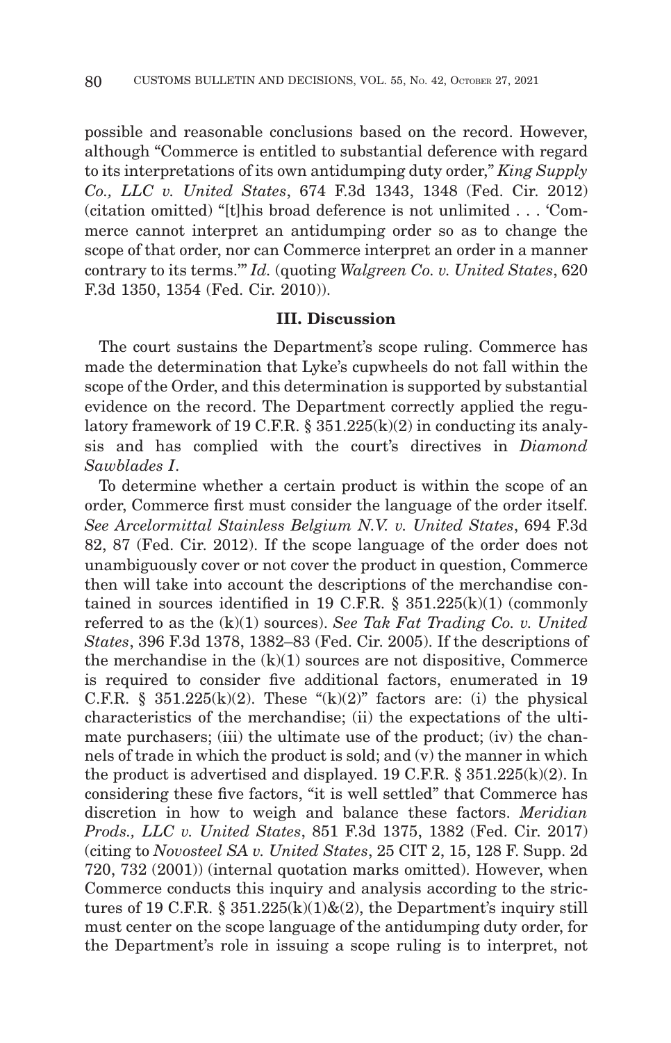possible and reasonable conclusions based on the record. However, although "Commerce is entitled to substantial deference with regard to its interpretations of its own antidumping duty order," *King Supply Co., LLC v. United States*, 674 F.3d 1343, 1348 (Fed. Cir. 2012) (citation omitted) "[t]his broad deference is not unlimited . . . 'Commerce cannot interpret an antidumping order so as to change the scope of that order, nor can Commerce interpret an order in a manner contrary to its terms.'" *Id.* (quoting *Walgreen Co. v. United States*, 620 F.3d 1350, 1354 (Fed. Cir. 2010)).

### III. Discussion

The court sustains the Department's scope ruling. Commerce has made the determination that Lyke's cupwheels do not fall within the scope of the Order, and this determination is supported by substantial evidence on the record. The Department correctly applied the regulatory framework of 19 C.F.R. § 351.225(k)(2) in conducting its analysis and has complied with the court's directives in *Diamond Sawblades I*.

To determine whether a certain product is within the scope of an order, Commerce first must consider the language of the order itself. *See Arcelormittal Stainless Belgium N.V. v. United States*, 694 F.3d 82, 87 (Fed. Cir. 2012). If the scope language of the order does not unambiguously cover or not cover the product in question, Commerce then will take into account the descriptions of the merchandise contained in sources identified in 19 C.F.R. § 351.225(k)(1) (commonly referred to as the (k)(1) sources). *See Tak Fat Trading Co. v. United States*, 396 F.3d 1378, 1382–83 (Fed. Cir. 2005). If the descriptions of the merchandise in the (k)(1) sources are not dispositive, Commerce is required to consider five additional factors, enumerated in 19 C.F.R. § 351.225(k)(2). These "(k)(2)" factors are: (i) the physical characteristics of the merchandise; (ii) the expectations of the ultimate purchasers; (iii) the ultimate use of the product; (iv) the channels of trade in which the product is sold; and (v) the manner in which the product is advertised and displayed. 19 C.F.R. § 351.225(k)(2). In considering these five factors, "it is well settled" that Commerce has discretion in how to weigh and balance these factors. *Meridian Prods., LLC v. United States*, 851 F.3d 1375, 1382 (Fed. Cir. 2017) (citing to *Novosteel SA v. United States*, 25 CIT 2, 15, 128 F. Supp. 2d 720, 732 (2001)) (internal quotation marks omitted). However, when Commerce conducts this inquiry and analysis according to the strictures of 19 C.F.R. § 351.225(k)(1)&(2), the Department's inquiry still must center on the scope language of the antidumping duty order, for the Department's role in issuing a scope ruling is to interpret, not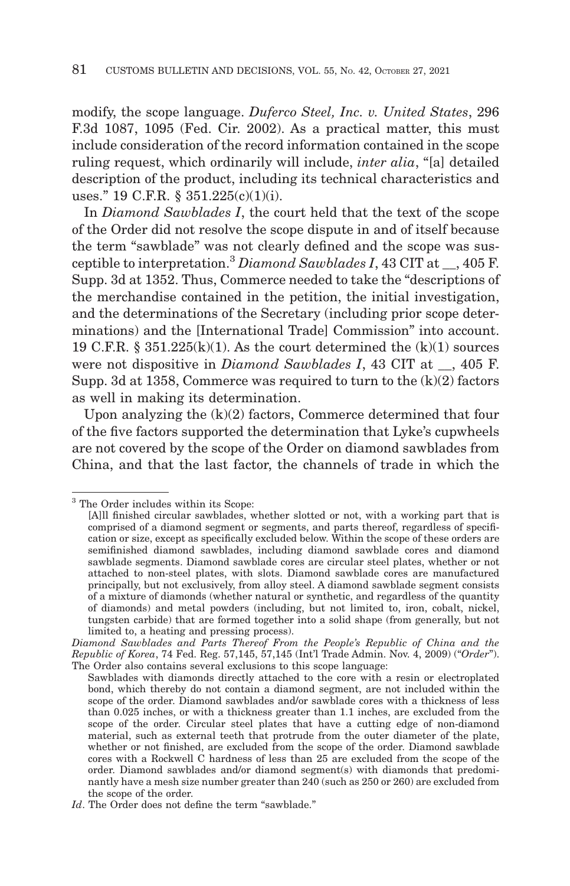modify, the scope language. *Duferco Steel, Inc. v. United States*, 296 F.3d 1087, 1095 (Fed. Cir. 2002). As a practical matter, this must include consideration of the record information contained in the scope ruling request, which ordinarily will include, *inter alia*, "[a] detailed description of the product, including its technical characteristics and uses." 19 C.F.R. § 351.225(c)(1)(i).

In *Diamond Sawblades I*, the court held that the text of the scope of the Order did not resolve the scope dispute in and of itself because the term "sawblade" was not clearly defined and the scope was susceptible to interpretation.[3] *Diamond Sawblades I*, 43 CIT at __, 405 F. Supp. 3d at 1352. Thus, Commerce needed to take the "descriptions of the merchandise contained in the petition, the initial investigation, and the determinations of the Secretary (including prior scope determinations) and the [International Trade] Commission" into account. 19 C.F.R. § 351.225(k)(1). As the court determined the (k)(1) sources were not dispositive in *Diamond Sawblades I*, 43 CIT at __, 405 F. Supp. 3d at 1358, Commerce was required to turn to the (k)(2) factors as well in making its determination.

Upon analyzing the (k)(2) factors, Commerce determined that four of the five factors supported the determination that Lyke's cupwheels are not covered by the scope of the Order on diamond sawblades from China, and that the last factor, the channels of trade in which the

---

[3] The Order includes within its Scope:

> [A]ll finished circular sawblades, whether slotted or not, with a working part that is comprised of a diamond segment or segments, and parts thereof, regardless of specification or size, except as specifically excluded below. Within the scope of these orders are semifinished diamond sawblades, including diamond sawblade cores and diamond sawblade segments. Diamond sawblade cores are circular steel plates, whether or not attached to non-steel plates, with slots. Diamond sawblade cores are manufactured principally, but not exclusively, from alloy steel. A diamond sawblade segment consists of a mixture of diamonds (whether natural or synthetic, and regardless of the quantity of diamonds) and metal powders (including, but not limited to, iron, cobalt, nickel, tungsten carbide) that are formed together into a solid shape (from generally, but not limited to, a heating and pressing process).

*Diamond Sawblades and Parts Thereof From the People's Republic of China and the Republic of Korea*, 74 Fed. Reg. 57,145, 57,145 (Int'l Trade Admin. Nov. 4, 2009) ("*Order*"). The Order also contains several exclusions to this scope language:

> Sawblades with diamonds directly attached to the core with a resin or electroplated bond, which thereby do not contain a diamond segment, are not included within the scope of the order. Diamond sawblades and/or sawblade cores with a thickness of less than 0.025 inches, or with a thickness greater than 1.1 inches, are excluded from the scope of the order. Circular steel plates that have a cutting edge of non-diamond material, such as external teeth that protrude from the outer diameter of the plate, whether or not finished, are excluded from the scope of the order. Diamond sawblade cores with a Rockwell C hardness of less than 25 are excluded from the scope of the order. Diamond sawblades and/or diamond segment(s) with diamonds that predominantly have a mesh size number greater than 240 (such as 250 or 260) are excluded from the scope of the order.

*Id*. The Order does not define the term "sawblade."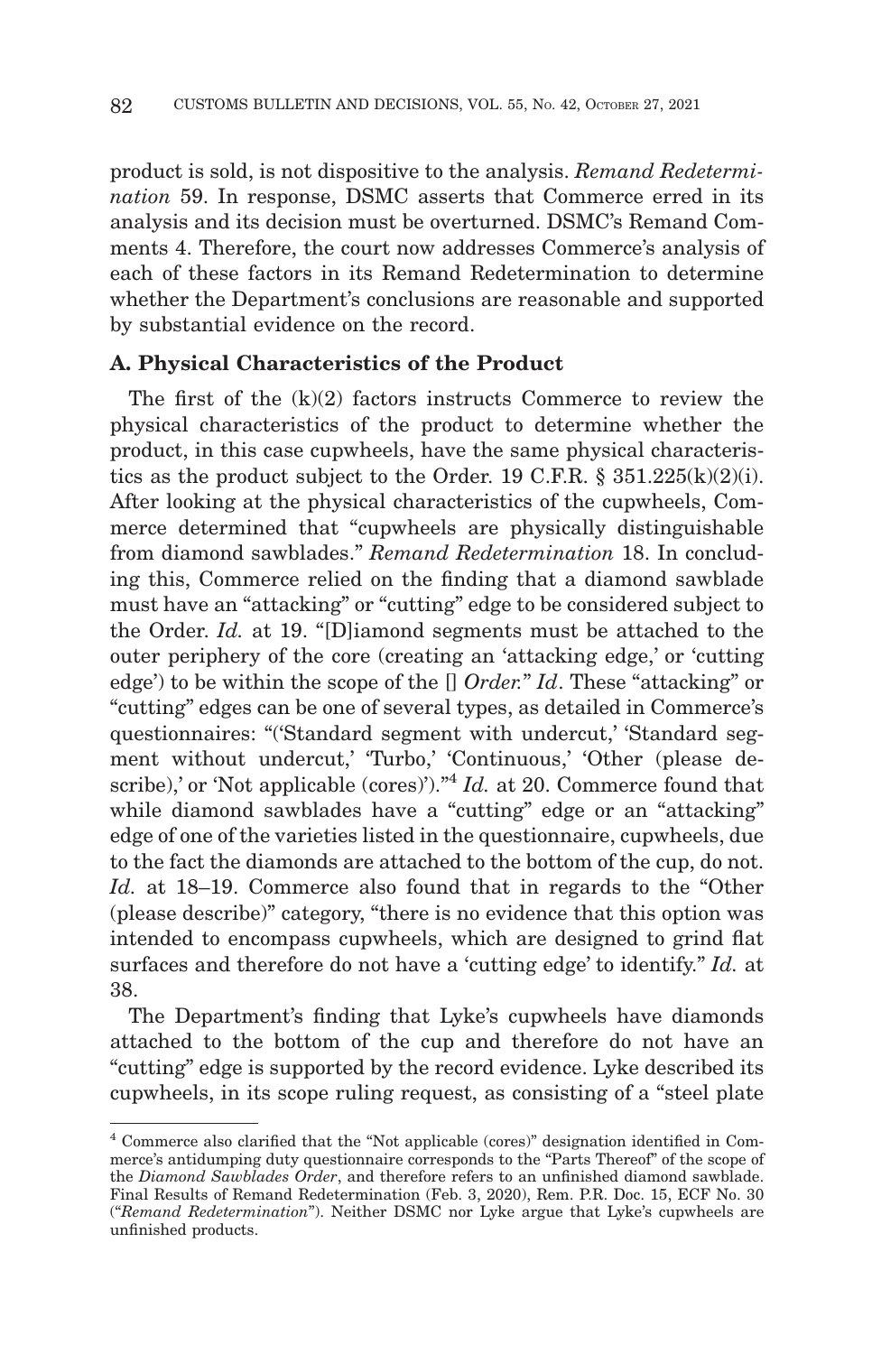product is sold, is not dispositive to the analysis. *Remand Redetermination* 59. In response, DSMC asserts that Commerce erred in its analysis and its decision must be overturned. DSMC's Remand Comments 4. Therefore, the court now addresses Commerce's analysis of each of these factors in its Remand Redetermination to determine whether the Department's conclusions are reasonable and supported by substantial evidence on the record.

### A. Physical Characteristics of the Product

The first of the (k)(2) factors instructs Commerce to review the physical characteristics of the product to determine whether the product, in this case cupwheels, have the same physical characteristics as the product subject to the Order. 19 C.F.R. § 351.225(k)(2)(i). After looking at the physical characteristics of the cupwheels, Commerce determined that "cupwheels are physically distinguishable from diamond sawblades." *Remand Redetermination* 18. In concluding this, Commerce relied on the finding that a diamond sawblade must have an "attacking" or "cutting" edge to be considered subject to the Order. *Id.* at 19. "[D]iamond segments must be attached to the outer periphery of the core (creating an 'attacking edge,' or 'cutting edge') to be within the scope of the [] *Order.*" *Id*. These "attacking" or "cutting" edges can be one of several types, as detailed in Commerce's questionnaires: "('Standard segment with undercut,' 'Standard segment without undercut,' 'Turbo,' 'Continuous,' 'Other (please describe),' or 'Not applicable (cores)')."[4] *Id.* at 20. Commerce found that while diamond sawblades have a "cutting" edge or an "attacking" edge of one of the varieties listed in the questionnaire, cupwheels, due to the fact the diamonds are attached to the bottom of the cup, do not. *Id.* at 18–19. Commerce also found that in regards to the "Other (please describe)" category, "there is no evidence that this option was intended to encompass cupwheels, which are designed to grind flat surfaces and therefore do not have a 'cutting edge' to identify." *Id.* at 38.

The Department's finding that Lyke's cupwheels have diamonds attached to the bottom of the cup and therefore do not have an "cutting" edge is supported by the record evidence. Lyke described its cupwheels, in its scope ruling request, as consisting of a "steel plate

---

[4] Commerce also clarified that the "Not applicable (cores)" designation identified in Commerce's antidumping duty questionnaire corresponds to the "Parts Thereof" of the scope of the *Diamond Sawblades Order*, and therefore refers to an unfinished diamond sawblade. Final Results of Remand Redetermination (Feb. 3, 2020), Rem. P.R. Doc. 15, ECF No. 30 ("*Remand Redetermination*"). Neither DSMC nor Lyke argue that Lyke's cupwheels are unfinished products.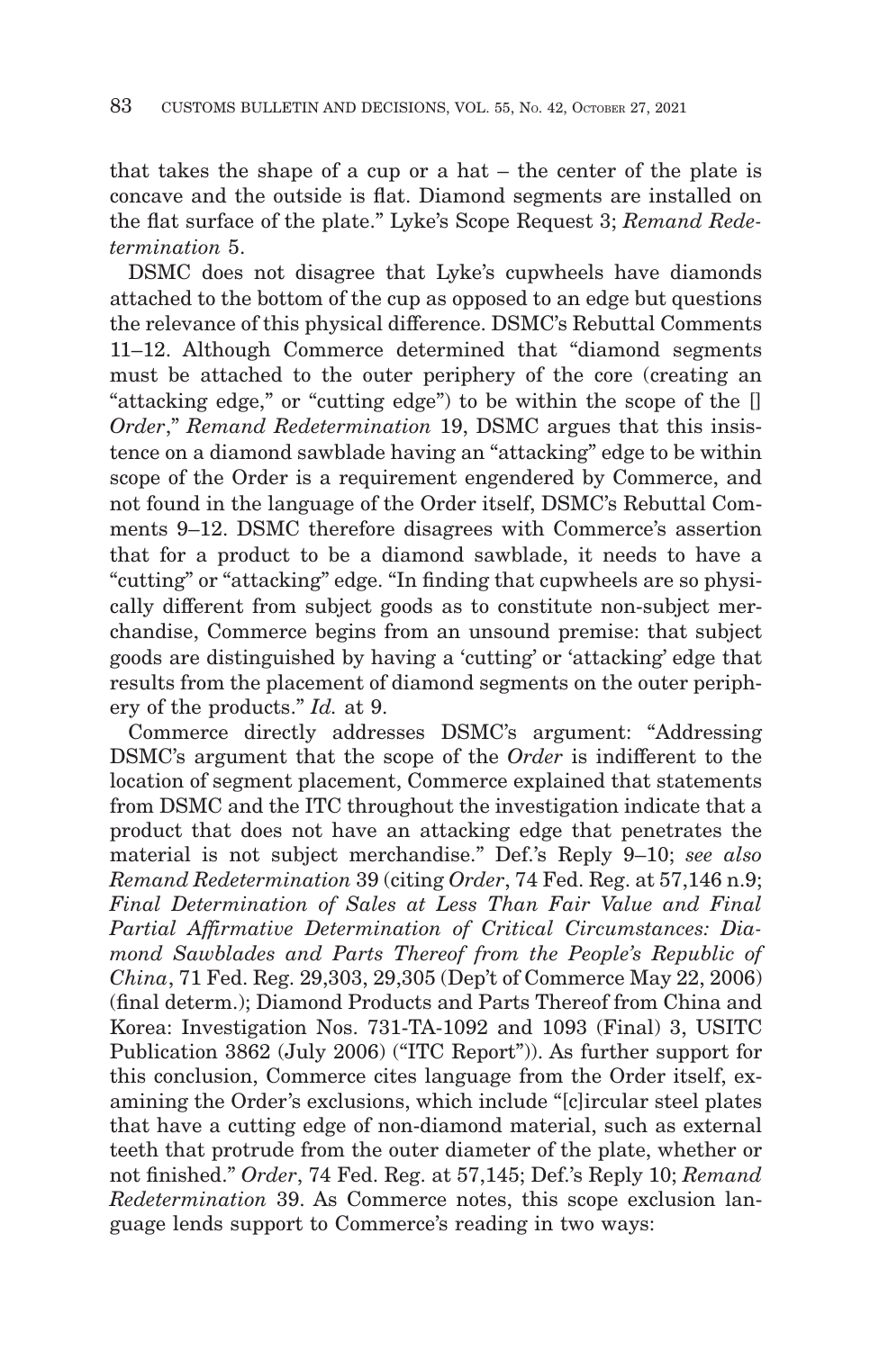that takes the shape of a cup or a hat – the center of the plate is concave and the outside is flat. Diamond segments are installed on the flat surface of the plate." Lyke's Scope Request 3; *Remand Redetermination* 5.

DSMC does not disagree that Lyke's cupwheels have diamonds attached to the bottom of the cup as opposed to an edge but questions the relevance of this physical difference. DSMC's Rebuttal Comments 11–12. Although Commerce determined that "diamond segments must be attached to the outer periphery of the core (creating an "attacking edge," or "cutting edge") to be within the scope of the [] *Order*," *Remand Redetermination* 19, DSMC argues that this insistence on a diamond sawblade having an "attacking" edge to be within scope of the Order is a requirement engendered by Commerce, and not found in the language of the Order itself, DSMC's Rebuttal Comments 9–12. DSMC therefore disagrees with Commerce's assertion that for a product to be a diamond sawblade, it needs to have a "cutting" or "attacking" edge. "In finding that cupwheels are so physically different from subject goods as to constitute non-subject merchandise, Commerce begins from an unsound premise: that subject goods are distinguished by having a 'cutting' or 'attacking' edge that results from the placement of diamond segments on the outer periphery of the products." *Id.* at 9.

Commerce directly addresses DSMC's argument: "Addressing DSMC's argument that the scope of the *Order* is indifferent to the location of segment placement, Commerce explained that statements from DSMC and the ITC throughout the investigation indicate that a product that does not have an attacking edge that penetrates the material is not subject merchandise." Def.'s Reply 9–10; *see also Remand Redetermination* 39 (citing *Order*, 74 Fed. Reg. at 57,146 n.9; *Final Determination of Sales at Less Than Fair Value and Final Partial Affirmative Determination of Critical Circumstances: Diamond Sawblades and Parts Thereof from the People's Republic of China*, 71 Fed. Reg. 29,303, 29,305 (Dep't of Commerce May 22, 2006) (final determ.); Diamond Products and Parts Thereof from China and Korea: Investigation Nos. 731-TA-1092 and 1093 (Final) 3, USITC Publication 3862 (July 2006) ("ITC Report")). As further support for this conclusion, Commerce cites language from the Order itself, examining the Order's exclusions, which include "[c]ircular steel plates that have a cutting edge of non-diamond material, such as external teeth that protrude from the outer diameter of the plate, whether or not finished." *Order*, 74 Fed. Reg. at 57,145; Def.'s Reply 10; *Remand Redetermination* 39. As Commerce notes, this scope exclusion language lends support to Commerce's reading in two ways: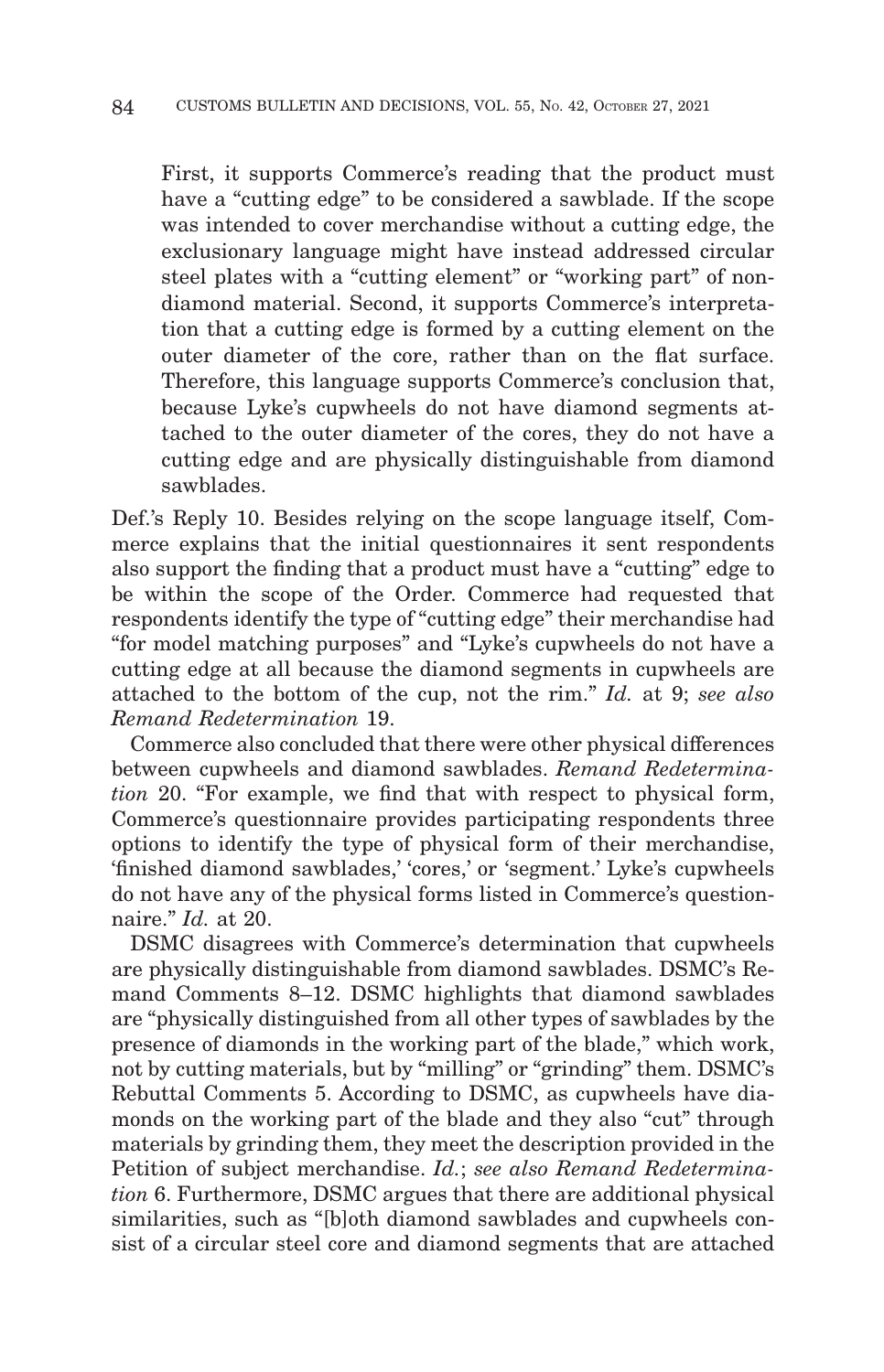> First, it supports Commerce's reading that the product must have a "cutting edge" to be considered a sawblade. If the scope was intended to cover merchandise without a cutting edge, the exclusionary language might have instead addressed circular steel plates with a "cutting element" or "working part" of non-diamond material. Second, it supports Commerce's interpretation that a cutting edge is formed by a cutting element on the outer diameter of the core, rather than on the flat surface. Therefore, this language supports Commerce's conclusion that, because Lyke's cupwheels do not have diamond segments attached to the outer diameter of the cores, they do not have a cutting edge and are physically distinguishable from diamond sawblades.

Def.'s Reply 10. Besides relying on the scope language itself, Commerce explains that the initial questionnaires it sent respondents also support the finding that a product must have a "cutting" edge to be within the scope of the Order. Commerce had requested that respondents identify the type of "cutting edge" their merchandise had "for model matching purposes" and "Lyke's cupwheels do not have a cutting edge at all because the diamond segments in cupwheels are attached to the bottom of the cup, not the rim." *Id.* at 9; *see also Remand Redetermination* 19.

Commerce also concluded that there were other physical differences between cupwheels and diamond sawblades. *Remand Redetermination* 20. "For example, we find that with respect to physical form, Commerce's questionnaire provides participating respondents three options to identify the type of physical form of their merchandise, 'finished diamond sawblades,' 'cores,' or 'segment.' Lyke's cupwheels do not have any of the physical forms listed in Commerce's questionnaire." *Id.* at 20.

DSMC disagrees with Commerce's determination that cupwheels are physically distinguishable from diamond sawblades. DSMC's Remand Comments 8–12. DSMC highlights that diamond sawblades are "physically distinguished from all other types of sawblades by the presence of diamonds in the working part of the blade," which work, not by cutting materials, but by "milling" or "grinding" them. DSMC's Rebuttal Comments 5. According to DSMC, as cupwheels have diamonds on the working part of the blade and they also "cut" through materials by grinding them, they meet the description provided in the Petition of subject merchandise. *Id.*; *see also Remand Redetermination* 6. Furthermore, DSMC argues that there are additional physical similarities, such as "[b]oth diamond sawblades and cupwheels consist of a circular steel core and diamond segments that are attached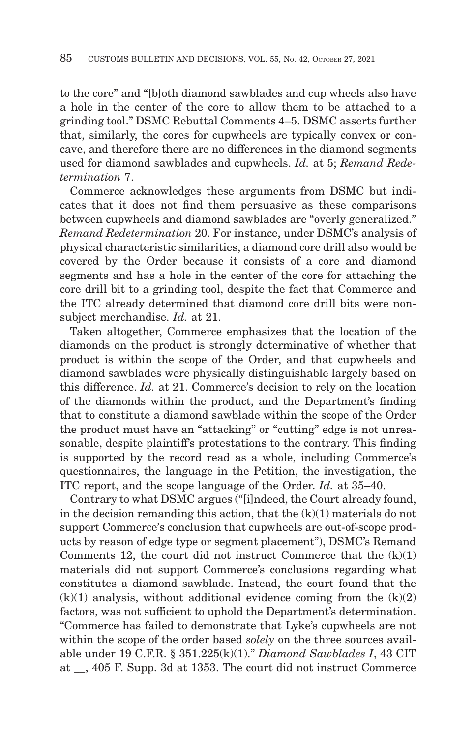to the core" and "[b]oth diamond sawblades and cup wheels also have a hole in the center of the core to allow them to be attached to a grinding tool." DSMC Rebuttal Comments 4–5. DSMC asserts further that, similarly, the cores for cupwheels are typically convex or concave, and therefore there are no differences in the diamond segments used for diamond sawblades and cupwheels. *Id.* at 5; *Remand Redetermination* 7.

Commerce acknowledges these arguments from DSMC but indicates that it does not find them persuasive as these comparisons between cupwheels and diamond sawblades are "overly generalized." *Remand Redetermination* 20. For instance, under DSMC's analysis of physical characteristic similarities, a diamond core drill also would be covered by the Order because it consists of a core and diamond segments and has a hole in the center of the core for attaching the core drill bit to a grinding tool, despite the fact that Commerce and the ITC already determined that diamond core drill bits were nonsubject merchandise. *Id.* at 21.

Taken altogether, Commerce emphasizes that the location of the diamonds on the product is strongly determinative of whether that product is within the scope of the Order, and that cupwheels and diamond sawblades were physically distinguishable largely based on this difference. *Id.* at 21. Commerce's decision to rely on the location of the diamonds within the product, and the Department's finding that to constitute a diamond sawblade within the scope of the Order the product must have an "attacking" or "cutting" edge is not unreasonable, despite plaintiff's protestations to the contrary. This finding is supported by the record read as a whole, including Commerce's questionnaires, the language in the Petition, the investigation, the ITC report, and the scope language of the Order. *Id.* at 35–40.

Contrary to what DSMC argues ("[i]ndeed, the Court already found, in the decision remanding this action, that the (k)(1) materials do not support Commerce's conclusion that cupwheels are out-of-scope products by reason of edge type or segment placement"), DSMC's Remand Comments 12, the court did not instruct Commerce that the (k)(1) materials did not support Commerce's conclusions regarding what constitutes a diamond sawblade. Instead, the court found that the (k)(1) analysis, without additional evidence coming from the (k)(2) factors, was not sufficient to uphold the Department's determination. "Commerce has failed to demonstrate that Lyke's cupwheels are not within the scope of the order based *solely* on the three sources available under 19 C.F.R. § 351.225(k)(1)." *Diamond Sawblades I*, 43 CIT at __, 405 F. Supp. 3d at 1353. The court did not instruct Commerce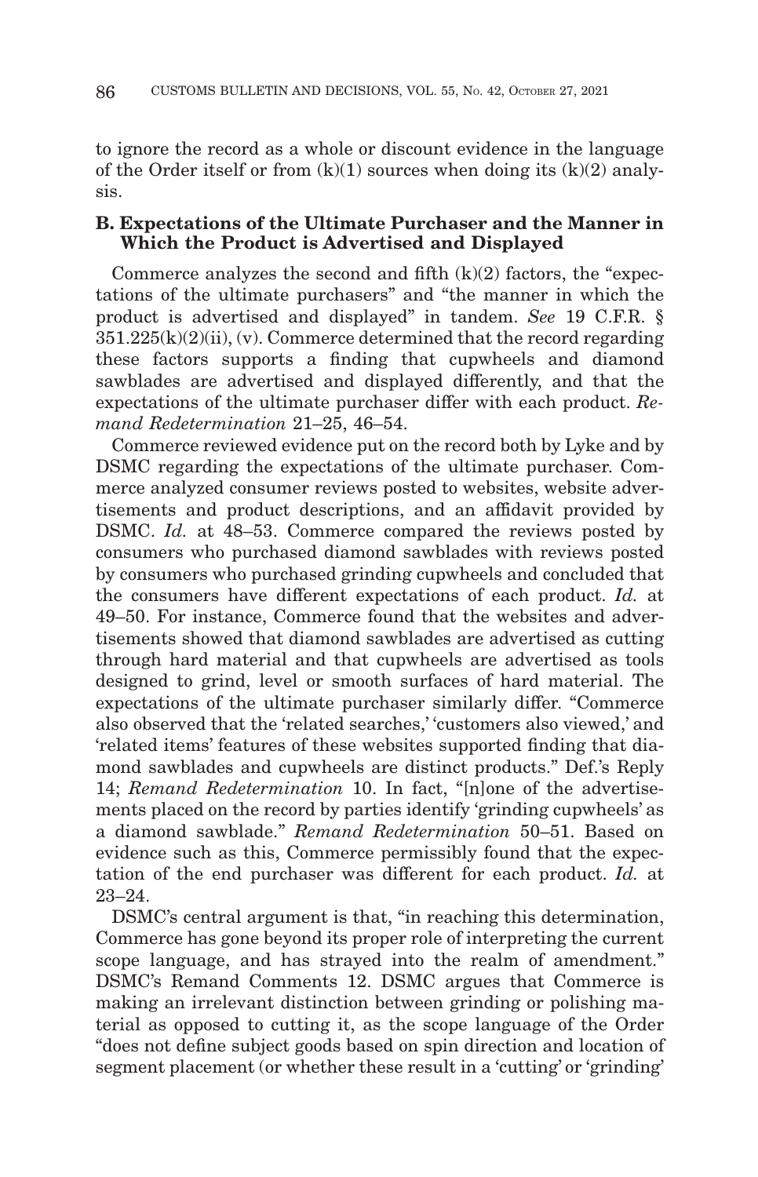to ignore the record as a whole or discount evidence in the language of the Order itself or from (k)(1) sources when doing its (k)(2) analysis.

### B. Expectations of the Ultimate Purchaser and the Manner in Which the Product is Advertised and Displayed

Commerce analyzes the second and fifth (k)(2) factors, the "expectations of the ultimate purchasers" and "the manner in which the product is advertised and displayed" in tandem. *See* 19 C.F.R. § 351.225(k)(2)(ii), (v). Commerce determined that the record regarding these factors supports a finding that cupwheels and diamond sawblades are advertised and displayed differently, and that the expectations of the ultimate purchaser differ with each product. *Remand Redetermination* 21–25, 46–54.

Commerce reviewed evidence put on the record both by Lyke and by DSMC regarding the expectations of the ultimate purchaser. Commerce analyzed consumer reviews posted to websites, website advertisements and product descriptions, and an affidavit provided by DSMC. *Id.* at 48–53. Commerce compared the reviews posted by consumers who purchased diamond sawblades with reviews posted by consumers who purchased grinding cupwheels and concluded that the consumers have different expectations of each product. *Id.* at 49–50. For instance, Commerce found that the websites and advertisements showed that diamond sawblades are advertised as cutting through hard material and that cupwheels are advertised as tools designed to grind, level or smooth surfaces of hard material. The expectations of the ultimate purchaser similarly differ. "Commerce also observed that the 'related searches,' 'customers also viewed,' and 'related items' features of these websites supported finding that diamond sawblades and cupwheels are distinct products." Def.'s Reply 14; *Remand Redetermination* 10. In fact, "[n]one of the advertisements placed on the record by parties identify 'grinding cupwheels' as a diamond sawblade." *Remand Redetermination* 50–51. Based on evidence such as this, Commerce permissibly found that the expectation of the end purchaser was different for each product. *Id.* at 23–24.

DSMC's central argument is that, "in reaching this determination, Commerce has gone beyond its proper role of interpreting the current scope language, and has strayed into the realm of amendment." DSMC's Remand Comments 12. DSMC argues that Commerce is making an irrelevant distinction between grinding or polishing material as opposed to cutting it, as the scope language of the Order "does not define subject goods based on spin direction and location of segment placement (or whether these result in a 'cutting' or 'grinding'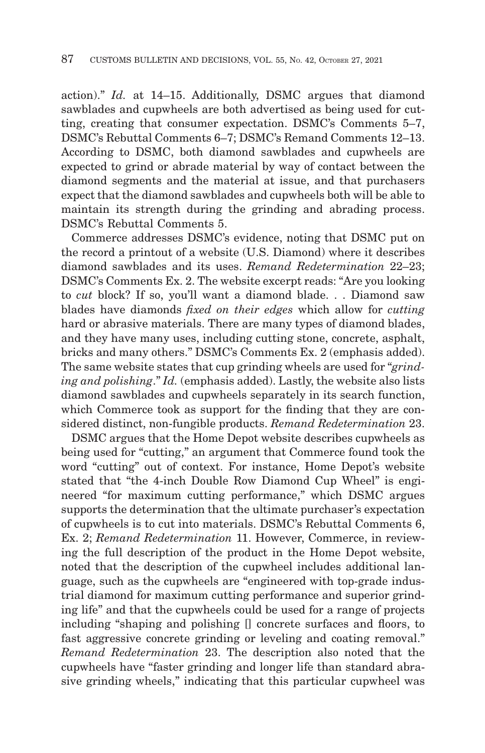action)." *Id.* at 14–15. Additionally, DSMC argues that diamond sawblades and cupwheels are both advertised as being used for cutting, creating that consumer expectation. DSMC's Comments 5–7, DSMC's Rebuttal Comments 6–7; DSMC's Remand Comments 12–13. According to DSMC, both diamond sawblades and cupwheels are expected to grind or abrade material by way of contact between the diamond segments and the material at issue, and that purchasers expect that the diamond sawblades and cupwheels both will be able to maintain its strength during the grinding and abrading process. DSMC's Rebuttal Comments 5.

Commerce addresses DSMC's evidence, noting that DSMC put on the record a printout of a website (U.S. Diamond) where it describes diamond sawblades and its uses. *Remand Redetermination* 22–23; DSMC's Comments Ex. 2. The website excerpt reads: "Are you looking to *cut* block? If so, you'll want a diamond blade. . . Diamond saw blades have diamonds *fixed on their edges* which allow for *cutting* hard or abrasive materials. There are many types of diamond blades, and they have many uses, including cutting stone, concrete, asphalt, bricks and many others." DSMC's Comments Ex. 2 (emphasis added). The same website states that cup grinding wheels are used for "*grinding and polishing*." *Id.* (emphasis added). Lastly, the website also lists diamond sawblades and cupwheels separately in its search function, which Commerce took as support for the finding that they are considered distinct, non-fungible products. *Remand Redetermination* 23.

DSMC argues that the Home Depot website describes cupwheels as being used for "cutting," an argument that Commerce found took the word "cutting" out of context. For instance, Home Depot's website stated that "the 4-inch Double Row Diamond Cup Wheel" is engineered "for maximum cutting performance," which DSMC argues supports the determination that the ultimate purchaser's expectation of cupwheels is to cut into materials. DSMC's Rebuttal Comments 6, Ex. 2; *Remand Redetermination* 11. However, Commerce, in reviewing the full description of the product in the Home Depot website, noted that the description of the cupwheel includes additional language, such as the cupwheels are "engineered with top-grade industrial diamond for maximum cutting performance and superior grinding life" and that the cupwheels could be used for a range of projects including "shaping and polishing [] concrete surfaces and floors, to fast aggressive concrete grinding or leveling and coating removal." *Remand Redetermination* 23. The description also noted that the cupwheels have "faster grinding and longer life than standard abrasive grinding wheels," indicating that this particular cupwheel was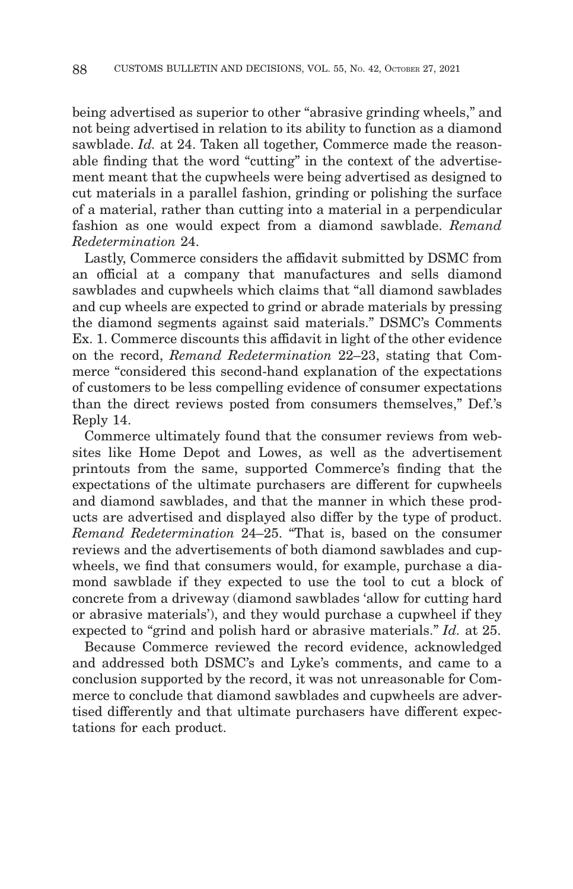being advertised as superior to other "abrasive grinding wheels," and not being advertised in relation to its ability to function as a diamond sawblade. *Id.* at 24. Taken all together, Commerce made the reasonable finding that the word "cutting" in the context of the advertisement meant that the cupwheels were being advertised as designed to cut materials in a parallel fashion, grinding or polishing the surface of a material, rather than cutting into a material in a perpendicular fashion as one would expect from a diamond sawblade. *Remand Redetermination* 24.

Lastly, Commerce considers the affidavit submitted by DSMC from an official at a company that manufactures and sells diamond sawblades and cupwheels which claims that "all diamond sawblades and cup wheels are expected to grind or abrade materials by pressing the diamond segments against said materials." DSMC's Comments Ex. 1. Commerce discounts this affidavit in light of the other evidence on the record, *Remand Redetermination* 22–23, stating that Commerce "considered this second-hand explanation of the expectations of customers to be less compelling evidence of consumer expectations than the direct reviews posted from consumers themselves," Def.'s Reply 14.

Commerce ultimately found that the consumer reviews from websites like Home Depot and Lowes, as well as the advertisement printouts from the same, supported Commerce's finding that the expectations of the ultimate purchasers are different for cupwheels and diamond sawblades, and that the manner in which these products are advertised and displayed also differ by the type of product. *Remand Redetermination* 24–25. "That is, based on the consumer reviews and the advertisements of both diamond sawblades and cupwheels, we find that consumers would, for example, purchase a diamond sawblade if they expected to use the tool to cut a block of concrete from a driveway (diamond sawblades 'allow for cutting hard or abrasive materials'), and they would purchase a cupwheel if they expected to "grind and polish hard or abrasive materials." *Id.* at 25.

Because Commerce reviewed the record evidence, acknowledged and addressed both DSMC's and Lyke's comments, and came to a conclusion supported by the record, it was not unreasonable for Commerce to conclude that diamond sawblades and cupwheels are advertised differently and that ultimate purchasers have different expectations for each product.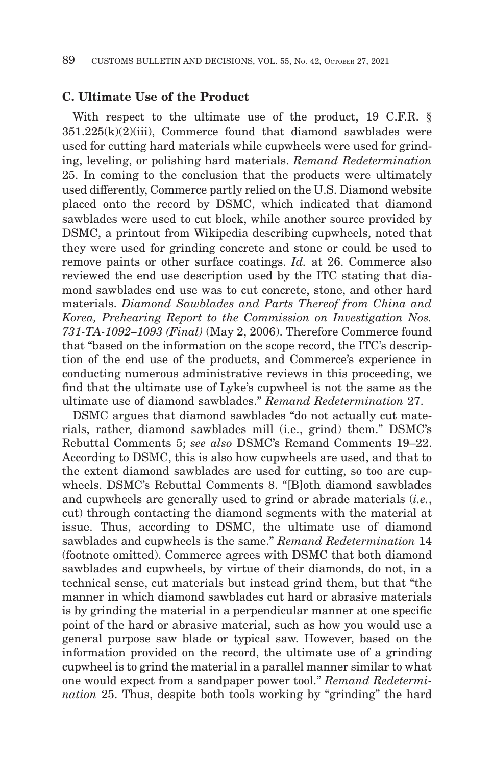### C. Ultimate Use of the Product

With respect to the ultimate use of the product, 19 C.F.R. § 351.225(k)(2)(iii), Commerce found that diamond sawblades were used for cutting hard materials while cupwheels were used for grinding, leveling, or polishing hard materials. *Remand Redetermination* 25. In coming to the conclusion that the products were ultimately used differently, Commerce partly relied on the U.S. Diamond website placed onto the record by DSMC, which indicated that diamond sawblades were used to cut block, while another source provided by DSMC, a printout from Wikipedia describing cupwheels, noted that they were used for grinding concrete and stone or could be used to remove paints or other surface coatings. *Id.* at 26. Commerce also reviewed the end use description used by the ITC stating that diamond sawblades end use was to cut concrete, stone, and other hard materials. *Diamond Sawblades and Parts Thereof from China and Korea, Prehearing Report to the Commission on Investigation Nos. 731-TA-1092–1093 (Final)* (May 2, 2006). Therefore Commerce found that "based on the information on the scope record, the ITC's description of the end use of the products, and Commerce's experience in conducting numerous administrative reviews in this proceeding, we find that the ultimate use of Lyke's cupwheel is not the same as the ultimate use of diamond sawblades." *Remand Redetermination* 27.

DSMC argues that diamond sawblades "do not actually cut materials, rather, diamond sawblades mill (i.e., grind) them." DSMC's Rebuttal Comments 5; *see also* DSMC's Remand Comments 19–22. According to DSMC, this is also how cupwheels are used, and that to the extent diamond sawblades are used for cutting, so too are cupwheels. DSMC's Rebuttal Comments 8. "[B]oth diamond sawblades and cupwheels are generally used to grind or abrade materials (*i.e.*, cut) through contacting the diamond segments with the material at issue. Thus, according to DSMC, the ultimate use of diamond sawblades and cupwheels is the same." *Remand Redetermination* 14 (footnote omitted). Commerce agrees with DSMC that both diamond sawblades and cupwheels, by virtue of their diamonds, do not, in a technical sense, cut materials but instead grind them, but that "the manner in which diamond sawblades cut hard or abrasive materials is by grinding the material in a perpendicular manner at one specific point of the hard or abrasive material, such as how you would use a general purpose saw blade or typical saw. However, based on the information provided on the record, the ultimate use of a grinding cupwheel is to grind the material in a parallel manner similar to what one would expect from a sandpaper power tool." *Remand Redetermination* 25. Thus, despite both tools working by "grinding" the hard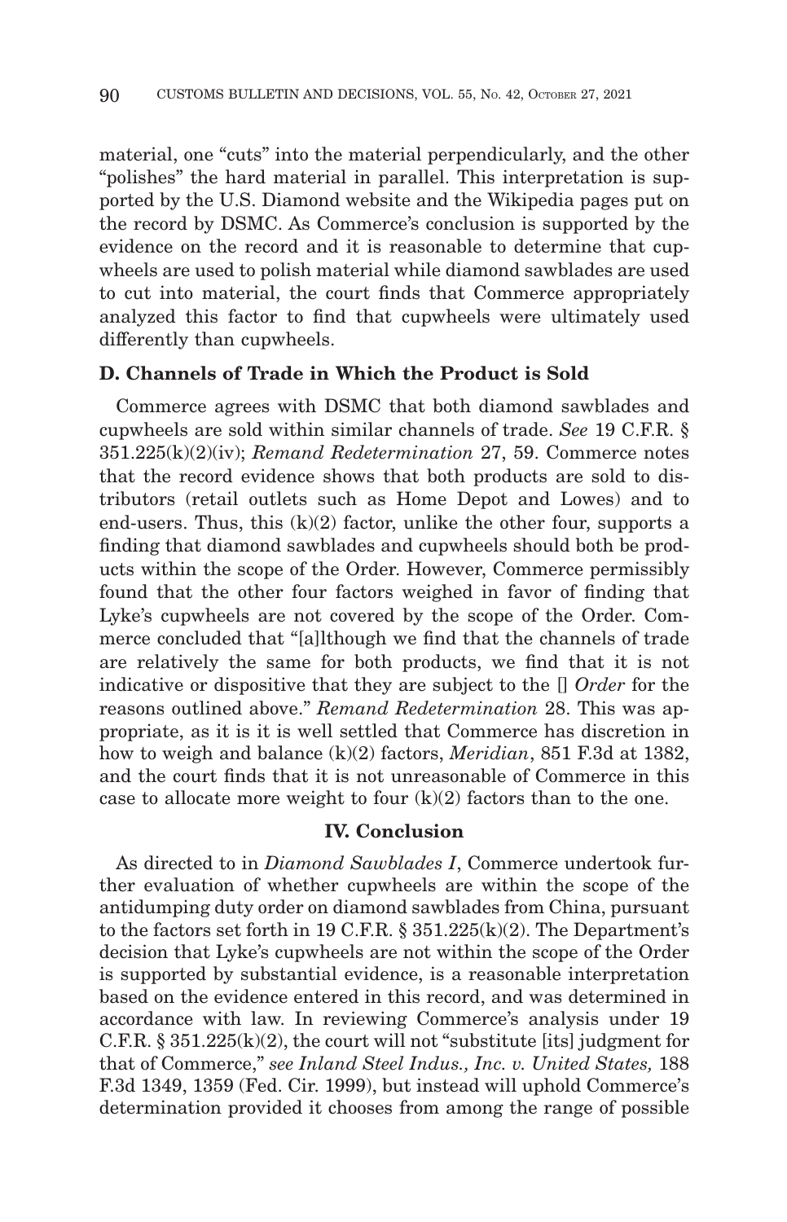material, one "cuts" into the material perpendicularly, and the other "polishes" the hard material in parallel. This interpretation is supported by the U.S. Diamond website and the Wikipedia pages put on the record by DSMC. As Commerce's conclusion is supported by the evidence on the record and it is reasonable to determine that cupwheels are used to polish material while diamond sawblades are used to cut into material, the court finds that Commerce appropriately analyzed this factor to find that cupwheels were ultimately used differently than cupwheels.

### D. Channels of Trade in Which the Product is Sold

Commerce agrees with DSMC that both diamond sawblades and cupwheels are sold within similar channels of trade. *See* 19 C.F.R. § 351.225(k)(2)(iv); *Remand Redetermination* 27, 59. Commerce notes that the record evidence shows that both products are sold to distributors (retail outlets such as Home Depot and Lowes) and to end-users. Thus, this (k)(2) factor, unlike the other four, supports a finding that diamond sawblades and cupwheels should both be products within the scope of the Order. However, Commerce permissibly found that the other four factors weighed in favor of finding that Lyke's cupwheels are not covered by the scope of the Order. Commerce concluded that "[a]lthough we find that the channels of trade are relatively the same for both products, we find that it is not indicative or dispositive that they are subject to the [] *Order* for the reasons outlined above." *Remand Redetermination* 28. This was appropriate, as it is it is well settled that Commerce has discretion in how to weigh and balance (k)(2) factors, *Meridian*, 851 F.3d at 1382, and the court finds that it is not unreasonable of Commerce in this case to allocate more weight to four (k)(2) factors than to the one.

## IV. Conclusion

As directed to in *Diamond Sawblades I*, Commerce undertook further evaluation of whether cupwheels are within the scope of the antidumping duty order on diamond sawblades from China, pursuant to the factors set forth in 19 C.F.R. § 351.225(k)(2). The Department's decision that Lyke's cupwheels are not within the scope of the Order is supported by substantial evidence, is a reasonable interpretation based on the evidence entered in this record, and was determined in accordance with law. In reviewing Commerce's analysis under 19 C.F.R. § 351.225(k)(2), the court will not "substitute [its] judgment for that of Commerce," *see Inland Steel Indus., Inc. v. United States,* 188 F.3d 1349, 1359 (Fed. Cir. 1999), but instead will uphold Commerce's determination provided it chooses from among the range of possible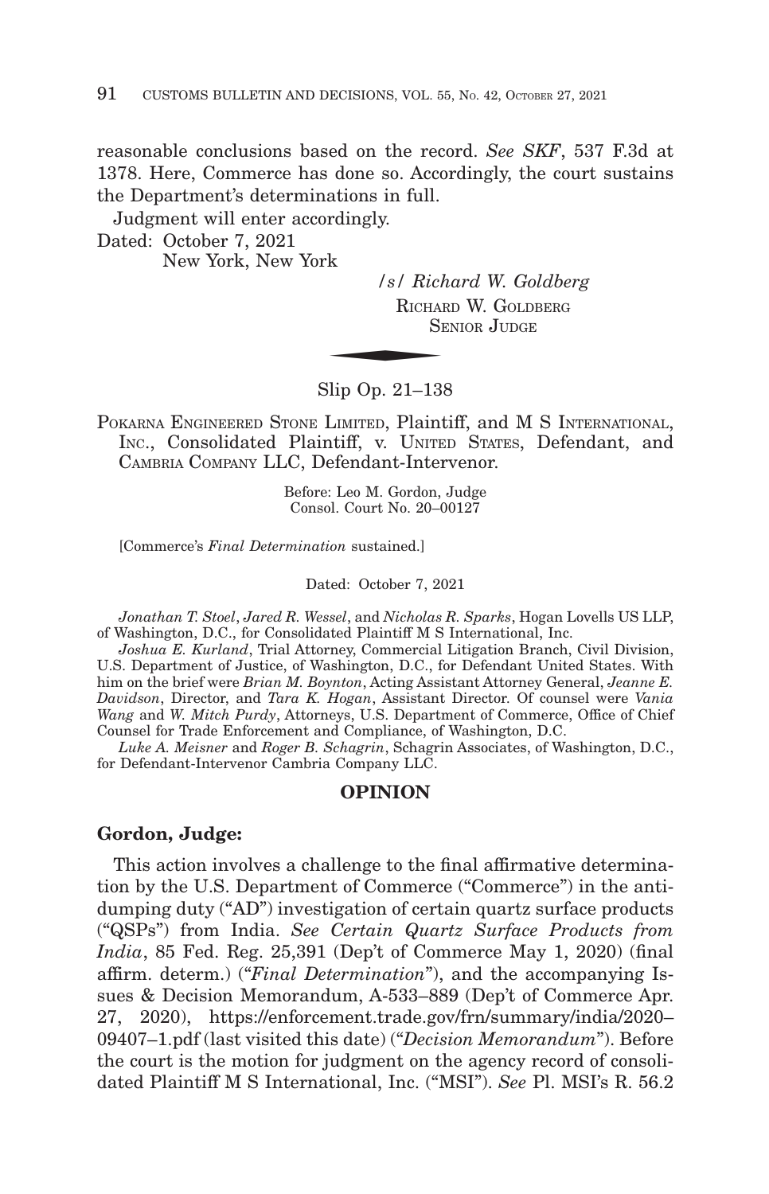reasonable conclusions based on the record. *See SKF*, 537 F.3d at 1378. Here, Commerce has done so. Accordingly, the court sustains the Department's determinations in full.

Judgment will enter accordingly.

Dated: October 7, 2021
New York, New York

*/s/ Richard W. Goldberg*
RICHARD W. GOLDBERG
SENIOR JUDGE

---

Slip Op. 21–138

POKARNA ENGINEERED STONE LIMITED, Plaintiff, and M S INTERNATIONAL, INC., Consolidated Plaintiff, v. UNITED STATES, Defendant, and CAMBRIA COMPANY LLC, Defendant-Intervenor.

Before: Leo M. Gordon, Judge
Consol. Court No. 20–00127

[Commerce's *Final Determination* sustained.]

Dated: October 7, 2021

*Jonathan T. Stoel*, *Jared R. Wessel*, and *Nicholas R. Sparks*, Hogan Lovells US LLP, of Washington, D.C., for Consolidated Plaintiff M S International, Inc.

*Joshua E. Kurland*, Trial Attorney, Commercial Litigation Branch, Civil Division, U.S. Department of Justice, of Washington, D.C., for Defendant United States. With him on the brief were *Brian M. Boynton*, Acting Assistant Attorney General, *Jeanne E. Davidson*, Director, and *Tara K. Hogan*, Assistant Director. Of counsel were *Vania Wang* and *W. Mitch Purdy*, Attorneys, U.S. Department of Commerce, Office of Chief Counsel for Trade Enforcement and Compliance, of Washington, D.C.

*Luke A. Meisner* and *Roger B. Schagrin*, Schagrin Associates, of Washington, D.C., for Defendant-Intervenor Cambria Company LLC.

## OPINION

**Gordon, Judge:**

This action involves a challenge to the final affirmative determination by the U.S. Department of Commerce ("Commerce") in the antidumping duty ("AD") investigation of certain quartz surface products ("QSPs") from India. *See Certain Quartz Surface Products from India*, 85 Fed. Reg. 25,391 (Dep't of Commerce May 1, 2020) (final affirm. determ.) ("*Final Determination*"), and the accompanying Issues & Decision Memorandum, A-533–889 (Dep't of Commerce Apr. 27, 2020), https://enforcement.trade.gov/frn/summary/india/2020–09407–1.pdf (last visited this date) ("*Decision Memorandum*"). Before the court is the motion for judgment on the agency record of consolidated Plaintiff M S International, Inc. ("MSI"). *See* Pl. MSI's R. 56.2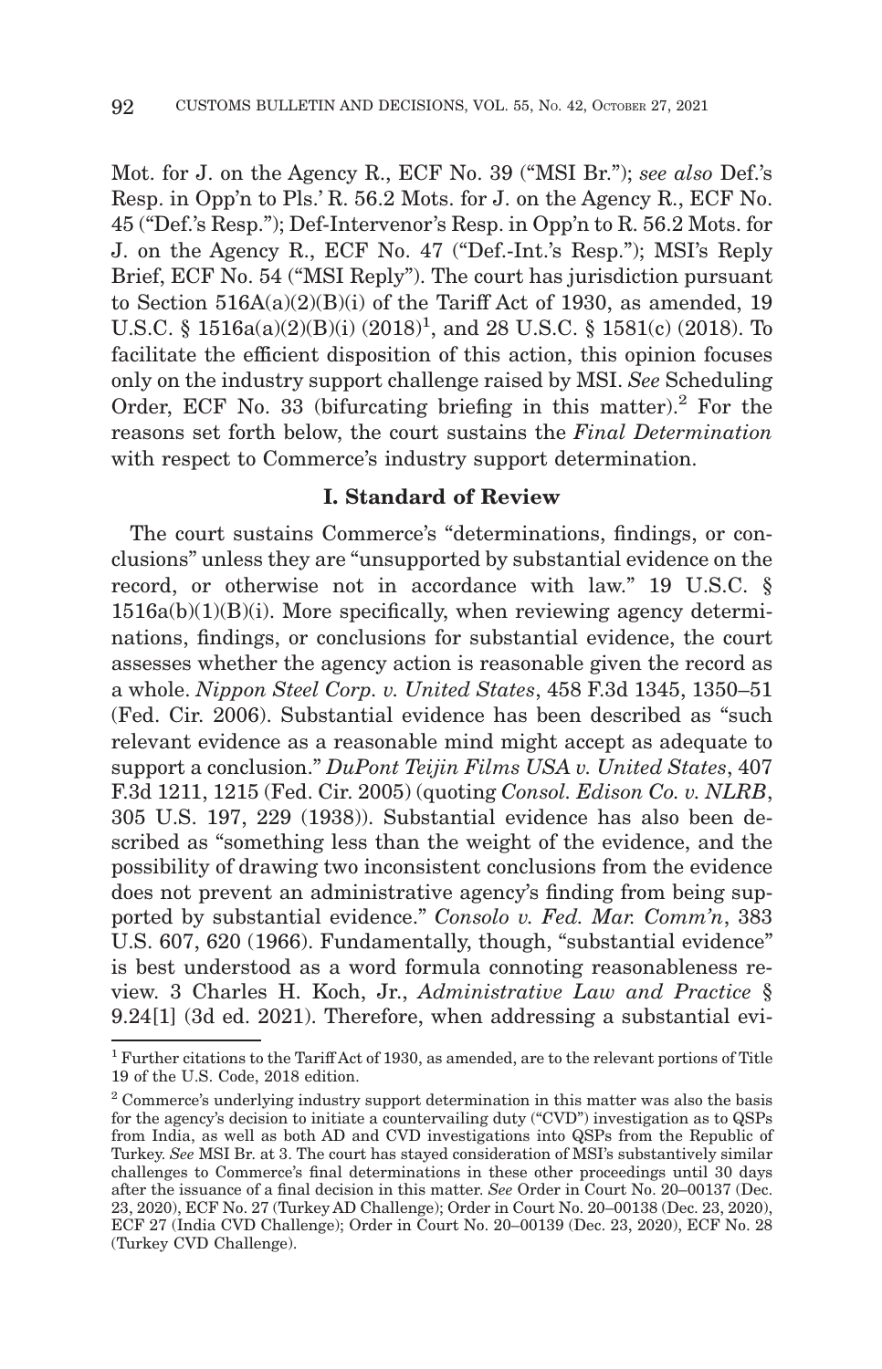Mot. for J. on the Agency R., ECF No. 39 ("MSI Br."); *see also* Def.'s Resp. in Opp'n to Pls.' R. 56.2 Mots. for J. on the Agency R., ECF No. 45 ("Def.'s Resp."); Def-Intervenor's Resp. in Opp'n to R. 56.2 Mots. for J. on the Agency R., ECF No. 47 ("Def.-Int.'s Resp."); MSI's Reply Brief, ECF No. 54 ("MSI Reply"). The court has jurisdiction pursuant to Section 516A(a)(2)(B)(i) of the Tariff Act of 1930, as amended, 19 U.S.C. § 1516a(a)(2)(B)(i) (2018)[1], and 28 U.S.C. § 1581(c) (2018). To facilitate the efficient disposition of this action, this opinion focuses only on the industry support challenge raised by MSI. *See* Scheduling Order, ECF No. 33 (bifurcating briefing in this matter).[2] For the reasons set forth below, the court sustains the *Final Determination* with respect to Commerce's industry support determination.

## I. Standard of Review

The court sustains Commerce's "determinations, findings, or conclusions" unless they are "unsupported by substantial evidence on the record, or otherwise not in accordance with law." 19 U.S.C. § 1516a(b)(1)(B)(i). More specifically, when reviewing agency determinations, findings, or conclusions for substantial evidence, the court assesses whether the agency action is reasonable given the record as a whole. *Nippon Steel Corp. v. United States*, 458 F.3d 1345, 1350–51 (Fed. Cir. 2006). Substantial evidence has been described as "such relevant evidence as a reasonable mind might accept as adequate to support a conclusion." *DuPont Teijin Films USA v. United States*, 407 F.3d 1211, 1215 (Fed. Cir. 2005) (quoting *Consol. Edison Co. v. NLRB*, 305 U.S. 197, 229 (1938)). Substantial evidence has also been described as "something less than the weight of the evidence, and the possibility of drawing two inconsistent conclusions from the evidence does not prevent an administrative agency's finding from being supported by substantial evidence." *Consolo v. Fed. Mar. Comm'n*, 383 U.S. 607, 620 (1966). Fundamentally, though, "substantial evidence" is best understood as a word formula connoting reasonableness review. 3 Charles H. Koch, Jr., *Administrative Law and Practice* § 9.24[1] (3d ed. 2021). Therefore, when addressing a substantial evi-

---

[1] Further citations to the Tariff Act of 1930, as amended, are to the relevant portions of Title 19 of the U.S. Code, 2018 edition.

[2] Commerce's underlying industry support determination in this matter was also the basis for the agency's decision to initiate a countervailing duty ("CVD") investigation as to QSPs from India, as well as both AD and CVD investigations into QSPs from the Republic of Turkey. *See* MSI Br. at 3. The court has stayed consideration of MSI's substantively similar challenges to Commerce's final determinations in these other proceedings until 30 days after the issuance of a final decision in this matter. *See* Order in Court No. 20–00137 (Dec. 23, 2020), ECF No. 27 (Turkey AD Challenge); Order in Court No. 20–00138 (Dec. 23, 2020), ECF 27 (India CVD Challenge); Order in Court No. 20–00139 (Dec. 23, 2020), ECF No. 28 (Turkey CVD Challenge).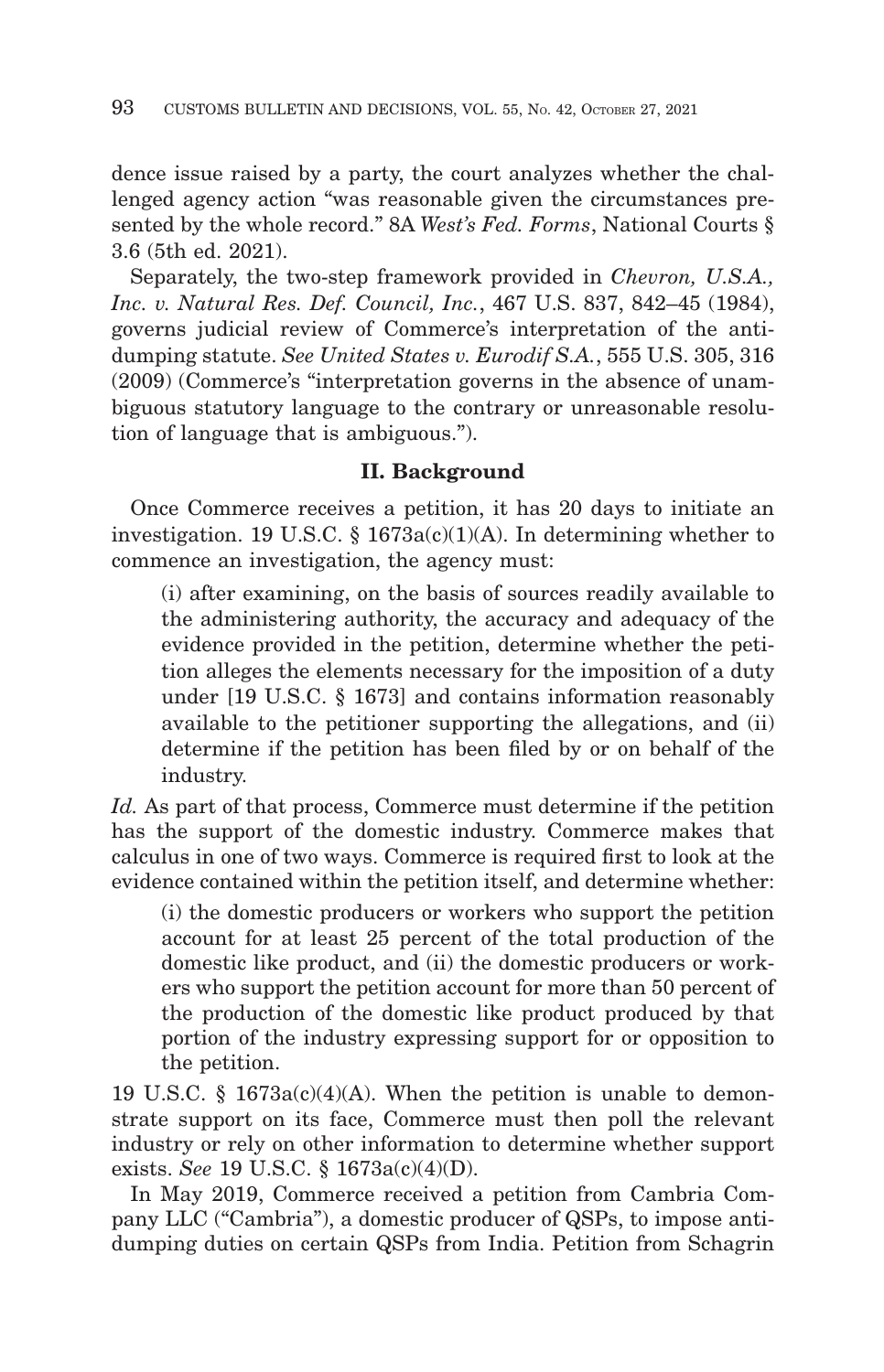dence issue raised by a party, the court analyzes whether the challenged agency action "was reasonable given the circumstances presented by the whole record." 8A *West's Fed. Forms*, National Courts § 3.6 (5th ed. 2021).

Separately, the two-step framework provided in *Chevron, U.S.A., Inc. v. Natural Res. Def. Council, Inc.*, 467 U.S. 837, 842–45 (1984), governs judicial review of Commerce's interpretation of the antidumping statute. *See United States v. Eurodif S.A.*, 555 U.S. 305, 316 (2009) (Commerce's "interpretation governs in the absence of unambiguous statutory language to the contrary or unreasonable resolution of language that is ambiguous.").

## II. Background

Once Commerce receives a petition, it has 20 days to initiate an investigation. 19 U.S.C. § 1673a(c)(1)(A). In determining whether to commence an investigation, the agency must:

> (i) after examining, on the basis of sources readily available to the administering authority, the accuracy and adequacy of the evidence provided in the petition, determine whether the petition alleges the elements necessary for the imposition of a duty under [19 U.S.C. § 1673] and contains information reasonably available to the petitioner supporting the allegations, and (ii) determine if the petition has been filed by or on behalf of the industry.

*Id.* As part of that process, Commerce must determine if the petition has the support of the domestic industry. Commerce makes that calculus in one of two ways. Commerce is required first to look at the evidence contained within the petition itself, and determine whether:

> (i) the domestic producers or workers who support the petition account for at least 25 percent of the total production of the domestic like product, and (ii) the domestic producers or workers who support the petition account for more than 50 percent of the production of the domestic like product produced by that portion of the industry expressing support for or opposition to the petition.

19 U.S.C. § 1673a(c)(4)(A). When the petition is unable to demonstrate support on its face, Commerce must then poll the relevant industry or rely on other information to determine whether support exists. *See* 19 U.S.C. § 1673a(c)(4)(D).

In May 2019, Commerce received a petition from Cambria Company LLC ("Cambria"), a domestic producer of QSPs, to impose antidumping duties on certain QSPs from India. Petition from Schagrin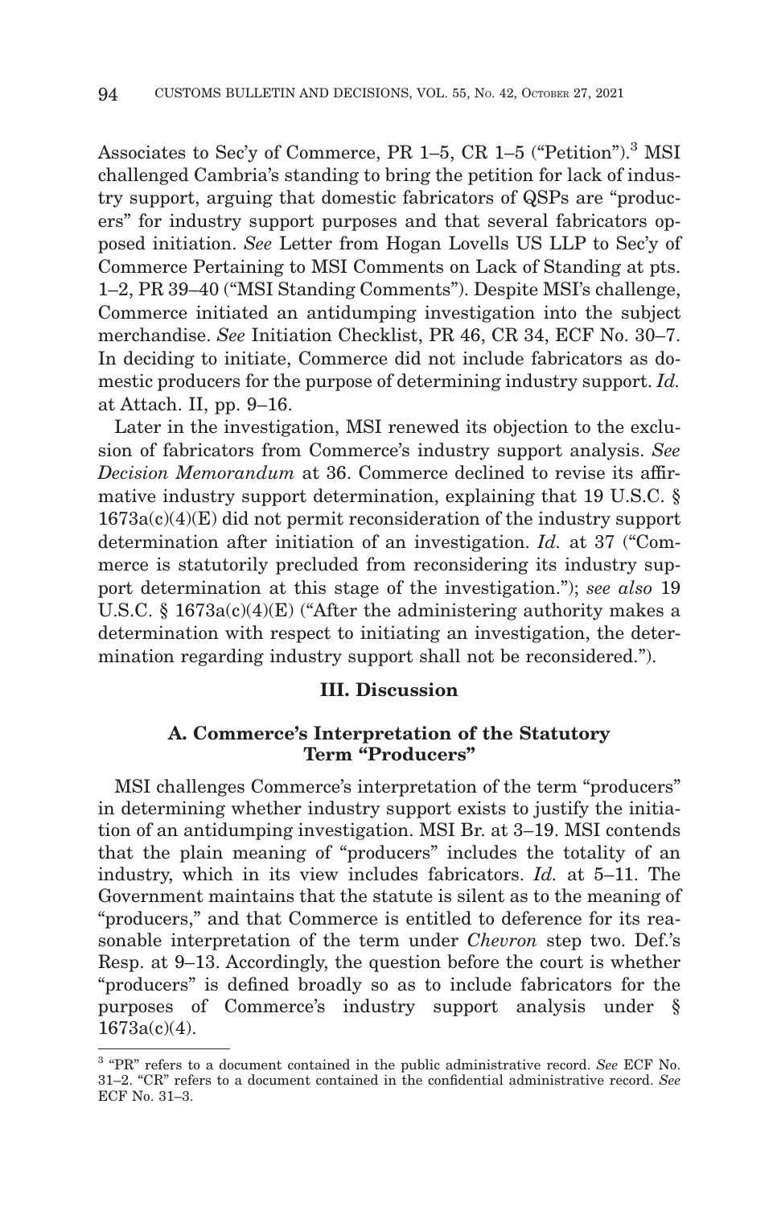Associates to Sec'y of Commerce, PR 1–5, CR 1–5 ("Petition").[3] MSI challenged Cambria's standing to bring the petition for lack of industry support, arguing that domestic fabricators of QSPs are "producers" for industry support purposes and that several fabricators opposed initiation. *See* Letter from Hogan Lovells US LLP to Sec'y of Commerce Pertaining to MSI Comments on Lack of Standing at pts. 1–2, PR 39–40 ("MSI Standing Comments"). Despite MSI's challenge, Commerce initiated an antidumping investigation into the subject merchandise. *See* Initiation Checklist, PR 46, CR 34, ECF No. 30–7. In deciding to initiate, Commerce did not include fabricators as domestic producers for the purpose of determining industry support. *Id.* at Attach. II, pp. 9–16.

Later in the investigation, MSI renewed its objection to the exclusion of fabricators from Commerce's industry support analysis. *See Decision Memorandum* at 36. Commerce declined to revise its affirmative industry support determination, explaining that 19 U.S.C. § 1673a(c)(4)(E) did not permit reconsideration of the industry support determination after initiation of an investigation. *Id.* at 37 ("Commerce is statutorily precluded from reconsidering its industry support determination at this stage of the investigation."); *see also* 19 U.S.C. § 1673a(c)(4)(E) ("After the administering authority makes a determination with respect to initiating an investigation, the determination regarding industry support shall not be reconsidered.").

## III. Discussion

### A. Commerce's Interpretation of the Statutory Term "Producers"

MSI challenges Commerce's interpretation of the term "producers" in determining whether industry support exists to justify the initiation of an antidumping investigation. MSI Br. at 3–19. MSI contends that the plain meaning of "producers" includes the totality of an industry, which in its view includes fabricators. *Id.* at 5–11. The Government maintains that the statute is silent as to the meaning of "producers," and that Commerce is entitled to deference for its reasonable interpretation of the term under *Chevron* step two. Def.'s Resp. at 9–13. Accordingly, the question before the court is whether "producers" is defined broadly so as to include fabricators for the purposes of Commerce's industry support analysis under § 1673a(c)(4).

---

[3] "PR" refers to a document contained in the public administrative record. *See* ECF No. 31–2. "CR" refers to a document contained in the confidential administrative record. *See* ECF No. 31–3.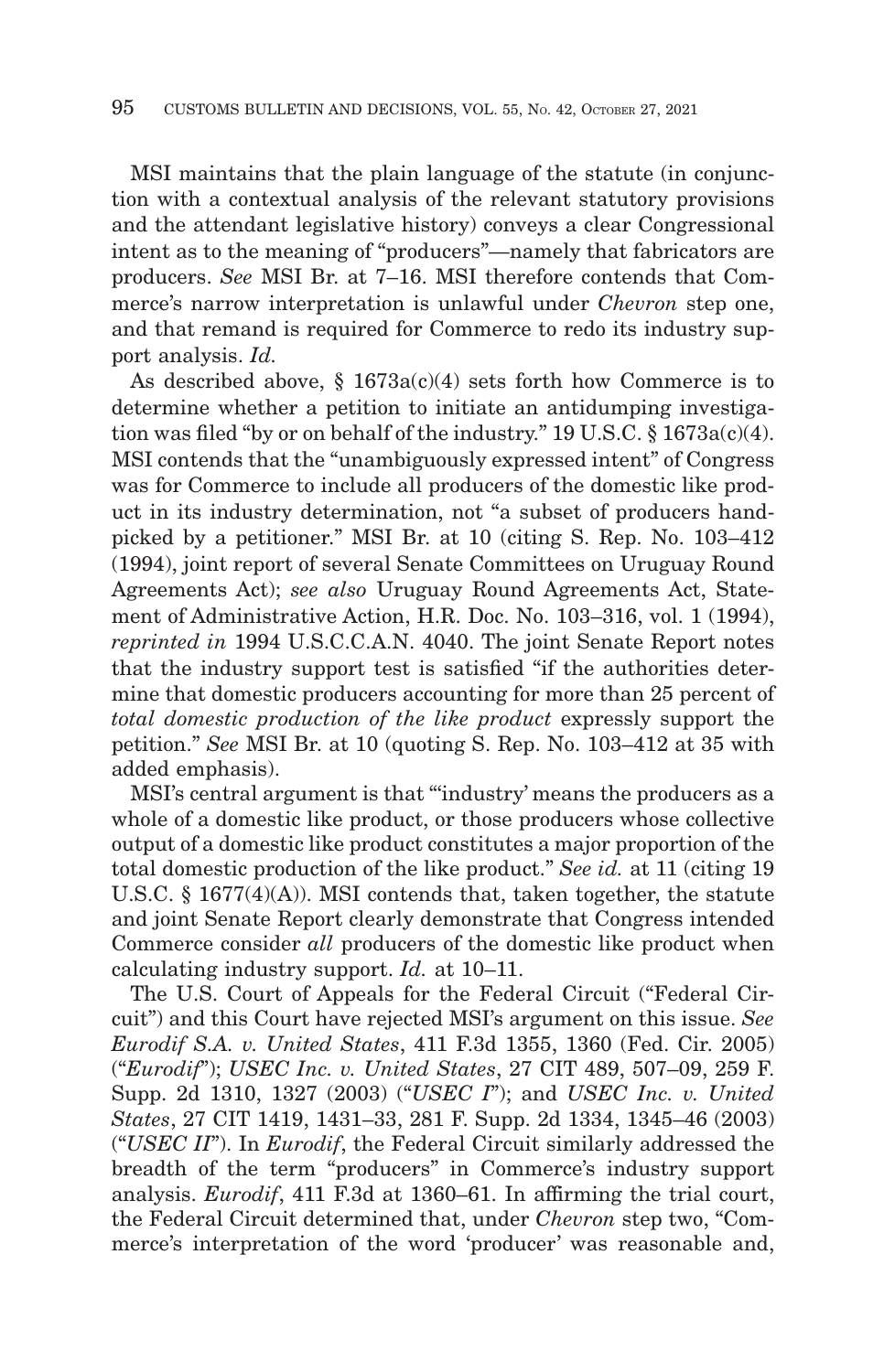MSI maintains that the plain language of the statute (in conjunction with a contextual analysis of the relevant statutory provisions and the attendant legislative history) conveys a clear Congressional intent as to the meaning of "producers"—namely that fabricators are producers. *See* MSI Br. at 7–16. MSI therefore contends that Commerce's narrow interpretation is unlawful under *Chevron* step one, and that remand is required for Commerce to redo its industry support analysis. *Id.*

As described above, § 1673a(c)(4) sets forth how Commerce is to determine whether a petition to initiate an antidumping investigation was filed "by or on behalf of the industry." 19 U.S.C. § 1673a(c)(4). MSI contends that the "unambiguously expressed intent" of Congress was for Commerce to include all producers of the domestic like product in its industry determination, not "a subset of producers handpicked by a petitioner." MSI Br. at 10 (citing S. Rep. No. 103–412 (1994), joint report of several Senate Committees on Uruguay Round Agreements Act); *see also* Uruguay Round Agreements Act, Statement of Administrative Action, H.R. Doc. No. 103–316, vol. 1 (1994), *reprinted in* 1994 U.S.C.C.A.N. 4040. The joint Senate Report notes that the industry support test is satisfied "if the authorities determine that domestic producers accounting for more than 25 percent of *total domestic production of the like product* expressly support the petition." *See* MSI Br. at 10 (quoting S. Rep. No. 103–412 at 35 with added emphasis).

MSI's central argument is that "'industry' means the producers as a whole of a domestic like product, or those producers whose collective output of a domestic like product constitutes a major proportion of the total domestic production of the like product." *See id.* at 11 (citing 19 U.S.C. § 1677(4)(A)). MSI contends that, taken together, the statute and joint Senate Report clearly demonstrate that Congress intended Commerce consider *all* producers of the domestic like product when calculating industry support. *Id.* at 10–11.

The U.S. Court of Appeals for the Federal Circuit ("Federal Circuit") and this Court have rejected MSI's argument on this issue. *See Eurodif S.A. v. United States*, 411 F.3d 1355, 1360 (Fed. Cir. 2005) ("*Eurodif*"); *USEC Inc. v. United States*, 27 CIT 489, 507–09, 259 F. Supp. 2d 1310, 1327 (2003) ("*USEC I*"); and *USEC Inc. v. United States*, 27 CIT 1419, 1431–33, 281 F. Supp. 2d 1334, 1345–46 (2003) ("*USEC II*"). In *Eurodif*, the Federal Circuit similarly addressed the breadth of the term "producers" in Commerce's industry support analysis. *Eurodif*, 411 F.3d at 1360–61. In affirming the trial court, the Federal Circuit determined that, under *Chevron* step two, "Commerce's interpretation of the word 'producer' was reasonable and,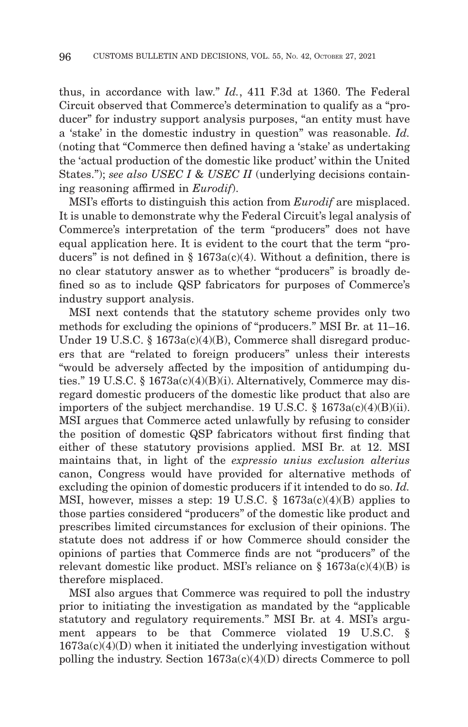thus, in accordance with law." *Id.*, 411 F.3d at 1360. The Federal Circuit observed that Commerce's determination to qualify as a "producer" for industry support analysis purposes, "an entity must have a 'stake' in the domestic industry in question" was reasonable. *Id.* (noting that "Commerce then defined having a 'stake' as undertaking the 'actual production of the domestic like product' within the United States."); *see also USEC I* & *USEC II* (underlying decisions containing reasoning affirmed in *Eurodif*).

MSI's efforts to distinguish this action from *Eurodif* are misplaced. It is unable to demonstrate why the Federal Circuit's legal analysis of Commerce's interpretation of the term "producers" does not have equal application here. It is evident to the court that the term "producers" is not defined in § 1673a(c)(4). Without a definition, there is no clear statutory answer as to whether "producers" is broadly defined so as to include QSP fabricators for purposes of Commerce's industry support analysis.

MSI next contends that the statutory scheme provides only two methods for excluding the opinions of "producers." MSI Br. at 11–16. Under 19 U.S.C. § 1673a(c)(4)(B), Commerce shall disregard producers that are "related to foreign producers" unless their interests "would be adversely affected by the imposition of antidumping duties." 19 U.S.C. § 1673a(c)(4)(B)(i). Alternatively, Commerce may disregard domestic producers of the domestic like product that also are importers of the subject merchandise. 19 U.S.C. § 1673a(c)(4)(B)(ii). MSI argues that Commerce acted unlawfully by refusing to consider the position of domestic QSP fabricators without first finding that either of these statutory provisions applied. MSI Br. at 12. MSI maintains that, in light of the *expressio unius exclusion alterius* canon, Congress would have provided for alternative methods of excluding the opinion of domestic producers if it intended to do so. *Id.* MSI, however, misses a step: 19 U.S.C. § 1673a(c)(4)(B) applies to those parties considered "producers" of the domestic like product and prescribes limited circumstances for exclusion of their opinions. The statute does not address if or how Commerce should consider the opinions of parties that Commerce finds are not "producers" of the relevant domestic like product. MSI's reliance on § 1673a(c)(4)(B) is therefore misplaced.

MSI also argues that Commerce was required to poll the industry prior to initiating the investigation as mandated by the "applicable statutory and regulatory requirements." MSI Br. at 4. MSI's argument appears to be that Commerce violated 19 U.S.C. § 1673a(c)(4)(D) when it initiated the underlying investigation without polling the industry. Section 1673a(c)(4)(D) directs Commerce to poll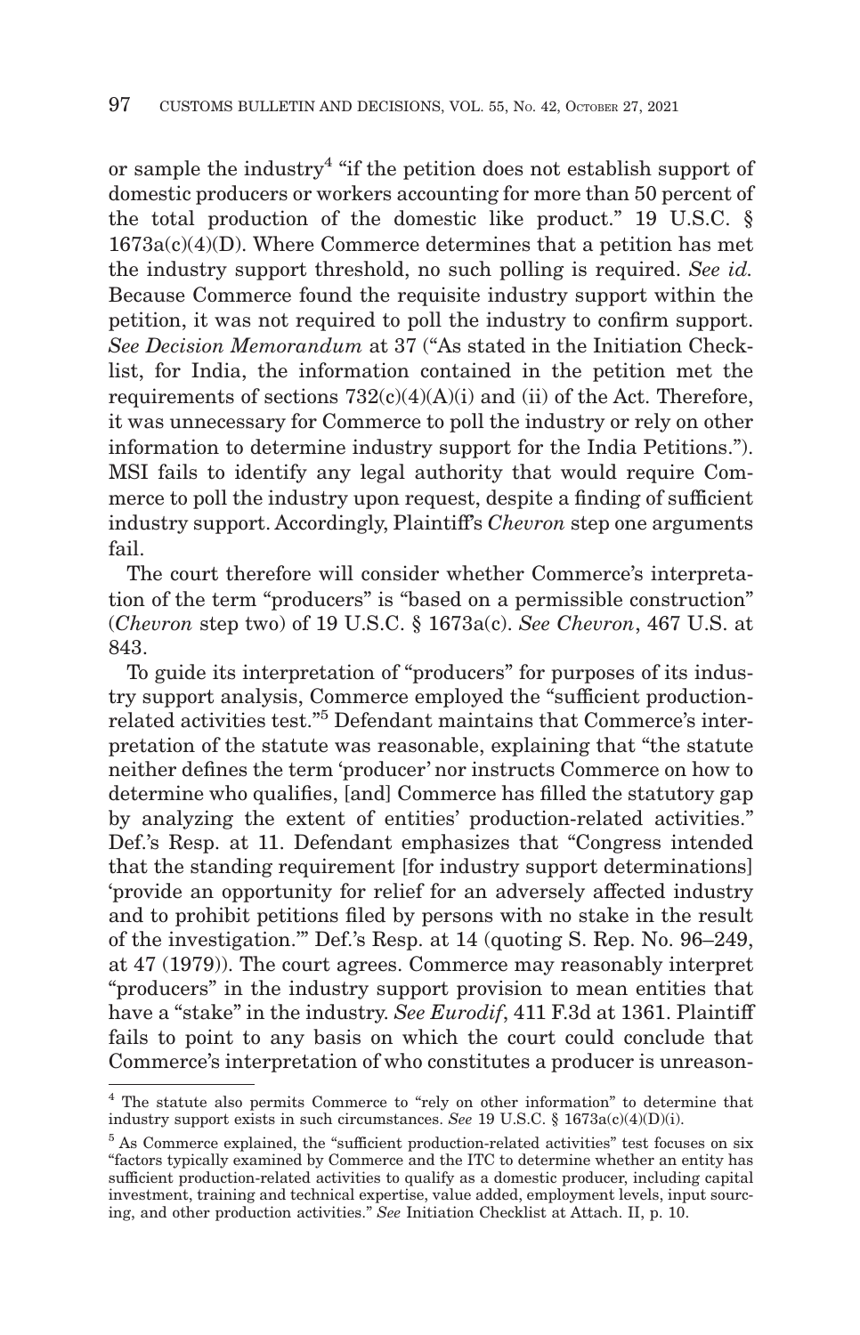or sample the industry[4] "if the petition does not establish support of domestic producers or workers accounting for more than 50 percent of the total production of the domestic like product." 19 U.S.C. § 1673a(c)(4)(D). Where Commerce determines that a petition has met the industry support threshold, no such polling is required. *See id.* Because Commerce found the requisite industry support within the petition, it was not required to poll the industry to confirm support. *See Decision Memorandum* at 37 ("As stated in the Initiation Checklist, for India, the information contained in the petition met the requirements of sections 732(c)(4)(A)(i) and (ii) of the Act. Therefore, it was unnecessary for Commerce to poll the industry or rely on other information to determine industry support for the India Petitions."). MSI fails to identify any legal authority that would require Commerce to poll the industry upon request, despite a finding of sufficient industry support. Accordingly, Plaintiff's *Chevron* step one arguments fail.

The court therefore will consider whether Commerce's interpretation of the term "producers" is "based on a permissible construction" (*Chevron* step two) of 19 U.S.C. § 1673a(c). *See Chevron*, 467 U.S. at 843.

To guide its interpretation of "producers" for purposes of its industry support analysis, Commerce employed the "sufficient production-related activities test."[5] Defendant maintains that Commerce's interpretation of the statute was reasonable, explaining that "the statute neither defines the term 'producer' nor instructs Commerce on how to determine who qualifies, [and] Commerce has filled the statutory gap by analyzing the extent of entities' production-related activities." Def.'s Resp. at 11. Defendant emphasizes that "Congress intended that the standing requirement [for industry support determinations] 'provide an opportunity for relief for an adversely affected industry and to prohibit petitions filed by persons with no stake in the result of the investigation.'" Def.'s Resp. at 14 (quoting S. Rep. No. 96–249, at 47 (1979)). The court agrees. Commerce may reasonably interpret "producers" in the industry support provision to mean entities that have a "stake" in the industry. *See Eurodif*, 411 F.3d at 1361. Plaintiff fails to point to any basis on which the court could conclude that Commerce's interpretation of who constitutes a producer is unreason-

[4] The statute also permits Commerce to "rely on other information" to determine that industry support exists in such circumstances. *See* 19 U.S.C. § 1673a(c)(4)(D)(i).

[5] As Commerce explained, the "sufficient production-related activities" test focuses on six "factors typically examined by Commerce and the ITC to determine whether an entity has sufficient production-related activities to qualify as a domestic producer, including capital investment, training and technical expertise, value added, employment levels, input sourcing, and other production activities." *See* Initiation Checklist at Attach. II, p. 10.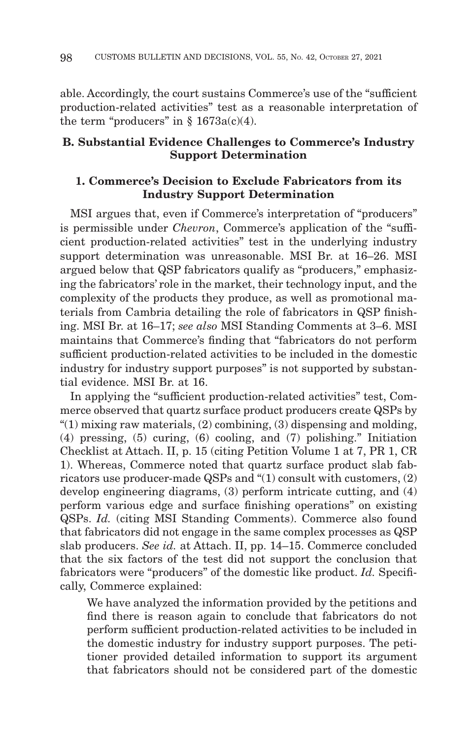able. Accordingly, the court sustains Commerce's use of the "sufficient production-related activities" test as a reasonable interpretation of the term "producers" in § 1673a(c)(4).

### B. Substantial Evidence Challenges to Commerce's Industry Support Determination

#### 1. Commerce's Decision to Exclude Fabricators from its Industry Support Determination

MSI argues that, even if Commerce's interpretation of "producers" is permissible under *Chevron*, Commerce's application of the "sufficient production-related activities" test in the underlying industry support determination was unreasonable. MSI Br. at 16–26. MSI argued below that QSP fabricators qualify as "producers," emphasizing the fabricators' role in the market, their technology input, and the complexity of the products they produce, as well as promotional materials from Cambria detailing the role of fabricators in QSP finishing. MSI Br. at 16–17; *see also* MSI Standing Comments at 3–6. MSI maintains that Commerce's finding that "fabricators do not perform sufficient production-related activities to be included in the domestic industry for industry support purposes" is not supported by substantial evidence. MSI Br. at 16.

In applying the "sufficient production-related activities" test, Commerce observed that quartz surface product producers create QSPs by "(1) mixing raw materials, (2) combining, (3) dispensing and molding, (4) pressing, (5) curing, (6) cooling, and (7) polishing." Initiation Checklist at Attach. II, p. 15 (citing Petition Volume 1 at 7, PR 1, CR 1). Whereas, Commerce noted that quartz surface product slab fabricators use producer-made QSPs and "(1) consult with customers, (2) develop engineering diagrams, (3) perform intricate cutting, and (4) perform various edge and surface finishing operations" on existing QSPs. *Id.* (citing MSI Standing Comments). Commerce also found that fabricators did not engage in the same complex processes as QSP slab producers. *See id.* at Attach. II, pp. 14–15. Commerce concluded that the six factors of the test did not support the conclusion that fabricators were "producers" of the domestic like product. *Id.* Specifically, Commerce explained:

> We have analyzed the information provided by the petitions and find there is reason again to conclude that fabricators do not perform sufficient production-related activities to be included in the domestic industry for industry support purposes. The petitioner provided detailed information to support its argument that fabricators should not be considered part of the domestic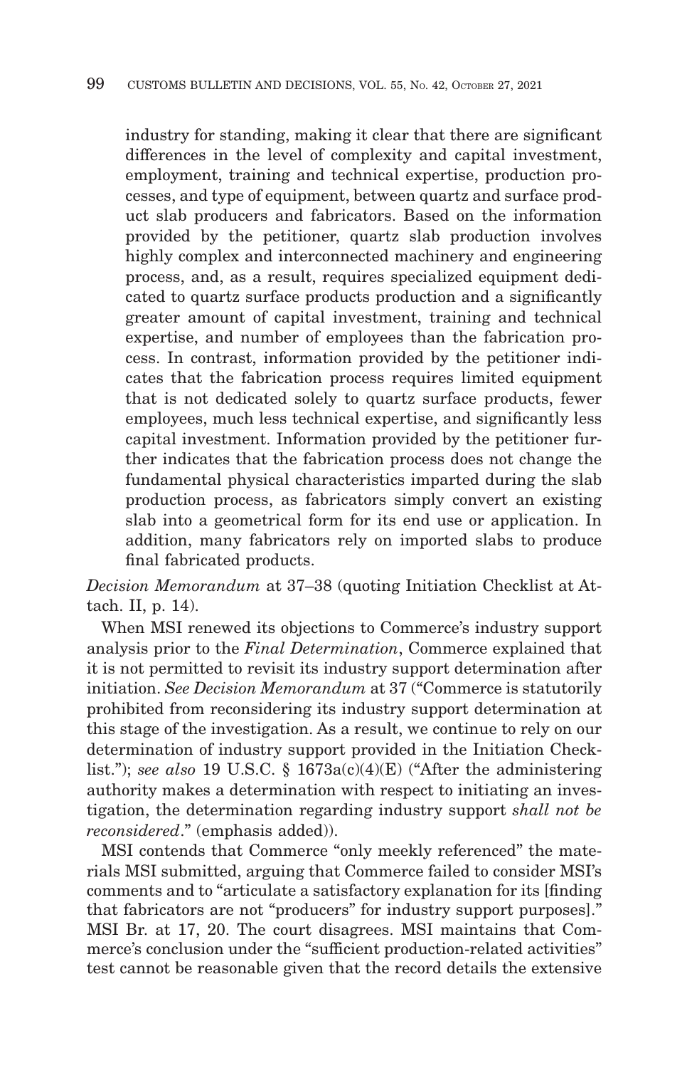> industry for standing, making it clear that there are significant differences in the level of complexity and capital investment, employment, training and technical expertise, production processes, and type of equipment, between quartz and surface product slab producers and fabricators. Based on the information provided by the petitioner, quartz slab production involves highly complex and interconnected machinery and engineering process, and, as a result, requires specialized equipment dedicated to quartz surface products production and a significantly greater amount of capital investment, training and technical expertise, and number of employees than the fabrication process. In contrast, information provided by the petitioner indicates that the fabrication process requires limited equipment that is not dedicated solely to quartz surface products, fewer employees, much less technical expertise, and significantly less capital investment. Information provided by the petitioner further indicates that the fabrication process does not change the fundamental physical characteristics imparted during the slab production process, as fabricators simply convert an existing slab into a geometrical form for its end use or application. In addition, many fabricators rely on imported slabs to produce final fabricated products.

*Decision Memorandum* at 37–38 (quoting Initiation Checklist at Attach. II, p. 14).

When MSI renewed its objections to Commerce's industry support analysis prior to the *Final Determination*, Commerce explained that it is not permitted to revisit its industry support determination after initiation. *See Decision Memorandum* at 37 ("Commerce is statutorily prohibited from reconsidering its industry support determination at this stage of the investigation. As a result, we continue to rely on our determination of industry support provided in the Initiation Checklist."); *see also* 19 U.S.C. § 1673a(c)(4)(E) ("After the administering authority makes a determination with respect to initiating an investigation, the determination regarding industry support *shall not be reconsidered*." (emphasis added)).

MSI contends that Commerce "only meekly referenced" the materials MSI submitted, arguing that Commerce failed to consider MSI's comments and to "articulate a satisfactory explanation for its [finding that fabricators are not "producers" for industry support purposes]." MSI Br. at 17, 20. The court disagrees. MSI maintains that Commerce's conclusion under the "sufficient production-related activities" test cannot be reasonable given that the record details the extensive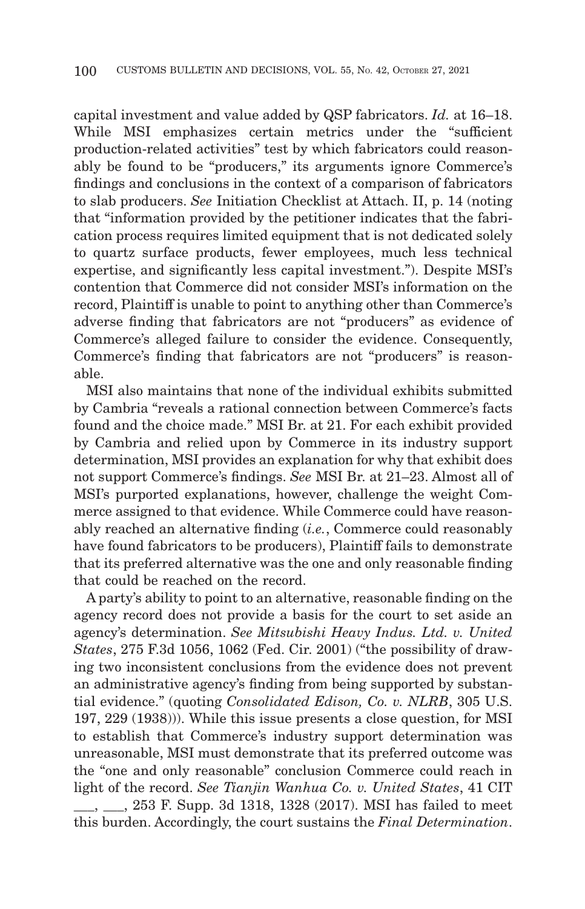capital investment and value added by QSP fabricators. *Id.* at 16–18. While MSI emphasizes certain metrics under the "sufficient production-related activities" test by which fabricators could reasonably be found to be "producers," its arguments ignore Commerce's findings and conclusions in the context of a comparison of fabricators to slab producers. *See* Initiation Checklist at Attach. II, p. 14 (noting that "information provided by the petitioner indicates that the fabrication process requires limited equipment that is not dedicated solely to quartz surface products, fewer employees, much less technical expertise, and significantly less capital investment."). Despite MSI's contention that Commerce did not consider MSI's information on the record, Plaintiff is unable to point to anything other than Commerce's adverse finding that fabricators are not "producers" as evidence of Commerce's alleged failure to consider the evidence. Consequently, Commerce's finding that fabricators are not "producers" is reasonable.

MSI also maintains that none of the individual exhibits submitted by Cambria "reveals a rational connection between Commerce's facts found and the choice made." MSI Br. at 21. For each exhibit provided by Cambria and relied upon by Commerce in its industry support determination, MSI provides an explanation for why that exhibit does not support Commerce's findings. *See* MSI Br. at 21–23. Almost all of MSI's purported explanations, however, challenge the weight Commerce assigned to that evidence. While Commerce could have reasonably reached an alternative finding (*i.e.*, Commerce could reasonably have found fabricators to be producers), Plaintiff fails to demonstrate that its preferred alternative was the one and only reasonable finding that could be reached on the record.

A party's ability to point to an alternative, reasonable finding on the agency record does not provide a basis for the court to set aside an agency's determination. *See Mitsubishi Heavy Indus. Ltd. v. United States*, 275 F.3d 1056, 1062 (Fed. Cir. 2001) ("the possibility of drawing two inconsistent conclusions from the evidence does not prevent an administrative agency's finding from being supported by substantial evidence." (quoting *Consolidated Edison, Co. v. NLRB*, 305 U.S. 197, 229 (1938))). While this issue presents a close question, for MSI to establish that Commerce's industry support determination was unreasonable, MSI must demonstrate that its preferred outcome was the "one and only reasonable" conclusion Commerce could reach in light of the record. *See Tianjin Wanhua Co. v. United States*, 41 CIT ___, ___, 253 F. Supp. 3d 1318, 1328 (2017). MSI has failed to meet this burden. Accordingly, the court sustains the *Final Determination*.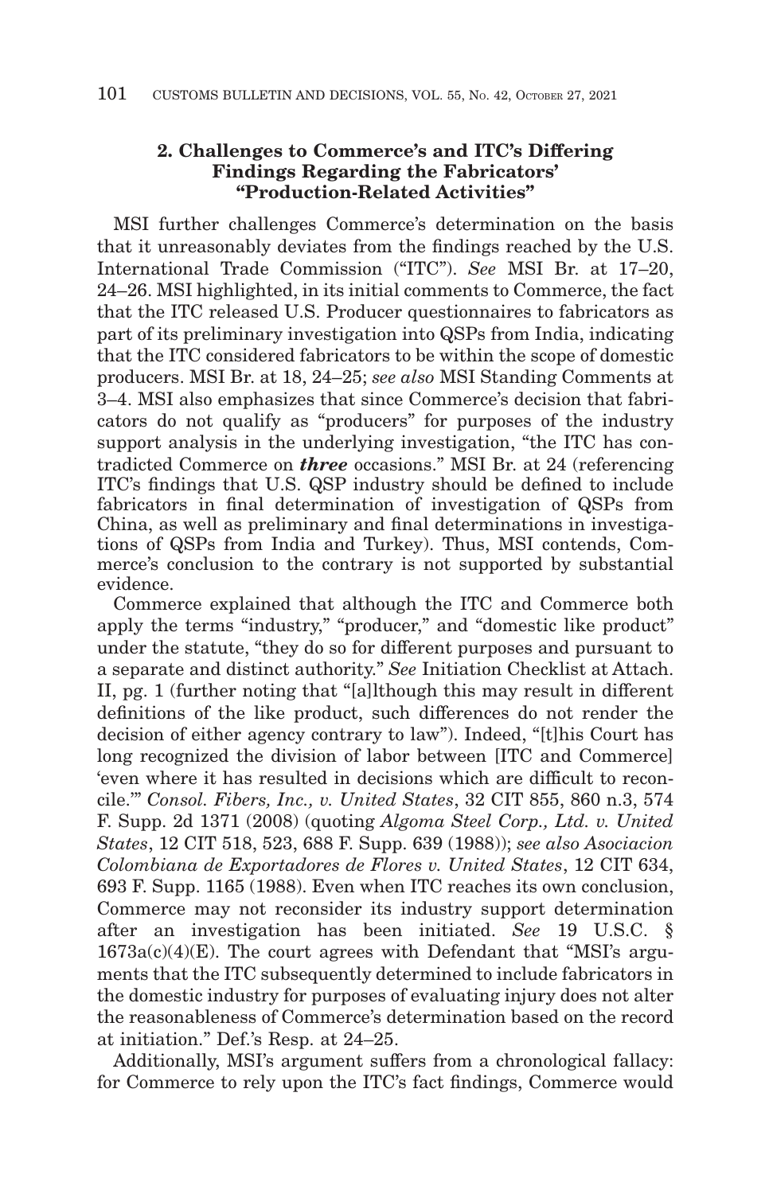### 2. Challenges to Commerce's and ITC's Differing Findings Regarding the Fabricators' "Production-Related Activities"

MSI further challenges Commerce's determination on the basis that it unreasonably deviates from the findings reached by the U.S. International Trade Commission ("ITC"). *See* MSI Br. at 17–20, 24–26. MSI highlighted, in its initial comments to Commerce, the fact that the ITC released U.S. Producer questionnaires to fabricators as part of its preliminary investigation into QSPs from India, indicating that the ITC considered fabricators to be within the scope of domestic producers. MSI Br. at 18, 24–25; *see also* MSI Standing Comments at 3–4. MSI also emphasizes that since Commerce's decision that fabricators do not qualify as "producers" for purposes of the industry support analysis in the underlying investigation, "the ITC has contradicted Commerce on ***three*** occasions." MSI Br. at 24 (referencing ITC's findings that U.S. QSP industry should be defined to include fabricators in final determination of investigation of QSPs from China, as well as preliminary and final determinations in investigations of QSPs from India and Turkey). Thus, MSI contends, Commerce's conclusion to the contrary is not supported by substantial evidence.

Commerce explained that although the ITC and Commerce both apply the terms "industry," "producer," and "domestic like product" under the statute, "they do so for different purposes and pursuant to a separate and distinct authority." *See* Initiation Checklist at Attach. II, pg. 1 (further noting that "[a]lthough this may result in different definitions of the like product, such differences do not render the decision of either agency contrary to law"). Indeed, "[t]his Court has long recognized the division of labor between [ITC and Commerce] 'even where it has resulted in decisions which are difficult to reconcile.'" *Consol. Fibers, Inc., v. United States*, 32 CIT 855, 860 n.3, 574 F. Supp. 2d 1371 (2008) (quoting *Algoma Steel Corp., Ltd. v. United States*, 12 CIT 518, 523, 688 F. Supp. 639 (1988)); *see also Asociacion Colombiana de Exportadores de Flores v. United States*, 12 CIT 634, 693 F. Supp. 1165 (1988). Even when ITC reaches its own conclusion, Commerce may not reconsider its industry support determination after an investigation has been initiated. *See* 19 U.S.C. § 1673a(c)(4)(E). The court agrees with Defendant that "MSI's arguments that the ITC subsequently determined to include fabricators in the domestic industry for purposes of evaluating injury does not alter the reasonableness of Commerce's determination based on the record at initiation." Def.'s Resp. at 24–25.

Additionally, MSI's argument suffers from a chronological fallacy: for Commerce to rely upon the ITC's fact findings, Commerce would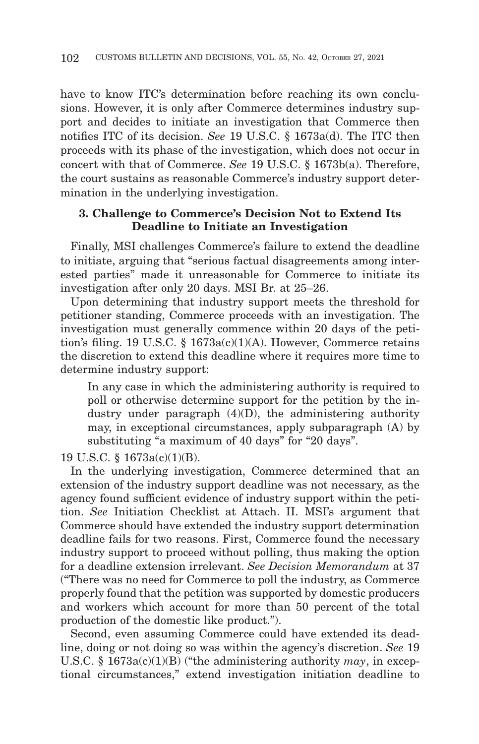have to know ITC's determination before reaching its own conclusions. However, it is only after Commerce determines industry support and decides to initiate an investigation that Commerce then notifies ITC of its decision. *See* 19 U.S.C. § 1673a(d). The ITC then proceeds with its phase of the investigation, which does not occur in concert with that of Commerce. *See* 19 U.S.C. § 1673b(a). Therefore, the court sustains as reasonable Commerce's industry support determination in the underlying investigation.

### 3. Challenge to Commerce's Decision Not to Extend Its Deadline to Initiate an Investigation

Finally, MSI challenges Commerce's failure to extend the deadline to initiate, arguing that "serious factual disagreements among interested parties" made it unreasonable for Commerce to initiate its investigation after only 20 days. MSI Br. at 25–26.

Upon determining that industry support meets the threshold for petitioner standing, Commerce proceeds with an investigation. The investigation must generally commence within 20 days of the petition's filing. 19 U.S.C. § 1673a(c)(1)(A). However, Commerce retains the discretion to extend this deadline where it requires more time to determine industry support:

> In any case in which the administering authority is required to poll or otherwise determine support for the petition by the industry under paragraph (4)(D), the administering authority may, in exceptional circumstances, apply subparagraph (A) by substituting "a maximum of 40 days" for "20 days".

19 U.S.C. § 1673a(c)(1)(B).

In the underlying investigation, Commerce determined that an extension of the industry support deadline was not necessary, as the agency found sufficient evidence of industry support within the petition. *See* Initiation Checklist at Attach. II. MSI's argument that Commerce should have extended the industry support determination deadline fails for two reasons. First, Commerce found the necessary industry support to proceed without polling, thus making the option for a deadline extension irrelevant. *See Decision Memorandum* at 37 ("There was no need for Commerce to poll the industry, as Commerce properly found that the petition was supported by domestic producers and workers which account for more than 50 percent of the total production of the domestic like product.").

Second, even assuming Commerce could have extended its deadline, doing or not doing so was within the agency's discretion. *See* 19 U.S.C. § 1673a(c)(1)(B) ("the administering authority *may*, in exceptional circumstances," extend investigation initiation deadline to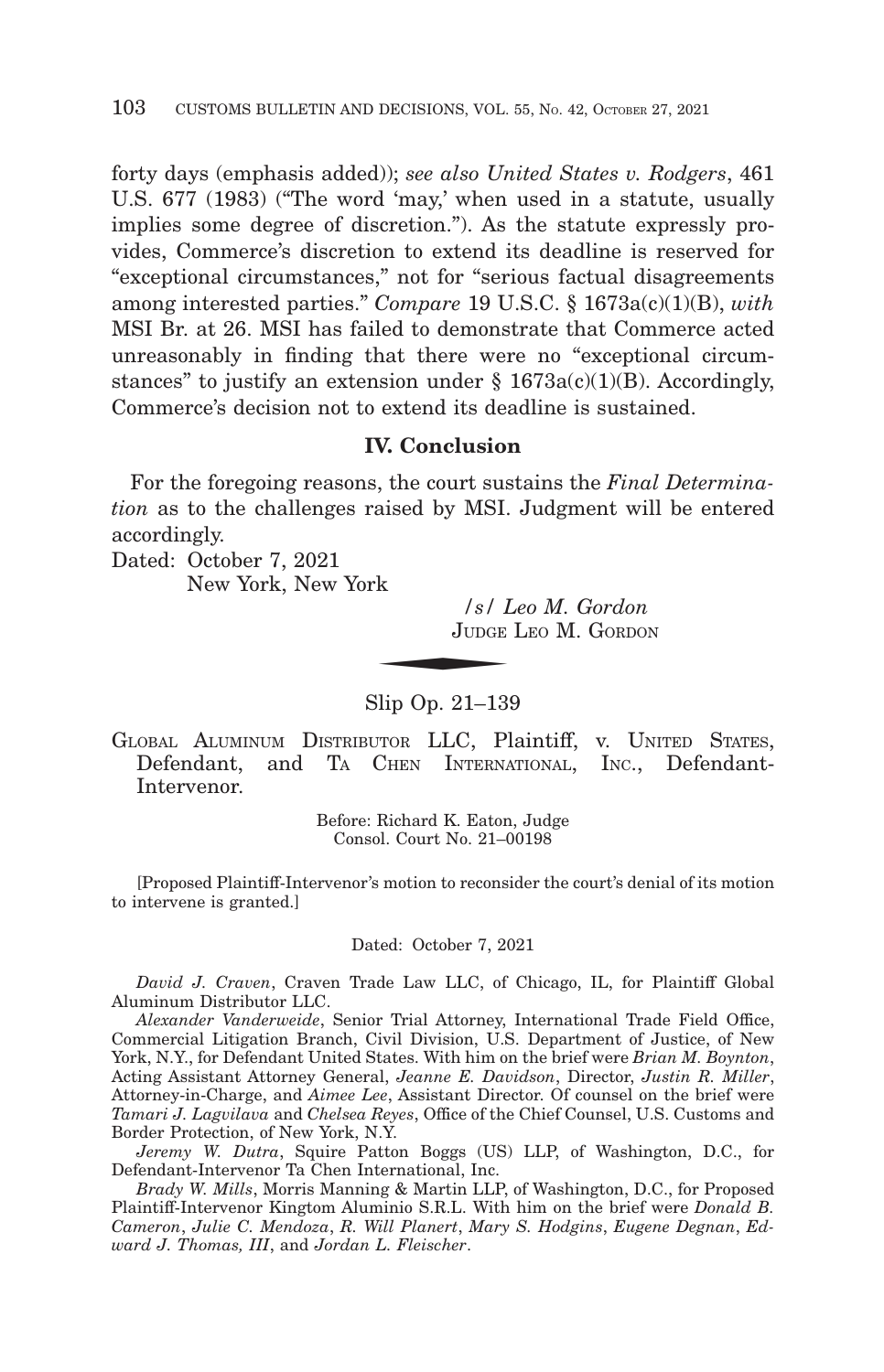forty days (emphasis added)); *see also United States v. Rodgers*, 461 U.S. 677 (1983) ("The word 'may,' when used in a statute, usually implies some degree of discretion."). As the statute expressly provides, Commerce's discretion to extend its deadline is reserved for "exceptional circumstances," not for "serious factual disagreements among interested parties." *Compare* 19 U.S.C. § 1673a(c)(1)(B), *with* MSI Br. at 26. MSI has failed to demonstrate that Commerce acted unreasonably in finding that there were no "exceptional circumstances" to justify an extension under § 1673a(c)(1)(B). Accordingly, Commerce's decision not to extend its deadline is sustained.

## IV. Conclusion

For the foregoing reasons, the court sustains the *Final Determination* as to the challenges raised by MSI. Judgment will be entered accordingly.

Dated: October 7, 2021
New York, New York

*/s/ Leo M. Gordon*
JUDGE LEO M. GORDON

---

Slip Op. 21–139

GLOBAL ALUMINUM DISTRIBUTOR LLC, Plaintiff, v. UNITED STATES, Defendant, and TA CHEN INTERNATIONAL, INC., Defendant-Intervenor.

Before: Richard K. Eaton, Judge
Consol. Court No. 21–00198

[Proposed Plaintiff-Intervenor's motion to reconsider the court's denial of its motion to intervene is granted.]

Dated: October 7, 2021

*David J. Craven*, Craven Trade Law LLC, of Chicago, IL, for Plaintiff Global Aluminum Distributor LLC.

*Alexander Vanderweide*, Senior Trial Attorney, International Trade Field Office, Commercial Litigation Branch, Civil Division, U.S. Department of Justice, of New York, N.Y., for Defendant United States. With him on the brief were *Brian M. Boynton*, Acting Assistant Attorney General, *Jeanne E. Davidson*, Director, *Justin R. Miller*, Attorney-in-Charge, and *Aimee Lee*, Assistant Director. Of counsel on the brief were *Tamari J. Lagvilava* and *Chelsea Reyes*, Office of the Chief Counsel, U.S. Customs and Border Protection, of New York, N.Y.

*Jeremy W. Dutra*, Squire Patton Boggs (US) LLP, of Washington, D.C., for Defendant-Intervenor Ta Chen International, Inc.

*Brady W. Mills*, Morris Manning & Martin LLP, of Washington, D.C., for Proposed Plaintiff-Intervenor Kingtom Aluminio S.R.L. With him on the brief were *Donald B. Cameron*, *Julie C. Mendoza*, *R. Will Planert*, *Mary S. Hodgins*, *Eugene Degnan*, *Edward J. Thomas, III*, and *Jordan L. Fleischer*.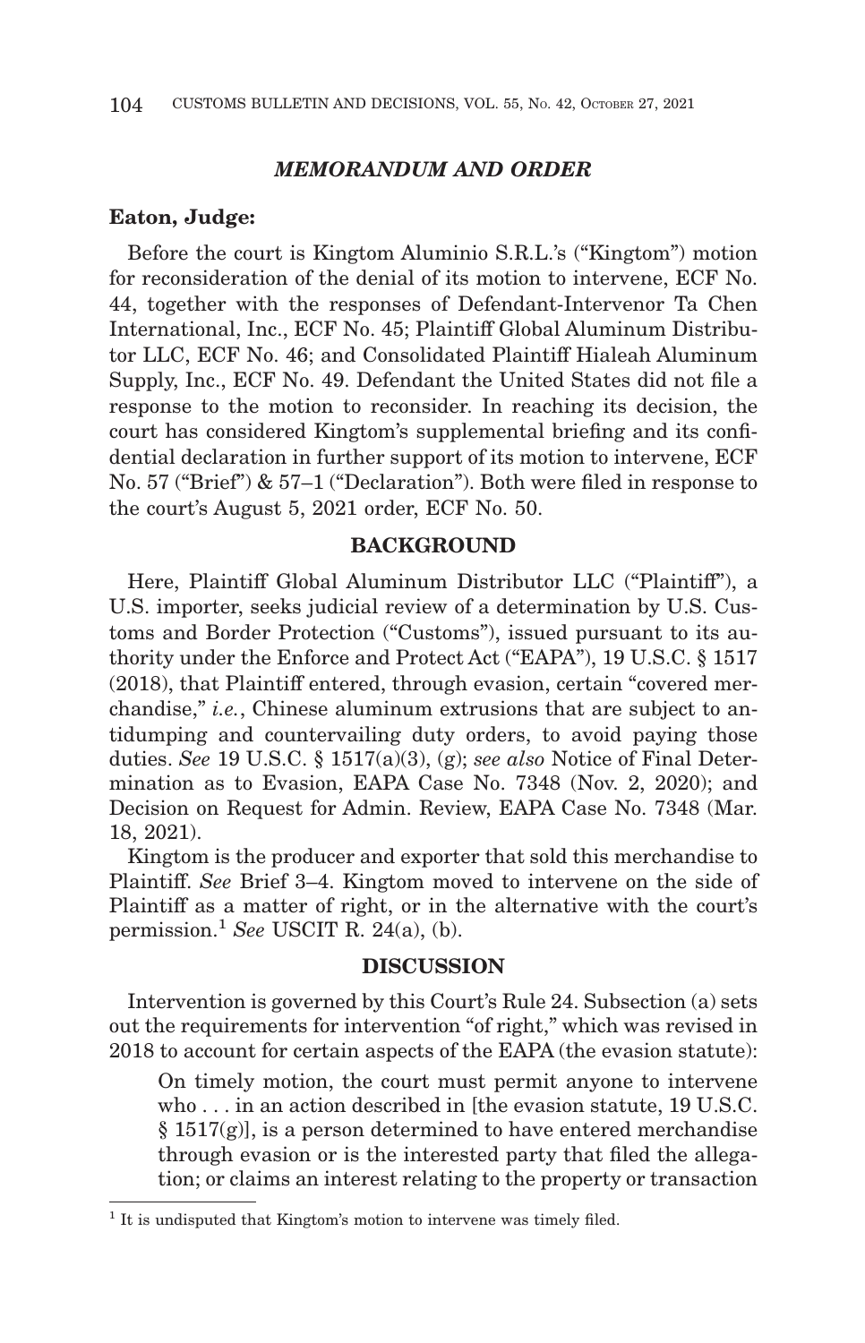## *MEMORANDUM AND ORDER*

**Eaton, Judge:**

Before the court is Kingtom Aluminio S.R.L.'s ("Kingtom") motion for reconsideration of the denial of its motion to intervene, ECF No. 44, together with the responses of Defendant-Intervenor Ta Chen International, Inc., ECF No. 45; Plaintiff Global Aluminum Distributor LLC, ECF No. 46; and Consolidated Plaintiff Hialeah Aluminum Supply, Inc., ECF No. 49. Defendant the United States did not file a response to the motion to reconsider. In reaching its decision, the court has considered Kingtom's supplemental briefing and its confidential declaration in further support of its motion to intervene, ECF No. 57 ("Brief") & 57–1 ("Declaration"). Both were filed in response to the court's August 5, 2021 order, ECF No. 50.

### BACKGROUND

Here, Plaintiff Global Aluminum Distributor LLC ("Plaintiff"), a U.S. importer, seeks judicial review of a determination by U.S. Customs and Border Protection ("Customs"), issued pursuant to its authority under the Enforce and Protect Act ("EAPA"), 19 U.S.C. § 1517 (2018), that Plaintiff entered, through evasion, certain "covered merchandise," *i.e.*, Chinese aluminum extrusions that are subject to antidumping and countervailing duty orders, to avoid paying those duties. *See* 19 U.S.C. § 1517(a)(3), (g); *see also* Notice of Final Determination as to Evasion, EAPA Case No. 7348 (Nov. 2, 2020); and Decision on Request for Admin. Review, EAPA Case No. 7348 (Mar. 18, 2021).

Kingtom is the producer and exporter that sold this merchandise to Plaintiff. *See* Brief 3–4. Kingtom moved to intervene on the side of Plaintiff as a matter of right, or in the alternative with the court's permission.[1] *See* USCIT R. 24(a), (b).

### DISCUSSION

Intervention is governed by this Court's Rule 24. Subsection (a) sets out the requirements for intervention "of right," which was revised in 2018 to account for certain aspects of the EAPA (the evasion statute):

> On timely motion, the court must permit anyone to intervene who . . . in an action described in [the evasion statute, 19 U.S.C. § 1517(g)], is a person determined to have entered merchandise through evasion or is the interested party that filed the allegation; or claims an interest relating to the property or transaction

[1] It is undisputed that Kingtom's motion to intervene was timely filed.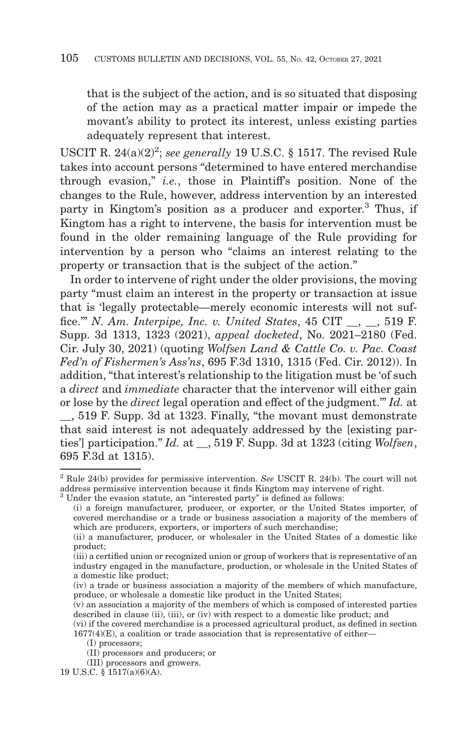> that is the subject of the action, and is so situated that disposing of the action may as a practical matter impair or impede the movant's ability to protect its interest, unless existing parties adequately represent that interest.

USCIT R. 24(a)(2)[2]; *see generally* 19 U.S.C. § 1517. The revised Rule takes into account persons "determined to have entered merchandise through evasion," *i.e.*, those in Plaintiff's position. None of the changes to the Rule, however, address intervention by an interested party in Kingtom's position as a producer and exporter.[3] Thus, if Kingtom has a right to intervene, the basis for intervention must be found in the older remaining language of the Rule providing for intervention by a person who "claims an interest relating to the property or transaction that is the subject of the action."

In order to intervene of right under the older provisions, the moving party "must claim an interest in the property or transaction at issue that is 'legally protectable—merely economic interests will not suffice.'" *N. Am. Interpipe, Inc. v. United States*, 45 CIT __, __, 519 F. Supp. 3d 1313, 1323 (2021), *appeal docketed*, No. 2021–2180 (Fed. Cir. July 30, 2021) (quoting *Wolfsen Land & Cattle Co. v. Pac. Coast Fed'n of Fishermen's Ass'ns*, 695 F.3d 1310, 1315 (Fed. Cir. 2012)). In addition, "that interest's relationship to the litigation must be 'of such a *direct* and *immediate* character that the intervenor will either gain or lose by the *direct* legal operation and effect of the judgment.'" *Id.* at __, 519 F. Supp. 3d at 1323. Finally, "the movant must demonstrate that said interest is not adequately addressed by the [existing parties'] participation." *Id.* at __, 519 F. Supp. 3d at 1323 (citing *Wolfsen*, 695 F.3d at 1315).

---

[2] Rule 24(b) provides for permissive intervention. *See* USCIT R. 24(b). The court will not address permissive intervention because it finds Kingtom may intervene of right.

[3] Under the evasion statute, an "interested party" is defined as follows:

> (i) a foreign manufacturer, producer, or exporter, or the United States importer, of covered merchandise or a trade or business association a majority of the members of which are producers, exporters, or importers of such merchandise;
>
> (ii) a manufacturer, producer, or wholesaler in the United States of a domestic like product;
>
> (iii) a certified union or recognized union or group of workers that is representative of an industry engaged in the manufacture, production, or wholesale in the United States of a domestic like product;
>
> (iv) a trade or business association a majority of the members of which manufacture, produce, or wholesale a domestic like product in the United States;
>
> (v) an association a majority of the members of which is composed of interested parties described in clause (ii), (iii), or (iv) with respect to a domestic like product; and
>
> (vi) if the covered merchandise is a processed agricultural product, as defined in section 1677(4)(E), a coalition or trade association that is representative of either—
>
> (I) processors;
>
> (II) processors and producers; or
>
> (III) processors and growers.

19 U.S.C. § 1517(a)(6)(A).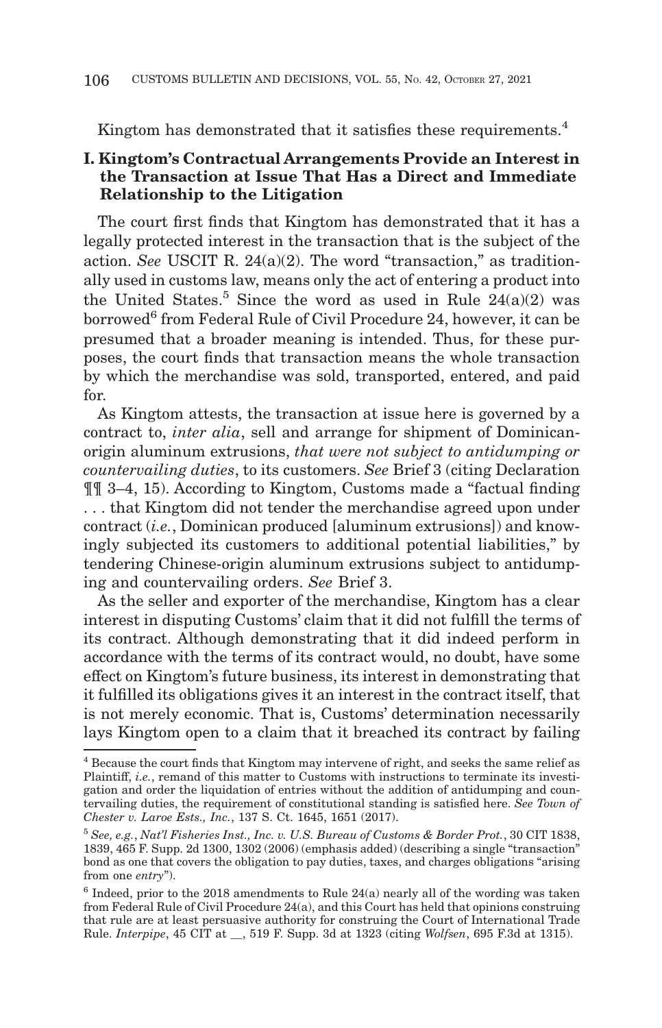Kingtom has demonstrated that it satisfies these requirements.[4]

## I. Kingtom's Contractual Arrangements Provide an Interest in the Transaction at Issue That Has a Direct and Immediate Relationship to the Litigation

The court first finds that Kingtom has demonstrated that it has a legally protected interest in the transaction that is the subject of the action. *See* USCIT R. 24(a)(2). The word "transaction," as traditionally used in customs law, means only the act of entering a product into the United States.[5] Since the word as used in Rule 24(a)(2) was borrowed[6] from Federal Rule of Civil Procedure 24, however, it can be presumed that a broader meaning is intended. Thus, for these purposes, the court finds that transaction means the whole transaction by which the merchandise was sold, transported, entered, and paid for.

As Kingtom attests, the transaction at issue here is governed by a contract to, *inter alia*, sell and arrange for shipment of Dominican-origin aluminum extrusions, *that were not subject to antidumping or countervailing duties*, to its customers. *See* Brief 3 (citing Declaration ¶¶ 3–4, 15). According to Kingtom, Customs made a "factual finding . . . that Kingtom did not tender the merchandise agreed upon under contract (*i.e.*, Dominican produced [aluminum extrusions]) and knowingly subjected its customers to additional potential liabilities," by tendering Chinese-origin aluminum extrusions subject to antidumping and countervailing orders. *See* Brief 3.

As the seller and exporter of the merchandise, Kingtom has a clear interest in disputing Customs' claim that it did not fulfill the terms of its contract. Although demonstrating that it did indeed perform in accordance with the terms of its contract would, no doubt, have some effect on Kingtom's future business, its interest in demonstrating that it fulfilled its obligations gives it an interest in the contract itself, that is not merely economic. That is, Customs' determination necessarily lays Kingtom open to a claim that it breached its contract by failing

---

[4] Because the court finds that Kingtom may intervene of right, and seeks the same relief as Plaintiff, *i.e.*, remand of this matter to Customs with instructions to terminate its investigation and order the liquidation of entries without the addition of antidumping and countervailing duties, the requirement of constitutional standing is satisfied here. *See Town of Chester v. Laroe Ests., Inc.*, 137 S. Ct. 1645, 1651 (2017).

[5] *See, e.g.*, *Nat'l Fisheries Inst., Inc. v. U.S. Bureau of Customs & Border Prot.*, 30 CIT 1838, 1839, 465 F. Supp. 2d 1300, 1302 (2006) (emphasis added) (describing a single "transaction" bond as one that covers the obligation to pay duties, taxes, and charges obligations "arising from one *entry*").

[6] Indeed, prior to the 2018 amendments to Rule 24(a) nearly all of the wording was taken from Federal Rule of Civil Procedure 24(a), and this Court has held that opinions construing that rule are at least persuasive authority for construing the Court of International Trade Rule. *Interpipe*, 45 CIT at __, 519 F. Supp. 3d at 1323 (citing *Wolfsen*, 695 F.3d at 1315).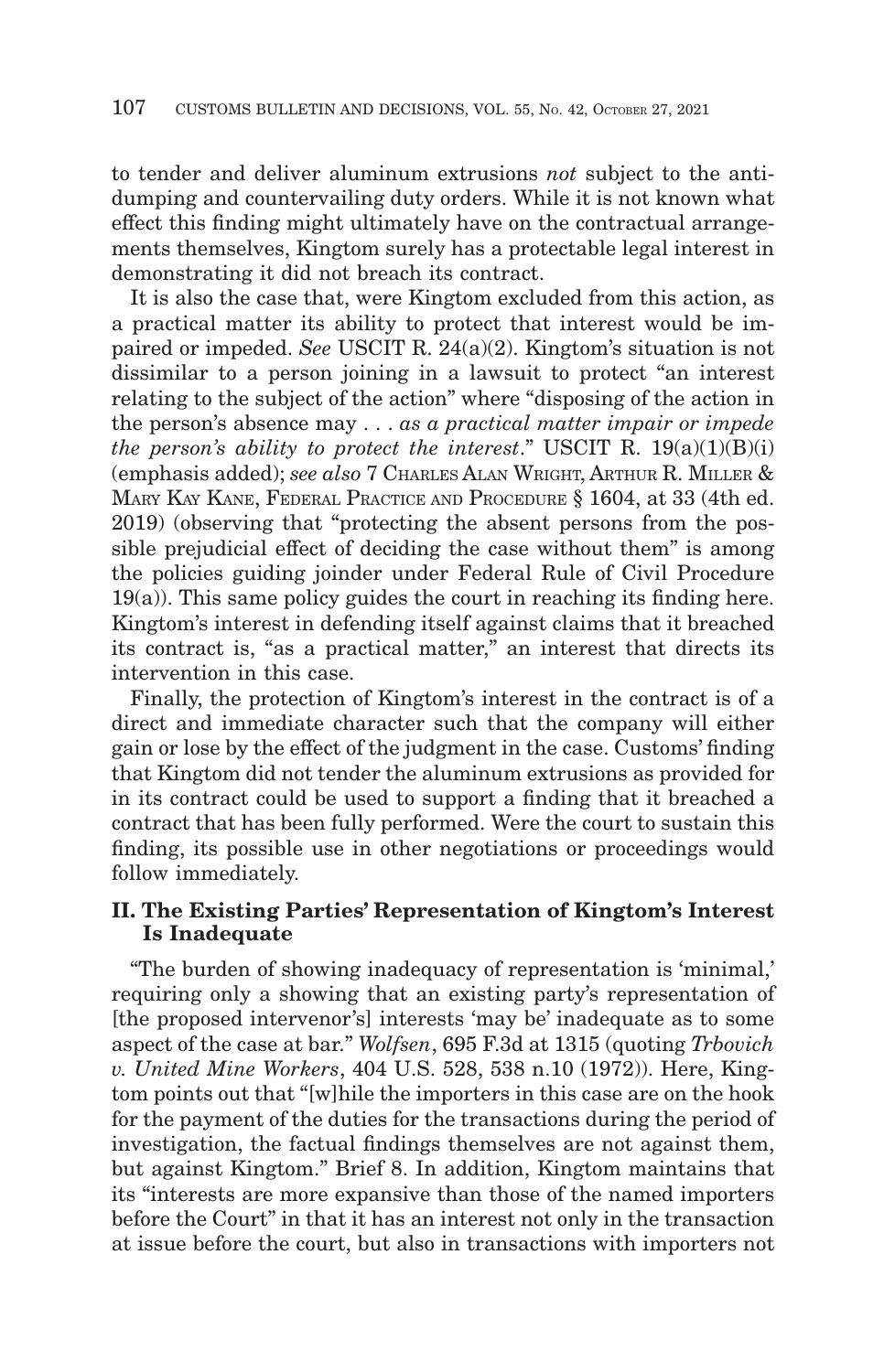to tender and deliver aluminum extrusions *not* subject to the antidumping and countervailing duty orders. While it is not known what effect this finding might ultimately have on the contractual arrangements themselves, Kingtom surely has a protectable legal interest in demonstrating it did not breach its contract.

It is also the case that, were Kingtom excluded from this action, as a practical matter its ability to protect that interest would be impaired or impeded. *See* USCIT R. 24(a)(2). Kingtom's situation is not dissimilar to a person joining in a lawsuit to protect "an interest relating to the subject of the action" where "disposing of the action in the person's absence may . . . *as a practical matter impair or impede the person's ability to protect the interest*." USCIT R. 19(a)(1)(B)(i) (emphasis added); *see also* 7 CHARLES ALAN WRIGHT, ARTHUR R. MILLER & MARY KAY KANE, FEDERAL PRACTICE AND PROCEDURE § 1604, at 33 (4th ed. 2019) (observing that "protecting the absent persons from the possible prejudicial effect of deciding the case without them" is among the policies guiding joinder under Federal Rule of Civil Procedure 19(a)). This same policy guides the court in reaching its finding here. Kingtom's interest in defending itself against claims that it breached its contract is, "as a practical matter," an interest that directs its intervention in this case.

Finally, the protection of Kingtom's interest in the contract is of a direct and immediate character such that the company will either gain or lose by the effect of the judgment in the case. Customs' finding that Kingtom did not tender the aluminum extrusions as provided for in its contract could be used to support a finding that it breached a contract that has been fully performed. Were the court to sustain this finding, its possible use in other negotiations or proceedings would follow immediately.

## II. The Existing Parties' Representation of Kingtom's Interest Is Inadequate

"The burden of showing inadequacy of representation is 'minimal,' requiring only a showing that an existing party's representation of [the proposed intervenor's] interests 'may be' inadequate as to some aspect of the case at bar." *Wolfsen*, 695 F.3d at 1315 (quoting *Trbovich v. United Mine Workers*, 404 U.S. 528, 538 n.10 (1972)). Here, Kingtom points out that "[w]hile the importers in this case are on the hook for the payment of the duties for the transactions during the period of investigation, the factual findings themselves are not against them, but against Kingtom." Brief 8. In addition, Kingtom maintains that its "interests are more expansive than those of the named importers before the Court" in that it has an interest not only in the transaction at issue before the court, but also in transactions with importers not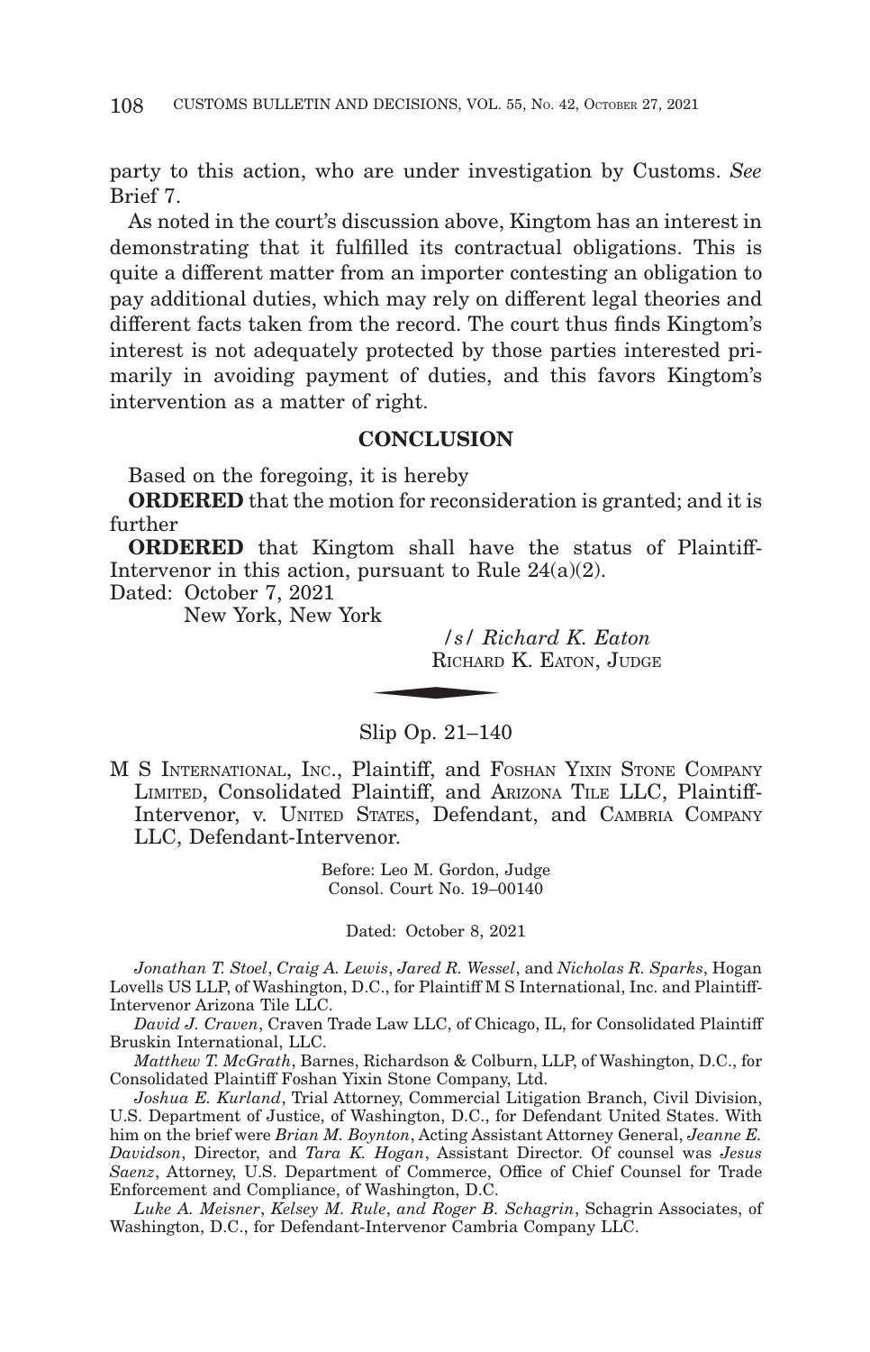party to this action, who are under investigation by Customs. *See* Brief 7.

As noted in the court's discussion above, Kingtom has an interest in demonstrating that it fulfilled its contractual obligations. This is quite a different matter from an importer contesting an obligation to pay additional duties, which may rely on different legal theories and different facts taken from the record. The court thus finds Kingtom's interest is not adequately protected by those parties interested primarily in avoiding payment of duties, and this favors Kingtom's intervention as a matter of right.

## CONCLUSION

Based on the foregoing, it is hereby

**ORDERED** that the motion for reconsideration is granted; and it is further

**ORDERED** that Kingtom shall have the status of Plaintiff-Intervenor in this action, pursuant to Rule 24(a)(2).

Dated: October 7, 2021
New York, New York

*/s/ Richard K. Eaton*
RICHARD K. EATON, JUDGE

---

Slip Op. 21–140

M S INTERNATIONAL, INC., Plaintiff, and FOSHAN YIXIN STONE COMPANY LIMITED, Consolidated Plaintiff, and ARIZONA TILE LLC, Plaintiff-Intervenor, v. UNITED STATES, Defendant, and CAMBRIA COMPANY LLC, Defendant-Intervenor.

Before: Leo M. Gordon, Judge
Consol. Court No. 19–00140

Dated: October 8, 2021

*Jonathan T. Stoel*, *Craig A. Lewis*, *Jared R. Wessel*, and *Nicholas R. Sparks*, Hogan Lovells US LLP, of Washington, D.C., for Plaintiff M S International, Inc. and Plaintiff-Intervenor Arizona Tile LLC.

*David J. Craven*, Craven Trade Law LLC, of Chicago, IL, for Consolidated Plaintiff Bruskin International, LLC.

*Matthew T. McGrath*, Barnes, Richardson & Colburn, LLP, of Washington, D.C., for Consolidated Plaintiff Foshan Yixin Stone Company, Ltd.

*Joshua E. Kurland*, Trial Attorney, Commercial Litigation Branch, Civil Division, U.S. Department of Justice, of Washington, D.C., for Defendant United States. With him on the brief were *Brian M. Boynton*, Acting Assistant Attorney General, *Jeanne E. Davidson*, Director, and *Tara K. Hogan*, Assistant Director. Of counsel was *Jesus Saenz*, Attorney, U.S. Department of Commerce, Office of Chief Counsel for Trade Enforcement and Compliance, of Washington, D.C.

*Luke A. Meisner*, *Kelsey M. Rule*, *and Roger B. Schagrin*, Schagrin Associates, of Washington, D.C., for Defendant-Intervenor Cambria Company LLC.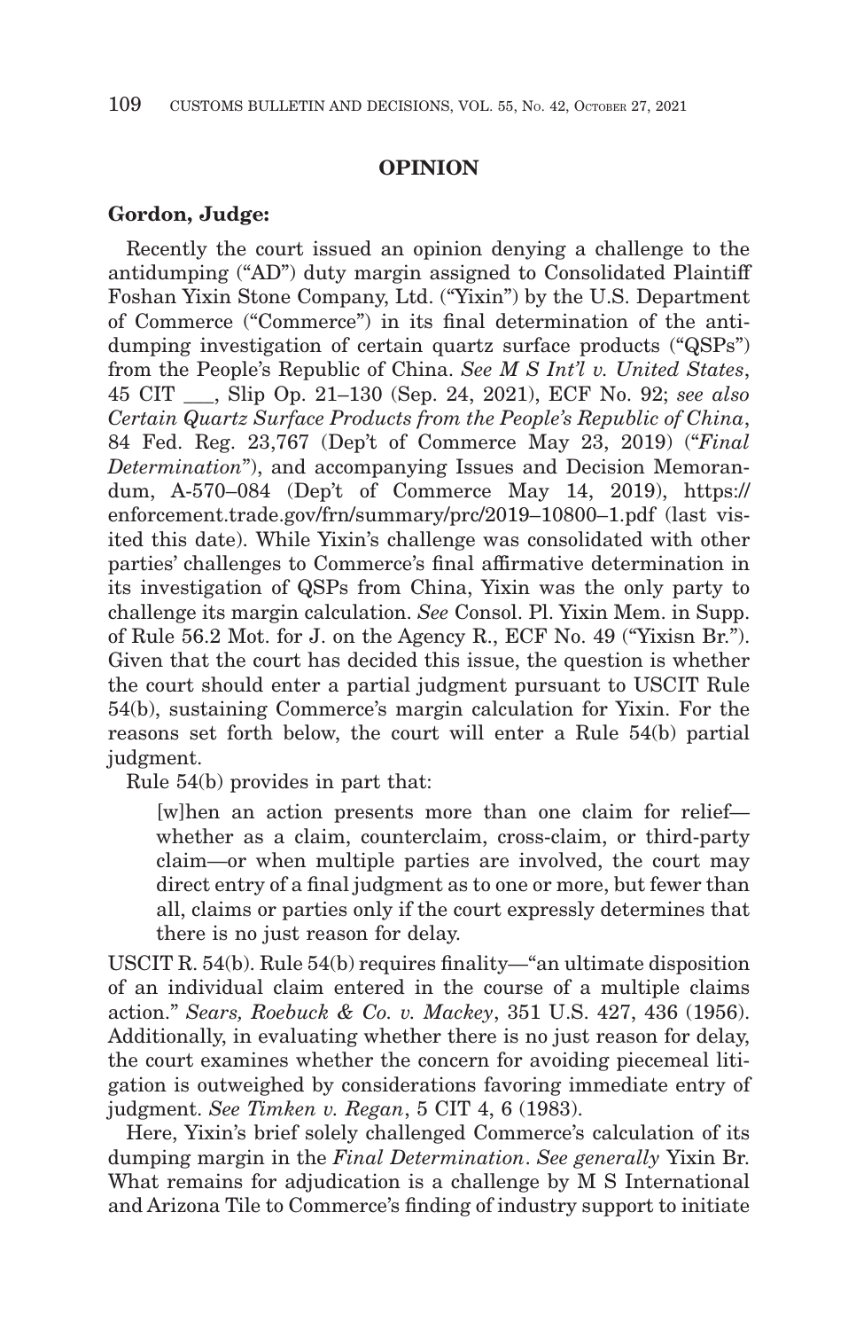## OPINION

**Gordon, Judge:**

Recently the court issued an opinion denying a challenge to the antidumping ("AD") duty margin assigned to Consolidated Plaintiff Foshan Yixin Stone Company, Ltd. ("Yixin") by the U.S. Department of Commerce ("Commerce") in its final determination of the antidumping investigation of certain quartz surface products ("QSPs") from the People's Republic of China. *See M S Int'l v. United States*, 45 CIT ___, Slip Op. 21–130 (Sep. 24, 2021), ECF No. 92; *see also Certain Quartz Surface Products from the People's Republic of China*, 84 Fed. Reg. 23,767 (Dep't of Commerce May 23, 2019) ("*Final Determination*"), and accompanying Issues and Decision Memorandum, A-570–084 (Dep't of Commerce May 14, 2019), https://enforcement.trade.gov/frn/summary/prc/2019–10800–1.pdf (last visited this date). While Yixin's challenge was consolidated with other parties' challenges to Commerce's final affirmative determination in its investigation of QSPs from China, Yixin was the only party to challenge its margin calculation. *See* Consol. Pl. Yixin Mem. in Supp. of Rule 56.2 Mot. for J. on the Agency R., ECF No. 49 ("Yixisn Br."). Given that the court has decided this issue, the question is whether the court should enter a partial judgment pursuant to USCIT Rule 54(b), sustaining Commerce's margin calculation for Yixin. For the reasons set forth below, the court will enter a Rule 54(b) partial judgment.

Rule 54(b) provides in part that:

> [w]hen an action presents more than one claim for relief—whether as a claim, counterclaim, cross-claim, or third-party claim—or when multiple parties are involved, the court may direct entry of a final judgment as to one or more, but fewer than all, claims or parties only if the court expressly determines that there is no just reason for delay.

USCIT R. 54(b). Rule 54(b) requires finality—"an ultimate disposition of an individual claim entered in the course of a multiple claims action." *Sears, Roebuck & Co. v. Mackey*, 351 U.S. 427, 436 (1956). Additionally, in evaluating whether there is no just reason for delay, the court examines whether the concern for avoiding piecemeal litigation is outweighed by considerations favoring immediate entry of judgment. *See Timken v. Regan*, 5 CIT 4, 6 (1983).

Here, Yixin's brief solely challenged Commerce's calculation of its dumping margin in the *Final Determination*. *See generally* Yixin Br. What remains for adjudication is a challenge by M S International and Arizona Tile to Commerce's finding of industry support to initiate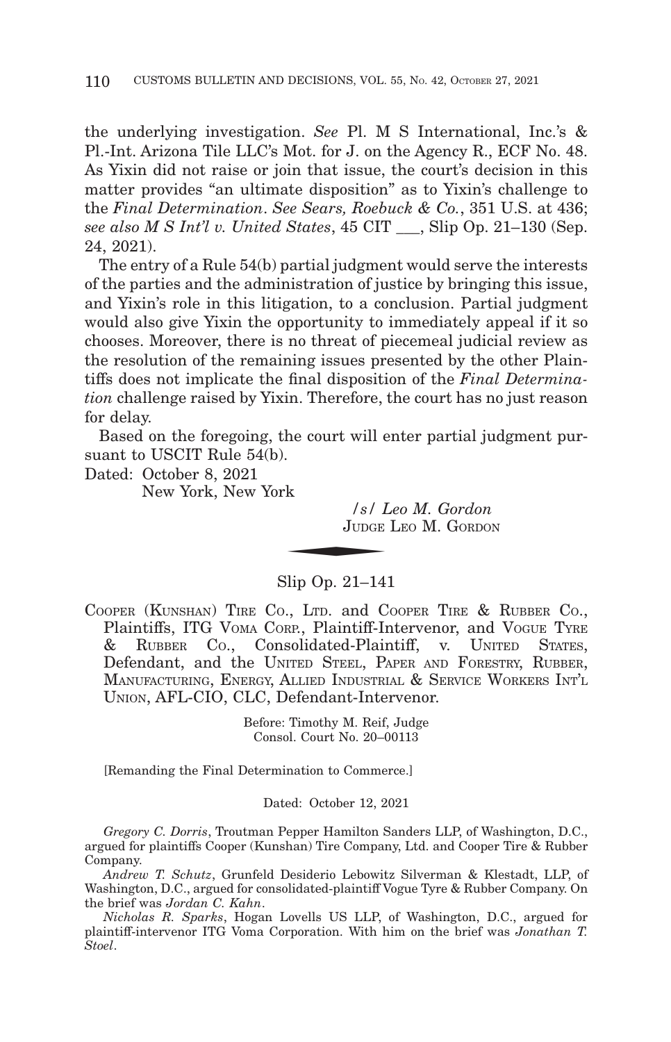the underlying investigation. *See* Pl. M S International, Inc.'s & Pl.-Int. Arizona Tile LLC's Mot. for J. on the Agency R., ECF No. 48. As Yixin did not raise or join that issue, the court's decision in this matter provides "an ultimate disposition" as to Yixin's challenge to the *Final Determination*. *See Sears, Roebuck & Co.*, 351 U.S. at 436; *see also M S Int'l v. United States*, 45 CIT ___, Slip Op. 21–130 (Sep. 24, 2021).

The entry of a Rule 54(b) partial judgment would serve the interests of the parties and the administration of justice by bringing this issue, and Yixin's role in this litigation, to a conclusion. Partial judgment would also give Yixin the opportunity to immediately appeal if it so chooses. Moreover, there is no threat of piecemeal judicial review as the resolution of the remaining issues presented by the other Plaintiffs does not implicate the final disposition of the *Final Determination* challenge raised by Yixin. Therefore, the court has no just reason for delay.

Based on the foregoing, the court will enter partial judgment pursuant to USCIT Rule 54(b).

Dated: October 8, 2021
New York, New York

*/s/ Leo M. Gordon*
JUDGE LEO M. GORDON

---

## Slip Op. 21–141

COOPER (KUNSHAN) TIRE CO., LTD. and COOPER TIRE & RUBBER CO., Plaintiffs, ITG VOMA CORP., Plaintiff-Intervenor, and VOGUE TYRE & RUBBER CO., Consolidated-Plaintiff, v. UNITED STATES, Defendant, and the UNITED STEEL, PAPER AND FORESTRY, RUBBER, MANUFACTURING, ENERGY, ALLIED INDUSTRIAL & SERVICE WORKERS INT'L UNION, AFL-CIO, CLC, Defendant-Intervenor.

Before: Timothy M. Reif, Judge
Consol. Court No. 20–00113

[Remanding the Final Determination to Commerce.]

Dated: October 12, 2021

*Gregory C. Dorris*, Troutman Pepper Hamilton Sanders LLP, of Washington, D.C., argued for plaintiffs Cooper (Kunshan) Tire Company, Ltd. and Cooper Tire & Rubber Company.

*Andrew T. Schutz*, Grunfeld Desiderio Lebowitz Silverman & Klestadt, LLP, of Washington, D.C., argued for consolidated-plaintiff Vogue Tyre & Rubber Company. On the brief was *Jordan C. Kahn*.

*Nicholas R. Sparks*, Hogan Lovells US LLP, of Washington, D.C., argued for plaintiff-intervenor ITG Voma Corporation. With him on the brief was *Jonathan T. Stoel*.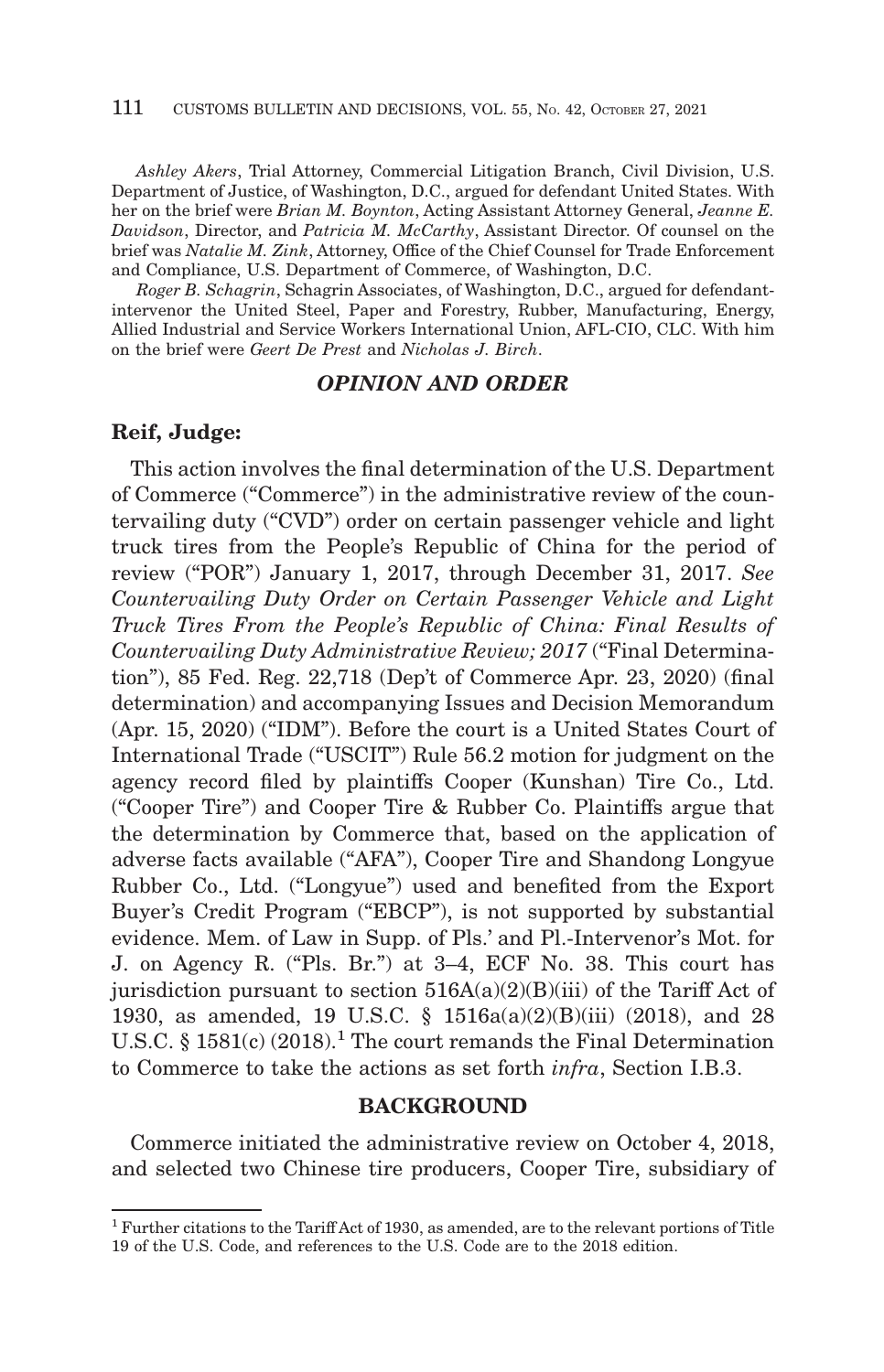*Ashley Akers*, Trial Attorney, Commercial Litigation Branch, Civil Division, U.S. Department of Justice, of Washington, D.C., argued for defendant United States. With her on the brief were *Brian M. Boynton*, Acting Assistant Attorney General, *Jeanne E. Davidson*, Director, and *Patricia M. McCarthy*, Assistant Director. Of counsel on the brief was *Natalie M. Zink*, Attorney, Office of the Chief Counsel for Trade Enforcement and Compliance, U.S. Department of Commerce, of Washington, D.C.

*Roger B. Schagrin*, Schagrin Associates, of Washington, D.C., argued for defendant-intervenor the United Steel, Paper and Forestry, Rubber, Manufacturing, Energy, Allied Industrial and Service Workers International Union, AFL-CIO, CLC. With him on the brief were *Geert De Prest* and *Nicholas J. Birch*.

## *OPINION AND ORDER*

**Reif, Judge:**

This action involves the final determination of the U.S. Department of Commerce ("Commerce") in the administrative review of the countervailing duty ("CVD") order on certain passenger vehicle and light truck tires from the People's Republic of China for the period of review ("POR") January 1, 2017, through December 31, 2017. *See Countervailing Duty Order on Certain Passenger Vehicle and Light Truck Tires From the People's Republic of China: Final Results of Countervailing Duty Administrative Review; 2017* ("Final Determination"), 85 Fed. Reg. 22,718 (Dep't of Commerce Apr. 23, 2020) (final determination) and accompanying Issues and Decision Memorandum (Apr. 15, 2020) ("IDM"). Before the court is a United States Court of International Trade ("USCIT") Rule 56.2 motion for judgment on the agency record filed by plaintiffs Cooper (Kunshan) Tire Co., Ltd. ("Cooper Tire") and Cooper Tire & Rubber Co. Plaintiffs argue that the determination by Commerce that, based on the application of adverse facts available ("AFA"), Cooper Tire and Shandong Longyue Rubber Co., Ltd. ("Longyue") used and benefited from the Export Buyer's Credit Program ("EBCP"), is not supported by substantial evidence. Mem. of Law in Supp. of Pls.' and Pl.-Intervenor's Mot. for J. on Agency R. ("Pls. Br.") at 3–4, ECF No. 38. This court has jurisdiction pursuant to section 516A(a)(2)(B)(iii) of the Tariff Act of 1930, as amended, 19 U.S.C. § 1516a(a)(2)(B)(iii) (2018), and 28 U.S.C. § 1581(c) (2018).[1] The court remands the Final Determination to Commerce to take the actions as set forth *infra*, Section I.B.3.

## BACKGROUND

Commerce initiated the administrative review on October 4, 2018, and selected two Chinese tire producers, Cooper Tire, subsidiary of

[1] Further citations to the Tariff Act of 1930, as amended, are to the relevant portions of Title 19 of the U.S. Code, and references to the U.S. Code are to the 2018 edition.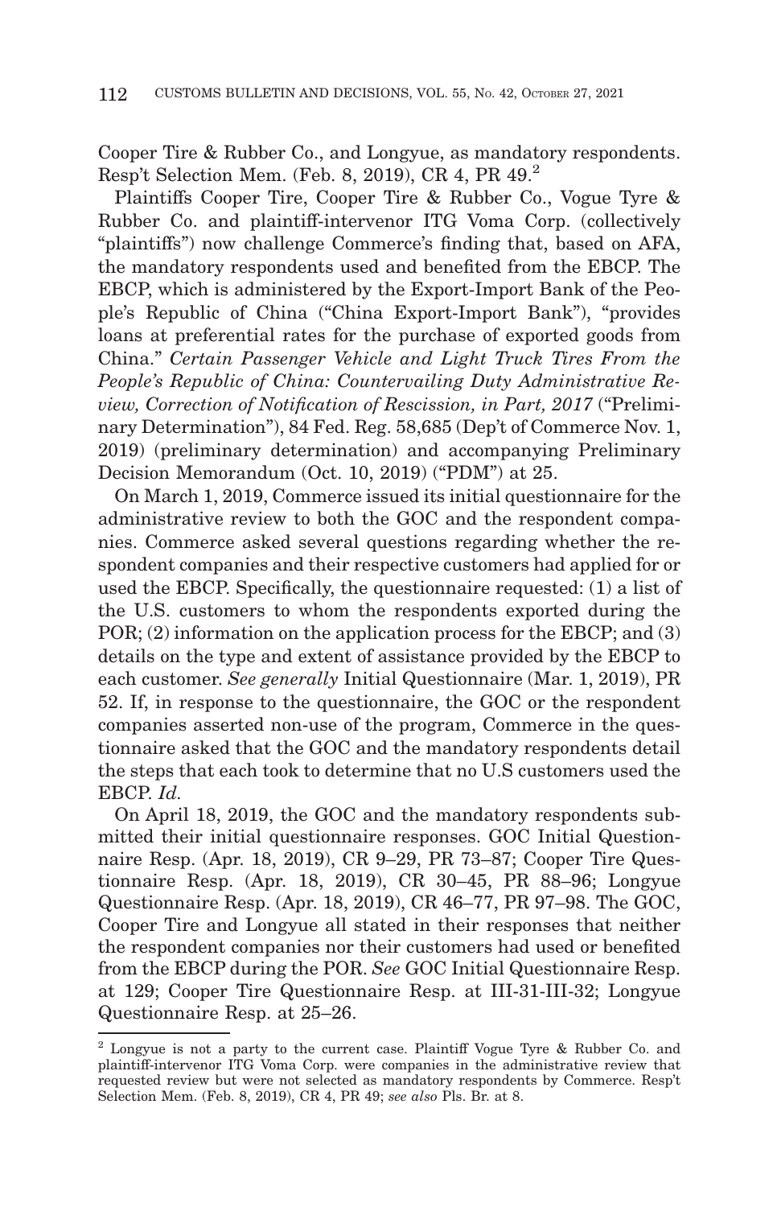Cooper Tire & Rubber Co., and Longyue, as mandatory respondents. Resp't Selection Mem. (Feb. 8, 2019), CR 4, PR 49.[2]

Plaintiffs Cooper Tire, Cooper Tire & Rubber Co., Vogue Tyre & Rubber Co. and plaintiff-intervenor ITG Voma Corp. (collectively "plaintiffs") now challenge Commerce's finding that, based on AFA, the mandatory respondents used and benefited from the EBCP. The EBCP, which is administered by the Export-Import Bank of the People's Republic of China ("China Export-Import Bank"), "provides loans at preferential rates for the purchase of exported goods from China." *Certain Passenger Vehicle and Light Truck Tires From the People's Republic of China: Countervailing Duty Administrative Review, Correction of Notification of Rescission, in Part, 2017* ("Preliminary Determination"), 84 Fed. Reg. 58,685 (Dep't of Commerce Nov. 1, 2019) (preliminary determination) and accompanying Preliminary Decision Memorandum (Oct. 10, 2019) ("PDM") at 25.

On March 1, 2019, Commerce issued its initial questionnaire for the administrative review to both the GOC and the respondent companies. Commerce asked several questions regarding whether the respondent companies and their respective customers had applied for or used the EBCP. Specifically, the questionnaire requested: (1) a list of the U.S. customers to whom the respondents exported during the POR; (2) information on the application process for the EBCP; and (3) details on the type and extent of assistance provided by the EBCP to each customer. *See generally* Initial Questionnaire (Mar. 1, 2019), PR 52. If, in response to the questionnaire, the GOC or the respondent companies asserted non-use of the program, Commerce in the questionnaire asked that the GOC and the mandatory respondents detail the steps that each took to determine that no U.S customers used the EBCP. *Id.*

On April 18, 2019, the GOC and the mandatory respondents submitted their initial questionnaire responses. GOC Initial Questionnaire Resp. (Apr. 18, 2019), CR 9–29, PR 73–87; Cooper Tire Questionnaire Resp. (Apr. 18, 2019), CR 30–45, PR 88–96; Longyue Questionnaire Resp. (Apr. 18, 2019), CR 46–77, PR 97–98. The GOC, Cooper Tire and Longyue all stated in their responses that neither the respondent companies nor their customers had used or benefited from the EBCP during the POR. *See* GOC Initial Questionnaire Resp. at 129; Cooper Tire Questionnaire Resp. at III-31-III-32; Longyue Questionnaire Resp. at 25–26.

[2] Longyue is not a party to the current case. Plaintiff Vogue Tyre & Rubber Co. and plaintiff-intervenor ITG Voma Corp. were companies in the administrative review that requested review but were not selected as mandatory respondents by Commerce. Resp't Selection Mem. (Feb. 8, 2019), CR 4, PR 49; *see also* Pls. Br. at 8.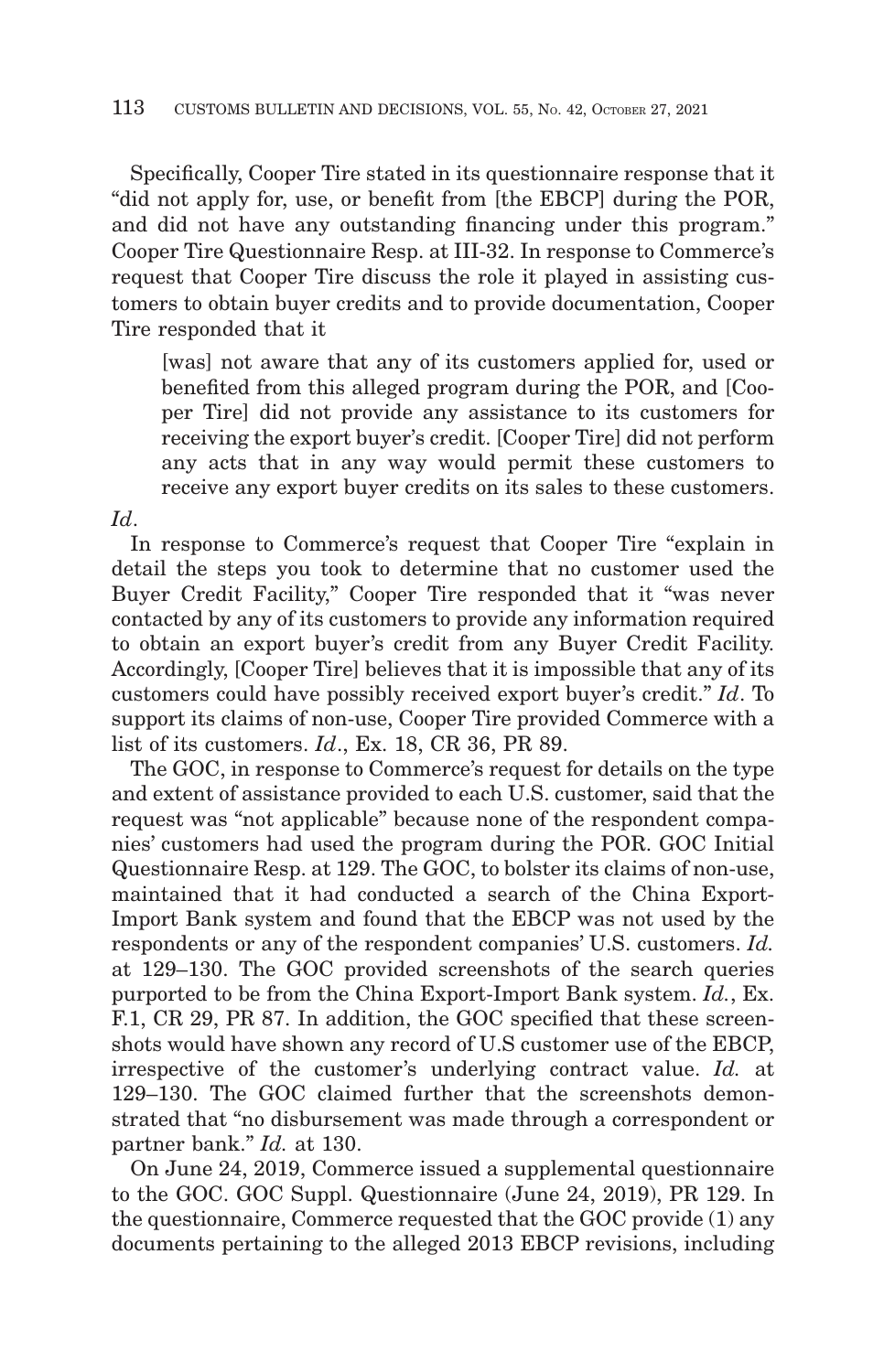Specifically, Cooper Tire stated in its questionnaire response that it "did not apply for, use, or benefit from [the EBCP] during the POR, and did not have any outstanding financing under this program." Cooper Tire Questionnaire Resp. at III-32. In response to Commerce's request that Cooper Tire discuss the role it played in assisting customers to obtain buyer credits and to provide documentation, Cooper Tire responded that it

> [was] not aware that any of its customers applied for, used or benefited from this alleged program during the POR, and [Cooper Tire] did not provide any assistance to its customers for receiving the export buyer's credit. [Cooper Tire] did not perform any acts that in any way would permit these customers to receive any export buyer credits on its sales to these customers.

*Id*.

In response to Commerce's request that Cooper Tire "explain in detail the steps you took to determine that no customer used the Buyer Credit Facility," Cooper Tire responded that it "was never contacted by any of its customers to provide any information required to obtain an export buyer's credit from any Buyer Credit Facility. Accordingly, [Cooper Tire] believes that it is impossible that any of its customers could have possibly received export buyer's credit." *Id*. To support its claims of non-use, Cooper Tire provided Commerce with a list of its customers. *Id*., Ex. 18, CR 36, PR 89.

The GOC, in response to Commerce's request for details on the type and extent of assistance provided to each U.S. customer, said that the request was "not applicable" because none of the respondent companies' customers had used the program during the POR. GOC Initial Questionnaire Resp. at 129. The GOC, to bolster its claims of non-use, maintained that it had conducted a search of the China Export-Import Bank system and found that the EBCP was not used by the respondents or any of the respondent companies' U.S. customers. *Id.* at 129–130. The GOC provided screenshots of the search queries purported to be from the China Export-Import Bank system. *Id.*, Ex. F.1, CR 29, PR 87. In addition, the GOC specified that these screenshots would have shown any record of U.S customer use of the EBCP, irrespective of the customer's underlying contract value. *Id.* at 129–130. The GOC claimed further that the screenshots demonstrated that "no disbursement was made through a correspondent or partner bank." *Id.* at 130.

On June 24, 2019, Commerce issued a supplemental questionnaire to the GOC. GOC Suppl. Questionnaire (June 24, 2019), PR 129. In the questionnaire, Commerce requested that the GOC provide (1) any documents pertaining to the alleged 2013 EBCP revisions, including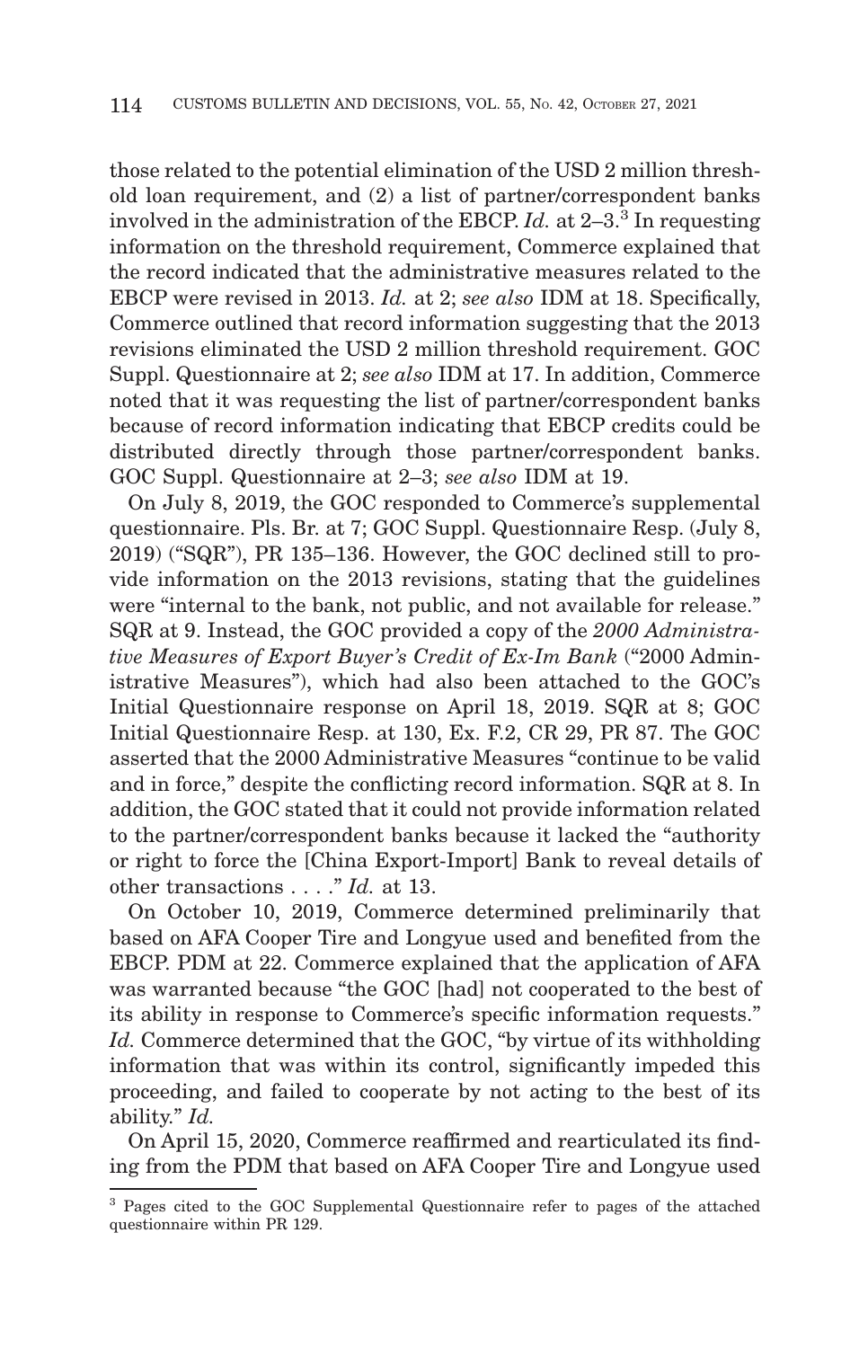those related to the potential elimination of the USD 2 million threshold loan requirement, and (2) a list of partner/correspondent banks involved in the administration of the EBCP. *Id.* at 2–3.[3] In requesting information on the threshold requirement, Commerce explained that the record indicated that the administrative measures related to the EBCP were revised in 2013. *Id.* at 2; *see also* IDM at 18. Specifically, Commerce outlined that record information suggesting that the 2013 revisions eliminated the USD 2 million threshold requirement. GOC Suppl. Questionnaire at 2; *see also* IDM at 17. In addition, Commerce noted that it was requesting the list of partner/correspondent banks because of record information indicating that EBCP credits could be distributed directly through those partner/correspondent banks. GOC Suppl. Questionnaire at 2–3; *see also* IDM at 19.

On July 8, 2019, the GOC responded to Commerce's supplemental questionnaire. Pls. Br. at 7; GOC Suppl. Questionnaire Resp. (July 8, 2019) ("SQR"), PR 135–136. However, the GOC declined still to provide information on the 2013 revisions, stating that the guidelines were "internal to the bank, not public, and not available for release." SQR at 9. Instead, the GOC provided a copy of the *2000 Administrative Measures of Export Buyer's Credit of Ex-Im Bank* ("2000 Administrative Measures"), which had also been attached to the GOC's Initial Questionnaire response on April 18, 2019. SQR at 8; GOC Initial Questionnaire Resp. at 130, Ex. F.2, CR 29, PR 87. The GOC asserted that the 2000 Administrative Measures "continue to be valid and in force," despite the conflicting record information. SQR at 8. In addition, the GOC stated that it could not provide information related to the partner/correspondent banks because it lacked the "authority or right to force the [China Export-Import] Bank to reveal details of other transactions . . . ." *Id.* at 13.

On October 10, 2019, Commerce determined preliminarily that based on AFA Cooper Tire and Longyue used and benefited from the EBCP. PDM at 22. Commerce explained that the application of AFA was warranted because "the GOC [had] not cooperated to the best of its ability in response to Commerce's specific information requests." *Id.* Commerce determined that the GOC, "by virtue of its withholding information that was within its control, significantly impeded this proceeding, and failed to cooperate by not acting to the best of its ability." *Id.*

On April 15, 2020, Commerce reaffirmed and rearticulated its finding from the PDM that based on AFA Cooper Tire and Longyue used

[3] Pages cited to the GOC Supplemental Questionnaire refer to pages of the attached questionnaire within PR 129.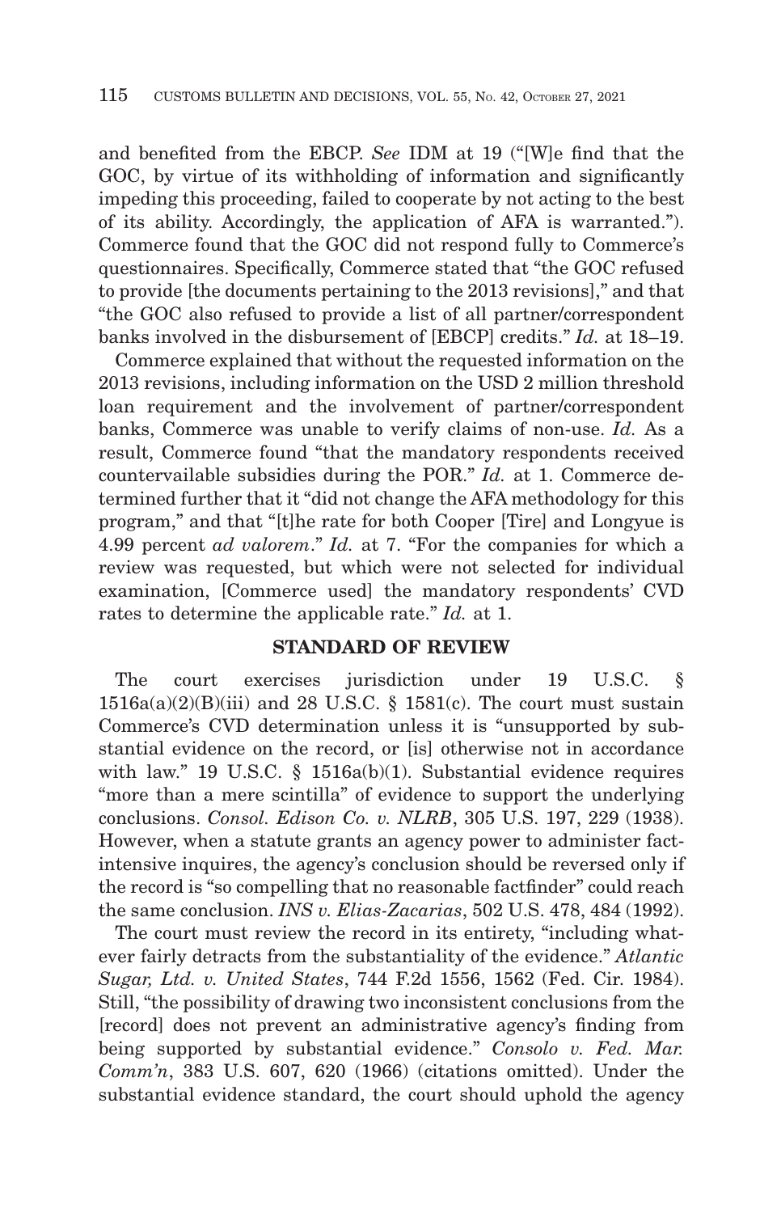and benefited from the EBCP. *See* IDM at 19 ("[W]e find that the GOC, by virtue of its withholding of information and significantly impeding this proceeding, failed to cooperate by not acting to the best of its ability. Accordingly, the application of AFA is warranted."). Commerce found that the GOC did not respond fully to Commerce's questionnaires. Specifically, Commerce stated that "the GOC refused to provide [the documents pertaining to the 2013 revisions]," and that "the GOC also refused to provide a list of all partner/correspondent banks involved in the disbursement of [EBCP] credits." *Id.* at 18–19.

Commerce explained that without the requested information on the 2013 revisions, including information on the USD 2 million threshold loan requirement and the involvement of partner/correspondent banks, Commerce was unable to verify claims of non-use. *Id.* As a result, Commerce found "that the mandatory respondents received countervailable subsidies during the POR." *Id.* at 1. Commerce determined further that it "did not change the AFA methodology for this program," and that "[t]he rate for both Cooper [Tire] and Longyue is 4.99 percent *ad valorem*." *Id.* at 7. "For the companies for which a review was requested, but which were not selected for individual examination, [Commerce used] the mandatory respondents' CVD rates to determine the applicable rate." *Id.* at 1.

## STANDARD OF REVIEW

The court exercises jurisdiction under 19 U.S.C. § 1516a(a)(2)(B)(iii) and 28 U.S.C. § 1581(c). The court must sustain Commerce's CVD determination unless it is "unsupported by substantial evidence on the record, or [is] otherwise not in accordance with law." 19 U.S.C. § 1516a(b)(1). Substantial evidence requires "more than a mere scintilla" of evidence to support the underlying conclusions. *Consol. Edison Co. v. NLRB*, 305 U.S. 197, 229 (1938). However, when a statute grants an agency power to administer fact-intensive inquires, the agency's conclusion should be reversed only if the record is "so compelling that no reasonable factfinder" could reach the same conclusion. *INS v. Elias-Zacarias*, 502 U.S. 478, 484 (1992).

The court must review the record in its entirety, "including whatever fairly detracts from the substantiality of the evidence." *Atlantic Sugar, Ltd. v. United States*, 744 F.2d 1556, 1562 (Fed. Cir. 1984). Still, "the possibility of drawing two inconsistent conclusions from the [record] does not prevent an administrative agency's finding from being supported by substantial evidence." *Consolo v. Fed. Mar. Comm'n*, 383 U.S. 607, 620 (1966) (citations omitted). Under the substantial evidence standard, the court should uphold the agency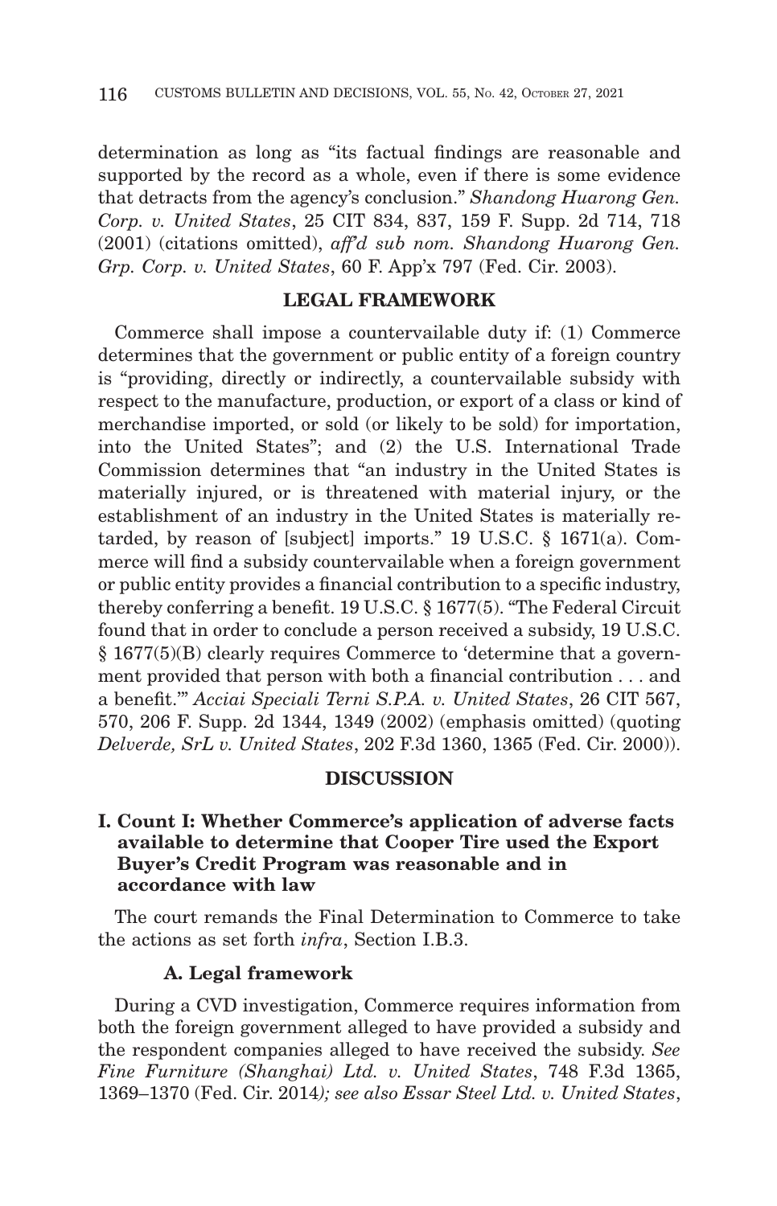determination as long as "its factual findings are reasonable and supported by the record as a whole, even if there is some evidence that detracts from the agency's conclusion." *Shandong Huarong Gen. Corp. v. United States*, 25 CIT 834, 837, 159 F. Supp. 2d 714, 718 (2001) (citations omitted), *aff'd sub nom. Shandong Huarong Gen. Grp. Corp. v. United States*, 60 F. App'x 797 (Fed. Cir. 2003).

## LEGAL FRAMEWORK

Commerce shall impose a countervailable duty if: (1) Commerce determines that the government or public entity of a foreign country is "providing, directly or indirectly, a countervailable subsidy with respect to the manufacture, production, or export of a class or kind of merchandise imported, or sold (or likely to be sold) for importation, into the United States"; and (2) the U.S. International Trade Commission determines that "an industry in the United States is materially injured, or is threatened with material injury, or the establishment of an industry in the United States is materially retarded, by reason of [subject] imports." 19 U.S.C. § 1671(a). Commerce will find a subsidy countervailable when a foreign government or public entity provides a financial contribution to a specific industry, thereby conferring a benefit. 19 U.S.C. § 1677(5). "The Federal Circuit found that in order to conclude a person received a subsidy, 19 U.S.C. § 1677(5)(B) clearly requires Commerce to 'determine that a government provided that person with both a financial contribution . . . and a benefit.'" *Acciai Speciali Terni S.P.A. v. United States*, 26 CIT 567, 570, 206 F. Supp. 2d 1344, 1349 (2002) (emphasis omitted) (quoting *Delverde, SrL v. United States*, 202 F.3d 1360, 1365 (Fed. Cir. 2000)).

## DISCUSSION

### I. Count I: Whether Commerce's application of adverse facts available to determine that Cooper Tire used the Export Buyer's Credit Program was reasonable and in accordance with law

The court remands the Final Determination to Commerce to take the actions as set forth *infra*, Section I.B.3.

#### A. Legal framework

During a CVD investigation, Commerce requires information from both the foreign government alleged to have provided a subsidy and the respondent companies alleged to have received the subsidy. *See Fine Furniture (Shanghai) Ltd. v. United States*, 748 F.3d 1365, 1369–1370 (Fed. Cir. 2014); *see also Essar Steel Ltd. v. United States*,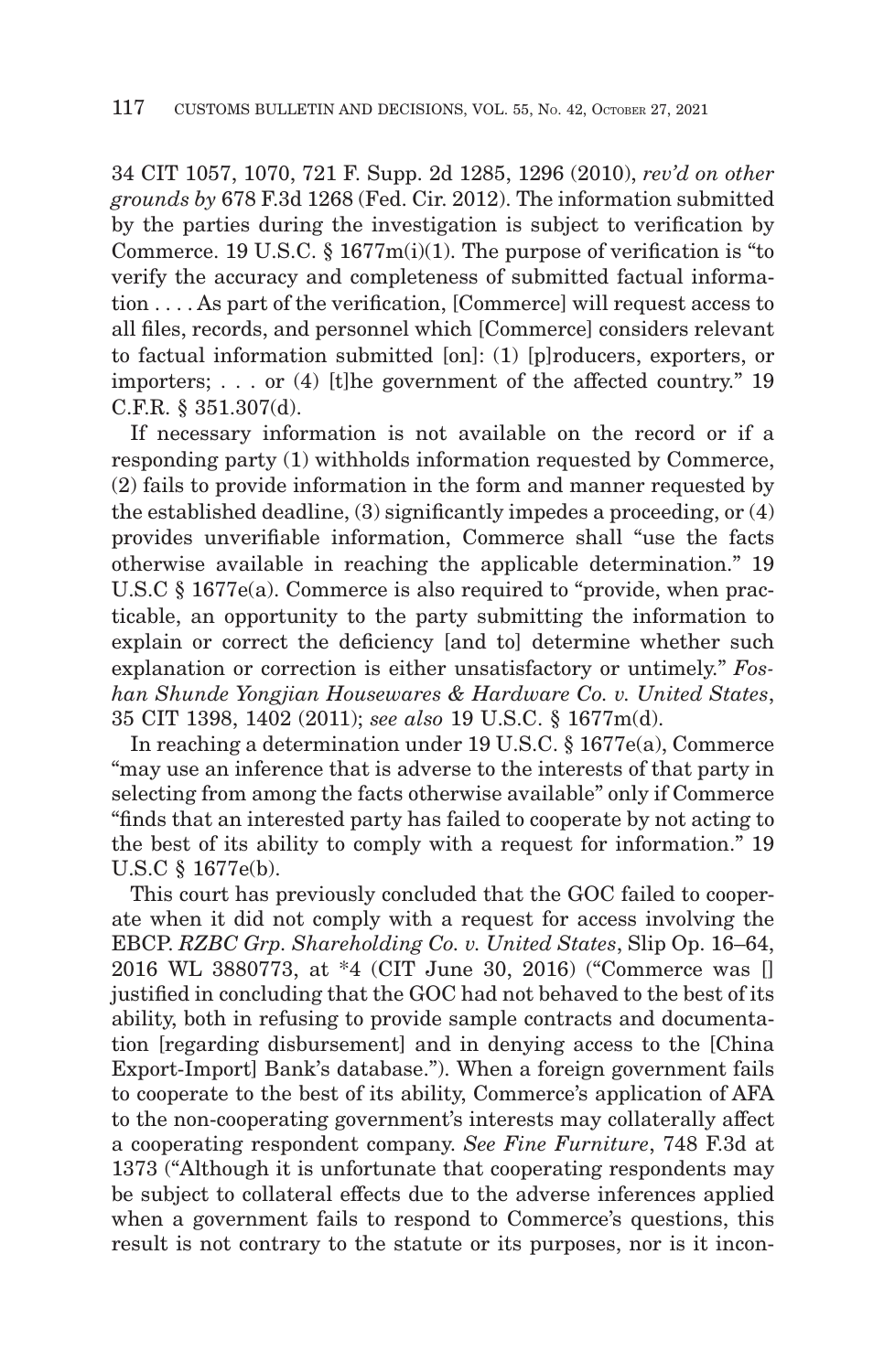34 CIT 1057, 1070, 721 F. Supp. 2d 1285, 1296 (2010), *rev'd on other grounds by* 678 F.3d 1268 (Fed. Cir. 2012). The information submitted by the parties during the investigation is subject to verification by Commerce. 19 U.S.C. § 1677m(i)(1). The purpose of verification is "to verify the accuracy and completeness of submitted factual information . . . . As part of the verification, [Commerce] will request access to all files, records, and personnel which [Commerce] considers relevant to factual information submitted [on]: (1) [p]roducers, exporters, or importers; . . . or (4) [t]he government of the affected country." 19 C.F.R. § 351.307(d).

If necessary information is not available on the record or if a responding party (1) withholds information requested by Commerce, (2) fails to provide information in the form and manner requested by the established deadline, (3) significantly impedes a proceeding, or (4) provides unverifiable information, Commerce shall "use the facts otherwise available in reaching the applicable determination." 19 U.S.C § 1677e(a). Commerce is also required to "provide, when practicable, an opportunity to the party submitting the information to explain or correct the deficiency [and to] determine whether such explanation or correction is either unsatisfactory or untimely." *Foshan Shunde Yongjian Housewares & Hardware Co. v. United States*, 35 CIT 1398, 1402 (2011); *see also* 19 U.S.C. § 1677m(d).

In reaching a determination under 19 U.S.C. § 1677e(a), Commerce "may use an inference that is adverse to the interests of that party in selecting from among the facts otherwise available" only if Commerce "finds that an interested party has failed to cooperate by not acting to the best of its ability to comply with a request for information." 19 U.S.C § 1677e(b).

This court has previously concluded that the GOC failed to cooperate when it did not comply with a request for access involving the EBCP. *RZBC Grp. Shareholding Co. v. United States*, Slip Op. 16–64, 2016 WL 3880773, at *4 (CIT June 30, 2016) ("Commerce was [] justified in concluding that the GOC had not behaved to the best of its ability, both in refusing to provide sample contracts and documentation [regarding disbursement] and in denying access to the [China Export-Import] Bank's database."). When a foreign government fails to cooperate to the best of its ability, Commerce's application of AFA to the non-cooperating government's interests may collaterally affect a cooperating respondent company. *See Fine Furniture*, 748 F.3d at 1373 ("Although it is unfortunate that cooperating respondents may be subject to collateral effects due to the adverse inferences applied when a government fails to respond to Commerce's questions, this result is not contrary to the statute or its purposes, nor is it incon-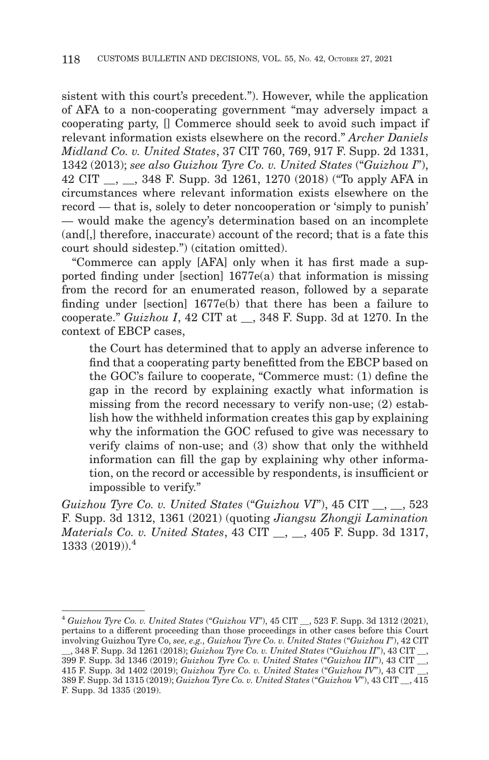sistent with this court's precedent."). However, while the application of AFA to a non-cooperating government "may adversely impact a cooperating party, [] Commerce should seek to avoid such impact if relevant information exists elsewhere on the record." *Archer Daniels Midland Co. v. United States*, 37 CIT 760, 769, 917 F. Supp. 2d 1331, 1342 (2013); *see also Guizhou Tyre Co. v. United States* ("*Guizhou I*"), 42 CIT __, __, 348 F. Supp. 3d 1261, 1270 (2018) ("To apply AFA in circumstances where relevant information exists elsewhere on the record — that is, solely to deter noncooperation or 'simply to punish' — would make the agency's determination based on an incomplete (and[,] therefore, inaccurate) account of the record; that is a fate this court should sidestep.") (citation omitted).

"Commerce can apply [AFA] only when it has first made a supported finding under [section] 1677e(a) that information is missing from the record for an enumerated reason, followed by a separate finding under [section] 1677e(b) that there has been a failure to cooperate." *Guizhou I*, 42 CIT at __, 348 F. Supp. 3d at 1270. In the context of EBCP cases,

> the Court has determined that to apply an adverse inference to find that a cooperating party benefitted from the EBCP based on the GOC's failure to cooperate, "Commerce must: (1) define the gap in the record by explaining exactly what information is missing from the record necessary to verify non-use; (2) establish how the withheld information creates this gap by explaining why the information the GOC refused to give was necessary to verify claims of non-use; and (3) show that only the withheld information can fill the gap by explaining why other information, on the record or accessible by respondents, is insufficient or impossible to verify."

*Guizhou Tyre Co. v. United States* ("*Guizhou VI*"), 45 CIT __, __, 523 F. Supp. 3d 1312, 1361 (2021) (quoting *Jiangsu Zhongji Lamination Materials Co. v. United States*, 43 CIT __, __, 405 F. Supp. 3d 1317, 1333 (2019)).[4]

---

[4] *Guizhou Tyre Co. v. United States* ("*Guizhou VI*"), 45 CIT __, 523 F. Supp. 3d 1312 (2021), pertains to a different proceeding than those proceedings in other cases before this Court involving Guizhou Tyre Co, *see, e.g., Guizhou Tyre Co. v. United States* ("*Guizhou I*"), 42 CIT __, 348 F. Supp. 3d 1261 (2018); *Guizhou Tyre Co. v. United States* ("*Guizhou II*"), 43 CIT __, 399 F. Supp. 3d 1346 (2019); *Guizhou Tyre Co. v. United States* ("*Guizhou III*"), 43 CIT __, 415 F. Supp. 3d 1402 (2019); *Guizhou Tyre Co. v. United States* ("*Guizhou IV*"), 43 CIT __, 389 F. Supp. 3d 1315 (2019); *Guizhou Tyre Co. v. United States* ("*Guizhou V*"), 43 CIT __, 415 F. Supp. 3d 1335 (2019).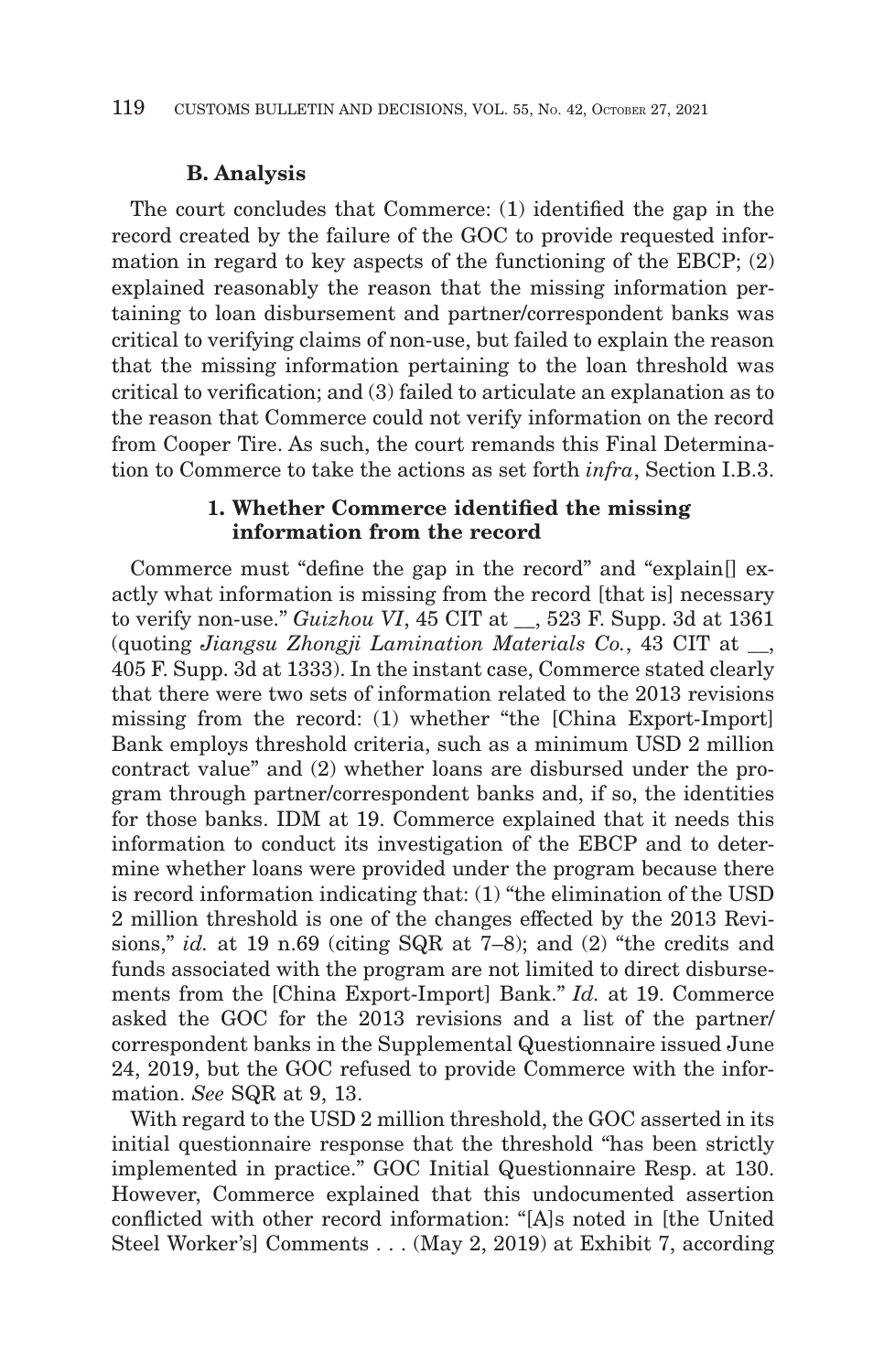### B. Analysis

The court concludes that Commerce: (1) identified the gap in the record created by the failure of the GOC to provide requested information in regard to key aspects of the functioning of the EBCP; (2) explained reasonably the reason that the missing information pertaining to loan disbursement and partner/correspondent banks was critical to verifying claims of non-use, but failed to explain the reason that the missing information pertaining to the loan threshold was critical to verification; and (3) failed to articulate an explanation as to the reason that Commerce could not verify information on the record from Cooper Tire. As such, the court remands this Final Determination to Commerce to take the actions as set forth *infra*, Section I.B.3.

#### 1. Whether Commerce identified the missing information from the record

Commerce must "define the gap in the record" and "explain[] exactly what information is missing from the record [that is] necessary to verify non-use." *Guizhou VI*, 45 CIT at __, 523 F. Supp. 3d at 1361 (quoting *Jiangsu Zhongji Lamination Materials Co.*, 43 CIT at __, 405 F. Supp. 3d at 1333). In the instant case, Commerce stated clearly that there were two sets of information related to the 2013 revisions missing from the record: (1) whether "the [China Export-Import] Bank employs threshold criteria, such as a minimum USD 2 million contract value" and (2) whether loans are disbursed under the program through partner/correspondent banks and, if so, the identities for those banks. IDM at 19. Commerce explained that it needs this information to conduct its investigation of the EBCP and to determine whether loans were provided under the program because there is record information indicating that: (1) "the elimination of the USD 2 million threshold is one of the changes effected by the 2013 Revisions," *id.* at 19 n.69 (citing SQR at 7–8); and (2) "the credits and funds associated with the program are not limited to direct disbursements from the [China Export-Import] Bank." *Id.* at 19. Commerce asked the GOC for the 2013 revisions and a list of the partner/correspondent banks in the Supplemental Questionnaire issued June 24, 2019, but the GOC refused to provide Commerce with the information. *See* SQR at 9, 13.

With regard to the USD 2 million threshold, the GOC asserted in its initial questionnaire response that the threshold "has been strictly implemented in practice." GOC Initial Questionnaire Resp. at 130. However, Commerce explained that this undocumented assertion conflicted with other record information: "[A]s noted in [the United Steel Worker's] Comments . . . (May 2, 2019) at Exhibit 7, according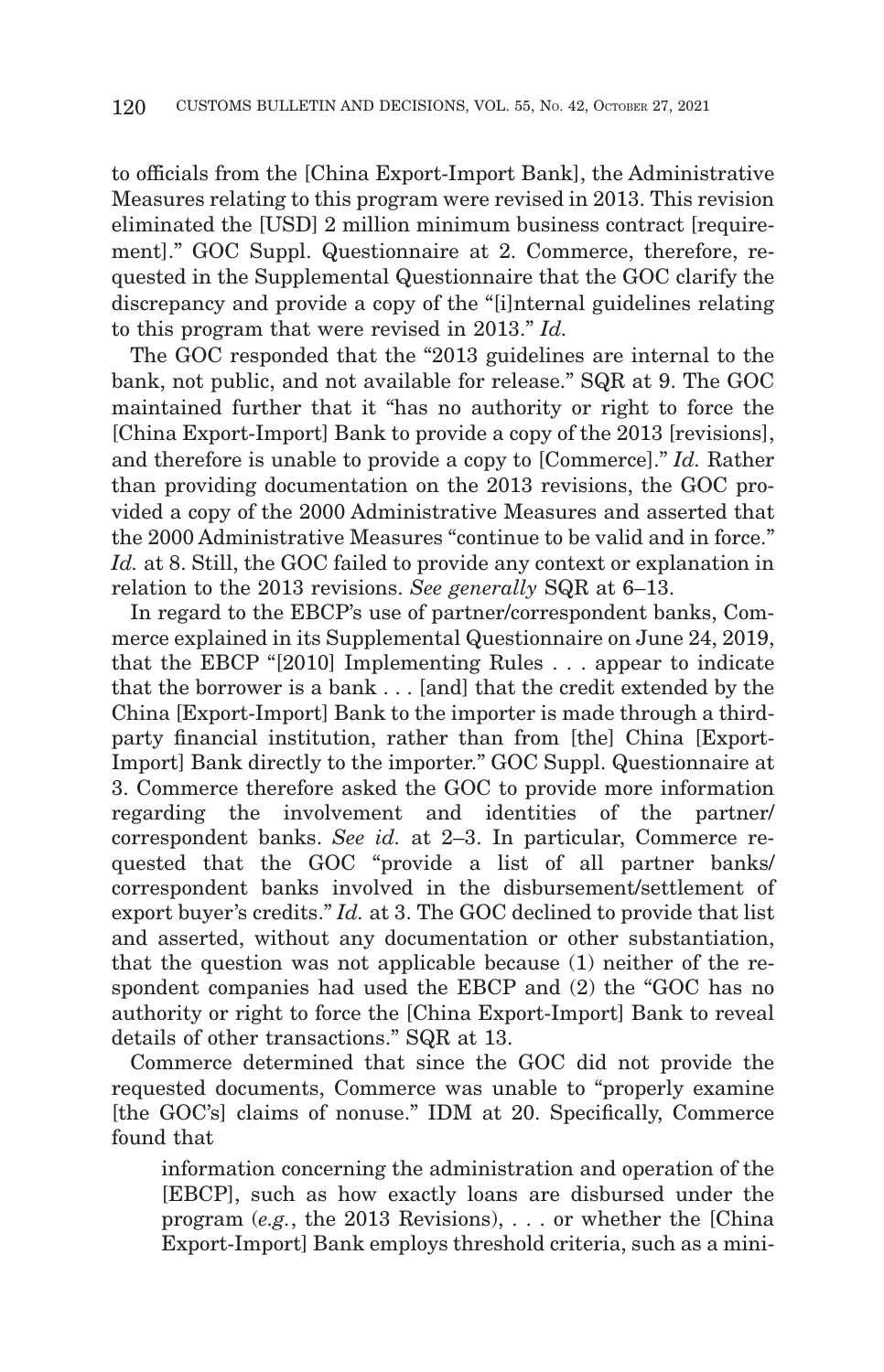to officials from the [China Export-Import Bank], the Administrative Measures relating to this program were revised in 2013. This revision eliminated the [USD] 2 million minimum business contract [requirement]." GOC Suppl. Questionnaire at 2. Commerce, therefore, requested in the Supplemental Questionnaire that the GOC clarify the discrepancy and provide a copy of the "[i]nternal guidelines relating to this program that were revised in 2013." *Id.*

The GOC responded that the "2013 guidelines are internal to the bank, not public, and not available for release." SQR at 9. The GOC maintained further that it "has no authority or right to force the [China Export-Import] Bank to provide a copy of the 2013 [revisions], and therefore is unable to provide a copy to [Commerce]." *Id.* Rather than providing documentation on the 2013 revisions, the GOC provided a copy of the 2000 Administrative Measures and asserted that the 2000 Administrative Measures "continue to be valid and in force." *Id.* at 8. Still, the GOC failed to provide any context or explanation in relation to the 2013 revisions. *See generally* SQR at 6–13.

In regard to the EBCP's use of partner/correspondent banks, Commerce explained in its Supplemental Questionnaire on June 24, 2019, that the EBCP "[2010] Implementing Rules . . . appear to indicate that the borrower is a bank . . . [and] that the credit extended by the China [Export-Import] Bank to the importer is made through a third-party financial institution, rather than from [the] China [Export-Import] Bank directly to the importer." GOC Suppl. Questionnaire at 3. Commerce therefore asked the GOC to provide more information regarding the involvement and identities of the partner/correspondent banks. *See id.* at 2–3. In particular, Commerce requested that the GOC "provide a list of all partner banks/correspondent banks involved in the disbursement/settlement of export buyer's credits." *Id.* at 3. The GOC declined to provide that list and asserted, without any documentation or other substantiation, that the question was not applicable because (1) neither of the respondent companies had used the EBCP and (2) the "GOC has no authority or right to force the [China Export-Import] Bank to reveal details of other transactions." SQR at 13.

Commerce determined that since the GOC did not provide the requested documents, Commerce was unable to "properly examine [the GOC's] claims of nonuse." IDM at 20. Specifically, Commerce found that

> information concerning the administration and operation of the [EBCP], such as how exactly loans are disbursed under the program (*e.g.*, the 2013 Revisions), . . . or whether the [China Export-Import] Bank employs threshold criteria, such as a mini-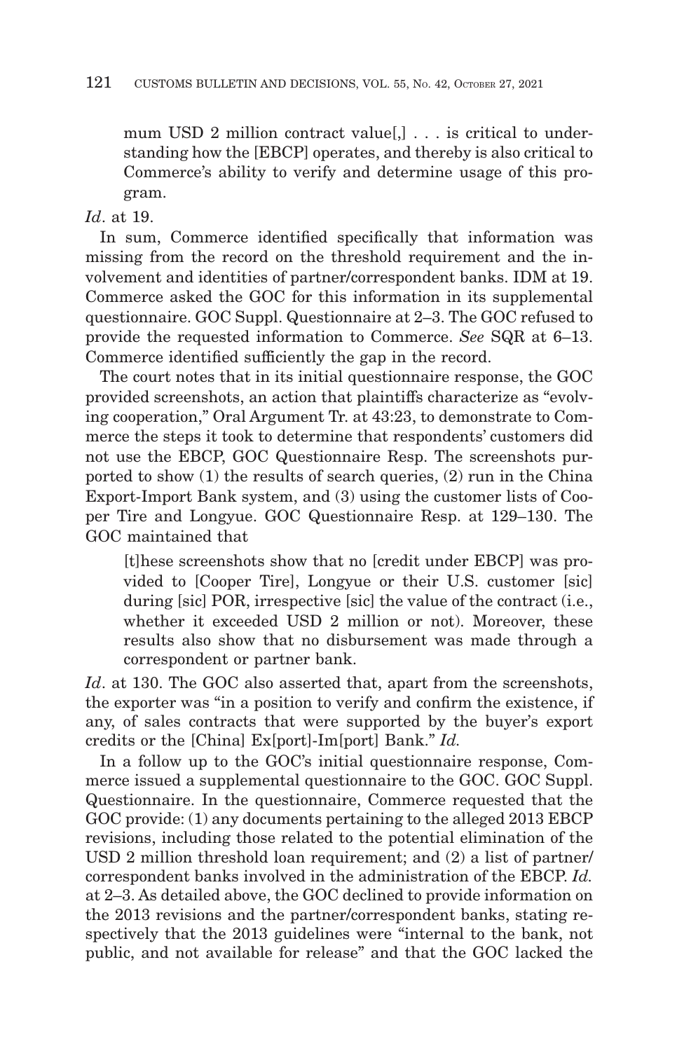mum USD 2 million contract value[,] . . . is critical to understanding how the [EBCP] operates, and thereby is also critical to Commerce's ability to verify and determine usage of this program.

*Id*. at 19.

In sum, Commerce identified specifically that information was missing from the record on the threshold requirement and the involvement and identities of partner/correspondent banks. IDM at 19. Commerce asked the GOC for this information in its supplemental questionnaire. GOC Suppl. Questionnaire at 2–3. The GOC refused to provide the requested information to Commerce. *See* SQR at 6–13. Commerce identified sufficiently the gap in the record.

The court notes that in its initial questionnaire response, the GOC provided screenshots, an action that plaintiffs characterize as "evolving cooperation," Oral Argument Tr. at 43:23, to demonstrate to Commerce the steps it took to determine that respondents' customers did not use the EBCP, GOC Questionnaire Resp. The screenshots purported to show (1) the results of search queries, (2) run in the China Export-Import Bank system, and (3) using the customer lists of Cooper Tire and Longyue. GOC Questionnaire Resp. at 129–130. The GOC maintained that

> [t]hese screenshots show that no [credit under EBCP] was provided to [Cooper Tire], Longyue or their U.S. customer [sic] during [sic] POR, irrespective [sic] the value of the contract (i.e., whether it exceeded USD 2 million or not). Moreover, these results also show that no disbursement was made through a correspondent or partner bank.

*Id*. at 130. The GOC also asserted that, apart from the screenshots, the exporter was "in a position to verify and confirm the existence, if any, of sales contracts that were supported by the buyer's export credits or the [China] Ex[port]-Im[port] Bank." *Id.*

In a follow up to the GOC's initial questionnaire response, Commerce issued a supplemental questionnaire to the GOC. GOC Suppl. Questionnaire. In the questionnaire, Commerce requested that the GOC provide: (1) any documents pertaining to the alleged 2013 EBCP revisions, including those related to the potential elimination of the USD 2 million threshold loan requirement; and (2) a list of partner/correspondent banks involved in the administration of the EBCP. *Id.* at 2–3. As detailed above, the GOC declined to provide information on the 2013 revisions and the partner/correspondent banks, stating respectively that the 2013 guidelines were "internal to the bank, not public, and not available for release" and that the GOC lacked the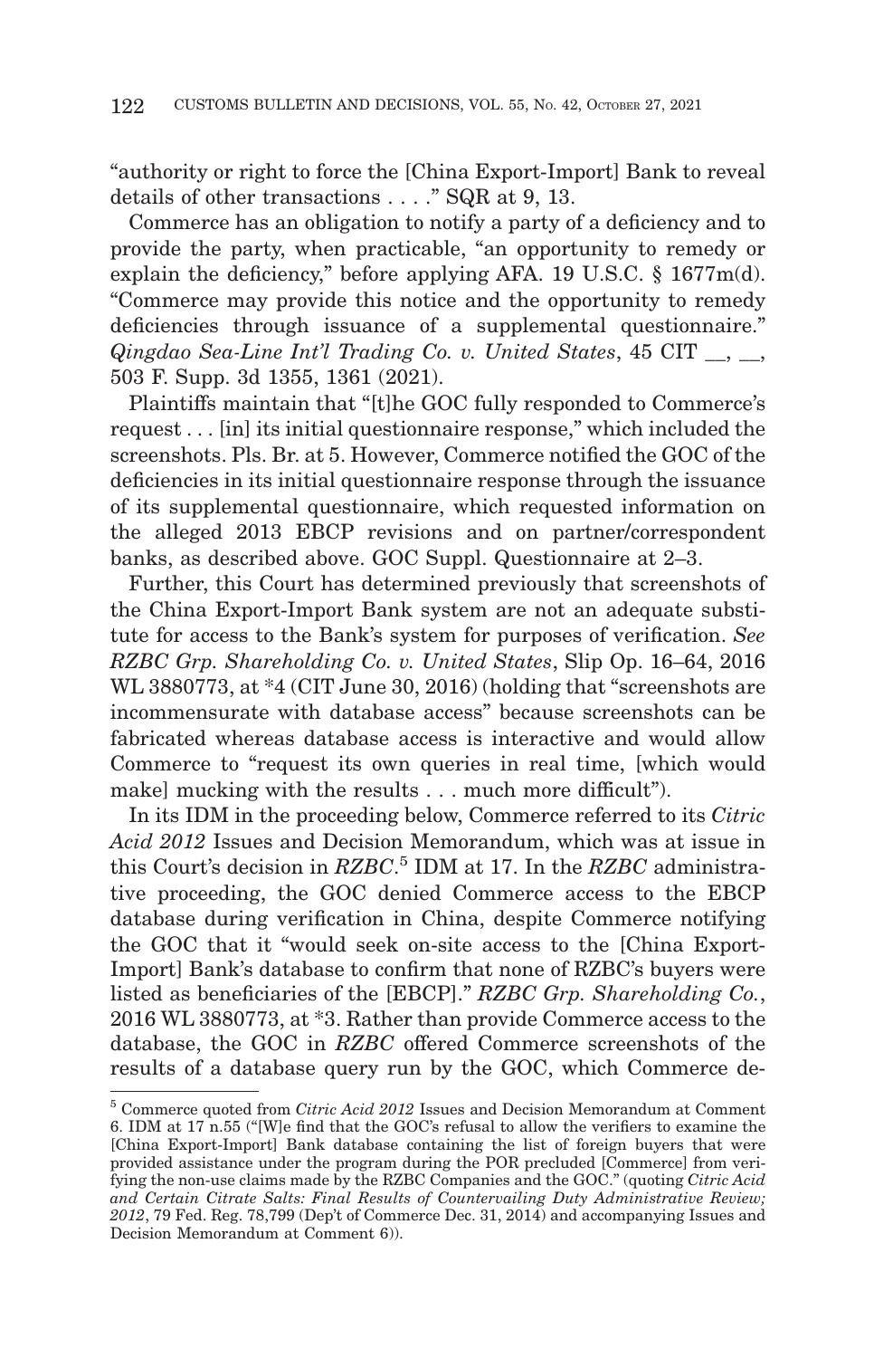"authority or right to force the [China Export-Import] Bank to reveal details of other transactions . . . ." SQR at 9, 13.

Commerce has an obligation to notify a party of a deficiency and to provide the party, when practicable, "an opportunity to remedy or explain the deficiency," before applying AFA. 19 U.S.C. § 1677m(d). "Commerce may provide this notice and the opportunity to remedy deficiencies through issuance of a supplemental questionnaire." *Qingdao Sea-Line Int'l Trading Co. v. United States*, 45 CIT __, __, 503 F. Supp. 3d 1355, 1361 (2021).

Plaintiffs maintain that "[t]he GOC fully responded to Commerce's request . . . [in] its initial questionnaire response," which included the screenshots. Pls. Br. at 5. However, Commerce notified the GOC of the deficiencies in its initial questionnaire response through the issuance of its supplemental questionnaire, which requested information on the alleged 2013 EBCP revisions and on partner/correspondent banks, as described above. GOC Suppl. Questionnaire at 2–3.

Further, this Court has determined previously that screenshots of the China Export-Import Bank system are not an adequate substitute for access to the Bank's system for purposes of verification. *See RZBC Grp. Shareholding Co. v. United States*, Slip Op. 16–64, 2016 WL 3880773, at *4 (CIT June 30, 2016) (holding that "screenshots are incommensurate with database access" because screenshots can be fabricated whereas database access is interactive and would allow Commerce to "request its own queries in real time, [which would make] mucking with the results . . . much more difficult").

In its IDM in the proceeding below, Commerce referred to its *Citric Acid 2012* Issues and Decision Memorandum, which was at issue in this Court's decision in *RZBC*.[5] IDM at 17. In the *RZBC* administrative proceeding, the GOC denied Commerce access to the EBCP database during verification in China, despite Commerce notifying the GOC that it "would seek on-site access to the [China Export-Import] Bank's database to confirm that none of RZBC's buyers were listed as beneficiaries of the [EBCP]." *RZBC Grp. Shareholding Co.*, 2016 WL 3880773, at *3. Rather than provide Commerce access to the database, the GOC in *RZBC* offered Commerce screenshots of the results of a database query run by the GOC, which Commerce de-

[5] Commerce quoted from *Citric Acid 2012* Issues and Decision Memorandum at Comment 6. IDM at 17 n.55 ("[W]e find that the GOC's refusal to allow the verifiers to examine the [China Export-Import] Bank database containing the list of foreign buyers that were provided assistance under the program during the POR precluded [Commerce] from verifying the non-use claims made by the RZBC Companies and the GOC." (quoting *Citric Acid and Certain Citrate Salts: Final Results of Countervailing Duty Administrative Review; 2012*, 79 Fed. Reg. 78,799 (Dep't of Commerce Dec. 31, 2014) and accompanying Issues and Decision Memorandum at Comment 6)).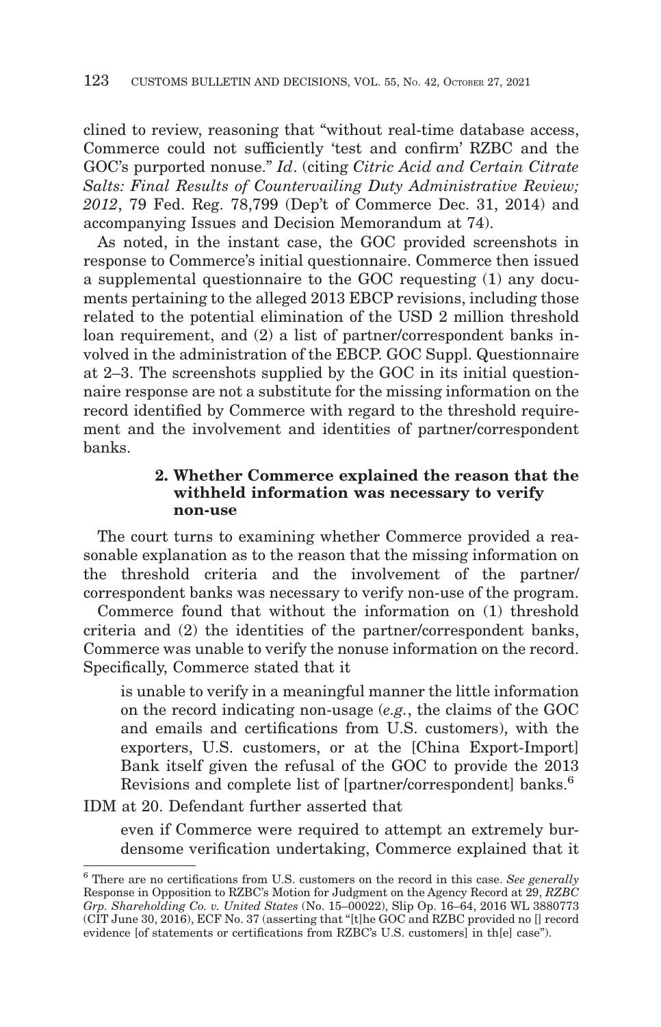clined to review, reasoning that "without real-time database access, Commerce could not sufficiently 'test and confirm' RZBC and the GOC's purported nonuse." *Id*. (citing *Citric Acid and Certain Citrate Salts: Final Results of Countervailing Duty Administrative Review; 2012*, 79 Fed. Reg. 78,799 (Dep't of Commerce Dec. 31, 2014) and accompanying Issues and Decision Memorandum at 74).

As noted, in the instant case, the GOC provided screenshots in response to Commerce's initial questionnaire. Commerce then issued a supplemental questionnaire to the GOC requesting (1) any documents pertaining to the alleged 2013 EBCP revisions, including those related to the potential elimination of the USD 2 million threshold loan requirement, and (2) a list of partner/correspondent banks involved in the administration of the EBCP. GOC Suppl. Questionnaire at 2–3. The screenshots supplied by the GOC in its initial questionnaire response are not a substitute for the missing information on the record identified by Commerce with regard to the threshold requirement and the involvement and identities of partner/correspondent banks.

### 2. Whether Commerce explained the reason that the withheld information was necessary to verify non-use

The court turns to examining whether Commerce provided a reasonable explanation as to the reason that the missing information on the threshold criteria and the involvement of the partner/correspondent banks was necessary to verify non-use of the program.

Commerce found that without the information on (1) threshold criteria and (2) the identities of the partner/correspondent banks, Commerce was unable to verify the nonuse information on the record. Specifically, Commerce stated that it

> is unable to verify in a meaningful manner the little information on the record indicating non-usage (*e.g.*, the claims of the GOC and emails and certifications from U.S. customers), with the exporters, U.S. customers, or at the [China Export-Import] Bank itself given the refusal of the GOC to provide the 2013 Revisions and complete list of [partner/correspondent] banks.[6]

IDM at 20. Defendant further asserted that

> even if Commerce were required to attempt an extremely burdensome verification undertaking, Commerce explained that it

[6] There are no certifications from U.S. customers on the record in this case. *See generally* Response in Opposition to RZBC's Motion for Judgment on the Agency Record at 29, *RZBC Grp. Shareholding Co. v. United States* (No. 15–00022), Slip Op. 16–64, 2016 WL 3880773 (CIT June 30, 2016), ECF No. 37 (asserting that "[t]he GOC and RZBC provided no [] record evidence [of statements or certifications from RZBC's U.S. customers] in th[e] case").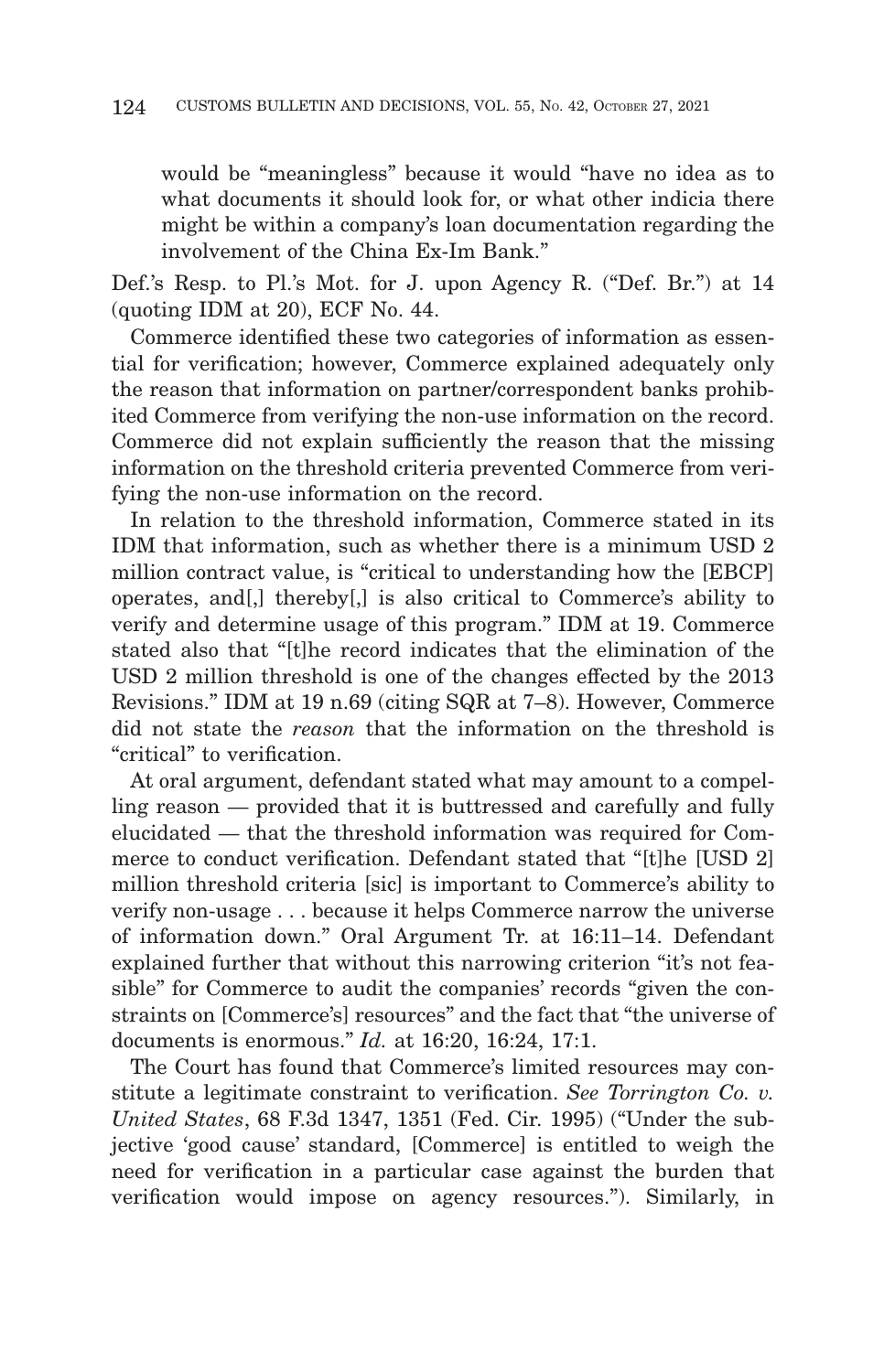would be "meaningless" because it would "have no idea as to what documents it should look for, or what other indicia there might be within a company's loan documentation regarding the involvement of the China Ex-Im Bank."

Def.'s Resp. to Pl.'s Mot. for J. upon Agency R. ("Def. Br.") at 14 (quoting IDM at 20), ECF No. 44.

Commerce identified these two categories of information as essential for verification; however, Commerce explained adequately only the reason that information on partner/correspondent banks prohibited Commerce from verifying the non-use information on the record. Commerce did not explain sufficiently the reason that the missing information on the threshold criteria prevented Commerce from verifying the non-use information on the record.

In relation to the threshold information, Commerce stated in its IDM that information, such as whether there is a minimum USD 2 million contract value, is "critical to understanding how the [EBCP] operates, and[,] thereby[,] is also critical to Commerce's ability to verify and determine usage of this program." IDM at 19. Commerce stated also that "[t]he record indicates that the elimination of the USD 2 million threshold is one of the changes effected by the 2013 Revisions." IDM at 19 n.69 (citing SQR at 7–8). However, Commerce did not state the *reason* that the information on the threshold is "critical" to verification.

At oral argument, defendant stated what may amount to a compelling reason — provided that it is buttressed and carefully and fully elucidated — that the threshold information was required for Commerce to conduct verification. Defendant stated that "[t]he [USD 2] million threshold criteria [sic] is important to Commerce's ability to verify non-usage . . . because it helps Commerce narrow the universe of information down." Oral Argument Tr. at 16:11–14. Defendant explained further that without this narrowing criterion "it's not feasible" for Commerce to audit the companies' records "given the constraints on [Commerce's] resources" and the fact that "the universe of documents is enormous." *Id.* at 16:20, 16:24, 17:1.

The Court has found that Commerce's limited resources may constitute a legitimate constraint to verification. *See Torrington Co. v. United States*, 68 F.3d 1347, 1351 (Fed. Cir. 1995) ("Under the subjective 'good cause' standard, [Commerce] is entitled to weigh the need for verification in a particular case against the burden that verification would impose on agency resources."). Similarly, in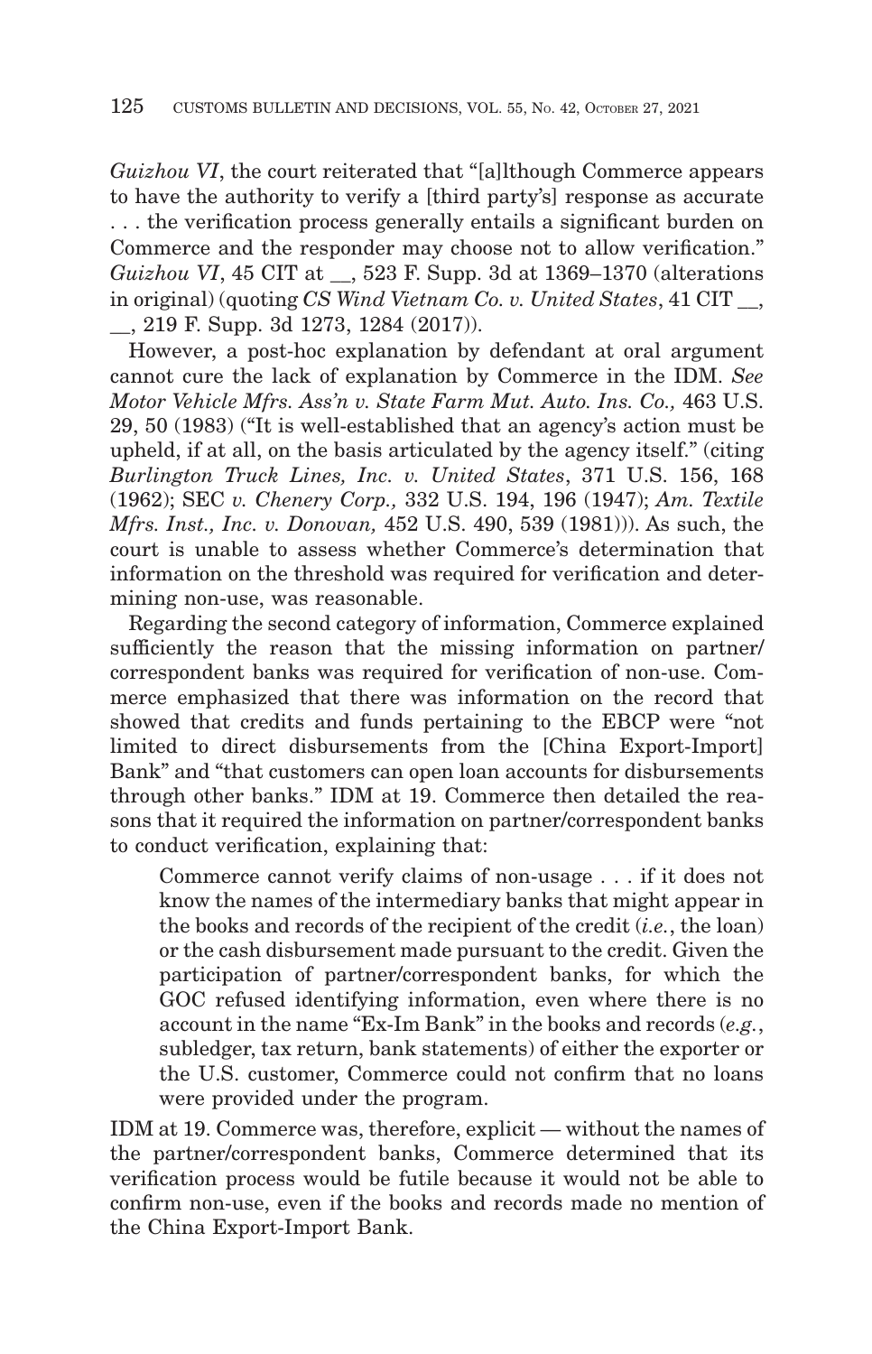*Guizhou VI*, the court reiterated that "[a]lthough Commerce appears to have the authority to verify a [third party's] response as accurate . . . the verification process generally entails a significant burden on Commerce and the responder may choose not to allow verification." *Guizhou VI*, 45 CIT at __, 523 F. Supp. 3d at 1369–1370 (alterations in original) (quoting *CS Wind Vietnam Co. v. United States*, 41 CIT __, __, 219 F. Supp. 3d 1273, 1284 (2017)).

However, a post-hoc explanation by defendant at oral argument cannot cure the lack of explanation by Commerce in the IDM. *See Motor Vehicle Mfrs. Ass'n v. State Farm Mut. Auto. Ins. Co.,* 463 U.S. 29, 50 (1983) ("It is well-established that an agency's action must be upheld, if at all, on the basis articulated by the agency itself." (citing *Burlington Truck Lines, Inc. v. United States*, 371 U.S. 156, 168 (1962); SEC *v. Chenery Corp.,* 332 U.S. 194, 196 (1947); *Am. Textile Mfrs. Inst., Inc. v. Donovan,* 452 U.S. 490, 539 (1981))). As such, the court is unable to assess whether Commerce's determination that information on the threshold was required for verification and determining non-use, was reasonable.

Regarding the second category of information, Commerce explained sufficiently the reason that the missing information on partner/correspondent banks was required for verification of non-use. Commerce emphasized that there was information on the record that showed that credits and funds pertaining to the EBCP were "not limited to direct disbursements from the [China Export-Import] Bank" and "that customers can open loan accounts for disbursements through other banks." IDM at 19. Commerce then detailed the reasons that it required the information on partner/correspondent banks to conduct verification, explaining that:

> Commerce cannot verify claims of non-usage . . . if it does not know the names of the intermediary banks that might appear in the books and records of the recipient of the credit (*i.e.*, the loan) or the cash disbursement made pursuant to the credit. Given the participation of partner/correspondent banks, for which the GOC refused identifying information, even where there is no account in the name "Ex-Im Bank" in the books and records (*e.g.*, subledger, tax return, bank statements) of either the exporter or the U.S. customer, Commerce could not confirm that no loans were provided under the program.

IDM at 19. Commerce was, therefore, explicit — without the names of the partner/correspondent banks, Commerce determined that its verification process would be futile because it would not be able to confirm non-use, even if the books and records made no mention of the China Export-Import Bank.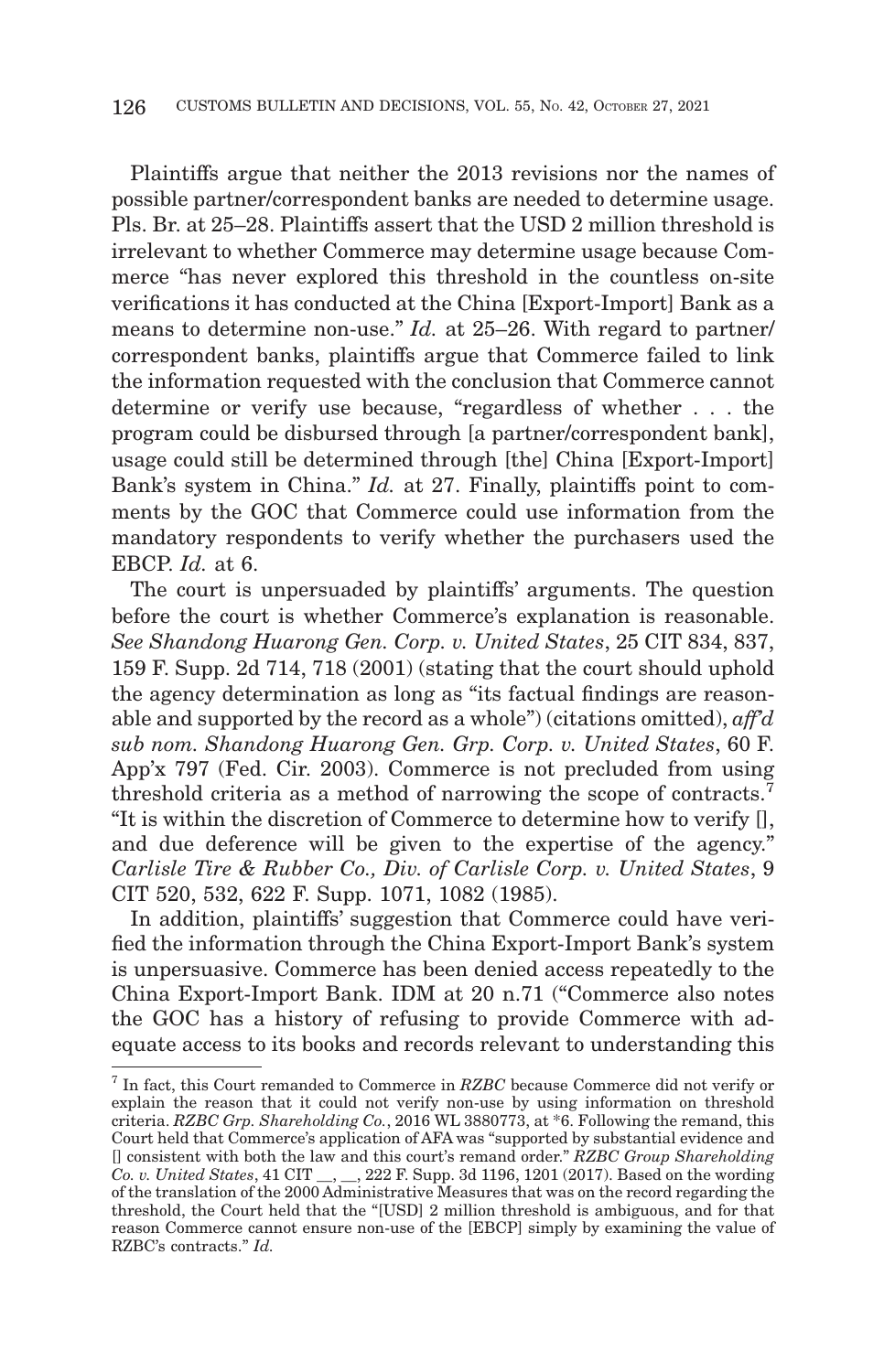Plaintiffs argue that neither the 2013 revisions nor the names of possible partner/correspondent banks are needed to determine usage. Pls. Br. at 25–28. Plaintiffs assert that the USD 2 million threshold is irrelevant to whether Commerce may determine usage because Commerce "has never explored this threshold in the countless on-site verifications it has conducted at the China [Export-Import] Bank as a means to determine non-use." *Id.* at 25–26. With regard to partner/correspondent banks, plaintiffs argue that Commerce failed to link the information requested with the conclusion that Commerce cannot determine or verify use because, "regardless of whether . . . the program could be disbursed through [a partner/correspondent bank], usage could still be determined through [the] China [Export-Import] Bank's system in China." *Id.* at 27. Finally, plaintiffs point to comments by the GOC that Commerce could use information from the mandatory respondents to verify whether the purchasers used the EBCP. *Id.* at 6.

The court is unpersuaded by plaintiffs' arguments. The question before the court is whether Commerce's explanation is reasonable. *See Shandong Huarong Gen. Corp. v. United States*, 25 CIT 834, 837, 159 F. Supp. 2d 714, 718 (2001) (stating that the court should uphold the agency determination as long as "its factual findings are reasonable and supported by the record as a whole") (citations omitted), *aff'd sub nom. Shandong Huarong Gen. Grp. Corp. v. United States*, 60 F. App'x 797 (Fed. Cir. 2003). Commerce is not precluded from using threshold criteria as a method of narrowing the scope of contracts.[7] "It is within the discretion of Commerce to determine how to verify [], and due deference will be given to the expertise of the agency." *Carlisle Tire & Rubber Co., Div. of Carlisle Corp. v. United States*, 9 CIT 520, 532, 622 F. Supp. 1071, 1082 (1985).

In addition, plaintiffs' suggestion that Commerce could have verified the information through the China Export-Import Bank's system is unpersuasive. Commerce has been denied access repeatedly to the China Export-Import Bank. IDM at 20 n.71 ("Commerce also notes the GOC has a history of refusing to provide Commerce with adequate access to its books and records relevant to understanding this

---

[7] In fact, this Court remanded to Commerce in *RZBC* because Commerce did not verify or explain the reason that it could not verify non-use by using information on threshold criteria. *RZBC Grp. Shareholding Co.*, 2016 WL 3880773, at *6. Following the remand, this Court held that Commerce's application of AFA was "supported by substantial evidence and [] consistent with both the law and this court's remand order." *RZBC Group Shareholding Co. v. United States*, 41 CIT __, __, 222 F. Supp. 3d 1196, 1201 (2017). Based on the wording of the translation of the 2000 Administrative Measures that was on the record regarding the threshold, the Court held that the "[USD] 2 million threshold is ambiguous, and for that reason Commerce cannot ensure non-use of the [EBCP] simply by examining the value of RZBC's contracts." *Id.*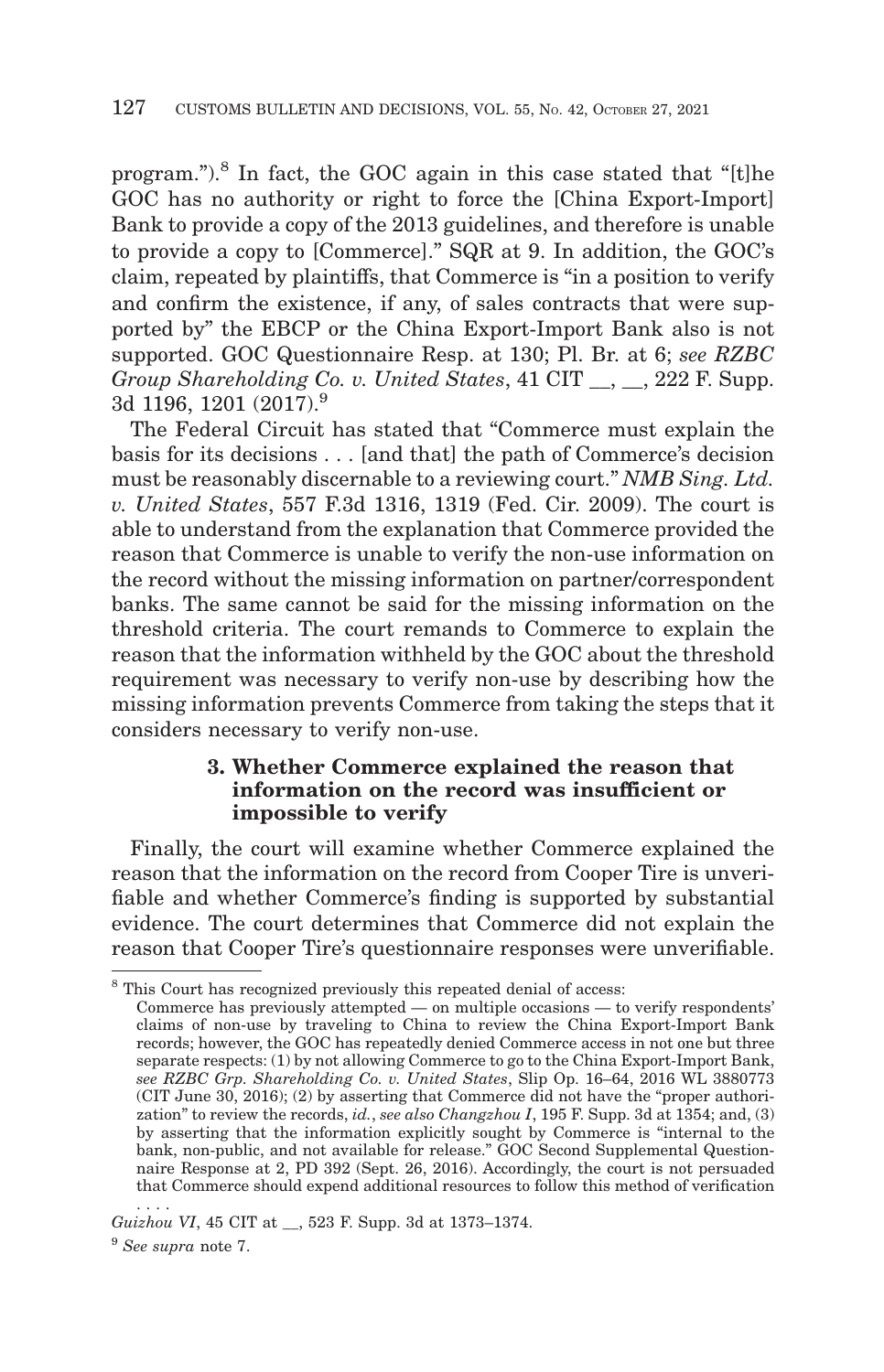program.").[8] In fact, the GOC again in this case stated that "[t]he GOC has no authority or right to force the [China Export-Import] Bank to provide a copy of the 2013 guidelines, and therefore is unable to provide a copy to [Commerce]." SQR at 9. In addition, the GOC's claim, repeated by plaintiffs, that Commerce is "in a position to verify and confirm the existence, if any, of sales contracts that were supported by" the EBCP or the China Export-Import Bank also is not supported. GOC Questionnaire Resp. at 130; Pl. Br. at 6; *see RZBC Group Shareholding Co. v. United States*, 41 CIT __, __, 222 F. Supp. 3d 1196, 1201 (2017).[9]

The Federal Circuit has stated that "Commerce must explain the basis for its decisions . . . [and that] the path of Commerce's decision must be reasonably discernable to a reviewing court." *NMB Sing. Ltd. v. United States*, 557 F.3d 1316, 1319 (Fed. Cir. 2009). The court is able to understand from the explanation that Commerce provided the reason that Commerce is unable to verify the non-use information on the record without the missing information on partner/correspondent banks. The same cannot be said for the missing information on the threshold criteria. The court remands to Commerce to explain the reason that the information withheld by the GOC about the threshold requirement was necessary to verify non-use by describing how the missing information prevents Commerce from taking the steps that it considers necessary to verify non-use.

### 3. Whether Commerce explained the reason that information on the record was insufficient or impossible to verify

Finally, the court will examine whether Commerce explained the reason that the information on the record from Cooper Tire is unverifiable and whether Commerce's finding is supported by substantial evidence. The court determines that Commerce did not explain the reason that Cooper Tire's questionnaire responses were unverifiable.

---

[8] This Court has recognized previously this repeated denial of access:

> Commerce has previously attempted — on multiple occasions — to verify respondents' claims of non-use by traveling to China to review the China Export-Import Bank records; however, the GOC has repeatedly denied Commerce access in not one but three separate respects: (1) by not allowing Commerce to go to the China Export-Import Bank, *see RZBC Grp. Shareholding Co. v. United States*, Slip Op. 16–64, 2016 WL 3880773 (CIT June 30, 2016); (2) by asserting that Commerce did not have the "proper authorization" to review the records, *id.*, *see also Changzhou I*, 195 F. Supp. 3d at 1354; and, (3) by asserting that the information explicitly sought by Commerce is "internal to the bank, non-public, and not available for release." GOC Second Supplemental Questionnaire Response at 2, PD 392 (Sept. 26, 2016). Accordingly, the court is not persuaded that Commerce should expend additional resources to follow this method of verification . . . .

*Guizhou VI*, 45 CIT at __, 523 F. Supp. 3d at 1373–1374.

[9] *See supra* note 7.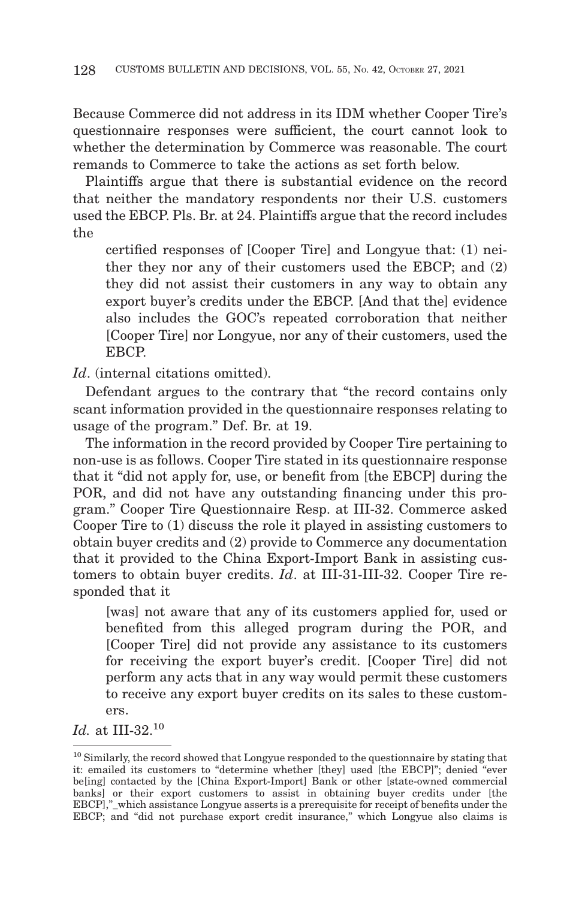Because Commerce did not address in its IDM whether Cooper Tire's questionnaire responses were sufficient, the court cannot look to whether the determination by Commerce was reasonable. The court remands to Commerce to take the actions as set forth below.

Plaintiffs argue that there is substantial evidence on the record that neither the mandatory respondents nor their U.S. customers used the EBCP. Pls. Br. at 24. Plaintiffs argue that the record includes the

> certified responses of [Cooper Tire] and Longyue that: (1) neither they nor any of their customers used the EBCP; and (2) they did not assist their customers in any way to obtain any export buyer's credits under the EBCP. [And that the] evidence also includes the GOC's repeated corroboration that neither [Cooper Tire] nor Longyue, nor any of their customers, used the EBCP.

*Id*. (internal citations omitted).

Defendant argues to the contrary that "the record contains only scant information provided in the questionnaire responses relating to usage of the program." Def. Br. at 19.

The information in the record provided by Cooper Tire pertaining to non-use is as follows. Cooper Tire stated in its questionnaire response that it "did not apply for, use, or benefit from [the EBCP] during the POR, and did not have any outstanding financing under this program." Cooper Tire Questionnaire Resp. at III-32. Commerce asked Cooper Tire to (1) discuss the role it played in assisting customers to obtain buyer credits and (2) provide to Commerce any documentation that it provided to the China Export-Import Bank in assisting customers to obtain buyer credits. *Id*. at III-31-III-32. Cooper Tire responded that it

> [was] not aware that any of its customers applied for, used or benefited from this alleged program during the POR, and [Cooper Tire] did not provide any assistance to its customers for receiving the export buyer's credit. [Cooper Tire] did not perform any acts that in any way would permit these customers to receive any export buyer credits on its sales to these customers.

*Id.* at III-32.[10]

---

[10] Similarly, the record showed that Longyue responded to the questionnaire by stating that it: emailed its customers to "determine whether [they] used [the EBCP]"; denied "ever be[ing] contacted by the [China Export-Import] Bank or other [state-owned commercial banks] or their export customers to assist in obtaining buyer credits under [the EBCP],"_which assistance Longyue asserts is a prerequisite for receipt of benefits under the EBCP; and "did not purchase export credit insurance," which Longyue also claims is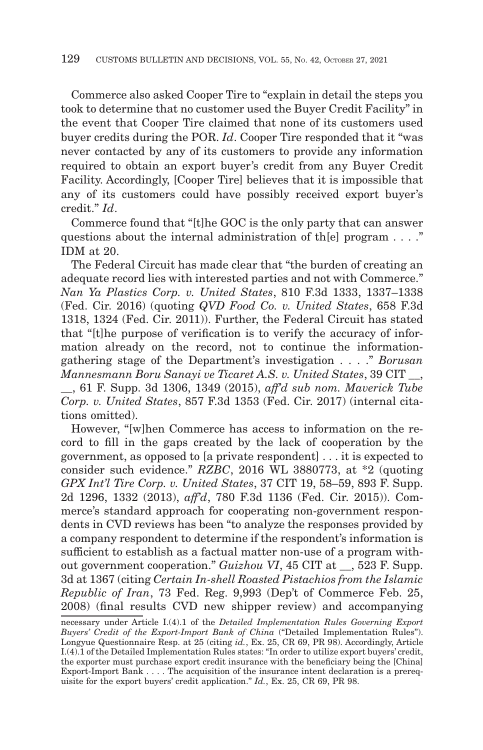Commerce also asked Cooper Tire to "explain in detail the steps you took to determine that no customer used the Buyer Credit Facility" in the event that Cooper Tire claimed that none of its customers used buyer credits during the POR. *Id*. Cooper Tire responded that it "was never contacted by any of its customers to provide any information required to obtain an export buyer's credit from any Buyer Credit Facility. Accordingly, [Cooper Tire] believes that it is impossible that any of its customers could have possibly received export buyer's credit." *Id*.

Commerce found that "[t]he GOC is the only party that can answer questions about the internal administration of th[e] program . . . ." IDM at 20.

The Federal Circuit has made clear that "the burden of creating an adequate record lies with interested parties and not with Commerce." *Nan Ya Plastics Corp. v. United States*, 810 F.3d 1333, 1337–1338 (Fed. Cir. 2016) (quoting *QVD Food Co. v. United States*, 658 F.3d 1318, 1324 (Fed. Cir. 2011)). Further, the Federal Circuit has stated that "[t]he purpose of verification is to verify the accuracy of information already on the record, not to continue the information-gathering stage of the Department's investigation . . . ." *Borusan Mannesmann Boru Sanayi ve Ticaret A.S. v. United States*, 39 CIT __, __, 61 F. Supp. 3d 1306, 1349 (2015), *aff'd sub nom. Maverick Tube Corp. v. United States*, 857 F.3d 1353 (Fed. Cir. 2017) (internal citations omitted).

However, "[w]hen Commerce has access to information on the record to fill in the gaps created by the lack of cooperation by the government, as opposed to [a private respondent] . . . it is expected to consider such evidence." *RZBC*, 2016 WL 3880773, at *2 (quoting *GPX Int'l Tire Corp. v. United States*, 37 CIT 19, 58–59, 893 F. Supp. 2d 1296, 1332 (2013), *aff'd*, 780 F.3d 1136 (Fed. Cir. 2015)). Commerce's standard approach for cooperating non-government respondents in CVD reviews has been "to analyze the responses provided by a company respondent to determine if the respondent's information is sufficient to establish as a factual matter non-use of a program without government cooperation." *Guizhou VI*, 45 CIT at __, 523 F. Supp. 3d at 1367 (citing *Certain In-shell Roasted Pistachios from the Islamic Republic of Iran*, 73 Fed. Reg. 9,993 (Dep't of Commerce Feb. 25, 2008) (final results CVD new shipper review) and accompanying

---

necessary under Article I.(4).1 of the *Detailed Implementation Rules Governing Export Buyers' Credit of the Export-Import Bank of China* ("Detailed Implementation Rules"). Longyue Questionnaire Resp. at 25 (citing *id.*, Ex. 25, CR 69, PR 98). Accordingly, Article I.(4).1 of the Detailed Implementation Rules states: "In order to utilize export buyers' credit, the exporter must purchase export credit insurance with the beneficiary being the [China] Export-Import Bank . . . . The acquisition of the insurance intent declaration is a prerequisite for the export buyers' credit application." *Id.*, Ex. 25, CR 69, PR 98.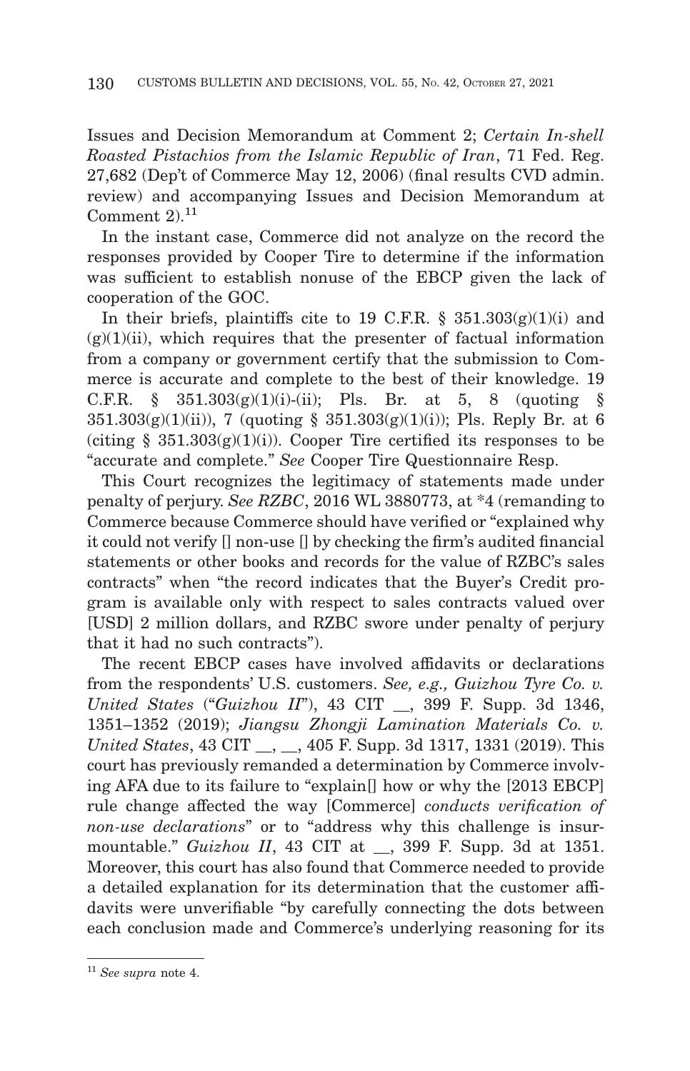Issues and Decision Memorandum at Comment 2; *Certain In-shell Roasted Pistachios from the Islamic Republic of Iran*, 71 Fed. Reg. 27,682 (Dep't of Commerce May 12, 2006) (final results CVD admin. review) and accompanying Issues and Decision Memorandum at Comment 2).[11]

In the instant case, Commerce did not analyze on the record the responses provided by Cooper Tire to determine if the information was sufficient to establish nonuse of the EBCP given the lack of cooperation of the GOC.

In their briefs, plaintiffs cite to 19 C.F.R. § 351.303(g)(1)(i) and (g)(1)(ii), which requires that the presenter of factual information from a company or government certify that the submission to Commerce is accurate and complete to the best of their knowledge. 19 C.F.R. § 351.303(g)(1)(i)-(ii); Pls. Br. at 5, 8 (quoting § 351.303(g)(1)(ii)), 7 (quoting § 351.303(g)(1)(i)); Pls. Reply Br. at 6 (citing § 351.303(g)(1)(i)). Cooper Tire certified its responses to be "accurate and complete." *See* Cooper Tire Questionnaire Resp.

This Court recognizes the legitimacy of statements made under penalty of perjury. *See RZBC*, 2016 WL 3880773, at *4 (remanding to Commerce because Commerce should have verified or "explained why it could not verify [] non-use [] by checking the firm's audited financial statements or other books and records for the value of RZBC's sales contracts" when "the record indicates that the Buyer's Credit program is available only with respect to sales contracts valued over [USD] 2 million dollars, and RZBC swore under penalty of perjury that it had no such contracts").

The recent EBCP cases have involved affidavits or declarations from the respondents' U.S. customers. *See, e.g., Guizhou Tyre Co. v. United States* ("*Guizhou II*"), 43 CIT __, 399 F. Supp. 3d 1346, 1351–1352 (2019); *Jiangsu Zhongji Lamination Materials Co. v. United States*, 43 CIT __, __, 405 F. Supp. 3d 1317, 1331 (2019). This court has previously remanded a determination by Commerce involving AFA due to its failure to "explain[] how or why the [2013 EBCP] rule change affected the way [Commerce] *conducts verification of non-use declarations*" or to "address why this challenge is insurmountable." *Guizhou II*, 43 CIT at __, 399 F. Supp. 3d at 1351. Moreover, this court has also found that Commerce needed to provide a detailed explanation for its determination that the customer affidavits were unverifiable "by carefully connecting the dots between each conclusion made and Commerce's underlying reasoning for its

[11] *See supra* note 4.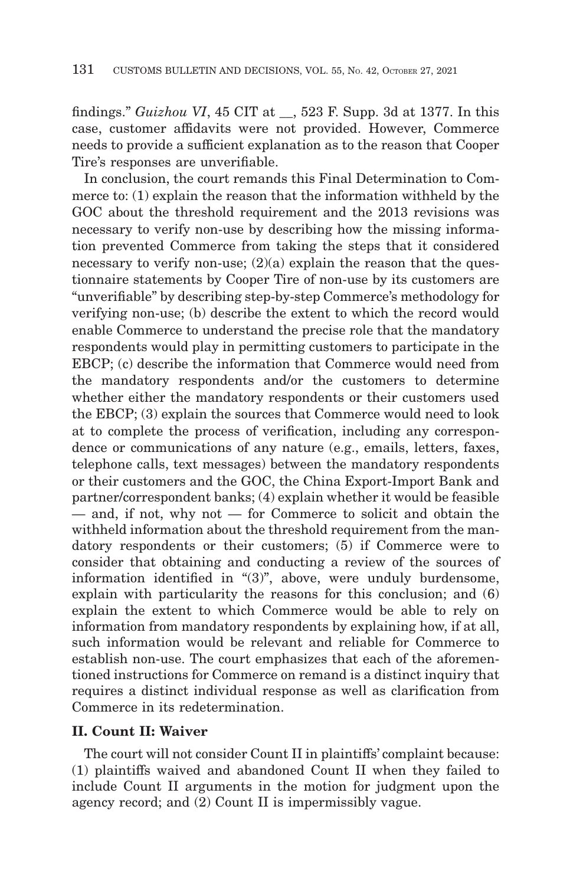findings." *Guizhou VI*, 45 CIT at __, 523 F. Supp. 3d at 1377. In this case, customer affidavits were not provided. However, Commerce needs to provide a sufficient explanation as to the reason that Cooper Tire's responses are unverifiable.

In conclusion, the court remands this Final Determination to Commerce to: (1) explain the reason that the information withheld by the GOC about the threshold requirement and the 2013 revisions was necessary to verify non-use by describing how the missing information prevented Commerce from taking the steps that it considered necessary to verify non-use; (2)(a) explain the reason that the questionnaire statements by Cooper Tire of non-use by its customers are "unverifiable" by describing step-by-step Commerce's methodology for verifying non-use; (b) describe the extent to which the record would enable Commerce to understand the precise role that the mandatory respondents would play in permitting customers to participate in the EBCP; (c) describe the information that Commerce would need from the mandatory respondents and/or the customers to determine whether either the mandatory respondents or their customers used the EBCP; (3) explain the sources that Commerce would need to look at to complete the process of verification, including any correspondence or communications of any nature (e.g., emails, letters, faxes, telephone calls, text messages) between the mandatory respondents or their customers and the GOC, the China Export-Import Bank and partner/correspondent banks; (4) explain whether it would be feasible — and, if not, why not — for Commerce to solicit and obtain the withheld information about the threshold requirement from the mandatory respondents or their customers; (5) if Commerce were to consider that obtaining and conducting a review of the sources of information identified in "(3)", above, were unduly burdensome, explain with particularity the reasons for this conclusion; and (6) explain the extent to which Commerce would be able to rely on information from mandatory respondents by explaining how, if at all, such information would be relevant and reliable for Commerce to establish non-use. The court emphasizes that each of the aforementioned instructions for Commerce on remand is a distinct inquiry that requires a distinct individual response as well as clarification from Commerce in its redetermination.

## II. Count II: Waiver

The court will not consider Count II in plaintiffs' complaint because: (1) plaintiffs waived and abandoned Count II when they failed to include Count II arguments in the motion for judgment upon the agency record; and (2) Count II is impermissibly vague.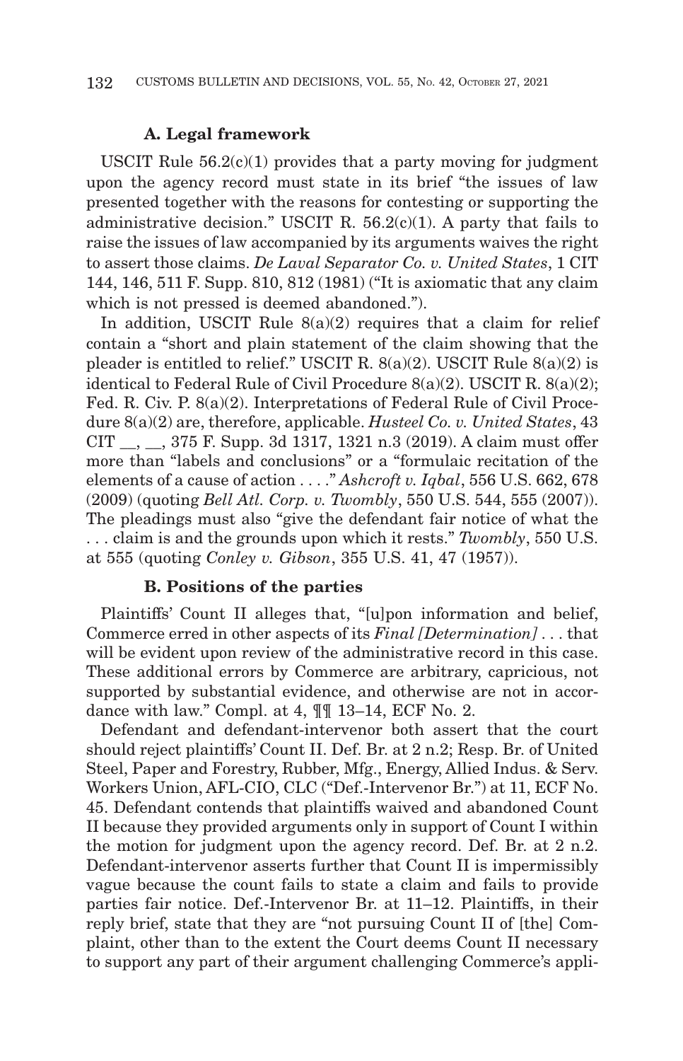### A. Legal framework

USCIT Rule 56.2(c)(1) provides that a party moving for judgment upon the agency record must state in its brief "the issues of law presented together with the reasons for contesting or supporting the administrative decision." USCIT R. 56.2(c)(1). A party that fails to raise the issues of law accompanied by its arguments waives the right to assert those claims. *De Laval Separator Co. v. United States*, 1 CIT 144, 146, 511 F. Supp. 810, 812 (1981) ("It is axiomatic that any claim which is not pressed is deemed abandoned.").

In addition, USCIT Rule 8(a)(2) requires that a claim for relief contain a "short and plain statement of the claim showing that the pleader is entitled to relief." USCIT R. 8(a)(2). USCIT Rule 8(a)(2) is identical to Federal Rule of Civil Procedure 8(a)(2). USCIT R. 8(a)(2); Fed. R. Civ. P. 8(a)(2). Interpretations of Federal Rule of Civil Procedure 8(a)(2) are, therefore, applicable. *Husteel Co. v. United States*, 43 CIT __, __, 375 F. Supp. 3d 1317, 1321 n.3 (2019). A claim must offer more than "labels and conclusions" or a "formulaic recitation of the elements of a cause of action . . . ." *Ashcroft v. Iqbal*, 556 U.S. 662, 678 (2009) (quoting *Bell Atl. Corp. v. Twombly*, 550 U.S. 544, 555 (2007)). The pleadings must also "give the defendant fair notice of what the . . . claim is and the grounds upon which it rests." *Twombly*, 550 U.S. at 555 (quoting *Conley v. Gibson*, 355 U.S. 41, 47 (1957)).

### B. Positions of the parties

Plaintiffs' Count II alleges that, "[u]pon information and belief, Commerce erred in other aspects of its *Final [Determination]* . . . that will be evident upon review of the administrative record in this case. These additional errors by Commerce are arbitrary, capricious, not supported by substantial evidence, and otherwise are not in accordance with law." Compl. at 4, ¶¶ 13–14, ECF No. 2.

Defendant and defendant-intervenor both assert that the court should reject plaintiffs' Count II. Def. Br. at 2 n.2; Resp. Br. of United Steel, Paper and Forestry, Rubber, Mfg., Energy, Allied Indus. & Serv. Workers Union, AFL-CIO, CLC ("Def.-Intervenor Br.") at 11, ECF No. 45. Defendant contends that plaintiffs waived and abandoned Count II because they provided arguments only in support of Count I within the motion for judgment upon the agency record. Def. Br. at 2 n.2. Defendant-intervenor asserts further that Count II is impermissibly vague because the count fails to state a claim and fails to provide parties fair notice. Def.-Intervenor Br. at 11–12. Plaintiffs, in their reply brief, state that they are "not pursuing Count II of [the] Complaint, other than to the extent the Court deems Count II necessary to support any part of their argument challenging Commerce's appli-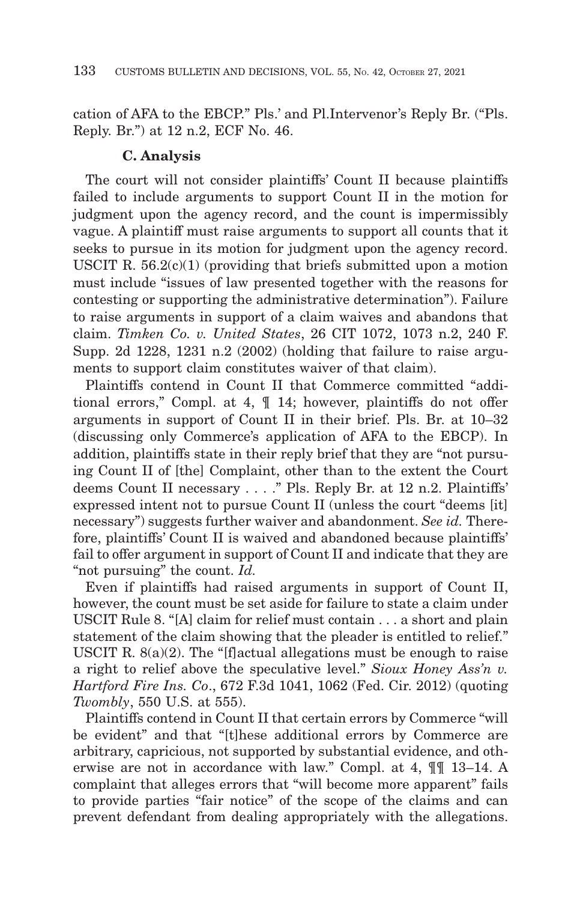cation of AFA to the EBCP." Pls.' and Pl.Intervenor's Reply Br. ("Pls. Reply Br.") at 12 n.2, ECF No. 46.

### C. Analysis

The court will not consider plaintiffs' Count II because plaintiffs failed to include arguments to support Count II in the motion for judgment upon the agency record, and the count is impermissibly vague. A plaintiff must raise arguments to support all counts that it seeks to pursue in its motion for judgment upon the agency record. USCIT R. 56.2(c)(1) (providing that briefs submitted upon a motion must include "issues of law presented together with the reasons for contesting or supporting the administrative determination"). Failure to raise arguments in support of a claim waives and abandons that claim. *Timken Co. v. United States*, 26 CIT 1072, 1073 n.2, 240 F. Supp. 2d 1228, 1231 n.2 (2002) (holding that failure to raise arguments to support claim constitutes waiver of that claim).

Plaintiffs contend in Count II that Commerce committed "additional errors," Compl. at 4, ¶ 14; however, plaintiffs do not offer arguments in support of Count II in their brief. Pls. Br. at 10–32 (discussing only Commerce's application of AFA to the EBCP). In addition, plaintiffs state in their reply brief that they are "not pursuing Count II of [the] Complaint, other than to the extent the Court deems Count II necessary . . . ." Pls. Reply Br. at 12 n.2. Plaintiffs' expressed intent not to pursue Count II (unless the court "deems [it] necessary") suggests further waiver and abandonment. *See id.* Therefore, plaintiffs' Count II is waived and abandoned because plaintiffs' fail to offer argument in support of Count II and indicate that they are "not pursuing" the count. *Id.*

Even if plaintiffs had raised arguments in support of Count II, however, the count must be set aside for failure to state a claim under USCIT Rule 8. "[A] claim for relief must contain . . . a short and plain statement of the claim showing that the pleader is entitled to relief." USCIT R. 8(a)(2). The "[f]actual allegations must be enough to raise a right to relief above the speculative level." *Sioux Honey Ass'n v. Hartford Fire Ins. Co*., 672 F.3d 1041, 1062 (Fed. Cir. 2012) (quoting *Twombly*, 550 U.S. at 555).

Plaintiffs contend in Count II that certain errors by Commerce "will be evident" and that "[t]hese additional errors by Commerce are arbitrary, capricious, not supported by substantial evidence, and otherwise are not in accordance with law." Compl. at 4, ¶¶ 13–14. A complaint that alleges errors that "will become more apparent" fails to provide parties "fair notice" of the scope of the claims and can prevent defendant from dealing appropriately with the allegations.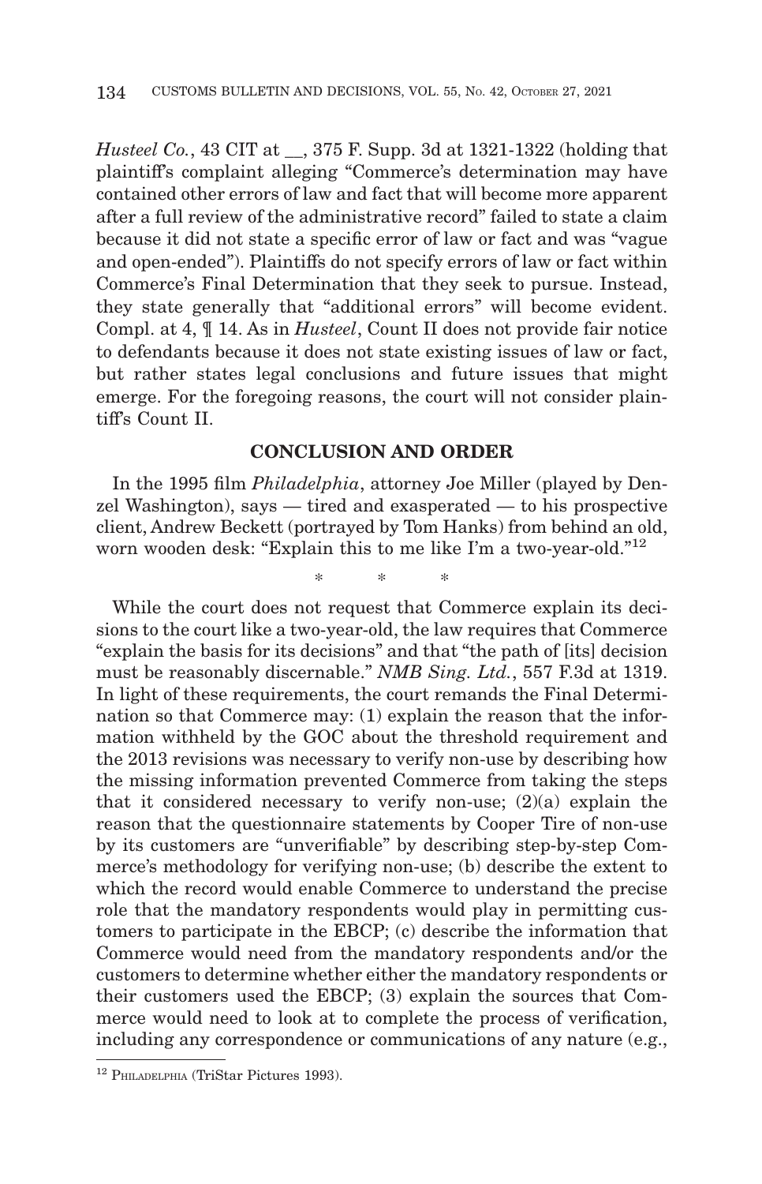*Husteel Co.*, 43 CIT at __, 375 F. Supp. 3d at 1321-1322 (holding that plaintiff's complaint alleging "Commerce's determination may have contained other errors of law and fact that will become more apparent after a full review of the administrative record" failed to state a claim because it did not state a specific error of law or fact and was "vague and open-ended"). Plaintiffs do not specify errors of law or fact within Commerce's Final Determination that they seek to pursue. Instead, they state generally that "additional errors" will become evident. Compl. at 4, ¶ 14. As in *Husteel*, Count II does not provide fair notice to defendants because it does not state existing issues of law or fact, but rather states legal conclusions and future issues that might emerge. For the foregoing reasons, the court will not consider plaintiff's Count II.

## CONCLUSION AND ORDER

In the 1995 film *Philadelphia*, attorney Joe Miller (played by Denzel Washington), says — tired and exasperated — to his prospective client, Andrew Beckett (portrayed by Tom Hanks) from behind an old, worn wooden desk: "Explain this to me like I'm a two-year-old."[12]

\* \* \*

While the court does not request that Commerce explain its decisions to the court like a two-year-old, the law requires that Commerce "explain the basis for its decisions" and that "the path of [its] decision must be reasonably discernable." *NMB Sing. Ltd.*, 557 F.3d at 1319. In light of these requirements, the court remands the Final Determination so that Commerce may: (1) explain the reason that the information withheld by the GOC about the threshold requirement and the 2013 revisions was necessary to verify non-use by describing how the missing information prevented Commerce from taking the steps that it considered necessary to verify non-use; (2)(a) explain the reason that the questionnaire statements by Cooper Tire of non-use by its customers are "unverifiable" by describing step-by-step Commerce's methodology for verifying non-use; (b) describe the extent to which the record would enable Commerce to understand the precise role that the mandatory respondents would play in permitting customers to participate in the EBCP; (c) describe the information that Commerce would need from the mandatory respondents and/or the customers to determine whether either the mandatory respondents or their customers used the EBCP; (3) explain the sources that Commerce would need to look at to complete the process of verification, including any correspondence or communications of any nature (e.g.,

---

[12] PHILADELPHIA (TriStar Pictures 1993).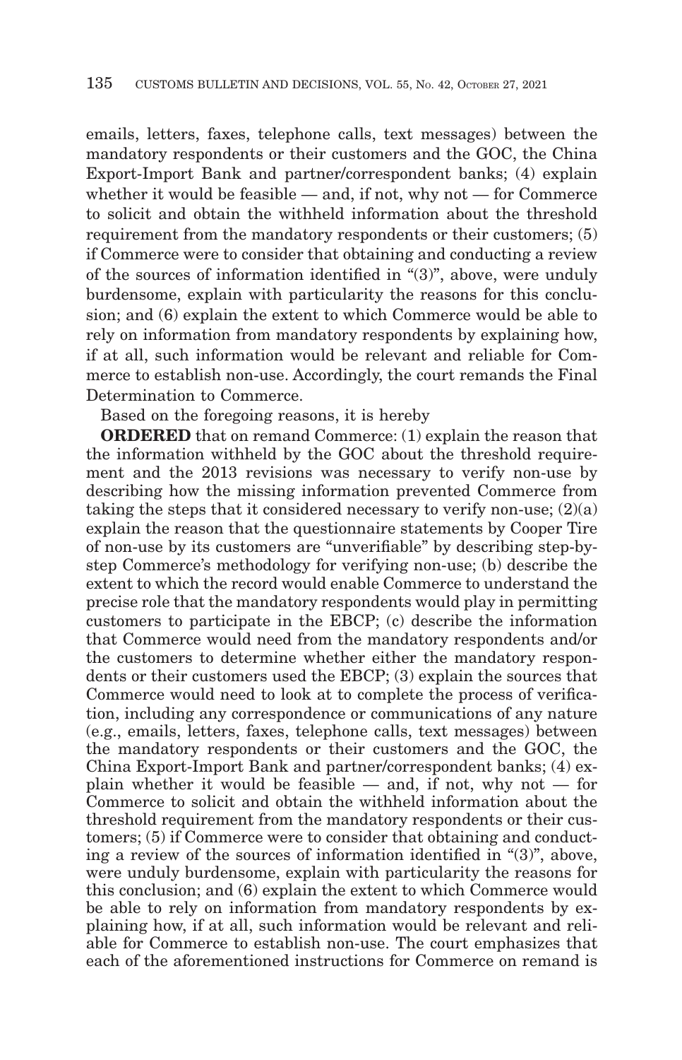emails, letters, faxes, telephone calls, text messages) between the mandatory respondents or their customers and the GOC, the China Export-Import Bank and partner/correspondent banks; (4) explain whether it would be feasible — and, if not, why not — for Commerce to solicit and obtain the withheld information about the threshold requirement from the mandatory respondents or their customers; (5) if Commerce were to consider that obtaining and conducting a review of the sources of information identified in "(3)", above, were unduly burdensome, explain with particularity the reasons for this conclusion; and (6) explain the extent to which Commerce would be able to rely on information from mandatory respondents by explaining how, if at all, such information would be relevant and reliable for Commerce to establish non-use. Accordingly, the court remands the Final Determination to Commerce.

Based on the foregoing reasons, it is hereby

**ORDERED** that on remand Commerce: (1) explain the reason that the information withheld by the GOC about the threshold requirement and the 2013 revisions was necessary to verify non-use by describing how the missing information prevented Commerce from taking the steps that it considered necessary to verify non-use; (2)(a) explain the reason that the questionnaire statements by Cooper Tire of non-use by its customers are "unverifiable" by describing step-by-step Commerce's methodology for verifying non-use; (b) describe the extent to which the record would enable Commerce to understand the precise role that the mandatory respondents would play in permitting customers to participate in the EBCP; (c) describe the information that Commerce would need from the mandatory respondents and/or the customers to determine whether either the mandatory respondents or their customers used the EBCP; (3) explain the sources that Commerce would need to look at to complete the process of verification, including any correspondence or communications of any nature (e.g., emails, letters, faxes, telephone calls, text messages) between the mandatory respondents or their customers and the GOC, the China Export-Import Bank and partner/correspondent banks; (4) explain whether it would be feasible — and, if not, why not — for Commerce to solicit and obtain the withheld information about the threshold requirement from the mandatory respondents or their customers; (5) if Commerce were to consider that obtaining and conducting a review of the sources of information identified in "(3)", above, were unduly burdensome, explain with particularity the reasons for this conclusion; and (6) explain the extent to which Commerce would be able to rely on information from mandatory respondents by explaining how, if at all, such information would be relevant and reliable for Commerce to establish non-use. The court emphasizes that each of the aforementioned instructions for Commerce on remand is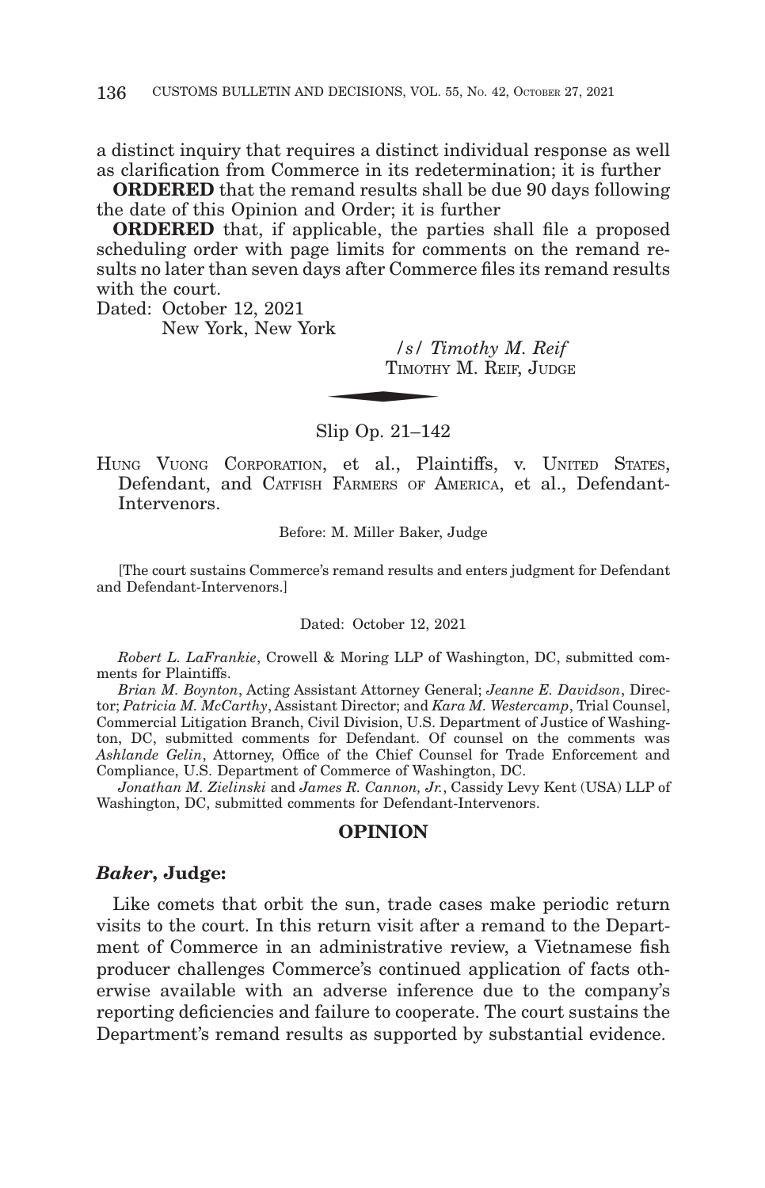a distinct inquiry that requires a distinct individual response as well as clarification from Commerce in its redetermination; it is further

**ORDERED** that the remand results shall be due 90 days following the date of this Opinion and Order; it is further

**ORDERED** that, if applicable, the parties shall file a proposed scheduling order with page limits for comments on the remand results no later than seven days after Commerce files its remand results with the court.

Dated: October 12, 2021
New York, New York

*/s/ Timothy M. Reif*
TIMOTHY M. REIF, JUDGE

---

Slip Op. 21–142

HUNG VUONG CORPORATION, et al., Plaintiffs, v. UNITED STATES, Defendant, and CATFISH FARMERS OF AMERICA, et al., Defendant-Intervenors.

Before: M. Miller Baker, Judge

[The court sustains Commerce's remand results and enters judgment for Defendant and Defendant-Intervenors.]

Dated: October 12, 2021

*Robert L. LaFrankie*, Crowell & Moring LLP of Washington, DC, submitted comments for Plaintiffs.

*Brian M. Boynton*, Acting Assistant Attorney General; *Jeanne E. Davidson*, Director; *Patricia M. McCarthy*, Assistant Director; and *Kara M. Westercamp*, Trial Counsel, Commercial Litigation Branch, Civil Division, U.S. Department of Justice of Washington, DC, submitted comments for Defendant. Of counsel on the comments was *Ashlande Gelin*, Attorney, Office of the Chief Counsel for Trade Enforcement and Compliance, U.S. Department of Commerce of Washington, DC.

*Jonathan M. Zielinski* and *James R. Cannon, Jr.*, Cassidy Levy Kent (USA) LLP of Washington, DC, submitted comments for Defendant-Intervenors.

## OPINION

### *Baker*, Judge:

Like comets that orbit the sun, trade cases make periodic return visits to the court. In this return visit after a remand to the Department of Commerce in an administrative review, a Vietnamese fish producer challenges Commerce's continued application of facts otherwise available with an adverse inference due to the company's reporting deficiencies and failure to cooperate. The court sustains the Department's remand results as supported by substantial evidence.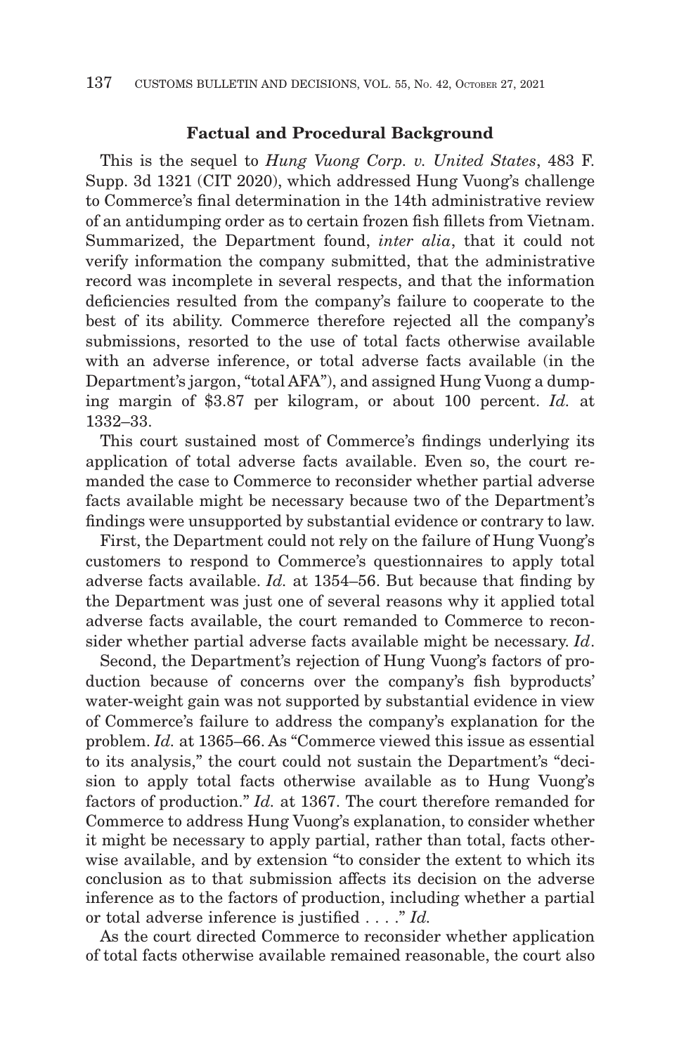### Factual and Procedural Background

This is the sequel to *Hung Vuong Corp. v. United States*, 483 F. Supp. 3d 1321 (CIT 2020), which addressed Hung Vuong's challenge to Commerce's final determination in the 14th administrative review of an antidumping order as to certain frozen fish fillets from Vietnam. Summarized, the Department found, *inter alia*, that it could not verify information the company submitted, that the administrative record was incomplete in several respects, and that the information deficiencies resulted from the company's failure to cooperate to the best of its ability. Commerce therefore rejected all the company's submissions, resorted to the use of total facts otherwise available with an adverse inference, or total adverse facts available (in the Department's jargon, "total AFA"), and assigned Hung Vuong a dumping margin of $3.87 per kilogram, or about 100 percent. *Id.* at 1332–33.

This court sustained most of Commerce's findings underlying its application of total adverse facts available. Even so, the court remanded the case to Commerce to reconsider whether partial adverse facts available might be necessary because two of the Department's findings were unsupported by substantial evidence or contrary to law.

First, the Department could not rely on the failure of Hung Vuong's customers to respond to Commerce's questionnaires to apply total adverse facts available. *Id.* at 1354–56. But because that finding by the Department was just one of several reasons why it applied total adverse facts available, the court remanded to Commerce to reconsider whether partial adverse facts available might be necessary. *Id*.

Second, the Department's rejection of Hung Vuong's factors of production because of concerns over the company's fish byproducts' water-weight gain was not supported by substantial evidence in view of Commerce's failure to address the company's explanation for the problem. *Id.* at 1365–66. As "Commerce viewed this issue as essential to its analysis," the court could not sustain the Department's "decision to apply total facts otherwise available as to Hung Vuong's factors of production." *Id.* at 1367. The court therefore remanded for Commerce to address Hung Vuong's explanation, to consider whether it might be necessary to apply partial, rather than total, facts otherwise available, and by extension "to consider the extent to which its conclusion as to that submission affects its decision on the adverse inference as to the factors of production, including whether a partial or total adverse inference is justified . . . ." *Id.*

As the court directed Commerce to reconsider whether application of total facts otherwise available remained reasonable, the court also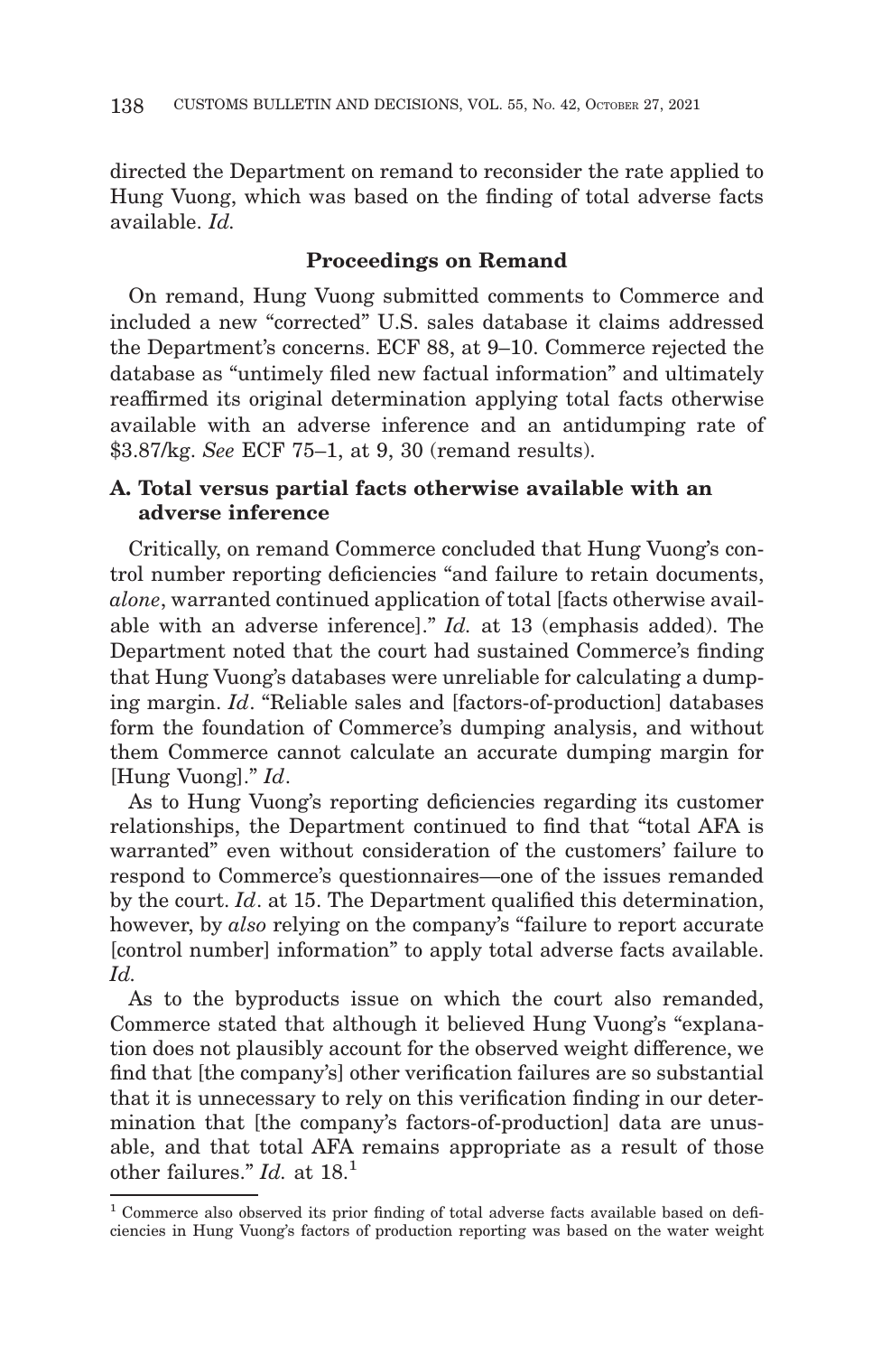directed the Department on remand to reconsider the rate applied to Hung Vuong, which was based on the finding of total adverse facts available. *Id.*

## Proceedings on Remand

On remand, Hung Vuong submitted comments to Commerce and included a new "corrected" U.S. sales database it claims addressed the Department's concerns. ECF 88, at 9–10. Commerce rejected the database as "untimely filed new factual information" and ultimately reaffirmed its original determination applying total facts otherwise available with an adverse inference and an antidumping rate of $3.87/kg. *See* ECF 75–1, at 9, 30 (remand results).

### A. Total versus partial facts otherwise available with an adverse inference

Critically, on remand Commerce concluded that Hung Vuong's control number reporting deficiencies "and failure to retain documents, *alone*, warranted continued application of total [facts otherwise available with an adverse inference]." *Id.* at 13 (emphasis added). The Department noted that the court had sustained Commerce's finding that Hung Vuong's databases were unreliable for calculating a dumping margin. *Id*. "Reliable sales and [factors-of-production] databases form the foundation of Commerce's dumping analysis, and without them Commerce cannot calculate an accurate dumping margin for [Hung Vuong]." *Id*.

As to Hung Vuong's reporting deficiencies regarding its customer relationships, the Department continued to find that "total AFA is warranted" even without consideration of the customers' failure to respond to Commerce's questionnaires—one of the issues remanded by the court. *Id*. at 15. The Department qualified this determination, however, by *also* relying on the company's "failure to report accurate [control number] information" to apply total adverse facts available. *Id.*

As to the byproducts issue on which the court also remanded, Commerce stated that although it believed Hung Vuong's "explanation does not plausibly account for the observed weight difference, we find that [the company's] other verification failures are so substantial that it is unnecessary to rely on this verification finding in our determination that [the company's factors-of-production] data are unusable, and that total AFA remains appropriate as a result of those other failures." *Id.* at 18.[1]

[1] Commerce also observed its prior finding of total adverse facts available based on deficiencies in Hung Vuong's factors of production reporting was based on the water weight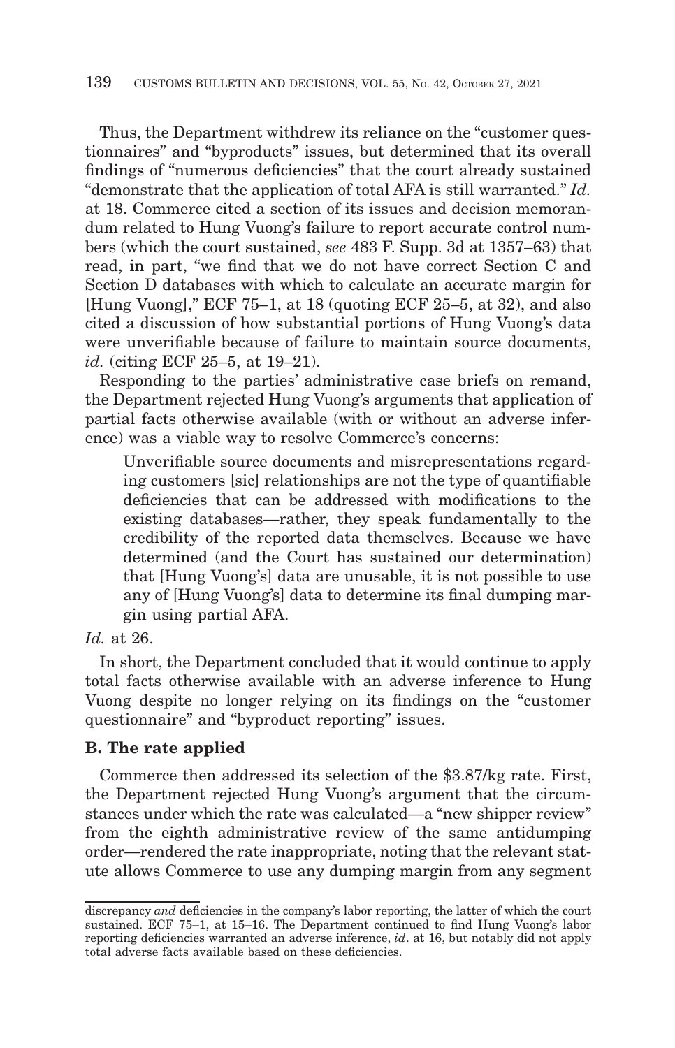Thus, the Department withdrew its reliance on the "customer questionnaires" and "byproducts" issues, but determined that its overall findings of "numerous deficiencies" that the court already sustained "demonstrate that the application of total AFA is still warranted." *Id.* at 18. Commerce cited a section of its issues and decision memorandum related to Hung Vuong's failure to report accurate control numbers (which the court sustained, *see* 483 F. Supp. 3d at 1357–63) that read, in part, "we find that we do not have correct Section C and Section D databases with which to calculate an accurate margin for [Hung Vuong]," ECF 75–1, at 18 (quoting ECF 25–5, at 32), and also cited a discussion of how substantial portions of Hung Vuong's data were unverifiable because of failure to maintain source documents, *id.* (citing ECF 25–5, at 19–21).

Responding to the parties' administrative case briefs on remand, the Department rejected Hung Vuong's arguments that application of partial facts otherwise available (with or without an adverse inference) was a viable way to resolve Commerce's concerns:

> Unverifiable source documents and misrepresentations regarding customers [sic] relationships are not the type of quantifiable deficiencies that can be addressed with modifications to the existing databases—rather, they speak fundamentally to the credibility of the reported data themselves. Because we have determined (and the Court has sustained our determination) that [Hung Vuong's] data are unusable, it is not possible to use any of [Hung Vuong's] data to determine its final dumping margin using partial AFA.

*Id.* at 26.

In short, the Department concluded that it would continue to apply total facts otherwise available with an adverse inference to Hung Vuong despite no longer relying on its findings on the "customer questionnaire" and "byproduct reporting" issues.

### B. The rate applied

Commerce then addressed its selection of the \$3.87/kg rate. First, the Department rejected Hung Vuong's argument that the circumstances under which the rate was calculated—a "new shipper review" from the eighth administrative review of the same antidumping order—rendered the rate inappropriate, noting that the relevant statute allows Commerce to use any dumping margin from any segment

---

discrepancy *and* deficiencies in the company's labor reporting, the latter of which the court sustained. ECF 75–1, at 15–16. The Department continued to find Hung Vuong's labor reporting deficiencies warranted an adverse inference, *id*. at 16, but notably did not apply total adverse facts available based on these deficiencies.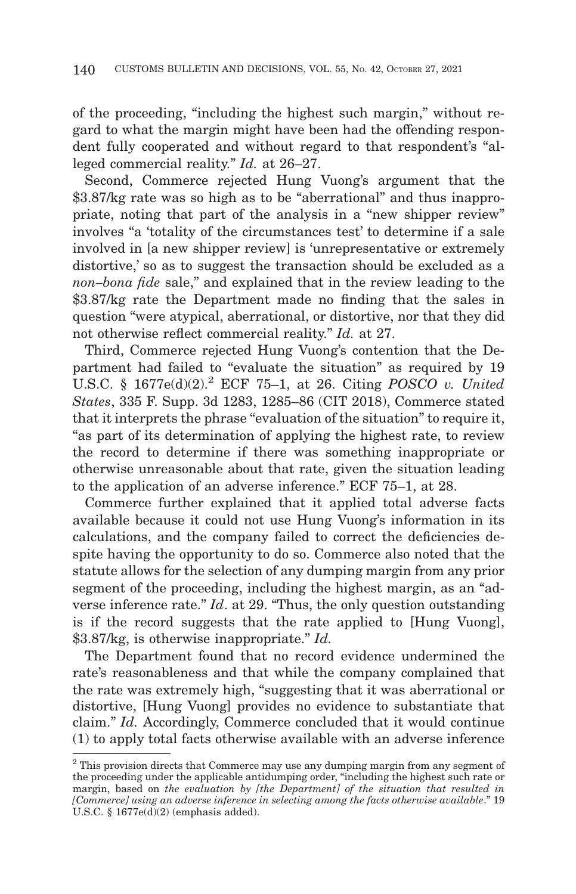of the proceeding, "including the highest such margin," without regard to what the margin might have been had the offending respondent fully cooperated and without regard to that respondent's "alleged commercial reality." *Id.* at 26–27.

Second, Commerce rejected Hung Vuong's argument that the \$3.87/kg rate was so high as to be "aberrational" and thus inappropriate, noting that part of the analysis in a "new shipper review" involves "a 'totality of the circumstances test' to determine if a sale involved in [a new shipper review] is 'unrepresentative or extremely distortive,' so as to suggest the transaction should be excluded as a *non–bona fide* sale," and explained that in the review leading to the \$3.87/kg rate the Department made no finding that the sales in question "were atypical, aberrational, or distortive, nor that they did not otherwise reflect commercial reality." *Id.* at 27.

Third, Commerce rejected Hung Vuong's contention that the Department had failed to "evaluate the situation" as required by 19 U.S.C. § 1677e(d)(2).[2] ECF 75–1, at 26. Citing *POSCO v. United States*, 335 F. Supp. 3d 1283, 1285–86 (CIT 2018), Commerce stated that it interprets the phrase "evaluation of the situation" to require it, "as part of its determination of applying the highest rate, to review the record to determine if there was something inappropriate or otherwise unreasonable about that rate, given the situation leading to the application of an adverse inference." ECF 75–1, at 28.

Commerce further explained that it applied total adverse facts available because it could not use Hung Vuong's information in its calculations, and the company failed to correct the deficiencies despite having the opportunity to do so. Commerce also noted that the statute allows for the selection of any dumping margin from any prior segment of the proceeding, including the highest margin, as an "adverse inference rate." *Id*. at 29. "Thus, the only question outstanding is if the record suggests that the rate applied to [Hung Vuong], \$3.87/kg, is otherwise inappropriate." *Id.*

The Department found that no record evidence undermined the rate's reasonableness and that while the company complained that the rate was extremely high, "suggesting that it was aberrational or distortive, [Hung Vuong] provides no evidence to substantiate that claim." *Id.* Accordingly, Commerce concluded that it would continue (1) to apply total facts otherwise available with an adverse inference

[2] This provision directs that Commerce may use any dumping margin from any segment of the proceeding under the applicable antidumping order, "including the highest such rate or margin, based on *the evaluation by [the Department] of the situation that resulted in [Commerce] using an adverse inference in selecting among the facts otherwise available*." 19 U.S.C. § 1677e(d)(2) (emphasis added).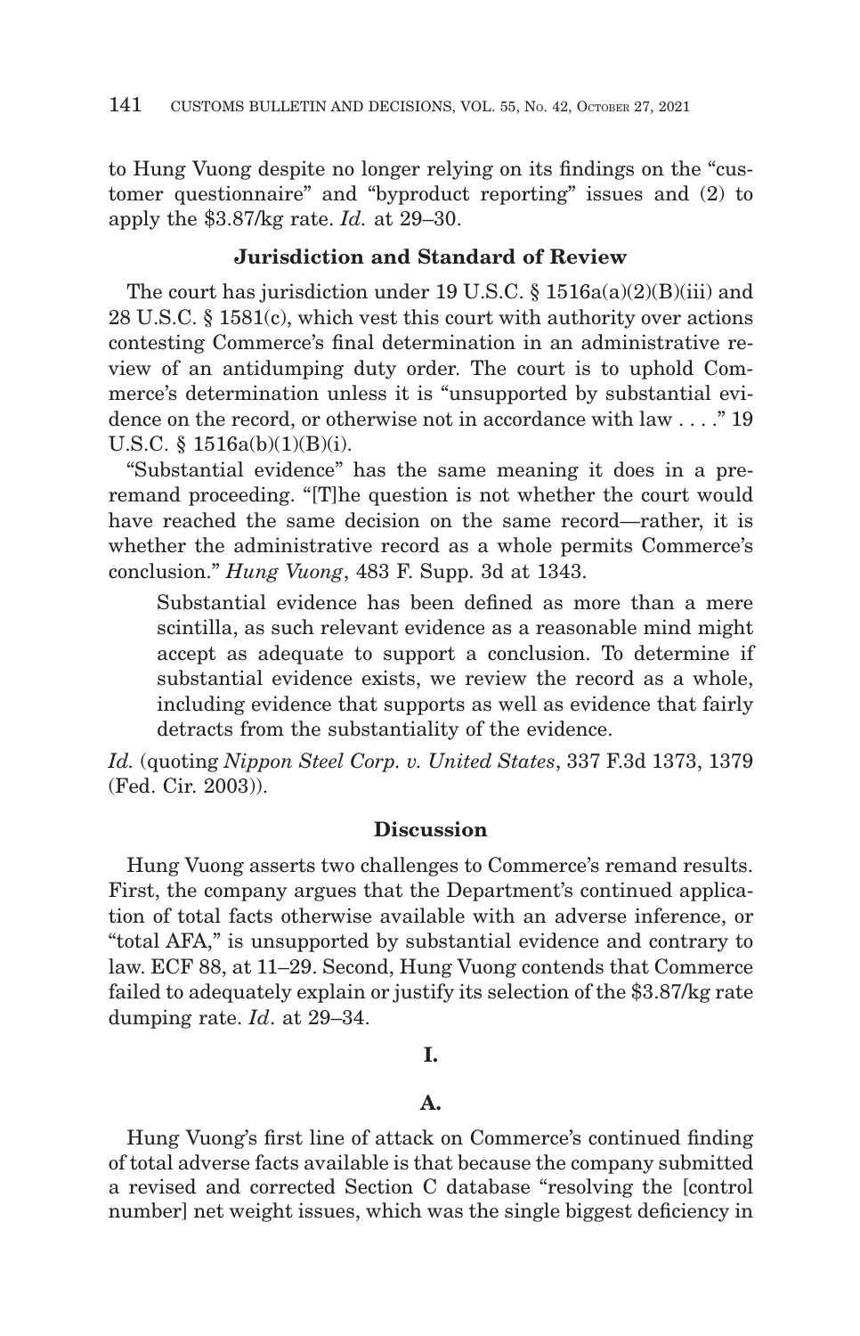to Hung Vuong despite no longer relying on its findings on the "customer questionnaire" and "byproduct reporting" issues and (2) to apply the $3.87/kg rate. *Id.* at 29–30.

## Jurisdiction and Standard of Review

The court has jurisdiction under 19 U.S.C. § 1516a(a)(2)(B)(iii) and 28 U.S.C. § 1581(c), which vest this court with authority over actions contesting Commerce's final determination in an administrative review of an antidumping duty order. The court is to uphold Commerce's determination unless it is "unsupported by substantial evidence on the record, or otherwise not in accordance with law . . . ." 19 U.S.C. § 1516a(b)(1)(B)(i).

"Substantial evidence" has the same meaning it does in a pre-remand proceeding. "[T]he question is not whether the court would have reached the same decision on the same record—rather, it is whether the administrative record as a whole permits Commerce's conclusion." *Hung Vuong*, 483 F. Supp. 3d at 1343.

> Substantial evidence has been defined as more than a mere scintilla, as such relevant evidence as a reasonable mind might accept as adequate to support a conclusion. To determine if substantial evidence exists, we review the record as a whole, including evidence that supports as well as evidence that fairly detracts from the substantiality of the evidence.

*Id.* (quoting *Nippon Steel Corp. v. United States*, 337 F.3d 1373, 1379 (Fed. Cir. 2003)).

## Discussion

Hung Vuong asserts two challenges to Commerce's remand results. First, the company argues that the Department's continued application of total facts otherwise available with an adverse inference, or "total AFA," is unsupported by substantial evidence and contrary to law. ECF 88, at 11–29. Second, Hung Vuong contends that Commerce failed to adequately explain or justify its selection of the $3.87/kg rate dumping rate. *Id.* at 29–34.

### I.

### A.

Hung Vuong's first line of attack on Commerce's continued finding of total adverse facts available is that because the company submitted a revised and corrected Section C database "resolving the [control number] net weight issues, which was the single biggest deficiency in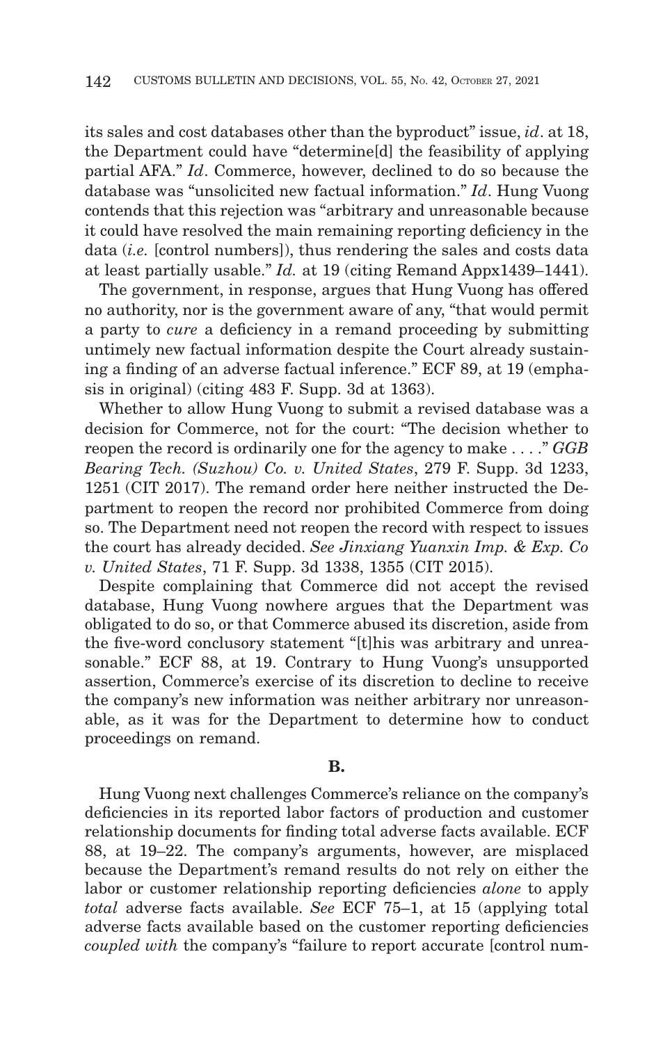its sales and cost databases other than the byproduct" issue, *id*. at 18, the Department could have "determine[d] the feasibility of applying partial AFA." *Id*. Commerce, however, declined to do so because the database was "unsolicited new factual information." *Id*. Hung Vuong contends that this rejection was "arbitrary and unreasonable because it could have resolved the main remaining reporting deficiency in the data (*i.e.* [control numbers]), thus rendering the sales and costs data at least partially usable." *Id.* at 19 (citing Remand Appx1439–1441).

The government, in response, argues that Hung Vuong has offered no authority, nor is the government aware of any, "that would permit a party to *cure* a deficiency in a remand proceeding by submitting untimely new factual information despite the Court already sustaining a finding of an adverse factual inference." ECF 89, at 19 (emphasis in original) (citing 483 F. Supp. 3d at 1363).

Whether to allow Hung Vuong to submit a revised database was a decision for Commerce, not for the court: "The decision whether to reopen the record is ordinarily one for the agency to make . . . ." *GGB Bearing Tech. (Suzhou) Co. v. United States*, 279 F. Supp. 3d 1233, 1251 (CIT 2017). The remand order here neither instructed the Department to reopen the record nor prohibited Commerce from doing so. The Department need not reopen the record with respect to issues the court has already decided. *See Jinxiang Yuanxin Imp. & Exp. Co v. United States*, 71 F. Supp. 3d 1338, 1355 (CIT 2015).

Despite complaining that Commerce did not accept the revised database, Hung Vuong nowhere argues that the Department was obligated to do so, or that Commerce abused its discretion, aside from the five-word conclusory statement "[t]his was arbitrary and unreasonable." ECF 88, at 19. Contrary to Hung Vuong's unsupported assertion, Commerce's exercise of its discretion to decline to receive the company's new information was neither arbitrary nor unreasonable, as it was for the Department to determine how to conduct proceedings on remand.

**B.**

Hung Vuong next challenges Commerce's reliance on the company's deficiencies in its reported labor factors of production and customer relationship documents for finding total adverse facts available. ECF 88, at 19–22. The company's arguments, however, are misplaced because the Department's remand results do not rely on either the labor or customer relationship reporting deficiencies *alone* to apply *total* adverse facts available. *See* ECF 75–1, at 15 (applying total adverse facts available based on the customer reporting deficiencies *coupled with* the company's "failure to report accurate [control num-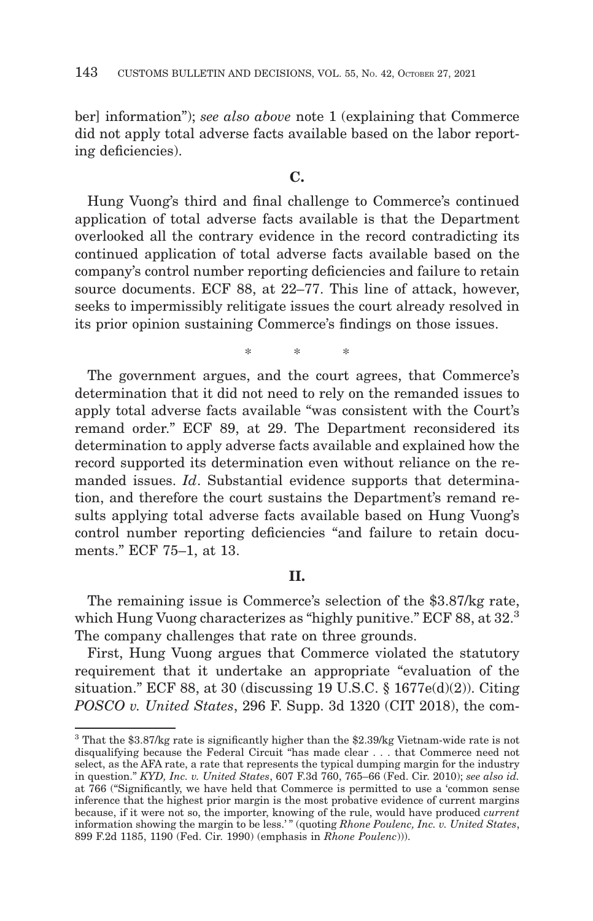ber] information"); *see also above* note 1 (explaining that Commerce did not apply total adverse facts available based on the labor reporting deficiencies).

**C.**

Hung Vuong's third and final challenge to Commerce's continued application of total adverse facts available is that the Department overlooked all the contrary evidence in the record contradicting its continued application of total adverse facts available based on the company's control number reporting deficiencies and failure to retain source documents. ECF 88, at 22–77. This line of attack, however, seeks to impermissibly relitigate issues the court already resolved in its prior opinion sustaining Commerce's findings on those issues.

\* \* \*

The government argues, and the court agrees, that Commerce's determination that it did not need to rely on the remanded issues to apply total adverse facts available "was consistent with the Court's remand order." ECF 89, at 29. The Department reconsidered its determination to apply adverse facts available and explained how the record supported its determination even without reliance on the remanded issues. *Id*. Substantial evidence supports that determination, and therefore the court sustains the Department's remand results applying total adverse facts available based on Hung Vuong's control number reporting deficiencies "and failure to retain documents." ECF 75–1, at 13.

**II.**

The remaining issue is Commerce's selection of the \$3.87/kg rate, which Hung Vuong characterizes as "highly punitive." ECF 88, at 32.[3] The company challenges that rate on three grounds.

First, Hung Vuong argues that Commerce violated the statutory requirement that it undertake an appropriate "evaluation of the situation." ECF 88, at 30 (discussing 19 U.S.C. § 1677e(d)(2)). Citing *POSCO v. United States*, 296 F. Supp. 3d 1320 (CIT 2018), the com-

[3] That the \$3.87/kg rate is significantly higher than the \$2.39/kg Vietnam-wide rate is not disqualifying because the Federal Circuit "has made clear . . . that Commerce need not select, as the AFA rate, a rate that represents the typical dumping margin for the industry in question." *KYD, Inc. v. United States*, 607 F.3d 760, 765–66 (Fed. Cir. 2010); *see also id.* at 766 ("Significantly, we have held that Commerce is permitted to use a 'common sense inference that the highest prior margin is the most probative evidence of current margins because, if it were not so, the importer, knowing of the rule, would have produced *current* information showing the margin to be less.'" (quoting *Rhone Poulenc, Inc. v. United States*, 899 F.2d 1185, 1190 (Fed. Cir. 1990) (emphasis in *Rhone Poulenc*))).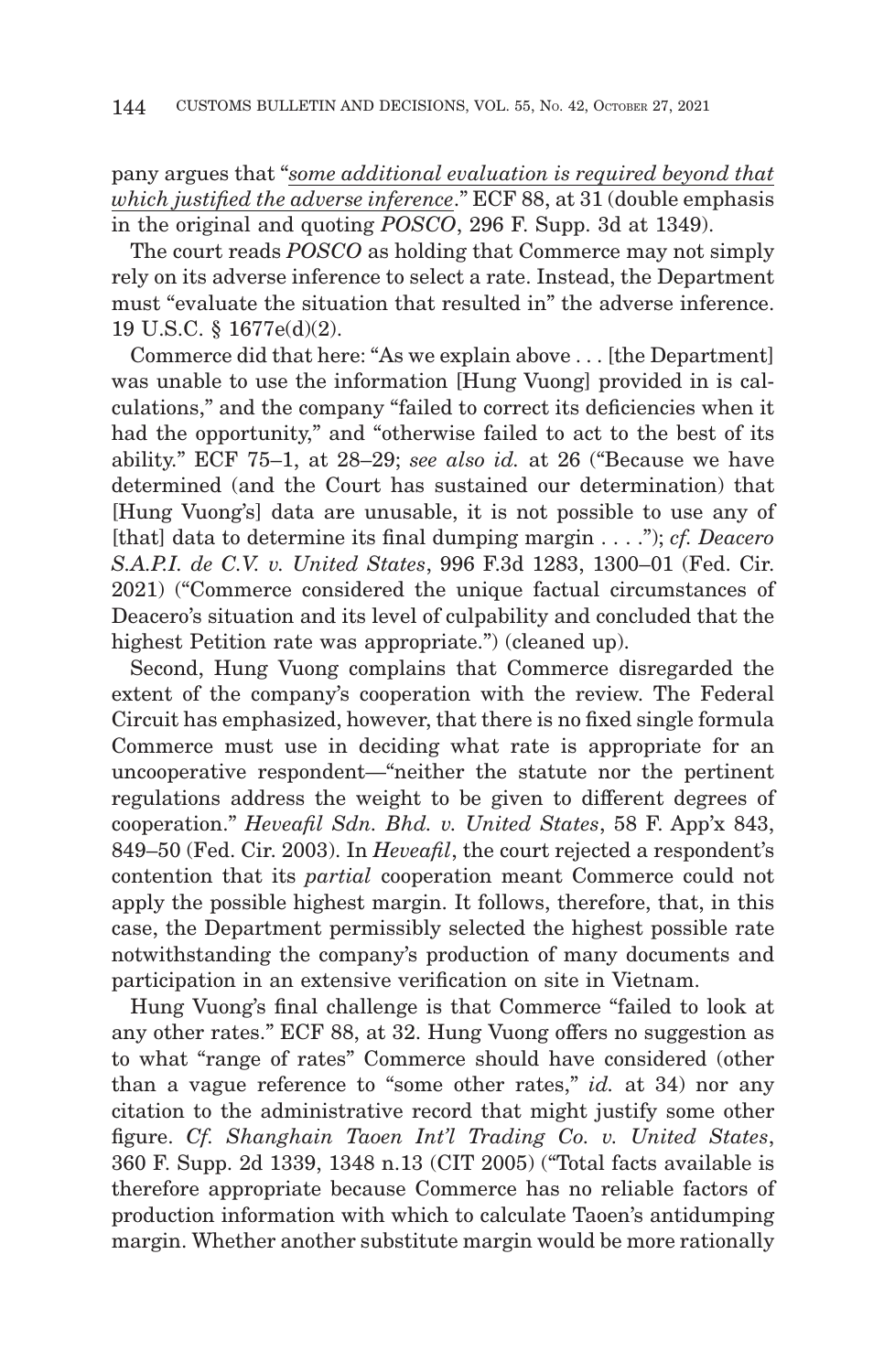pany argues that "*some additional evaluation is required beyond that which justified the adverse inference*." ECF 88, at 31 (double emphasis in the original and quoting *POSCO*, 296 F. Supp. 3d at 1349).

The court reads *POSCO* as holding that Commerce may not simply rely on its adverse inference to select a rate. Instead, the Department must "evaluate the situation that resulted in" the adverse inference. 19 U.S.C. § 1677e(d)(2).

Commerce did that here: "As we explain above . . . [the Department] was unable to use the information [Hung Vuong] provided in is calculations," and the company "failed to correct its deficiencies when it had the opportunity," and "otherwise failed to act to the best of its ability." ECF 75–1, at 28–29; *see also id.* at 26 ("Because we have determined (and the Court has sustained our determination) that [Hung Vuong's] data are unusable, it is not possible to use any of [that] data to determine its final dumping margin . . . ."); *cf. Deacero S.A.P.I. de C.V. v. United States*, 996 F.3d 1283, 1300–01 (Fed. Cir. 2021) ("Commerce considered the unique factual circumstances of Deacero's situation and its level of culpability and concluded that the highest Petition rate was appropriate.") (cleaned up).

Second, Hung Vuong complains that Commerce disregarded the extent of the company's cooperation with the review. The Federal Circuit has emphasized, however, that there is no fixed single formula Commerce must use in deciding what rate is appropriate for an uncooperative respondent—"neither the statute nor the pertinent regulations address the weight to be given to different degrees of cooperation." *Heveafil Sdn. Bhd. v. United States*, 58 F. App'x 843, 849–50 (Fed. Cir. 2003). In *Heveafil*, the court rejected a respondent's contention that its *partial* cooperation meant Commerce could not apply the possible highest margin. It follows, therefore, that, in this case, the Department permissibly selected the highest possible rate notwithstanding the company's production of many documents and participation in an extensive verification on site in Vietnam.

Hung Vuong's final challenge is that Commerce "failed to look at any other rates." ECF 88, at 32. Hung Vuong offers no suggestion as to what "range of rates" Commerce should have considered (other than a vague reference to "some other rates," *id.* at 34) nor any citation to the administrative record that might justify some other figure. *Cf. Shanghain Taoen Int'l Trading Co. v. United States*, 360 F. Supp. 2d 1339, 1348 n.13 (CIT 2005) ("Total facts available is therefore appropriate because Commerce has no reliable factors of production information with which to calculate Taoen's antidumping margin. Whether another substitute margin would be more rationally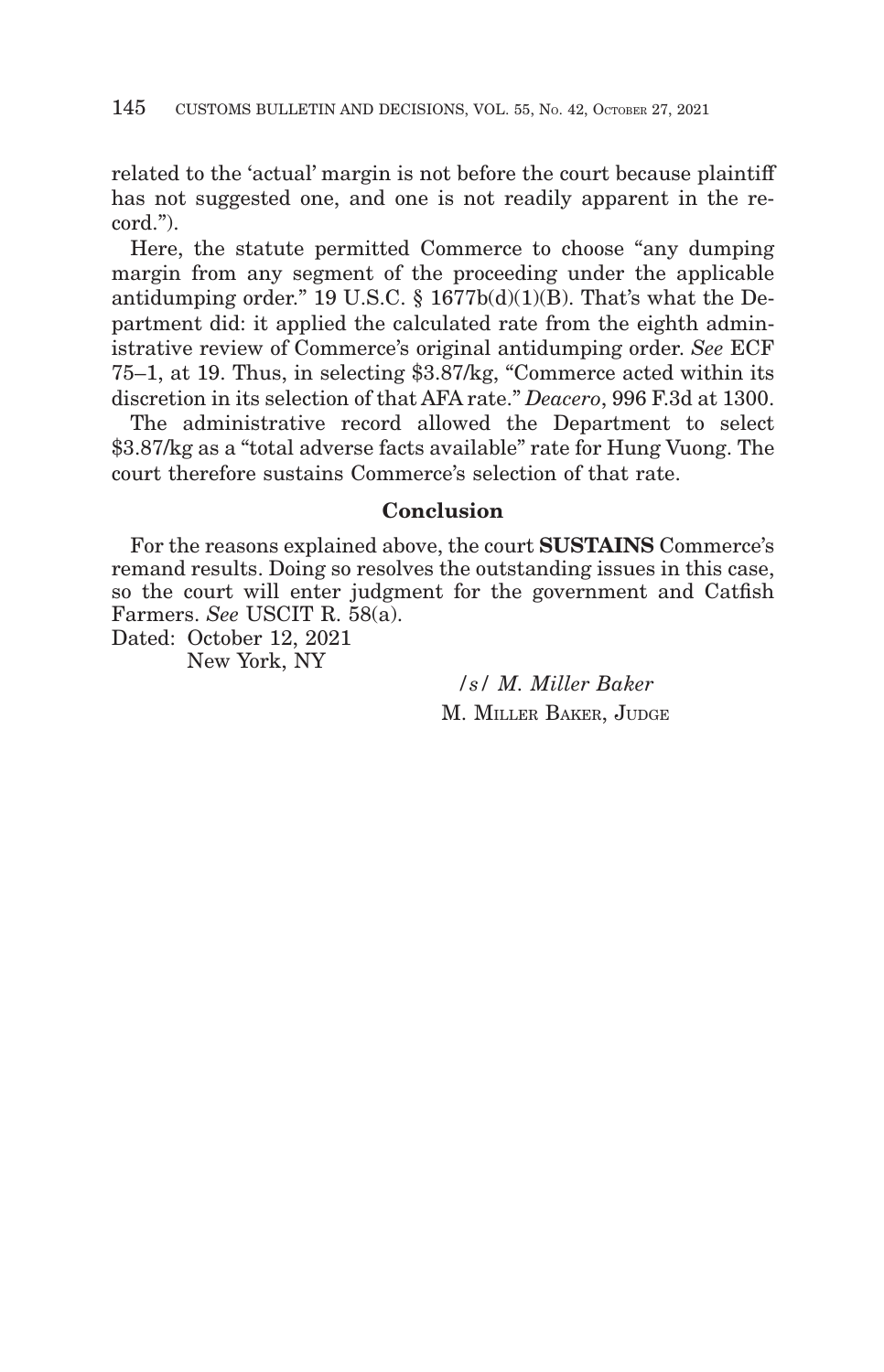related to the 'actual' margin is not before the court because plaintiff has not suggested one, and one is not readily apparent in the record.").

Here, the statute permitted Commerce to choose "any dumping margin from any segment of the proceeding under the applicable antidumping order." 19 U.S.C. § 1677b(d)(1)(B). That's what the Department did: it applied the calculated rate from the eighth administrative review of Commerce's original antidumping order. *See* ECF 75–1, at 19. Thus, in selecting $3.87/kg, "Commerce acted within its discretion in its selection of that AFA rate." *Deacero*, 996 F.3d at 1300.

The administrative record allowed the Department to select $3.87/kg as a "total adverse facts available" rate for Hung Vuong. The court therefore sustains Commerce's selection of that rate.

## Conclusion

For the reasons explained above, the court **SUSTAINS** Commerce's remand results. Doing so resolves the outstanding issues in this case, so the court will enter judgment for the government and Catfish Farmers. *See* USCIT R. 58(a).

Dated: October 12, 2021
New York, NY

/s/ *M. Miller Baker*
M. MILLER BAKER, JUDGE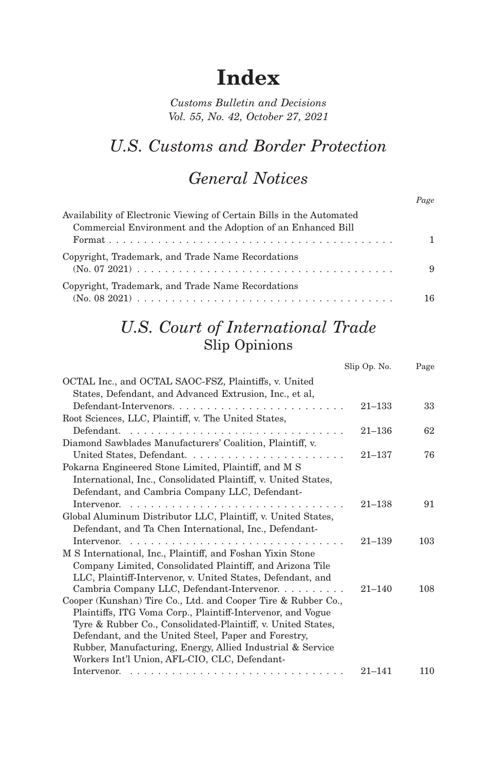# Index

*Customs Bulletin and Decisions*
*Vol. 55, No. 42, October 27, 2021*

## *U.S. Customs and Border Protection*

## *General Notices*

| | Page |
|---|---|
| Availability of Electronic Viewing of Certain Bills in the Automated Commercial Environment and the Adoption of an Enhanced Bill Format | 1 |
| Copyright, Trademark, and Trade Name Recordations (No. 07 2021) | 9 |
| Copyright, Trademark, and Trade Name Recordations (No. 08 2021) | 16 |

## *U.S. Court of International Trade*

### Slip Opinions

| | Slip Op. No. | Page |
|---|---|---|
| OCTAL Inc., and OCTAL SAOC-FSZ, Plaintiffs, v. United States, Defendant, and Advanced Extrusion, Inc., et al, Defendant-Intervenors. | 21–133 | 33 |
| Root Sciences, LLC, Plaintiff, v. The United States, Defendant. | 21–136 | 62 |
| Diamond Sawblades Manufacturers' Coalition, Plaintiff, v. United States, Defendant. | 21–137 | 76 |
| Pokarna Engineered Stone Limited, Plaintiff, and M S International, Inc., Consolidated Plaintiff, v. United States, Defendant, and Cambria Company LLC, Defendant-Intervenor. | 21–138 | 91 |
| Global Aluminum Distributor LLC, Plaintiff, v. United States, Defendant, and Ta Chen International, Inc., Defendant-Intervenor. | 21–139 | 103 |
| M S International, Inc., Plaintiff, and Foshan Yixin Stone Company Limited, Consolidated Plaintiff, and Arizona Tile LLC, Plaintiff-Intervenor, v. United States, Defendant, and Cambria Company LLC, Defendant-Intervenor. | 21–140 | 108 |
| Cooper (Kunshan) Tire Co., Ltd. and Cooper Tire & Rubber Co., Plaintiffs, ITG Voma Corp., Plaintiff-Intervenor, and Vogue Tyre & Rubber Co., Consolidated-Plaintiff, v. United States, Defendant, and the United Steel, Paper and Forestry, Rubber, Manufacturing, Energy, Allied Industrial & Service Workers Int'l Union, AFL-CIO, CLC, Defendant-Intervenor. | 21–141 | 110 |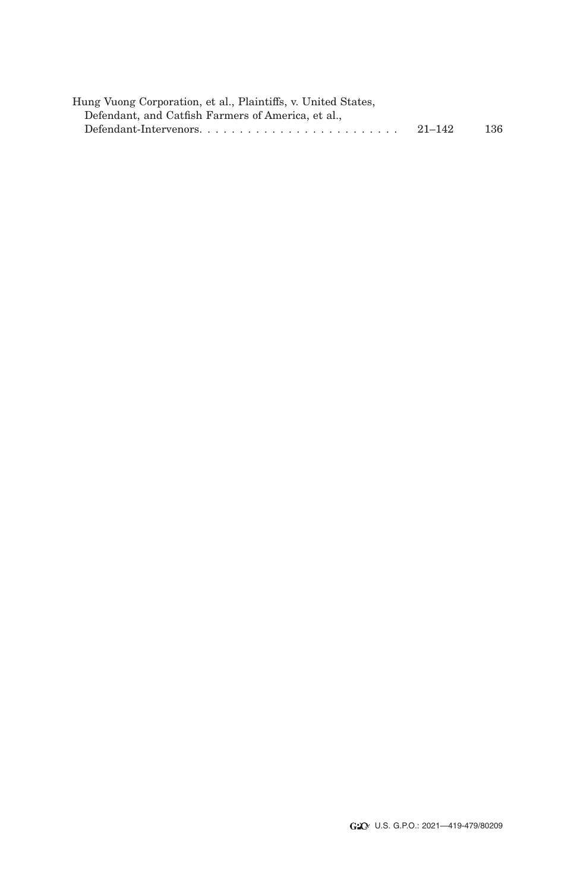Hung Vuong Corporation, et al., Plaintiffs, v. United States, Defendant, and Catfish Farmers of America, et al., Defendant-Intervenors. . . . . . . . . . . . . . . . . . . . . . . . . 21–142 136

U.S. G.P.O.: 2021—419-479/80209